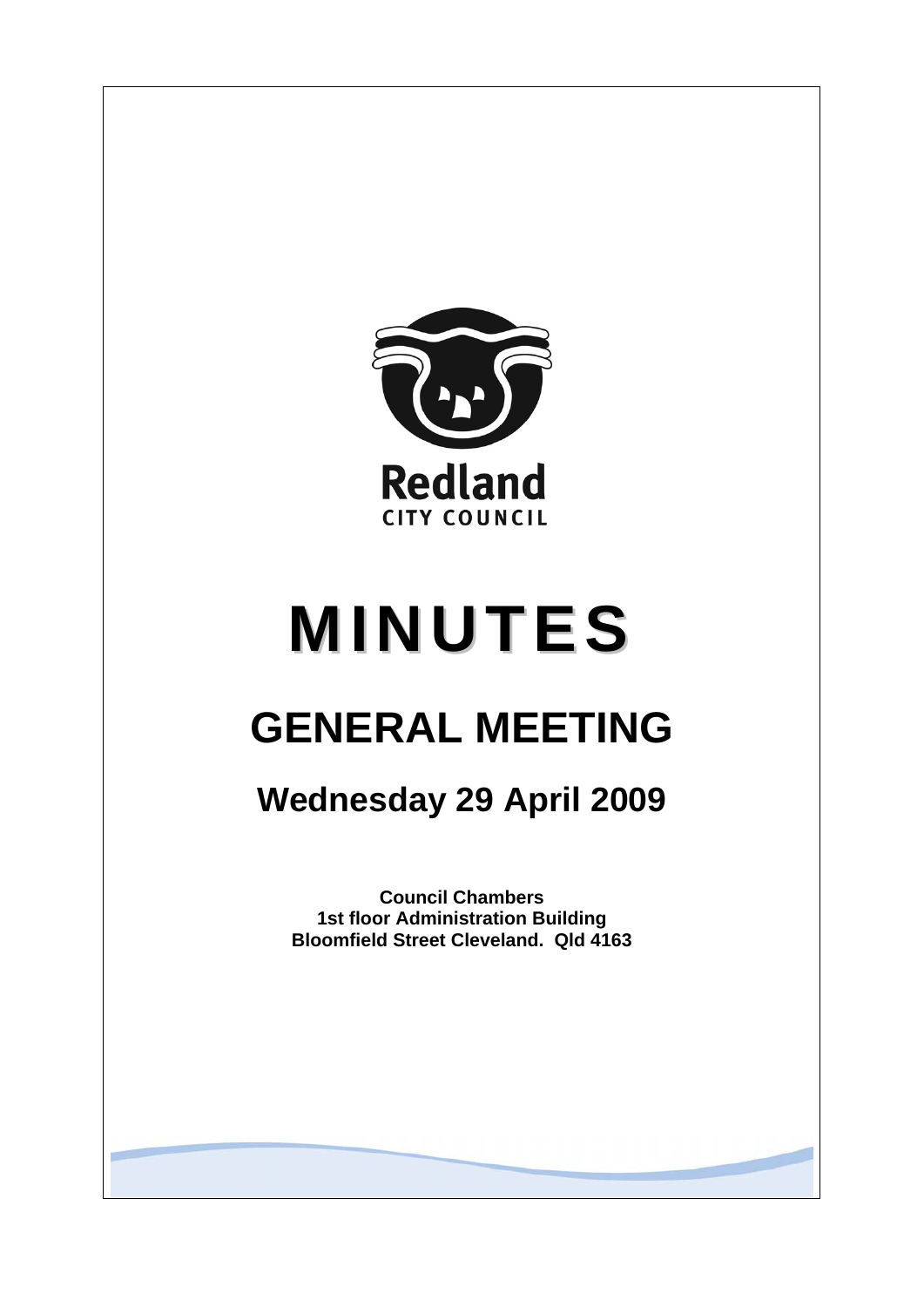Redland
CITY COUNCIL

# MINUTES

# GENERAL MEETING

## Wednesday 29 April 2009

**Council Chambers**
**1st floor Administration Building**
**Bloomfield Street Cleveland. Qld 4163**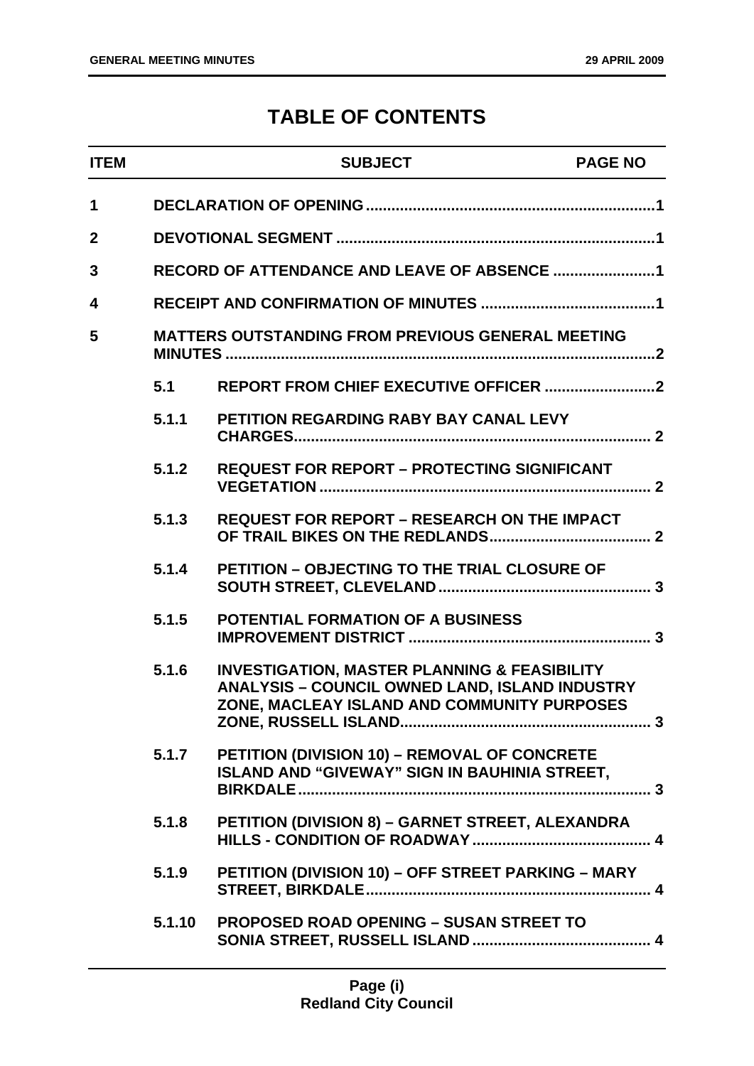# TABLE OF CONTENTS

| ITEM | | SUBJECT | PAGE NO |
|---|---|---|---|
| 1 | | DECLARATION OF OPENING | 1 |
| 2 | | DEVOTIONAL SEGMENT | 1 |
| 3 | | RECORD OF ATTENDANCE AND LEAVE OF ABSENCE | 1 |
| 4 | | RECEIPT AND CONFIRMATION OF MINUTES | 1 |
| 5 | | MATTERS OUTSTANDING FROM PREVIOUS GENERAL MEETING MINUTES | 2 |
| | 5.1 | REPORT FROM CHIEF EXECUTIVE OFFICER | 2 |
| | 5.1.1 | PETITION REGARDING RABY BAY CANAL LEVY CHARGES | 2 |
| | 5.1.2 | REQUEST FOR REPORT – PROTECTING SIGNIFICANT VEGETATION | 2 |
| | 5.1.3 | REQUEST FOR REPORT – RESEARCH ON THE IMPACT OF TRAIL BIKES ON THE REDLANDS | 2 |
| | 5.1.4 | PETITION – OBJECTING TO THE TRIAL CLOSURE OF SOUTH STREET, CLEVELAND | 3 |
| | 5.1.5 | POTENTIAL FORMATION OF A BUSINESS IMPROVEMENT DISTRICT | 3 |
| | 5.1.6 | INVESTIGATION, MASTER PLANNING & FEASIBILITY ANALYSIS – COUNCIL OWNED LAND, ISLAND INDUSTRY ZONE, MACLEAY ISLAND AND COMMUNITY PURPOSES ZONE, RUSSELL ISLAND | 3 |
| | 5.1.7 | PETITION (DIVISION 10) – REMOVAL OF CONCRETE ISLAND AND "GIVEWAY" SIGN IN BAUHINIA STREET, BIRKDALE | 3 |
| | 5.1.8 | PETITION (DIVISION 8) – GARNET STREET, ALEXANDRA HILLS - CONDITION OF ROADWAY | 4 |
| | 5.1.9 | PETITION (DIVISION 10) – OFF STREET PARKING – MARY STREET, BIRKDALE | 4 |
| | 5.1.10 | PROPOSED ROAD OPENING – SUSAN STREET TO SONIA STREET, RUSSELL ISLAND | 4 |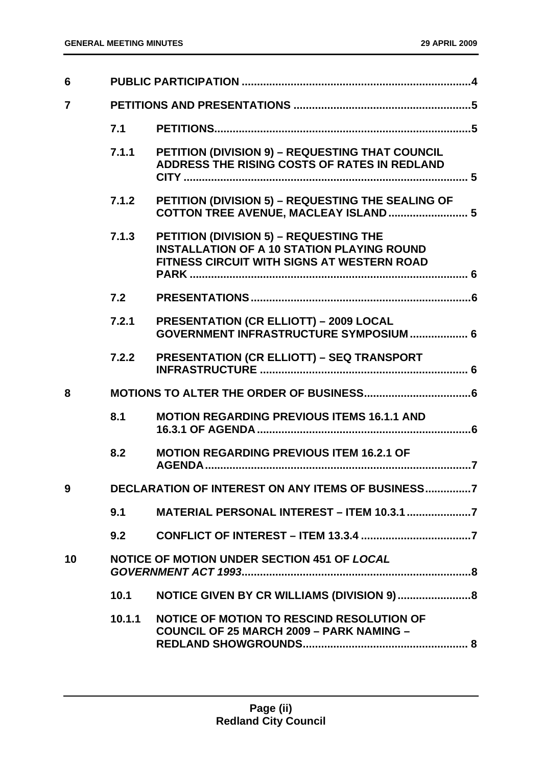| | | | |
|---|---|---|---|
| **6** | **PUBLIC PARTICIPATION** | | **4** |
| **7** | **PETITIONS AND PRESENTATIONS** | | **5** |
| | **7.1** | **PETITIONS** | **5** |
| | **7.1.1** | **PETITION (DIVISION 9) – REQUESTING THAT COUNCIL ADDRESS THE RISING COSTS OF RATES IN REDLAND CITY** | **5** |
| | **7.1.2** | **PETITION (DIVISION 5) – REQUESTING THE SEALING OF COTTON TREE AVENUE, MACLEAY ISLAND** | **5** |
| | **7.1.3** | **PETITION (DIVISION 5) – REQUESTING THE INSTALLATION OF A 10 STATION PLAYING ROUND FITNESS CIRCUIT WITH SIGNS AT WESTERN ROAD PARK** | **6** |
| | **7.2** | **PRESENTATIONS** | **6** |
| | **7.2.1** | **PRESENTATION (CR ELLIOTT) – 2009 LOCAL GOVERNMENT INFRASTRUCTURE SYMPOSIUM** | **6** |
| | **7.2.2** | **PRESENTATION (CR ELLIOTT) – SEQ TRANSPORT INFRASTRUCTURE** | **6** |
| **8** | **MOTIONS TO ALTER THE ORDER OF BUSINESS** | | **6** |
| | **8.1** | **MOTION REGARDING PREVIOUS ITEMS 16.1.1 AND 16.3.1 OF AGENDA** | **6** |
| | **8.2** | **MOTION REGARDING PREVIOUS ITEM 16.2.1 OF AGENDA** | **7** |
| **9** | **DECLARATION OF INTEREST ON ANY ITEMS OF BUSINESS** | | **7** |
| | **9.1** | **MATERIAL PERSONAL INTEREST – ITEM 10.3.1** | **7** |
| | **9.2** | **CONFLICT OF INTEREST – ITEM 13.3.4** | **7** |
| **10** | **NOTICE OF MOTION UNDER SECTION 451 OF *LOCAL GOVERNMENT ACT 1993*** | | **8** |
| | **10.1** | **NOTICE GIVEN BY CR WILLIAMS (DIVISION 9)** | **8** |
| | **10.1.1** | **NOTICE OF MOTION TO RESCIND RESOLUTION OF COUNCIL OF 25 MARCH 2009 – PARK NAMING – REDLAND SHOWGROUNDS** | **8** |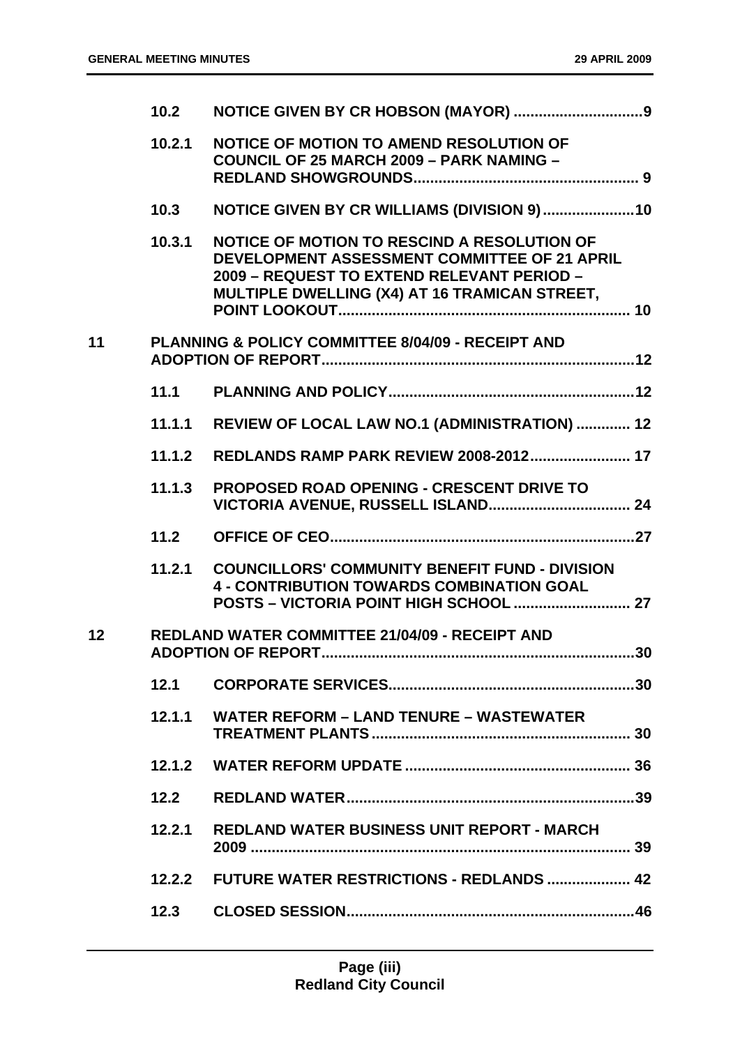| | | | |
|---|---|---|---|
| | **10.2** | **NOTICE GIVEN BY CR HOBSON (MAYOR)** | **9** |
| | **10.2.1** | **NOTICE OF MOTION TO AMEND RESOLUTION OF COUNCIL OF 25 MARCH 2009 – PARK NAMING – REDLAND SHOWGROUNDS** | **9** |
| | **10.3** | **NOTICE GIVEN BY CR WILLIAMS (DIVISION 9)** | **10** |
| | **10.3.1** | **NOTICE OF MOTION TO RESCIND A RESOLUTION OF DEVELOPMENT ASSESSMENT COMMITTEE OF 21 APRIL 2009 – REQUEST TO EXTEND RELEVANT PERIOD – MULTIPLE DWELLING (X4) AT 16 TRAMICAN STREET, POINT LOOKOUT** | **10** |
| **11** | | **PLANNING & POLICY COMMITTEE 8/04/09 - RECEIPT AND ADOPTION OF REPORT** | **12** |
| | **11.1** | **PLANNING AND POLICY** | **12** |
| | **11.1.1** | **REVIEW OF LOCAL LAW NO.1 (ADMINISTRATION)** | **12** |
| | **11.1.2** | **REDLANDS RAMP PARK REVIEW 2008-2012** | **17** |
| | **11.1.3** | **PROPOSED ROAD OPENING - CRESCENT DRIVE TO VICTORIA AVENUE, RUSSELL ISLAND** | **24** |
| | **11.2** | **OFFICE OF CEO** | **27** |
| | **11.2.1** | **COUNCILLORS' COMMUNITY BENEFIT FUND - DIVISION 4 - CONTRIBUTION TOWARDS COMBINATION GOAL POSTS – VICTORIA POINT HIGH SCHOOL** | **27** |
| **12** | | **REDLAND WATER COMMITTEE 21/04/09 - RECEIPT AND ADOPTION OF REPORT** | **30** |
| | **12.1** | **CORPORATE SERVICES** | **30** |
| | **12.1.1** | **WATER REFORM – LAND TENURE – WASTEWATER TREATMENT PLANTS** | **30** |
| | **12.1.2** | **WATER REFORM UPDATE** | **36** |
| | **12.2** | **REDLAND WATER** | **39** |
| | **12.2.1** | **REDLAND WATER BUSINESS UNIT REPORT - MARCH 2009** | **39** |
| | **12.2.2** | **FUTURE WATER RESTRICTIONS - REDLANDS** | **42** |
| | **12.3** | **CLOSED SESSION** | **46** |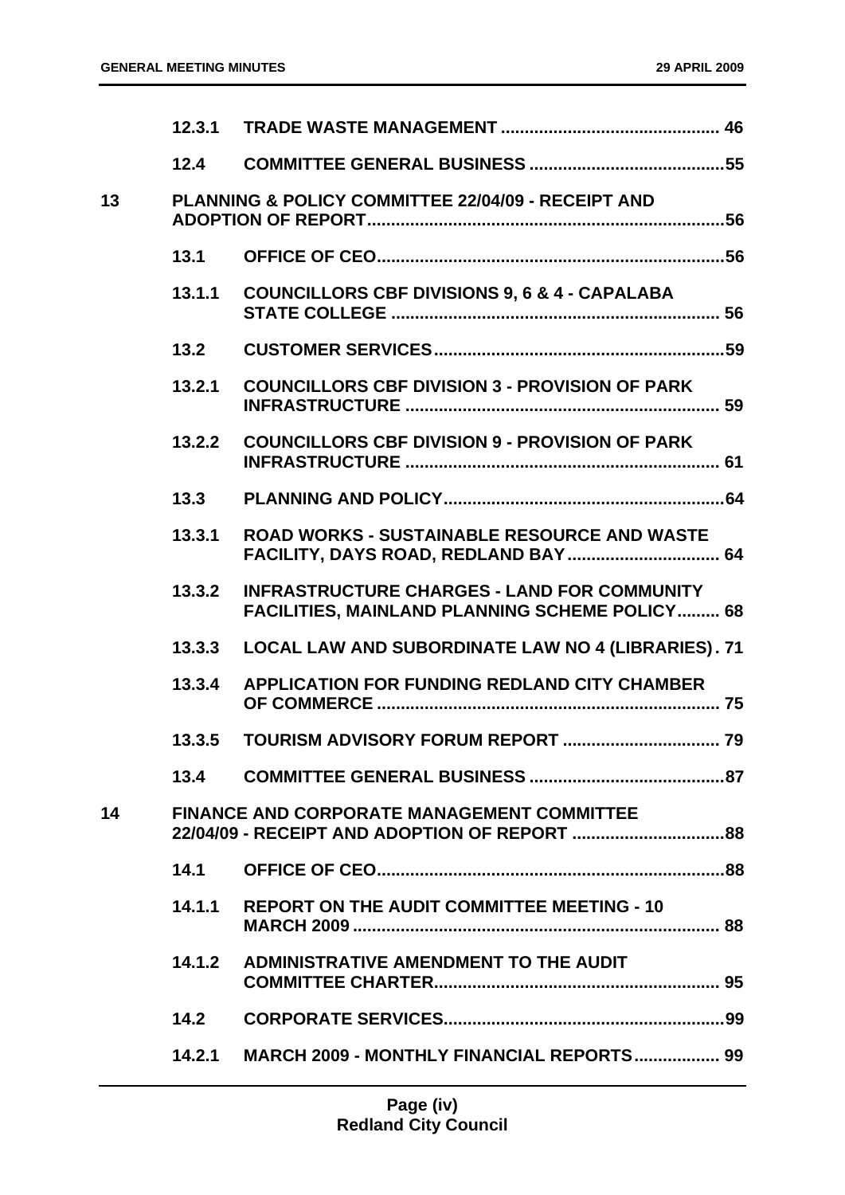| | | | |
|---|---|---|---|
| | 12.3.1 | TRADE WASTE MANAGEMENT | 46 |
| | 12.4 | COMMITTEE GENERAL BUSINESS | 55 |
| 13 | | PLANNING & POLICY COMMITTEE 22/04/09 - RECEIPT AND ADOPTION OF REPORT | 56 |
| | 13.1 | OFFICE OF CEO | 56 |
| | 13.1.1 | COUNCILLORS CBF DIVISIONS 9, 6 & 4 - CAPALABA STATE COLLEGE | 56 |
| | 13.2 | CUSTOMER SERVICES | 59 |
| | 13.2.1 | COUNCILLORS CBF DIVISION 3 - PROVISION OF PARK INFRASTRUCTURE | 59 |
| | 13.2.2 | COUNCILLORS CBF DIVISION 9 - PROVISION OF PARK INFRASTRUCTURE | 61 |
| | 13.3 | PLANNING AND POLICY | 64 |
| | 13.3.1 | ROAD WORKS - SUSTAINABLE RESOURCE AND WASTE FACILITY, DAYS ROAD, REDLAND BAY | 64 |
| | 13.3.2 | INFRASTRUCTURE CHARGES - LAND FOR COMMUNITY FACILITIES, MAINLAND PLANNING SCHEME POLICY | 68 |
| | 13.3.3 | LOCAL LAW AND SUBORDINATE LAW NO 4 (LIBRARIES) | 71 |
| | 13.3.4 | APPLICATION FOR FUNDING REDLAND CITY CHAMBER OF COMMERCE | 75 |
| | 13.3.5 | TOURISM ADVISORY FORUM REPORT | 79 |
| | 13.4 | COMMITTEE GENERAL BUSINESS | 87 |
| 14 | | FINANCE AND CORPORATE MANAGEMENT COMMITTEE 22/04/09 - RECEIPT AND ADOPTION OF REPORT | 88 |
| | 14.1 | OFFICE OF CEO | 88 |
| | 14.1.1 | REPORT ON THE AUDIT COMMITTEE MEETING - 10 MARCH 2009 | 88 |
| | 14.1.2 | ADMINISTRATIVE AMENDMENT TO THE AUDIT COMMITTEE CHARTER | 95 |
| | 14.2 | CORPORATE SERVICES | 99 |
| | 14.2.1 | MARCH 2009 - MONTHLY FINANCIAL REPORTS | 99 |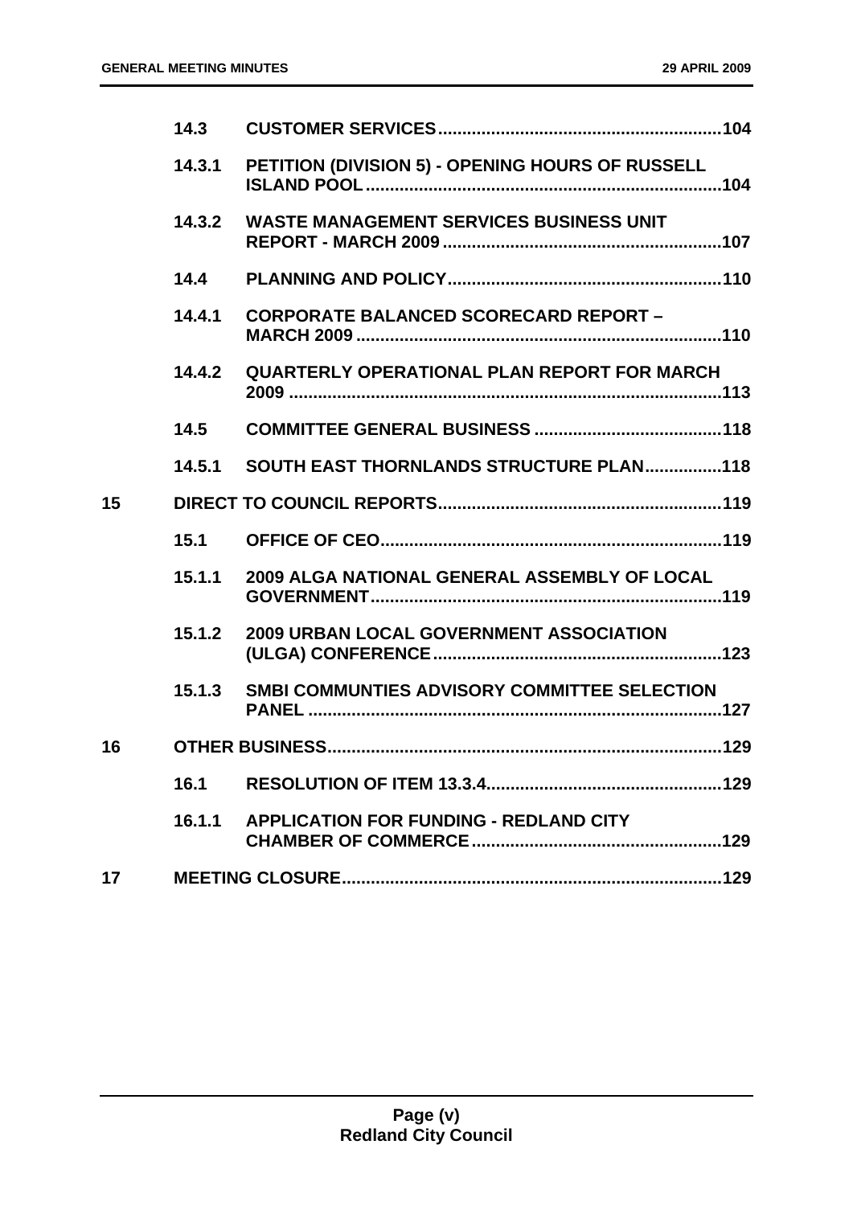| | | | |
|---|---|---|---|
| | 14.3 | CUSTOMER SERVICES | 104 |
| | 14.3.1 | PETITION (DIVISION 5) - OPENING HOURS OF RUSSELL ISLAND POOL | 104 |
| | 14.3.2 | WASTE MANAGEMENT SERVICES BUSINESS UNIT REPORT - MARCH 2009 | 107 |
| | 14.4 | PLANNING AND POLICY | 110 |
| | 14.4.1 | CORPORATE BALANCED SCORECARD REPORT – MARCH 2009 | 110 |
| | 14.4.2 | QUARTERLY OPERATIONAL PLAN REPORT FOR MARCH 2009 | 113 |
| | 14.5 | COMMITTEE GENERAL BUSINESS | 118 |
| | 14.5.1 | SOUTH EAST THORNLANDS STRUCTURE PLAN | 118 |
| 15 | | DIRECT TO COUNCIL REPORTS | 119 |
| | 15.1 | OFFICE OF CEO | 119 |
| | 15.1.1 | 2009 ALGA NATIONAL GENERAL ASSEMBLY OF LOCAL GOVERNMENT | 119 |
| | 15.1.2 | 2009 URBAN LOCAL GOVERNMENT ASSOCIATION (ULGA) CONFERENCE | 123 |
| | 15.1.3 | SMBI COMMUNTIES ADVISORY COMMITTEE SELECTION PANEL | 127 |
| 16 | | OTHER BUSINESS | 129 |
| | 16.1 | RESOLUTION OF ITEM 13.3.4 | 129 |
| | 16.1.1 | APPLICATION FOR FUNDING - REDLAND CITY CHAMBER OF COMMERCE | 129 |
| 17 | | MEETING CLOSURE | 129 |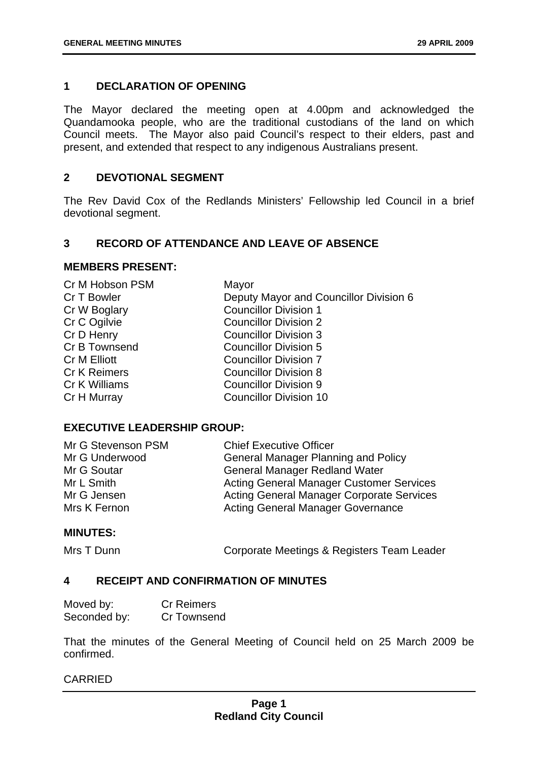## 1 DECLARATION OF OPENING

The Mayor declared the meeting open at 4.00pm and acknowledged the Quandamooka people, who are the traditional custodians of the land on which Council meets. The Mayor also paid Council's respect to their elders, past and present, and extended that respect to any indigenous Australians present.

## 2 DEVOTIONAL SEGMENT

The Rev David Cox of the Redlands Ministers' Fellowship led Council in a brief devotional segment.

## 3 RECORD OF ATTENDANCE AND LEAVE OF ABSENCE

### MEMBERS PRESENT:

| | |
|---|---|
| Cr M Hobson PSM | Mayor |
| Cr T Bowler | Deputy Mayor and Councillor Division 6 |
| Cr W Boglary | Councillor Division 1 |
| Cr C Ogilvie | Councillor Division 2 |
| Cr D Henry | Councillor Division 3 |
| Cr B Townsend | Councillor Division 5 |
| Cr M Elliott | Councillor Division 7 |
| Cr K Reimers | Councillor Division 8 |
| Cr K Williams | Councillor Division 9 |
| Cr H Murray | Councillor Division 10 |

### EXECUTIVE LEADERSHIP GROUP:

| | |
|---|---|
| Mr G Stevenson PSM | Chief Executive Officer |
| Mr G Underwood | General Manager Planning and Policy |
| Mr G Soutar | General Manager Redland Water |
| Mr L Smith | Acting General Manager Customer Services |
| Mr G Jensen | Acting General Manager Corporate Services |
| Mrs K Fernon | Acting General Manager Governance |

### MINUTES:

| | |
|---|---|
| Mrs T Dunn | Corporate Meetings & Registers Team Leader |

## 4 RECEIPT AND CONFIRMATION OF MINUTES

| | |
|---|---|
| Moved by: | Cr Reimers |
| Seconded by: | Cr Townsend |

That the minutes of the General Meeting of Council held on 25 March 2009 be confirmed.

CARRIED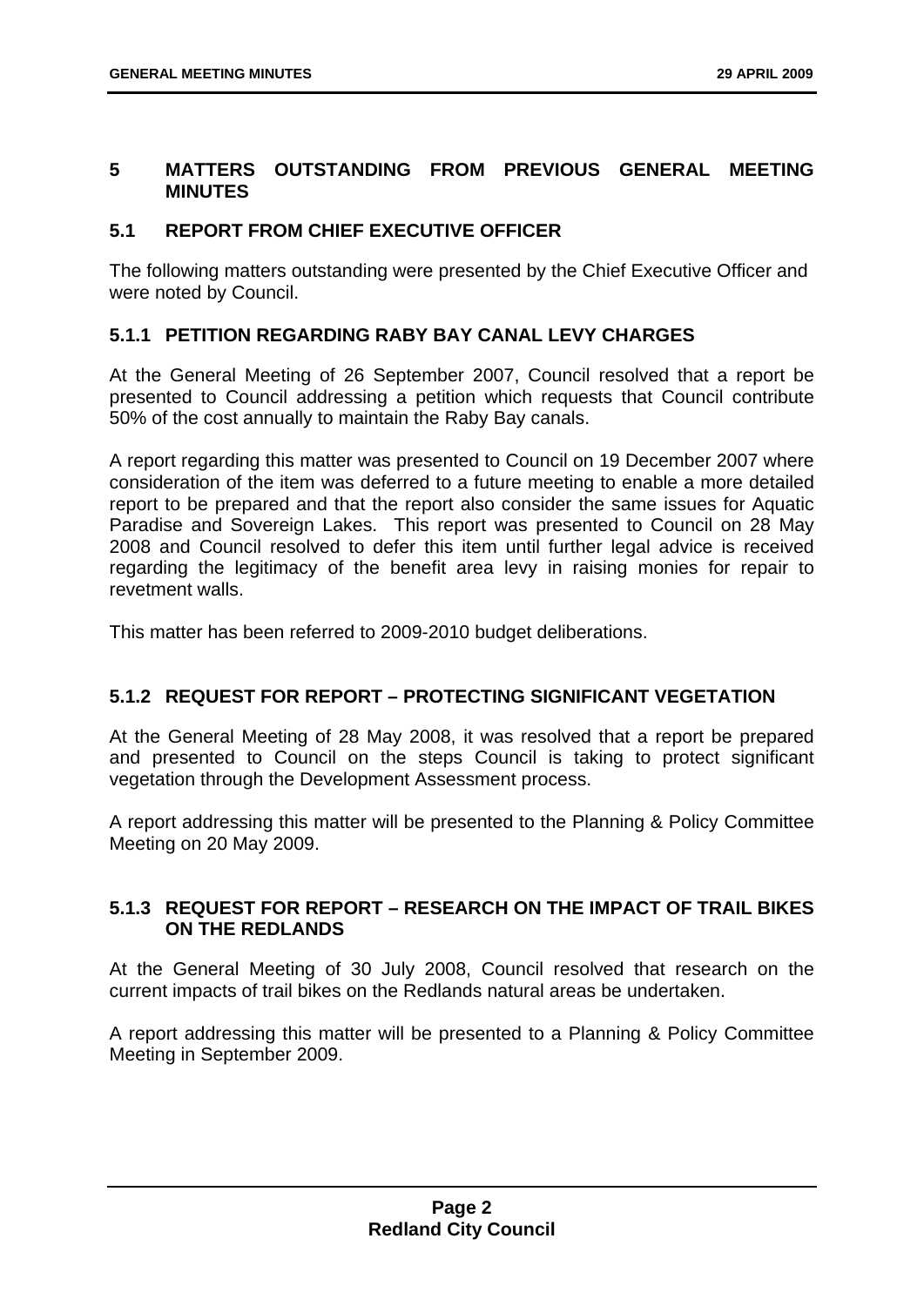## 5 MATTERS OUTSTANDING FROM PREVIOUS GENERAL MEETING MINUTES

### 5.1 REPORT FROM CHIEF EXECUTIVE OFFICER

The following matters outstanding were presented by the Chief Executive Officer and were noted by Council.

#### 5.1.1 PETITION REGARDING RABY BAY CANAL LEVY CHARGES

At the General Meeting of 26 September 2007, Council resolved that a report be presented to Council addressing a petition which requests that Council contribute 50% of the cost annually to maintain the Raby Bay canals.

A report regarding this matter was presented to Council on 19 December 2007 where consideration of the item was deferred to a future meeting to enable a more detailed report to be prepared and that the report also consider the same issues for Aquatic Paradise and Sovereign Lakes. This report was presented to Council on 28 May 2008 and Council resolved to defer this item until further legal advice is received regarding the legitimacy of the benefit area levy in raising monies for repair to revetment walls.

This matter has been referred to 2009-2010 budget deliberations.

#### 5.1.2 REQUEST FOR REPORT – PROTECTING SIGNIFICANT VEGETATION

At the General Meeting of 28 May 2008, it was resolved that a report be prepared and presented to Council on the steps Council is taking to protect significant vegetation through the Development Assessment process.

A report addressing this matter will be presented to the Planning & Policy Committee Meeting on 20 May 2009.

#### 5.1.3 REQUEST FOR REPORT – RESEARCH ON THE IMPACT OF TRAIL BIKES ON THE REDLANDS

At the General Meeting of 30 July 2008, Council resolved that research on the current impacts of trail bikes on the Redlands natural areas be undertaken.

A report addressing this matter will be presented to a Planning & Policy Committee Meeting in September 2009.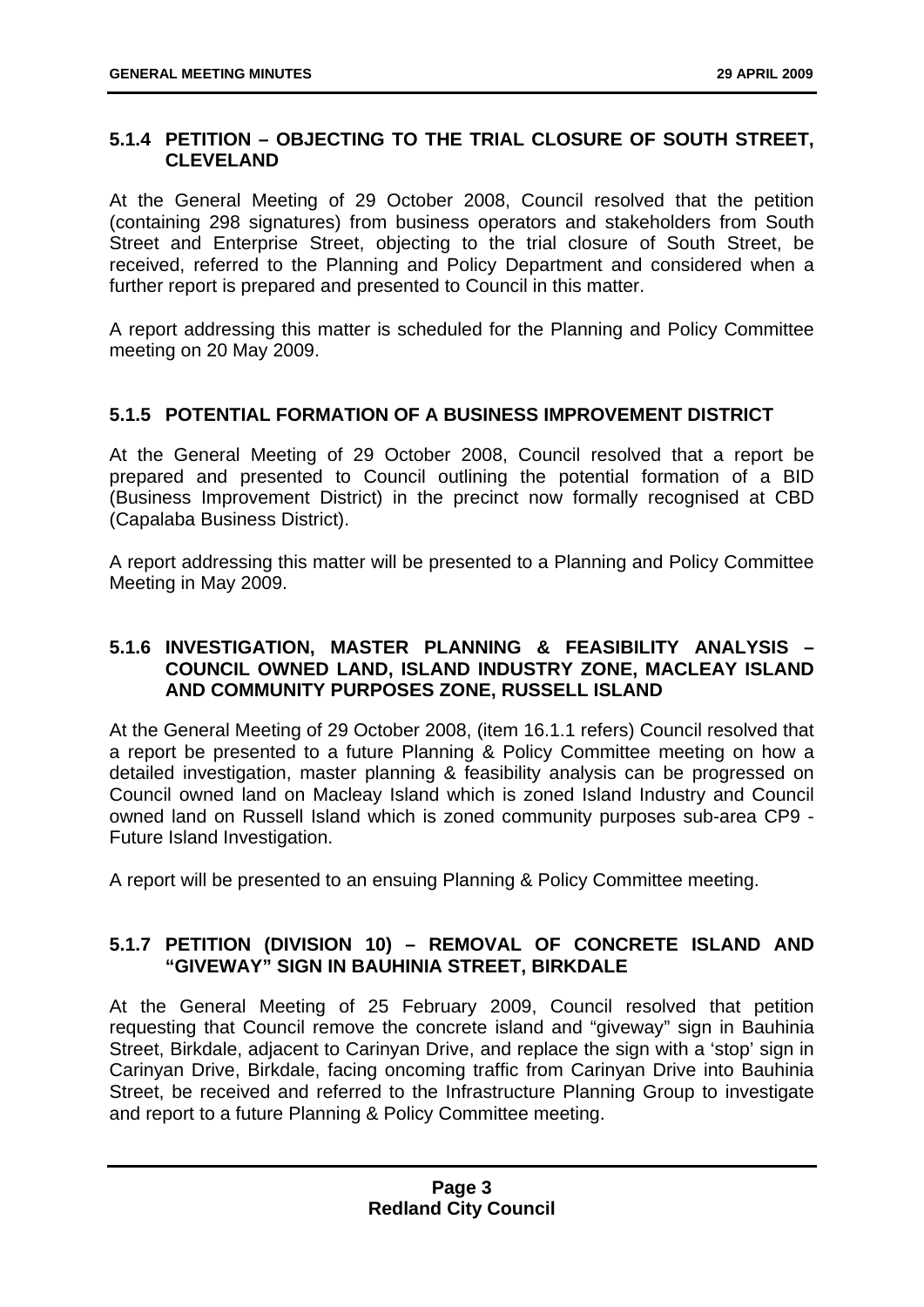### 5.1.4 PETITION – OBJECTING TO THE TRIAL CLOSURE OF SOUTH STREET, CLEVELAND

At the General Meeting of 29 October 2008, Council resolved that the petition (containing 298 signatures) from business operators and stakeholders from South Street and Enterprise Street, objecting to the trial closure of South Street, be received, referred to the Planning and Policy Department and considered when a further report is prepared and presented to Council in this matter.

A report addressing this matter is scheduled for the Planning and Policy Committee meeting on 20 May 2009.

### 5.1.5 POTENTIAL FORMATION OF A BUSINESS IMPROVEMENT DISTRICT

At the General Meeting of 29 October 2008, Council resolved that a report be prepared and presented to Council outlining the potential formation of a BID (Business Improvement District) in the precinct now formally recognised at CBD (Capalaba Business District).

A report addressing this matter will be presented to a Planning and Policy Committee Meeting in May 2009.

### 5.1.6 INVESTIGATION, MASTER PLANNING & FEASIBILITY ANALYSIS – COUNCIL OWNED LAND, ISLAND INDUSTRY ZONE, MACLEAY ISLAND AND COMMUNITY PURPOSES ZONE, RUSSELL ISLAND

At the General Meeting of 29 October 2008, (item 16.1.1 refers) Council resolved that a report be presented to a future Planning & Policy Committee meeting on how a detailed investigation, master planning & feasibility analysis can be progressed on Council owned land on Macleay Island which is zoned Island Industry and Council owned land on Russell Island which is zoned community purposes sub-area CP9 - Future Island Investigation.

A report will be presented to an ensuing Planning & Policy Committee meeting.

### 5.1.7 PETITION (DIVISION 10) – REMOVAL OF CONCRETE ISLAND AND "GIVEWAY" SIGN IN BAUHINIA STREET, BIRKDALE

At the General Meeting of 25 February 2009, Council resolved that petition requesting that Council remove the concrete island and "giveway" sign in Bauhinia Street, Birkdale, adjacent to Carinyan Drive, and replace the sign with a 'stop' sign in Carinyan Drive, Birkdale, facing oncoming traffic from Carinyan Drive into Bauhinia Street, be received and referred to the Infrastructure Planning Group to investigate and report to a future Planning & Policy Committee meeting.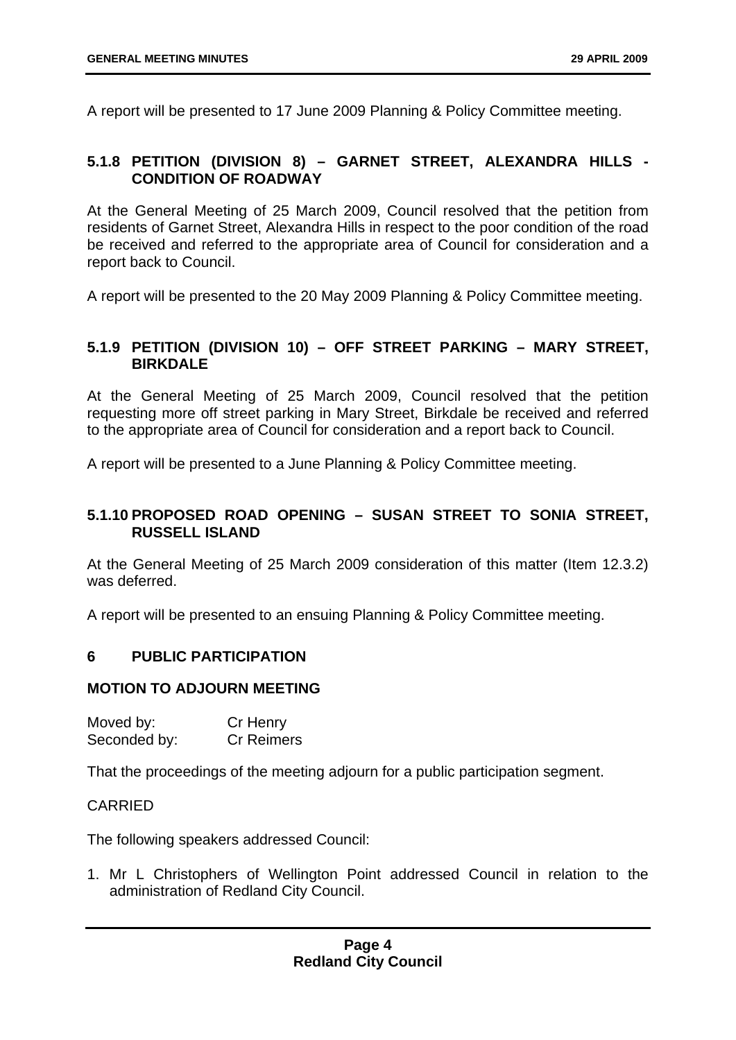A report will be presented to 17 June 2009 Planning & Policy Committee meeting.

### 5.1.8 PETITION (DIVISION 8) – GARNET STREET, ALEXANDRA HILLS - CONDITION OF ROADWAY

At the General Meeting of 25 March 2009, Council resolved that the petition from residents of Garnet Street, Alexandra Hills in respect to the poor condition of the road be received and referred to the appropriate area of Council for consideration and a report back to Council.

A report will be presented to the 20 May 2009 Planning & Policy Committee meeting.

### 5.1.9 PETITION (DIVISION 10) – OFF STREET PARKING – MARY STREET, BIRKDALE

At the General Meeting of 25 March 2009, Council resolved that the petition requesting more off street parking in Mary Street, Birkdale be received and referred to the appropriate area of Council for consideration and a report back to Council.

A report will be presented to a June Planning & Policy Committee meeting.

### 5.1.10 PROPOSED ROAD OPENING – SUSAN STREET TO SONIA STREET, RUSSELL ISLAND

At the General Meeting of 25 March 2009 consideration of this matter (Item 12.3.2) was deferred.

A report will be presented to an ensuing Planning & Policy Committee meeting.

## 6 PUBLIC PARTICIPATION

### MOTION TO ADJOURN MEETING

Moved by: Cr Henry
Seconded by: Cr Reimers

That the proceedings of the meeting adjourn for a public participation segment.

CARRIED

The following speakers addressed Council:

1. Mr L Christophers of Wellington Point addressed Council in relation to the administration of Redland City Council.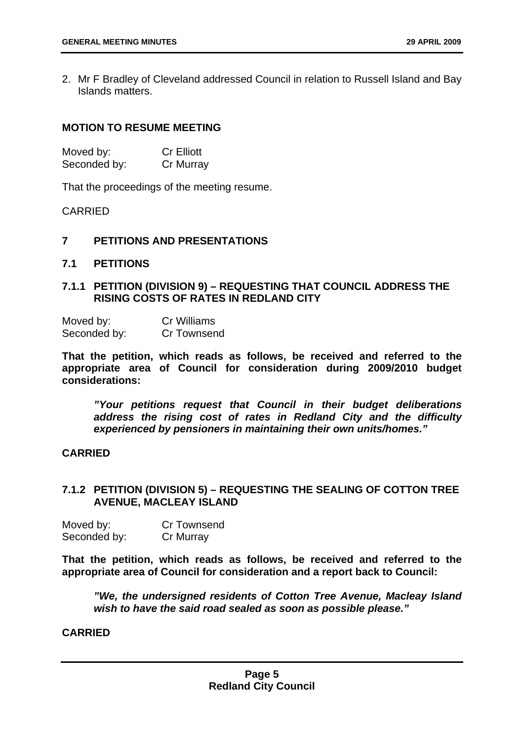2. Mr F Bradley of Cleveland addressed Council in relation to Russell Island and Bay Islands matters.

**MOTION TO RESUME MEETING**

Moved by: Cr Elliott
Seconded by: Cr Murray

That the proceedings of the meeting resume.

CARRIED

## 7 PETITIONS AND PRESENTATIONS

### 7.1 PETITIONS

#### 7.1.1 PETITION (DIVISION 9) – REQUESTING THAT COUNCIL ADDRESS THE RISING COSTS OF RATES IN REDLAND CITY

Moved by: Cr Williams
Seconded by: Cr Townsend

**That the petition, which reads as follows, be received and referred to the appropriate area of Council for consideration during 2009/2010 budget considerations:**

> ***"Your petitions request that Council in their budget deliberations address the rising cost of rates in Redland City and the difficulty experienced by pensioners in maintaining their own units/homes."***

**CARRIED**

#### 7.1.2 PETITION (DIVISION 5) – REQUESTING THE SEALING OF COTTON TREE AVENUE, MACLEAY ISLAND

Moved by: Cr Townsend
Seconded by: Cr Murray

**That the petition, which reads as follows, be received and referred to the appropriate area of Council for consideration and a report back to Council:**

> ***"We, the undersigned residents of Cotton Tree Avenue, Macleay Island wish to have the said road sealed as soon as possible please."***

**CARRIED**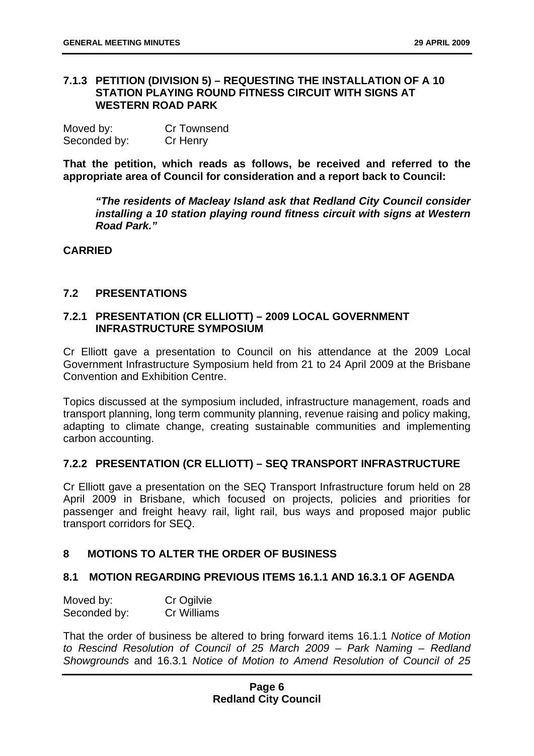### 7.1.3 PETITION (DIVISION 5) – REQUESTING THE INSTALLATION OF A 10 STATION PLAYING ROUND FITNESS CIRCUIT WITH SIGNS AT WESTERN ROAD PARK

Moved by: Cr Townsend
Seconded by: Cr Henry

**That the petition, which reads as follows, be received and referred to the appropriate area of Council for consideration and a report back to Council:**

> ***"The residents of Macleay Island ask that Redland City Council consider installing a 10 station playing round fitness circuit with signs at Western Road Park."***

**CARRIED**

## 7.2 PRESENTATIONS

### 7.2.1 PRESENTATION (CR ELLIOTT) – 2009 LOCAL GOVERNMENT INFRASTRUCTURE SYMPOSIUM

Cr Elliott gave a presentation to Council on his attendance at the 2009 Local Government Infrastructure Symposium held from 21 to 24 April 2009 at the Brisbane Convention and Exhibition Centre.

Topics discussed at the symposium included, infrastructure management, roads and transport planning, long term community planning, revenue raising and policy making, adapting to climate change, creating sustainable communities and implementing carbon accounting.

### 7.2.2 PRESENTATION (CR ELLIOTT) – SEQ TRANSPORT INFRASTRUCTURE

Cr Elliott gave a presentation on the SEQ Transport Infrastructure forum held on 28 April 2009 in Brisbane, which focused on projects, policies and priorities for passenger and freight heavy rail, light rail, bus ways and proposed major public transport corridors for SEQ.

# 8 MOTIONS TO ALTER THE ORDER OF BUSINESS

## 8.1 MOTION REGARDING PREVIOUS ITEMS 16.1.1 AND 16.3.1 OF AGENDA

Moved by: Cr Ogilvie
Seconded by: Cr Williams

That the order of business be altered to bring forward items 16.1.1 *Notice of Motion to Rescind Resolution of Council of 25 March 2009 – Park Naming – Redland Showgrounds* and 16.3.1 *Notice of Motion to Amend Resolution of Council of 25*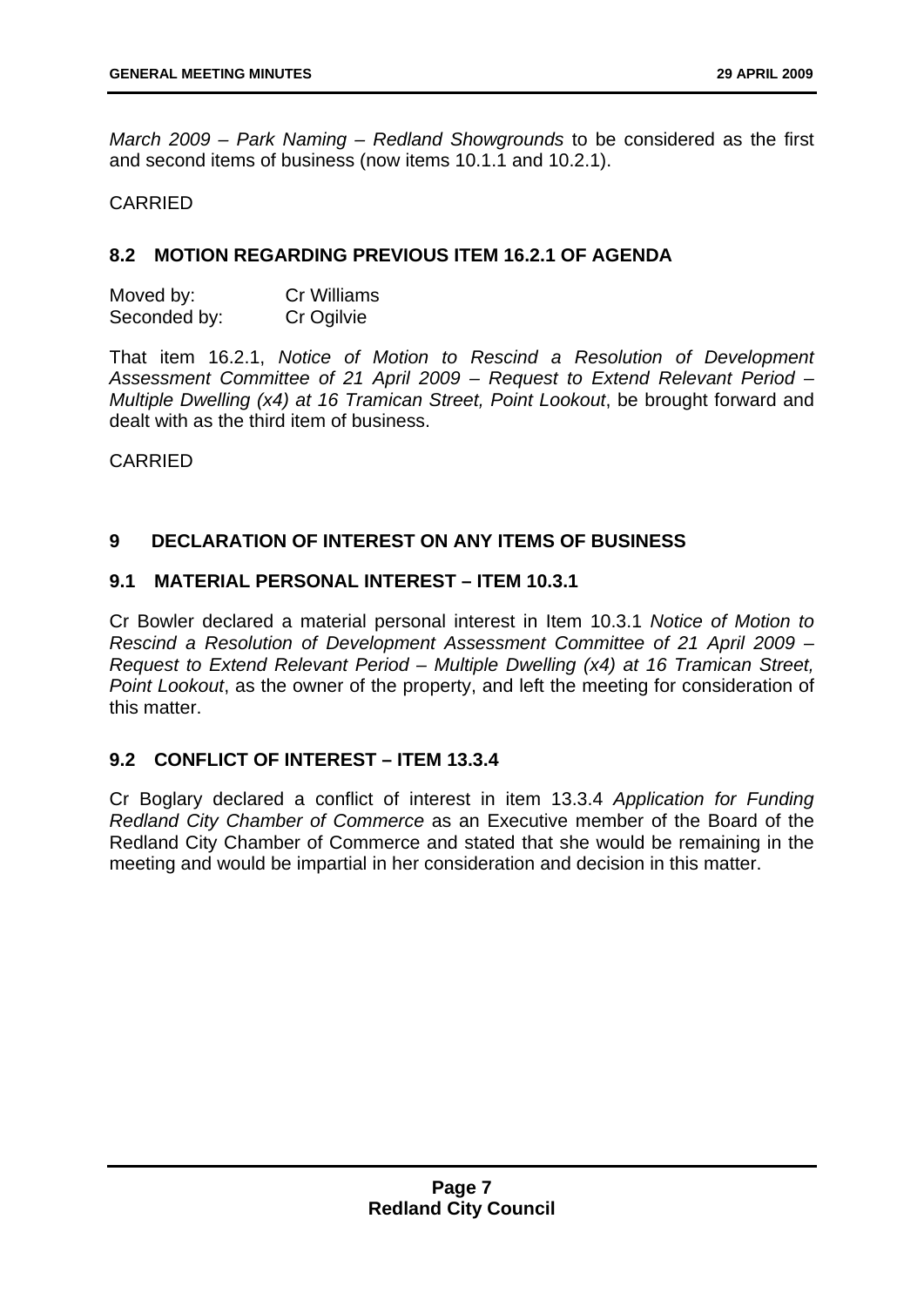*March 2009 – Park Naming – Redland Showgrounds* to be considered as the first and second items of business (now items 10.1.1 and 10.2.1).

CARRIED

## 8.2 MOTION REGARDING PREVIOUS ITEM 16.2.1 OF AGENDA

Moved by: Cr Williams
Seconded by: Cr Ogilvie

That item 16.2.1, *Notice of Motion to Rescind a Resolution of Development Assessment Committee of 21 April 2009 – Request to Extend Relevant Period – Multiple Dwelling (x4) at 16 Tramican Street, Point Lookout*, be brought forward and dealt with as the third item of business.

CARRIED

# 9 DECLARATION OF INTEREST ON ANY ITEMS OF BUSINESS

## 9.1 MATERIAL PERSONAL INTEREST – ITEM 10.3.1

Cr Bowler declared a material personal interest in Item 10.3.1 *Notice of Motion to Rescind a Resolution of Development Assessment Committee of 21 April 2009 – Request to Extend Relevant Period – Multiple Dwelling (x4) at 16 Tramican Street, Point Lookout*, as the owner of the property, and left the meeting for consideration of this matter.

## 9.2 CONFLICT OF INTEREST – ITEM 13.3.4

Cr Boglary declared a conflict of interest in item 13.3.4 *Application for Funding Redland City Chamber of Commerce* as an Executive member of the Board of the Redland City Chamber of Commerce and stated that she would be remaining in the meeting and would be impartial in her consideration and decision in this matter.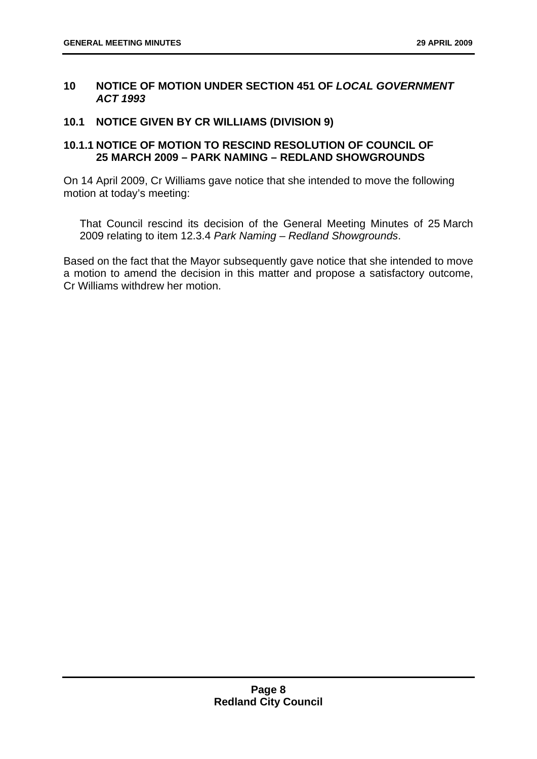## 10 NOTICE OF MOTION UNDER SECTION 451 OF *LOCAL GOVERNMENT ACT 1993*

### 10.1 NOTICE GIVEN BY CR WILLIAMS (DIVISION 9)

#### 10.1.1 NOTICE OF MOTION TO RESCIND RESOLUTION OF COUNCIL OF 25 MARCH 2009 – PARK NAMING – REDLAND SHOWGROUNDS

On 14 April 2009, Cr Williams gave notice that she intended to move the following motion at today's meeting:

> That Council rescind its decision of the General Meeting Minutes of 25 March 2009 relating to item 12.3.4 *Park Naming – Redland Showgrounds*.

Based on the fact that the Mayor subsequently gave notice that she intended to move a motion to amend the decision in this matter and propose a satisfactory outcome, Cr Williams withdrew her motion.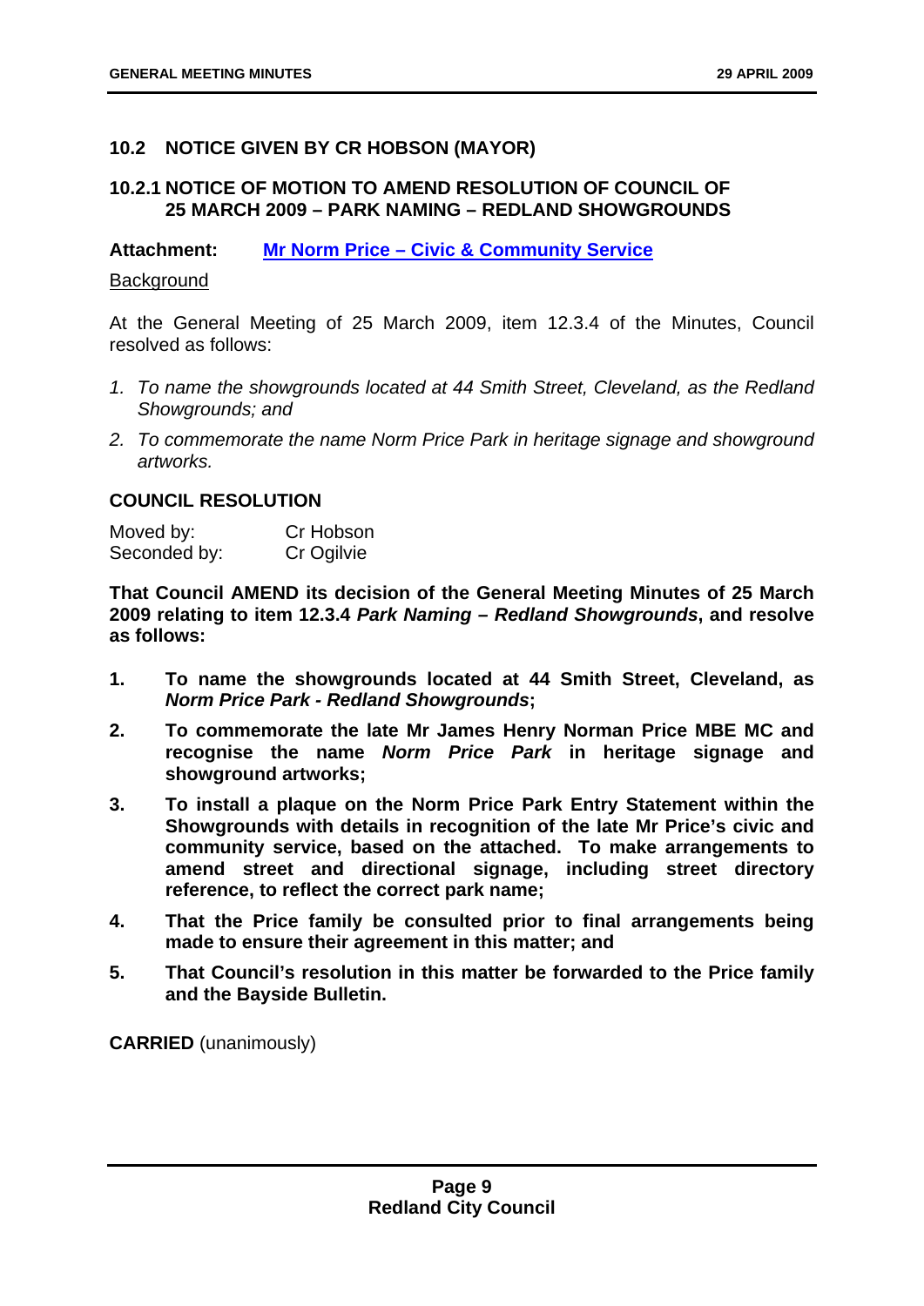## 10.2 NOTICE GIVEN BY CR HOBSON (MAYOR)

### 10.2.1 NOTICE OF MOTION TO AMEND RESOLUTION OF COUNCIL OF 25 MARCH 2009 – PARK NAMING – REDLAND SHOWGROUNDS

**Attachment:** **Mr Norm Price – Civic & Community Service**

Background

At the General Meeting of 25 March 2009, item 12.3.4 of the Minutes, Council resolved as follows:

1. *To name the showgrounds located at 44 Smith Street, Cleveland, as the Redland Showgrounds; and*
2. *To commemorate the name Norm Price Park in heritage signage and showground artworks.*

**COUNCIL RESOLUTION**

Moved by: Cr Hobson
Seconded by: Cr Ogilvie

**That Council AMEND its decision of the General Meeting Minutes of 25 March 2009 relating to item 12.3.4 *Park Naming – Redland Showgrounds*, and resolve as follows:**

1. **To name the showgrounds located at 44 Smith Street, Cleveland, as *Norm Price Park - Redland Showgrounds*;**
2. **To commemorate the late Mr James Henry Norman Price MBE MC and recognise the name *Norm Price Park* in heritage signage and showground artworks;**
3. **To install a plaque on the Norm Price Park Entry Statement within the Showgrounds with details in recognition of the late Mr Price's civic and community service, based on the attached. To make arrangements to amend street and directional signage, including street directory reference, to reflect the correct park name;**
4. **That the Price family be consulted prior to final arrangements being made to ensure their agreement in this matter; and**
5. **That Council's resolution in this matter be forwarded to the Price family and the Bayside Bulletin.**

**CARRIED** (unanimously)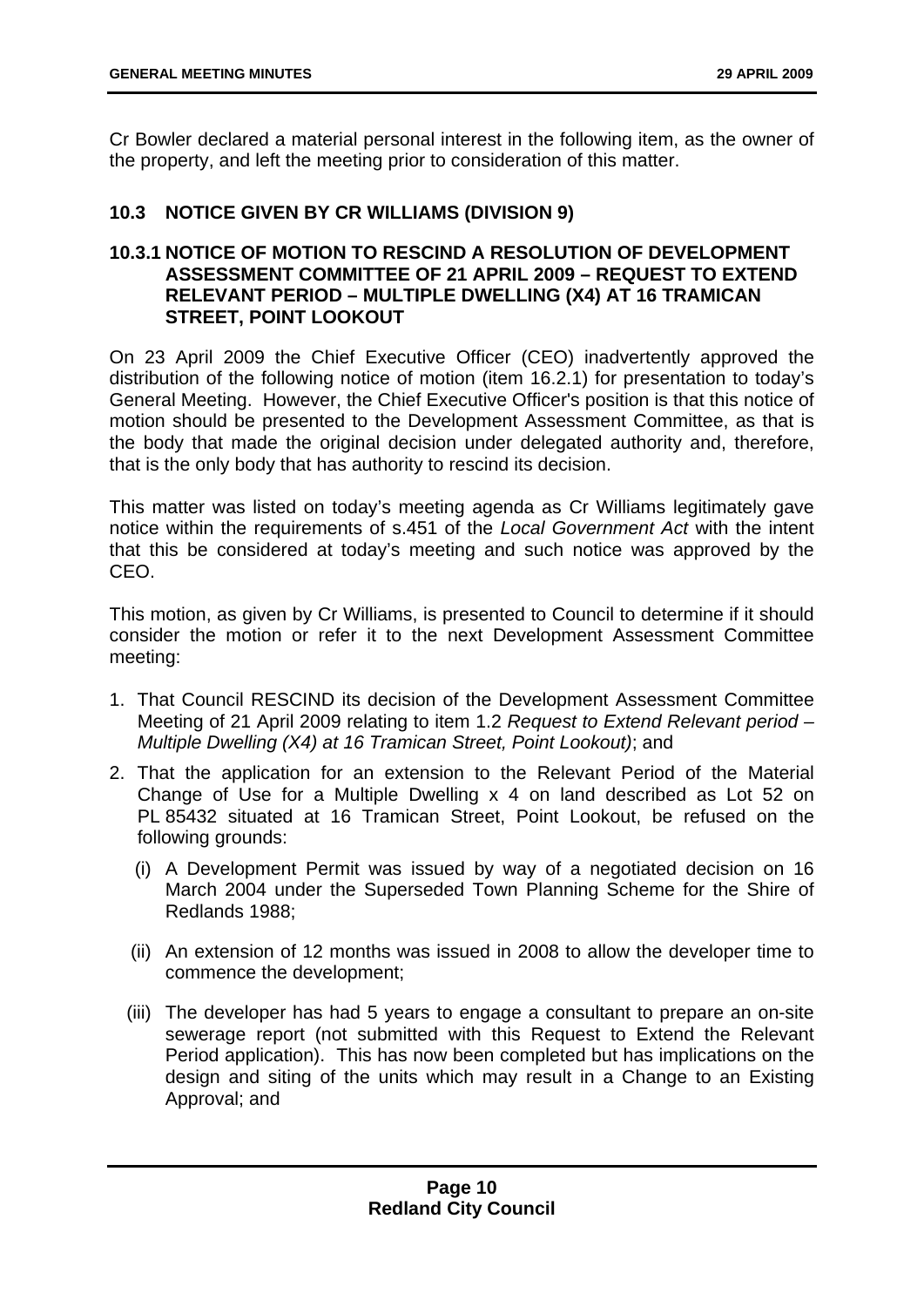Cr Bowler declared a material personal interest in the following item, as the owner of the property, and left the meeting prior to consideration of this matter.

## 10.3 NOTICE GIVEN BY CR WILLIAMS (DIVISION 9)

### 10.3.1 NOTICE OF MOTION TO RESCIND A RESOLUTION OF DEVELOPMENT ASSESSMENT COMMITTEE OF 21 APRIL 2009 – REQUEST TO EXTEND RELEVANT PERIOD – MULTIPLE DWELLING (X4) AT 16 TRAMICAN STREET, POINT LOOKOUT

On 23 April 2009 the Chief Executive Officer (CEO) inadvertently approved the distribution of the following notice of motion (item 16.2.1) for presentation to today's General Meeting. However, the Chief Executive Officer's position is that this notice of motion should be presented to the Development Assessment Committee, as that is the body that made the original decision under delegated authority and, therefore, that is the only body that has authority to rescind its decision.

This matter was listed on today's meeting agenda as Cr Williams legitimately gave notice within the requirements of s.451 of the *Local Government Act* with the intent that this be considered at today's meeting and such notice was approved by the CEO.

This motion, as given by Cr Williams, is presented to Council to determine if it should consider the motion or refer it to the next Development Assessment Committee meeting:

1. That Council RESCIND its decision of the Development Assessment Committee Meeting of 21 April 2009 relating to item 1.2 *Request to Extend Relevant period – Multiple Dwelling (X4) at 16 Tramican Street, Point Lookout)*; and
2. That the application for an extension to the Relevant Period of the Material Change of Use for a Multiple Dwelling x 4 on land described as Lot 52 on PL 85432 situated at 16 Tramican Street, Point Lookout, be refused on the following grounds:
   - (i) A Development Permit was issued by way of a negotiated decision on 16 March 2004 under the Superseded Town Planning Scheme for the Shire of Redlands 1988;
   - (ii) An extension of 12 months was issued in 2008 to allow the developer time to commence the development;
   - (iii) The developer has had 5 years to engage a consultant to prepare an on-site sewerage report (not submitted with this Request to Extend the Relevant Period application). This has now been completed but has implications on the design and siting of the units which may result in a Change to an Existing Approval; and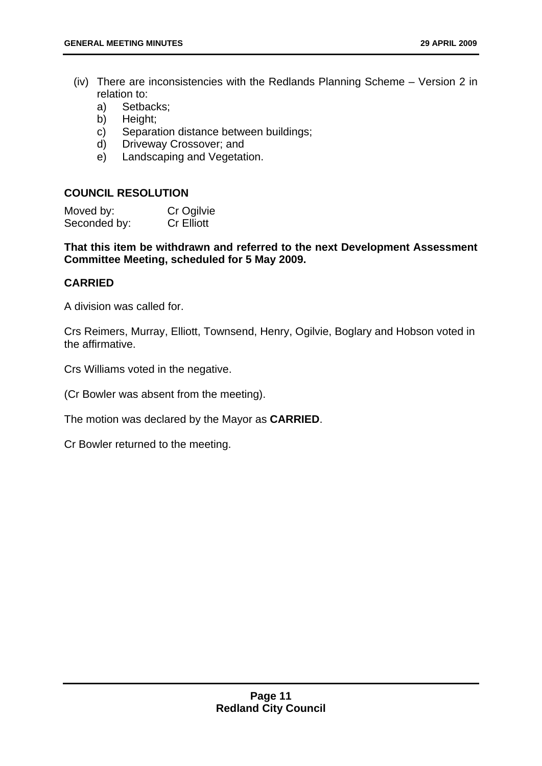(iv) There are inconsistencies with the Redlands Planning Scheme – Version 2 in relation to:
   a) Setbacks;
   b) Height;
   c) Separation distance between buildings;
   d) Driveway Crossover; and
   e) Landscaping and Vegetation.

**COUNCIL RESOLUTION**

| | |
|---|---|
| Moved by: | Cr Ogilvie |
| Seconded by: | Cr Elliott |

**That this item be withdrawn and referred to the next Development Assessment Committee Meeting, scheduled for 5 May 2009.**

**CARRIED**

A division was called for.

Crs Reimers, Murray, Elliott, Townsend, Henry, Ogilvie, Boglary and Hobson voted in the affirmative.

Crs Williams voted in the negative.

(Cr Bowler was absent from the meeting).

The motion was declared by the Mayor as **CARRIED**.

Cr Bowler returned to the meeting.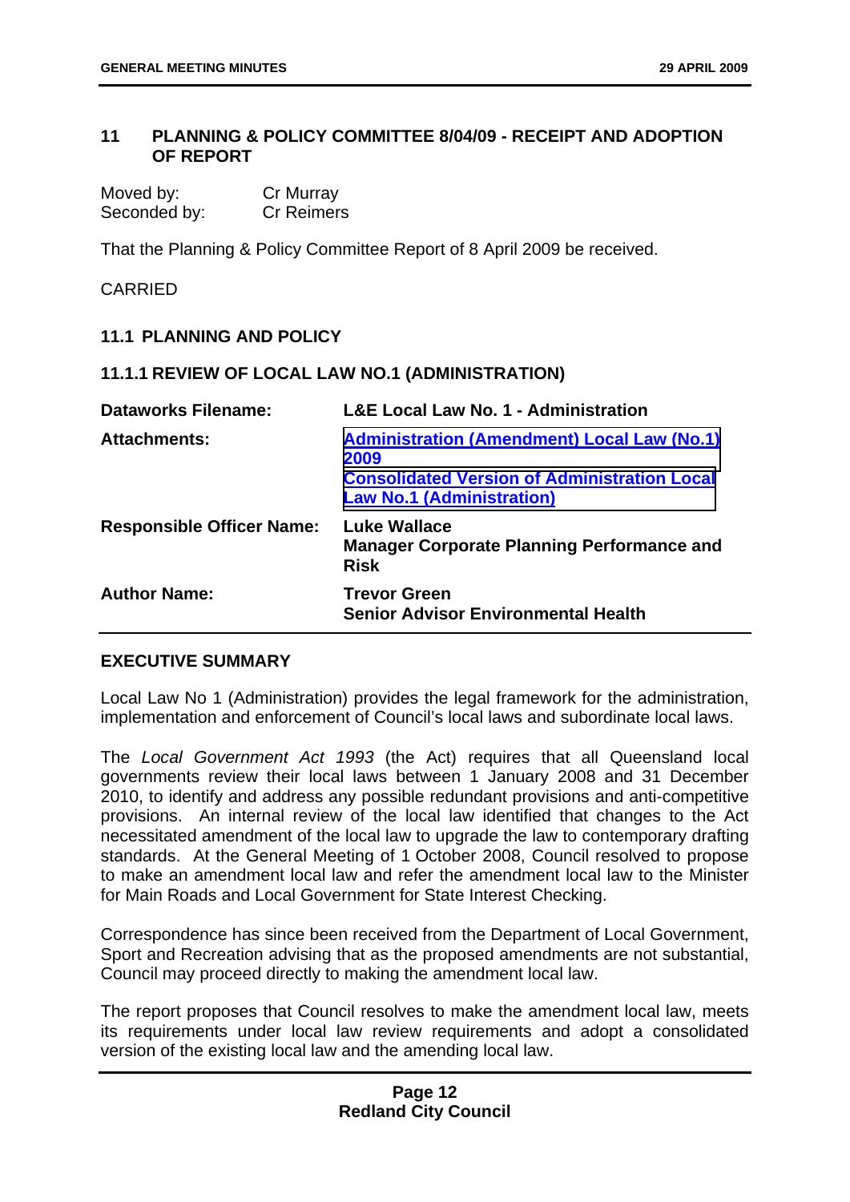## 11 PLANNING & POLICY COMMITTEE 8/04/09 - RECEIPT AND ADOPTION OF REPORT

Moved by: Cr Murray
Seconded by: Cr Reimers

That the Planning & Policy Committee Report of 8 April 2009 be received.

CARRIED

### 11.1 PLANNING AND POLICY

#### 11.1.1 REVIEW OF LOCAL LAW NO.1 (ADMINISTRATION)

| | |
|---|---|
| **Dataworks Filename:** | **L&E Local Law No. 1 - Administration** |
| **Attachments:** | **Administration (Amendment) Local Law (No.1) 2009**<br>**Consolidated Version of Administration Local Law No.1 (Administration)** |
| **Responsible Officer Name:** | **Luke Wallace**<br>**Manager Corporate Planning Performance and Risk** |
| **Author Name:** | **Trevor Green**<br>**Senior Advisor Environmental Health** |

**EXECUTIVE SUMMARY**

Local Law No 1 (Administration) provides the legal framework for the administration, implementation and enforcement of Council's local laws and subordinate local laws.

The *Local Government Act 1993* (the Act) requires that all Queensland local governments review their local laws between 1 January 2008 and 31 December 2010, to identify and address any possible redundant provisions and anti-competitive provisions. An internal review of the local law identified that changes to the Act necessitated amendment of the local law to upgrade the law to contemporary drafting standards. At the General Meeting of 1 October 2008, Council resolved to propose to make an amendment local law and refer the amendment local law to the Minister for Main Roads and Local Government for State Interest Checking.

Correspondence has since been received from the Department of Local Government, Sport and Recreation advising that as the proposed amendments are not substantial, Council may proceed directly to making the amendment local law.

The report proposes that Council resolves to make the amendment local law, meets its requirements under local law review requirements and adopt a consolidated version of the existing local law and the amending local law.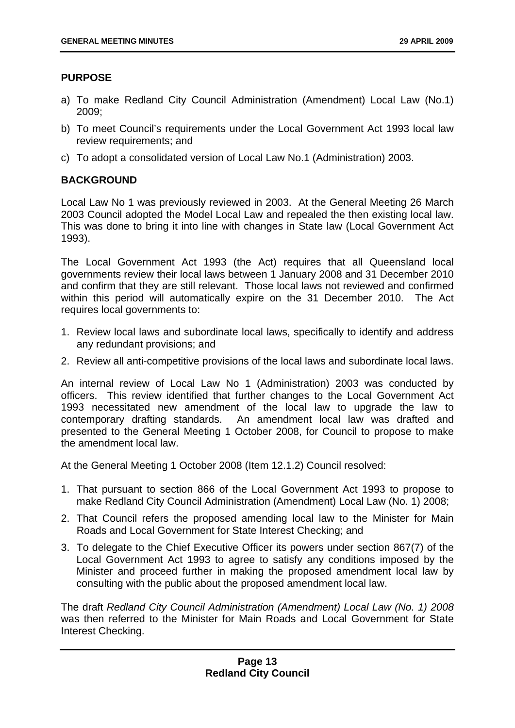## PURPOSE

a) To make Redland City Council Administration (Amendment) Local Law (No.1) 2009;

b) To meet Council's requirements under the Local Government Act 1993 local law review requirements; and

c) To adopt a consolidated version of Local Law No.1 (Administration) 2003.

## BACKGROUND

Local Law No 1 was previously reviewed in 2003. At the General Meeting 26 March 2003 Council adopted the Model Local Law and repealed the then existing local law. This was done to bring it into line with changes in State law (Local Government Act 1993).

The Local Government Act 1993 (the Act) requires that all Queensland local governments review their local laws between 1 January 2008 and 31 December 2010 and confirm that they are still relevant. Those local laws not reviewed and confirmed within this period will automatically expire on the 31 December 2010. The Act requires local governments to:

1. Review local laws and subordinate local laws, specifically to identify and address any redundant provisions; and
2. Review all anti-competitive provisions of the local laws and subordinate local laws.

An internal review of Local Law No 1 (Administration) 2003 was conducted by officers. This review identified that further changes to the Local Government Act 1993 necessitated new amendment of the local law to upgrade the law to contemporary drafting standards. An amendment local law was drafted and presented to the General Meeting 1 October 2008, for Council to propose to make the amendment local law.

At the General Meeting 1 October 2008 (Item 12.1.2) Council resolved:

1. That pursuant to section 866 of the Local Government Act 1993 to propose to make Redland City Council Administration (Amendment) Local Law (No. 1) 2008;
2. That Council refers the proposed amending local law to the Minister for Main Roads and Local Government for State Interest Checking; and
3. To delegate to the Chief Executive Officer its powers under section 867(7) of the Local Government Act 1993 to agree to satisfy any conditions imposed by the Minister and proceed further in making the proposed amendment local law by consulting with the public about the proposed amendment local law.

The draft *Redland City Council Administration (Amendment) Local Law (No. 1) 2008* was then referred to the Minister for Main Roads and Local Government for State Interest Checking.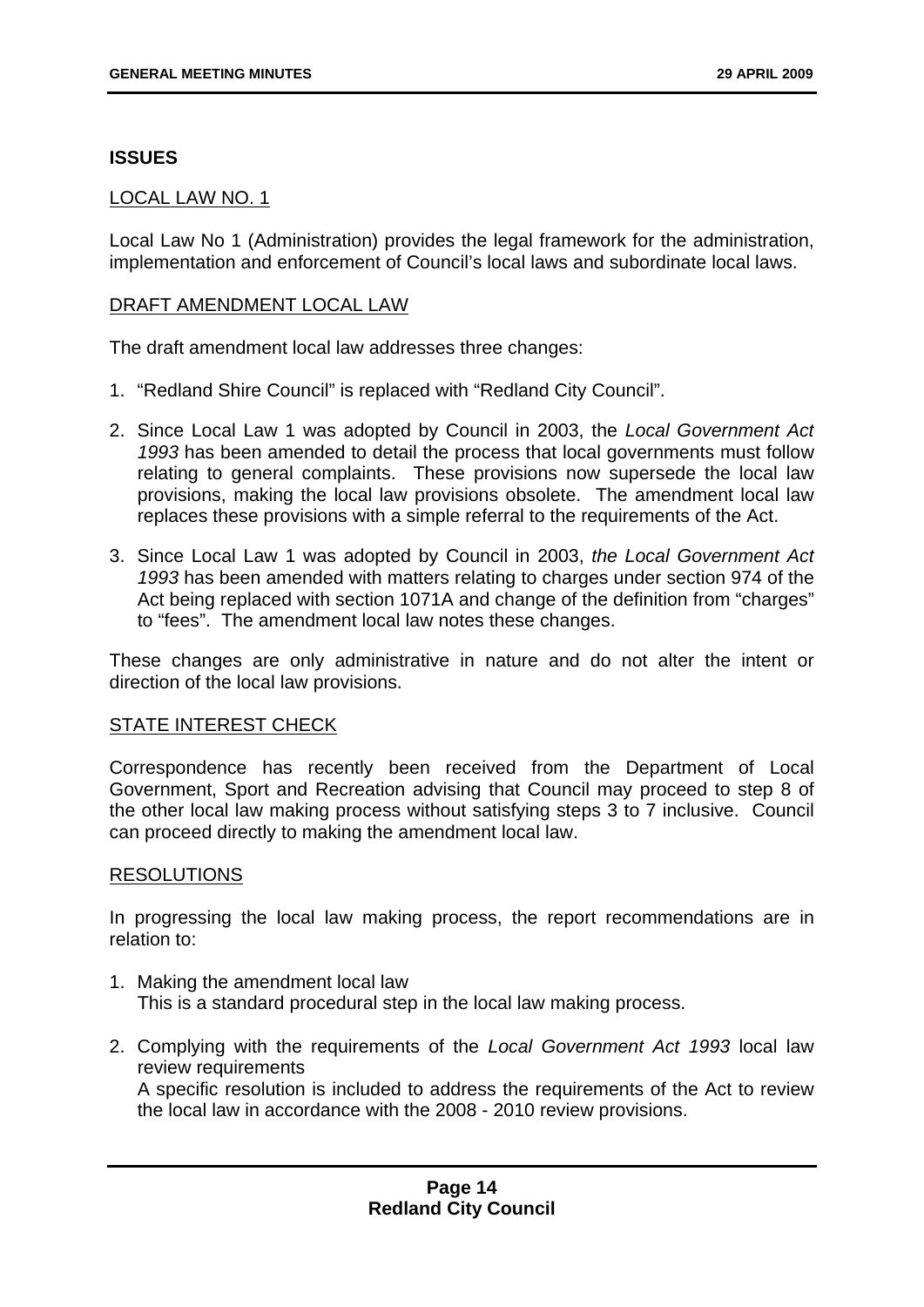**ISSUES**

LOCAL LAW NO. 1

Local Law No 1 (Administration) provides the legal framework for the administration, implementation and enforcement of Council's local laws and subordinate local laws.

DRAFT AMENDMENT LOCAL LAW

The draft amendment local law addresses three changes:

1. "Redland Shire Council" is replaced with "Redland City Council".

2. Since Local Law 1 was adopted by Council in 2003, the *Local Government Act 1993* has been amended to detail the process that local governments must follow relating to general complaints. These provisions now supersede the local law provisions, making the local law provisions obsolete. The amendment local law replaces these provisions with a simple referral to the requirements of the Act.

3. Since Local Law 1 was adopted by Council in 2003, *the Local Government Act 1993* has been amended with matters relating to charges under section 974 of the Act being replaced with section 1071A and change of the definition from "charges" to "fees". The amendment local law notes these changes.

These changes are only administrative in nature and do not alter the intent or direction of the local law provisions.

STATE INTEREST CHECK

Correspondence has recently been received from the Department of Local Government, Sport and Recreation advising that Council may proceed to step 8 of the other local law making process without satisfying steps 3 to 7 inclusive. Council can proceed directly to making the amendment local law.

RESOLUTIONS

In progressing the local law making process, the report recommendations are in relation to:

1. Making the amendment local law
   This is a standard procedural step in the local law making process.

2. Complying with the requirements of the *Local Government Act 1993* local law review requirements
   A specific resolution is included to address the requirements of the Act to review the local law in accordance with the 2008 - 2010 review provisions.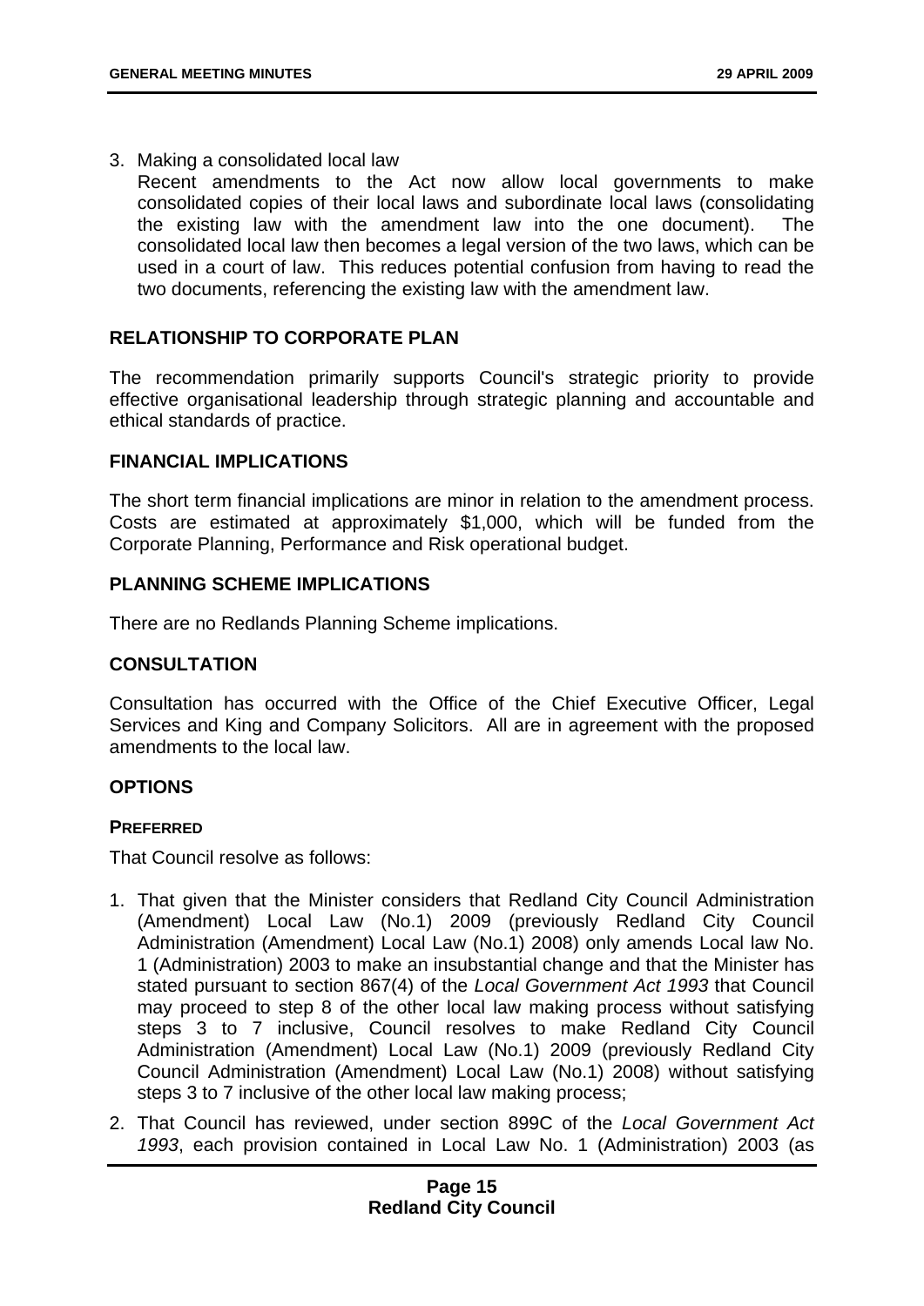3. Making a consolidated local law

   Recent amendments to the Act now allow local governments to make consolidated copies of their local laws and subordinate local laws (consolidating the existing law with the amendment law into the one document). The consolidated local law then becomes a legal version of the two laws, which can be used in a court of law. This reduces potential confusion from having to read the two documents, referencing the existing law with the amendment law.

## RELATIONSHIP TO CORPORATE PLAN

The recommendation primarily supports Council's strategic priority to provide effective organisational leadership through strategic planning and accountable and ethical standards of practice.

## FINANCIAL IMPLICATIONS

The short term financial implications are minor in relation to the amendment process. Costs are estimated at approximately $1,000, which will be funded from the Corporate Planning, Performance and Risk operational budget.

## PLANNING SCHEME IMPLICATIONS

There are no Redlands Planning Scheme implications.

## CONSULTATION

Consultation has occurred with the Office of the Chief Executive Officer, Legal Services and King and Company Solicitors. All are in agreement with the proposed amendments to the local law.

## OPTIONS

### PREFERRED

That Council resolve as follows:

1. That given that the Minister considers that Redland City Council Administration (Amendment) Local Law (No.1) 2009 (previously Redland City Council Administration (Amendment) Local Law (No.1) 2008) only amends Local law No. 1 (Administration) 2003 to make an insubstantial change and that the Minister has stated pursuant to section 867(4) of the *Local Government Act 1993* that Council may proceed to step 8 of the other local law making process without satisfying steps 3 to 7 inclusive, Council resolves to make Redland City Council Administration (Amendment) Local Law (No.1) 2009 (previously Redland City Council Administration (Amendment) Local Law (No.1) 2008) without satisfying steps 3 to 7 inclusive of the other local law making process;
2. That Council has reviewed, under section 899C of the *Local Government Act 1993*, each provision contained in Local Law No. 1 (Administration) 2003 (as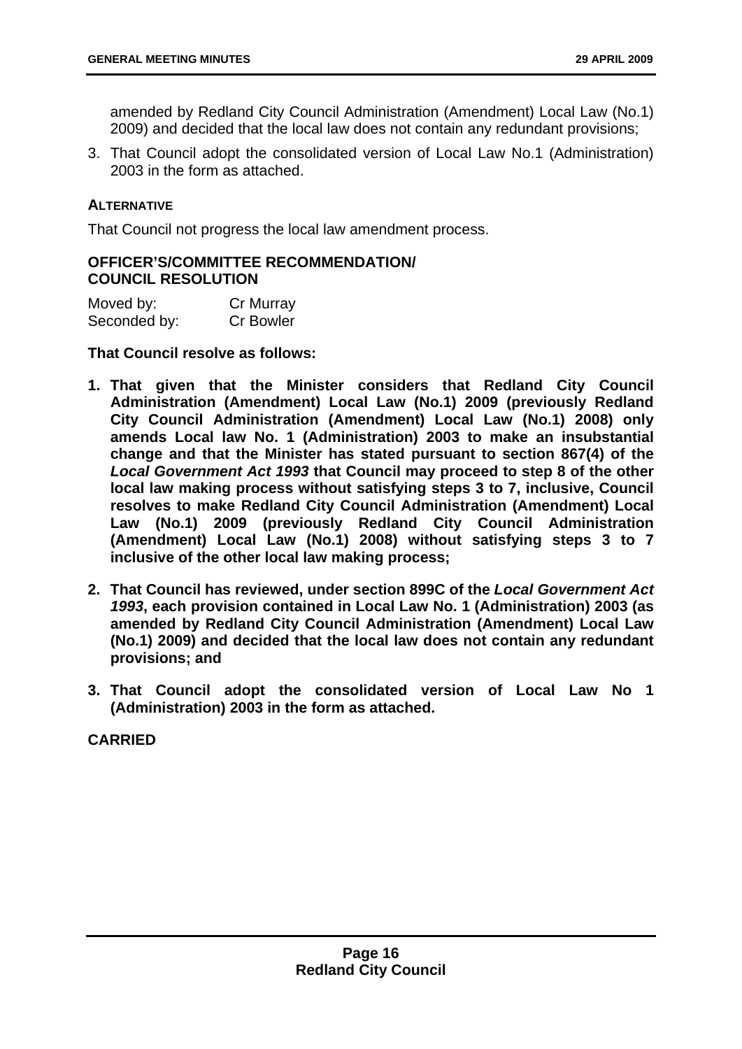amended by Redland City Council Administration (Amendment) Local Law (No.1) 2009) and decided that the local law does not contain any redundant provisions;

3. That Council adopt the consolidated version of Local Law No.1 (Administration) 2003 in the form as attached.

**ALTERNATIVE**

That Council not progress the local law amendment process.

**OFFICER'S/COMMITTEE RECOMMENDATION/ COUNCIL RESOLUTION**

| Moved by: | Cr Murray |
|---|---|
| Seconded by: | Cr Bowler |

**That Council resolve as follows:**

1. **That given that the Minister considers that Redland City Council Administration (Amendment) Local Law (No.1) 2009 (previously Redland City Council Administration (Amendment) Local Law (No.1) 2008) only amends Local law No. 1 (Administration) 2003 to make an insubstantial change and that the Minister has stated pursuant to section 867(4) of the *Local Government Act 1993* that Council may proceed to step 8 of the other local law making process without satisfying steps 3 to 7, inclusive, Council resolves to make Redland City Council Administration (Amendment) Local Law (No.1) 2009 (previously Redland City Council Administration (Amendment) Local Law (No.1) 2008) without satisfying steps 3 to 7 inclusive of the other local law making process;**

2. **That Council has reviewed, under section 899C of the *Local Government Act 1993*, each provision contained in Local Law No. 1 (Administration) 2003 (as amended by Redland City Council Administration (Amendment) Local Law (No.1) 2009) and decided that the local law does not contain any redundant provisions; and**

3. **That Council adopt the consolidated version of Local Law No 1 (Administration) 2003 in the form as attached.**

**CARRIED**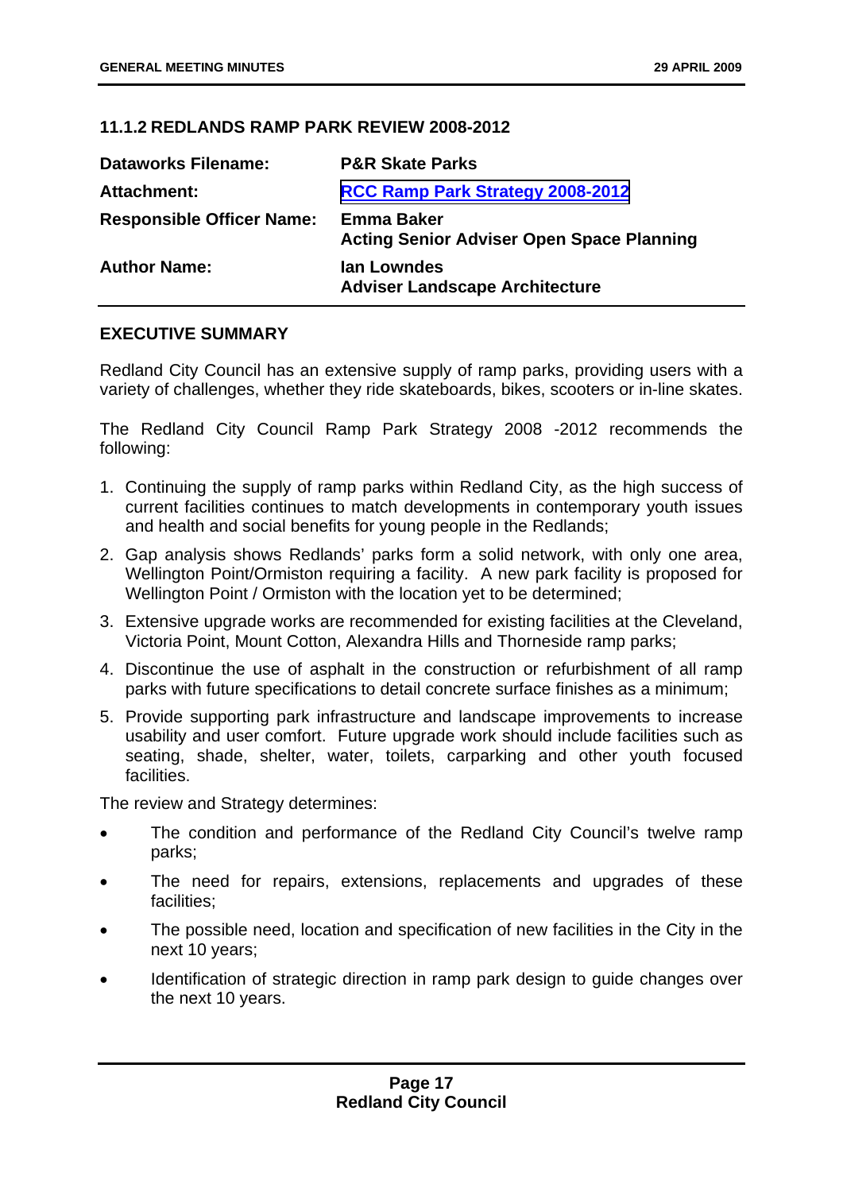### 11.1.2 REDLANDS RAMP PARK REVIEW 2008-2012

| | |
|---|---|
| **Dataworks Filename:** | **P&R Skate Parks** |
| **Attachment:** | **RCC Ramp Park Strategy 2008-2012** |
| **Responsible Officer Name:** | **Emma Baker**<br>**Acting Senior Adviser Open Space Planning** |
| **Author Name:** | **Ian Lowndes**<br>**Adviser Landscape Architecture** |

#### EXECUTIVE SUMMARY

Redland City Council has an extensive supply of ramp parks, providing users with a variety of challenges, whether they ride skateboards, bikes, scooters or in-line skates.

The Redland City Council Ramp Park Strategy 2008 -2012 recommends the following:

1. Continuing the supply of ramp parks within Redland City, as the high success of current facilities continues to match developments in contemporary youth issues and health and social benefits for young people in the Redlands;
2. Gap analysis shows Redlands' parks form a solid network, with only one area, Wellington Point/Ormiston requiring a facility. A new park facility is proposed for Wellington Point / Ormiston with the location yet to be determined;
3. Extensive upgrade works are recommended for existing facilities at the Cleveland, Victoria Point, Mount Cotton, Alexandra Hills and Thorneside ramp parks;
4. Discontinue the use of asphalt in the construction or refurbishment of all ramp parks with future specifications to detail concrete surface finishes as a minimum;
5. Provide supporting park infrastructure and landscape improvements to increase usability and user comfort. Future upgrade work should include facilities such as seating, shade, shelter, water, toilets, carparking and other youth focused facilities.

The review and Strategy determines:

- The condition and performance of the Redland City Council's twelve ramp parks;
- The need for repairs, extensions, replacements and upgrades of these facilities;
- The possible need, location and specification of new facilities in the City in the next 10 years;
- Identification of strategic direction in ramp park design to guide changes over the next 10 years.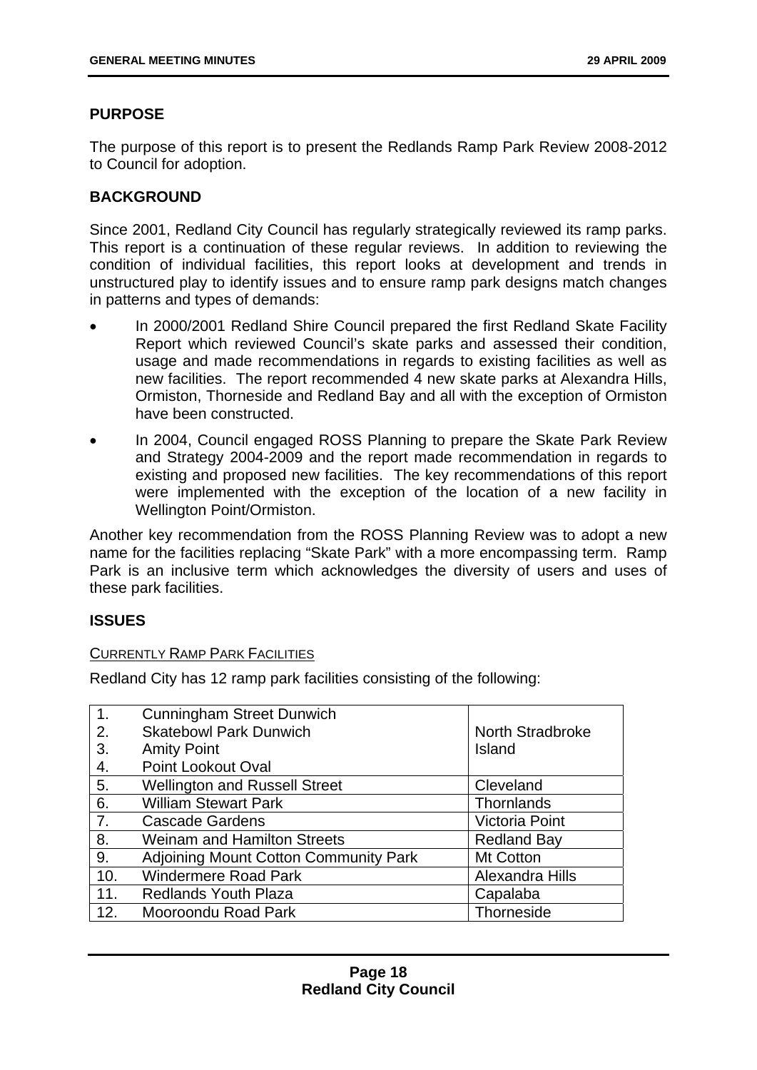## PURPOSE

The purpose of this report is to present the Redlands Ramp Park Review 2008-2012 to Council for adoption.

## BACKGROUND

Since 2001, Redland City Council has regularly strategically reviewed its ramp parks. This report is a continuation of these regular reviews. In addition to reviewing the condition of individual facilities, this report looks at development and trends in unstructured play to identify issues and to ensure ramp park designs match changes in patterns and types of demands:

- In 2000/2001 Redland Shire Council prepared the first Redland Skate Facility Report which reviewed Council's skate parks and assessed their condition, usage and made recommendations in regards to existing facilities as well as new facilities. The report recommended 4 new skate parks at Alexandra Hills, Ormiston, Thorneside and Redland Bay and all with the exception of Ormiston have been constructed.
- In 2004, Council engaged ROSS Planning to prepare the Skate Park Review and Strategy 2004-2009 and the report made recommendation in regards to existing and proposed new facilities. The key recommendations of this report were implemented with the exception of the location of a new facility in Wellington Point/Ormiston.

Another key recommendation from the ROSS Planning Review was to adopt a new name for the facilities replacing "Skate Park" with a more encompassing term. Ramp Park is an inclusive term which acknowledges the diversity of users and uses of these park facilities.

## ISSUES

CURRENTLY RAMP PARK FACILITIES

Redland City has 12 ramp park facilities consisting of the following:

| | | |
|---|---|---|
| 1. | Cunningham Street Dunwich | North Stradbroke Island |
| 2. | Skatebowl Park Dunwich | |
| 3. | Amity Point | |
| 4. | Point Lookout Oval | |
| 5. | Wellington and Russell Street | Cleveland |
| 6. | William Stewart Park | Thornlands |
| 7. | Cascade Gardens | Victoria Point |
| 8. | Weinam and Hamilton Streets | Redland Bay |
| 9. | Adjoining Mount Cotton Community Park | Mt Cotton |
| 10. | Windermere Road Park | Alexandra Hills |
| 11. | Redlands Youth Plaza | Capalaba |
| 12. | Mooroondu Road Park | Thorneside |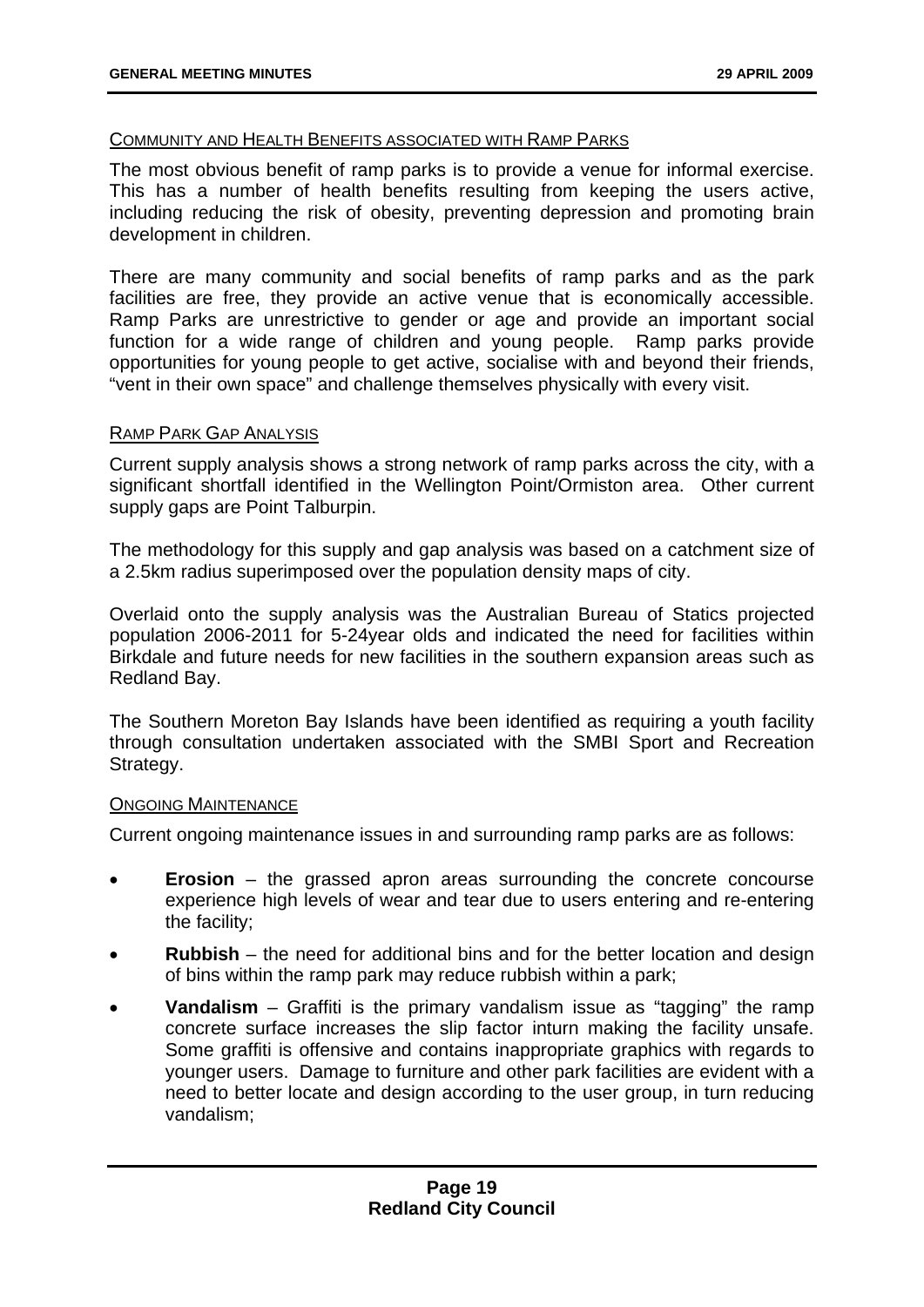COMMUNITY AND HEALTH BENEFITS ASSOCIATED WITH RAMP PARKS

The most obvious benefit of ramp parks is to provide a venue for informal exercise. This has a number of health benefits resulting from keeping the users active, including reducing the risk of obesity, preventing depression and promoting brain development in children.

There are many community and social benefits of ramp parks and as the park facilities are free, they provide an active venue that is economically accessible. Ramp Parks are unrestrictive to gender or age and provide an important social function for a wide range of children and young people. Ramp parks provide opportunities for young people to get active, socialise with and beyond their friends, "vent in their own space" and challenge themselves physically with every visit.

RAMP PARK GAP ANALYSIS

Current supply analysis shows a strong network of ramp parks across the city, with a significant shortfall identified in the Wellington Point/Ormiston area. Other current supply gaps are Point Talburpin.

The methodology for this supply and gap analysis was based on a catchment size of a 2.5km radius superimposed over the population density maps of city.

Overlaid onto the supply analysis was the Australian Bureau of Statics projected population 2006-2011 for 5-24year olds and indicated the need for facilities within Birkdale and future needs for new facilities in the southern expansion areas such as Redland Bay.

The Southern Moreton Bay Islands have been identified as requiring a youth facility through consultation undertaken associated with the SMBI Sport and Recreation Strategy.

ONGOING MAINTENANCE

Current ongoing maintenance issues in and surrounding ramp parks are as follows:

- **Erosion** – the grassed apron areas surrounding the concrete concourse experience high levels of wear and tear due to users entering and re-entering the facility;
- **Rubbish** – the need for additional bins and for the better location and design of bins within the ramp park may reduce rubbish within a park;
- **Vandalism** – Graffiti is the primary vandalism issue as "tagging" the ramp concrete surface increases the slip factor inturn making the facility unsafe. Some graffiti is offensive and contains inappropriate graphics with regards to younger users. Damage to furniture and other park facilities are evident with a need to better locate and design according to the user group, in turn reducing vandalism;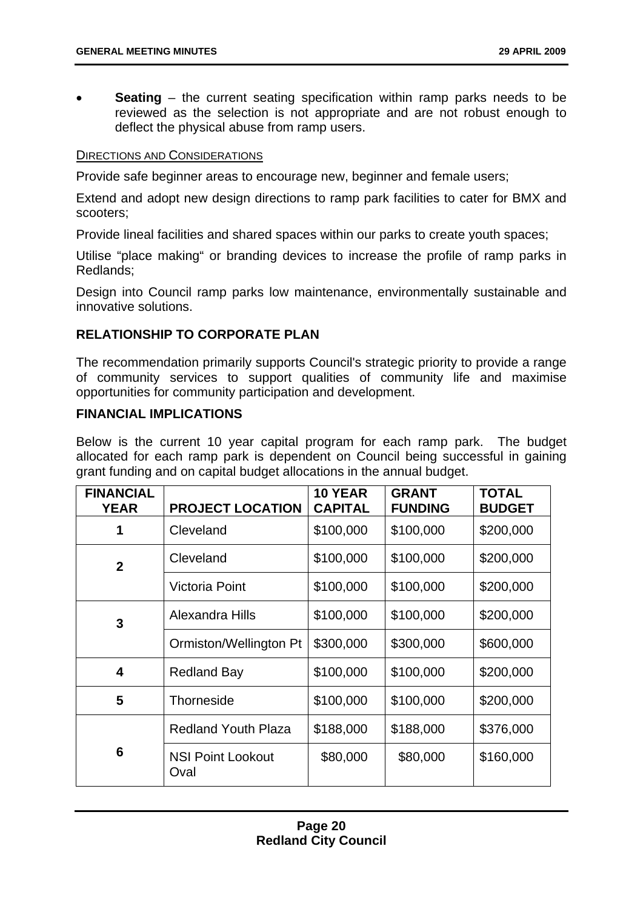- **Seating** – the current seating specification within ramp parks needs to be reviewed as the selection is not appropriate and are not robust enough to deflect the physical abuse from ramp users.

DIRECTIONS AND CONSIDERATIONS

Provide safe beginner areas to encourage new, beginner and female users;

Extend and adopt new design directions to ramp park facilities to cater for BMX and scooters;

Provide lineal facilities and shared spaces within our parks to create youth spaces;

Utilise "place making" or branding devices to increase the profile of ramp parks in Redlands;

Design into Council ramp parks low maintenance, environmentally sustainable and innovative solutions.

## RELATIONSHIP TO CORPORATE PLAN

The recommendation primarily supports Council's strategic priority to provide a range of community services to support qualities of community life and maximise opportunities for community participation and development.

## FINANCIAL IMPLICATIONS

Below is the current 10 year capital program for each ramp park. The budget allocated for each ramp park is dependent on Council being successful in gaining grant funding and on capital budget allocations in the annual budget.

| FINANCIAL YEAR | PROJECT LOCATION | 10 YEAR CAPITAL | GRANT FUNDING | TOTAL BUDGET |
|---|---|---|---|---|
| 1 | Cleveland | $100,000 | $100,000 | $200,000 |
| 2 | Cleveland | $100,000 | $100,000 | $200,000 |
| | Victoria Point | $100,000 | $100,000 | $200,000 |
| 3 | Alexandra Hills | $100,000 | $100,000 | $200,000 |
| | Ormiston/Wellington Pt | $300,000 | $300,000 | $600,000 |
| 4 | Redland Bay | $100,000 | $100,000 | $200,000 |
| 5 | Thorneside | $100,000 | $100,000 | $200,000 |
| 6 | Redland Youth Plaza | $188,000 | $188,000 | $376,000 |
| | NSI Point Lookout Oval | $80,000 | $80,000 | $160,000 |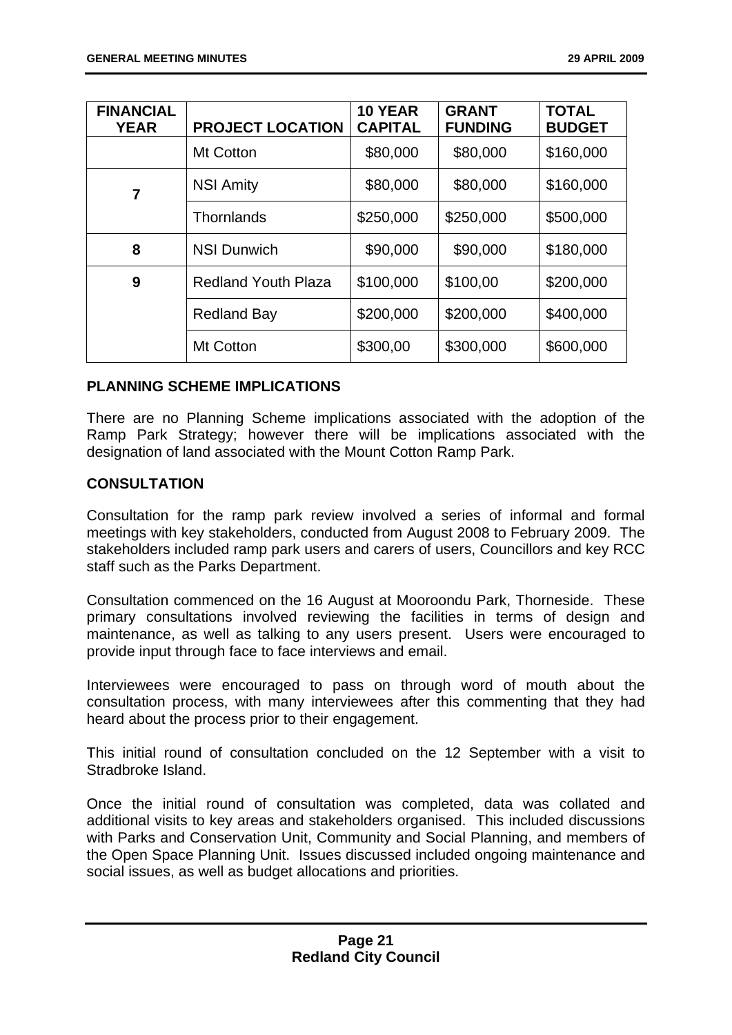| FINANCIAL YEAR | PROJECT LOCATION | 10 YEAR CAPITAL | GRANT FUNDING | TOTAL BUDGET |
|---|---|---|---|---|
| | Mt Cotton | $80,000 | $80,000 | $160,000 |
| 7 | NSI Amity | $80,000 | $80,000 | $160,000 |
| | Thornlands | $250,000 | $250,000 | $500,000 |
| 8 | NSI Dunwich | $90,000 | $90,000 | $180,000 |
| 9 | Redland Youth Plaza | $100,000 | $100,00 | $200,000 |
| | Redland Bay | $200,000 | $200,000 | $400,000 |
| | Mt Cotton | $300,00 | $300,000 | $600,000 |

**PLANNING SCHEME IMPLICATIONS**

There are no Planning Scheme implications associated with the adoption of the Ramp Park Strategy; however there will be implications associated with the designation of land associated with the Mount Cotton Ramp Park.

**CONSULTATION**

Consultation for the ramp park review involved a series of informal and formal meetings with key stakeholders, conducted from August 2008 to February 2009. The stakeholders included ramp park users and carers of users, Councillors and key RCC staff such as the Parks Department.

Consultation commenced on the 16 August at Mooroondu Park, Thorneside. These primary consultations involved reviewing the facilities in terms of design and maintenance, as well as talking to any users present. Users were encouraged to provide input through face to face interviews and email.

Interviewees were encouraged to pass on through word of mouth about the consultation process, with many interviewees after this commenting that they had heard about the process prior to their engagement.

This initial round of consultation concluded on the 12 September with a visit to Stradbroke Island.

Once the initial round of consultation was completed, data was collated and additional visits to key areas and stakeholders organised. This included discussions with Parks and Conservation Unit, Community and Social Planning, and members of the Open Space Planning Unit. Issues discussed included ongoing maintenance and social issues, as well as budget allocations and priorities.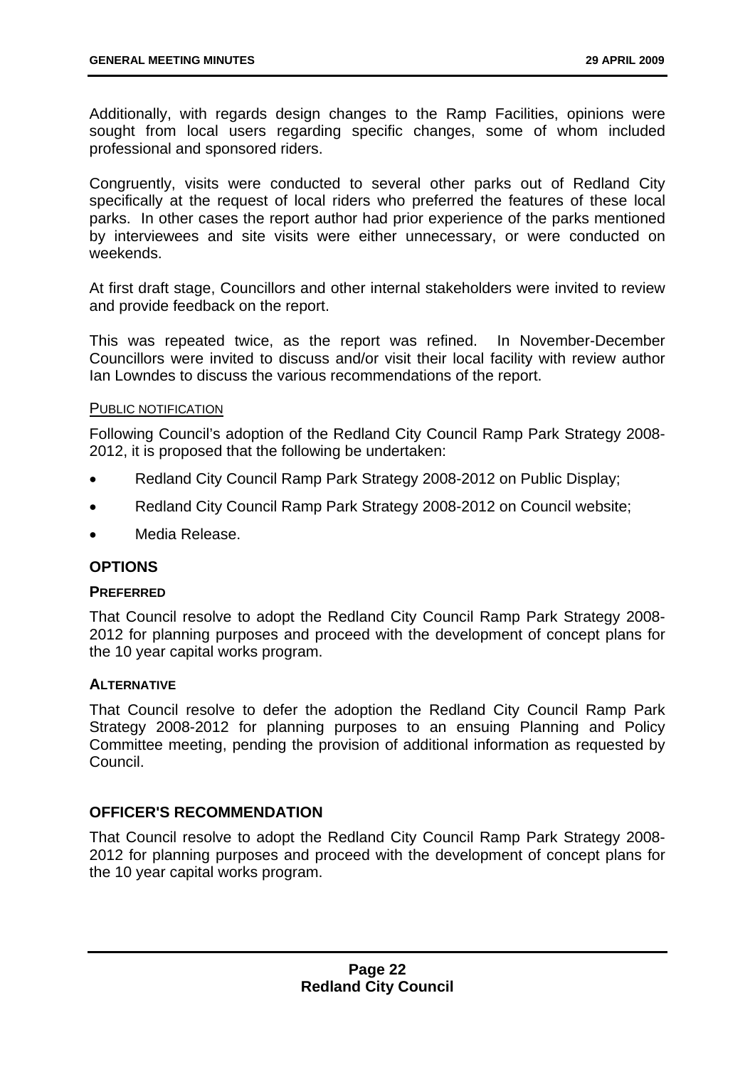Additionally, with regards design changes to the Ramp Facilities, opinions were sought from local users regarding specific changes, some of whom included professional and sponsored riders.

Congruently, visits were conducted to several other parks out of Redland City specifically at the request of local riders who preferred the features of these local parks. In other cases the report author had prior experience of the parks mentioned by interviewees and site visits were either unnecessary, or were conducted on weekends.

At first draft stage, Councillors and other internal stakeholders were invited to review and provide feedback on the report.

This was repeated twice, as the report was refined. In November-December Councillors were invited to discuss and/or visit their local facility with review author Ian Lowndes to discuss the various recommendations of the report.

PUBLIC NOTIFICATION

Following Council's adoption of the Redland City Council Ramp Park Strategy 2008-2012, it is proposed that the following be undertaken:

- Redland City Council Ramp Park Strategy 2008-2012 on Public Display;
- Redland City Council Ramp Park Strategy 2008-2012 on Council website;
- Media Release.

## OPTIONS

### PREFERRED

That Council resolve to adopt the Redland City Council Ramp Park Strategy 2008-2012 for planning purposes and proceed with the development of concept plans for the 10 year capital works program.

### ALTERNATIVE

That Council resolve to defer the adoption the Redland City Council Ramp Park Strategy 2008-2012 for planning purposes to an ensuing Planning and Policy Committee meeting, pending the provision of additional information as requested by Council.

## OFFICER'S RECOMMENDATION

That Council resolve to adopt the Redland City Council Ramp Park Strategy 2008-2012 for planning purposes and proceed with the development of concept plans for the 10 year capital works program.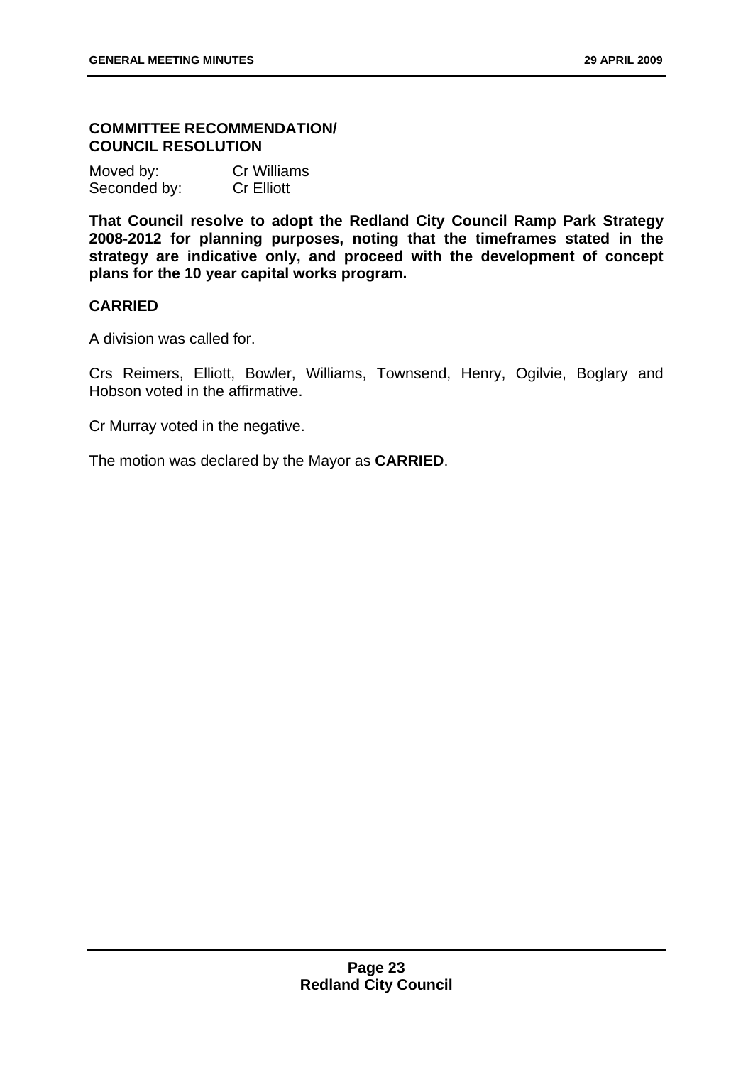**COMMITTEE RECOMMENDATION/
COUNCIL RESOLUTION**

Moved by: Cr Williams
Seconded by: Cr Elliott

**That Council resolve to adopt the Redland City Council Ramp Park Strategy 2008-2012 for planning purposes, noting that the timeframes stated in the strategy are indicative only, and proceed with the development of concept plans for the 10 year capital works program.**

**CARRIED**

A division was called for.

Crs Reimers, Elliott, Bowler, Williams, Townsend, Henry, Ogilvie, Boglary and Hobson voted in the affirmative.

Cr Murray voted in the negative.

The motion was declared by the Mayor as **CARRIED**.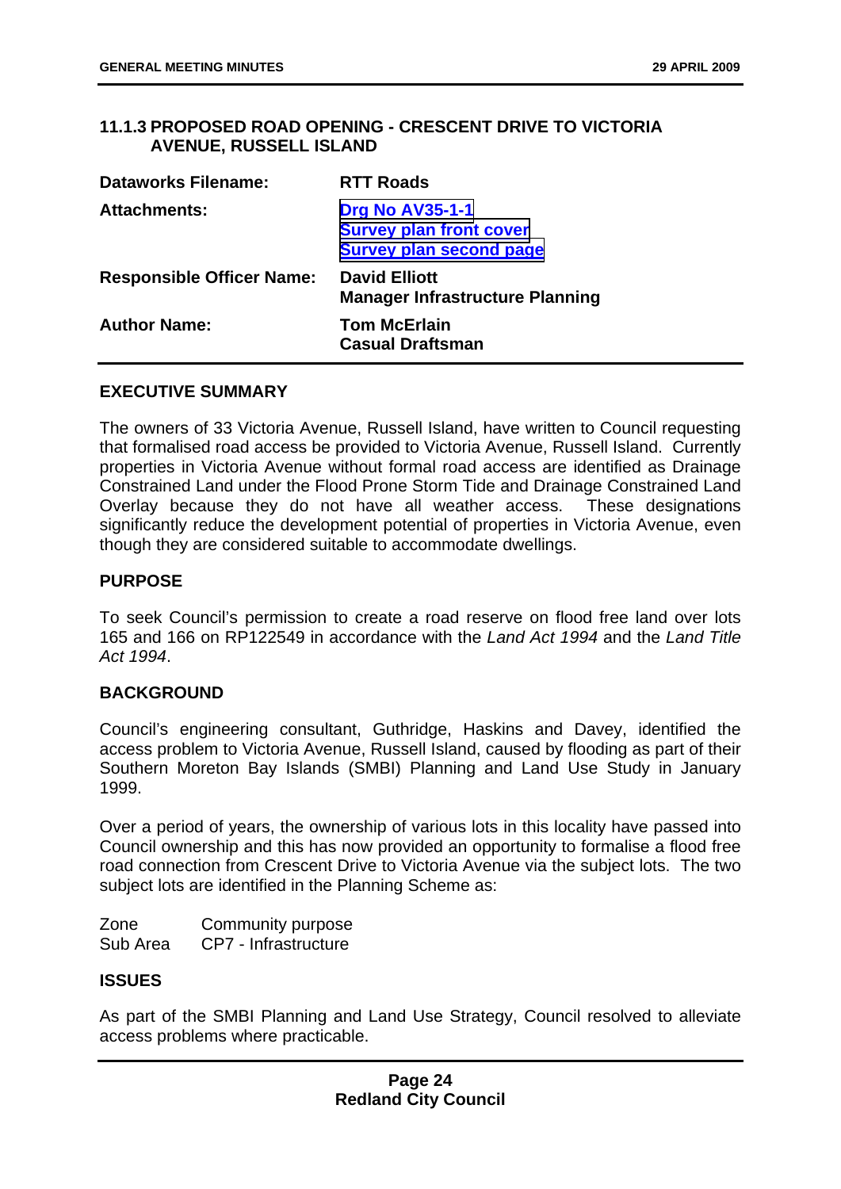## 11.1.3 PROPOSED ROAD OPENING - CRESCENT DRIVE TO VICTORIA AVENUE, RUSSELL ISLAND

| | |
|---|---|
| **Dataworks Filename:** | **RTT Roads** |
| **Attachments:** | **Drg No AV35-1-1**<br>**Survey plan front cover**<br>**Survey plan second page** |
| **Responsible Officer Name:** | **David Elliott**<br>**Manager Infrastructure Planning** |
| **Author Name:** | **Tom McErlain**<br>**Casual Draftsman** |

### EXECUTIVE SUMMARY

The owners of 33 Victoria Avenue, Russell Island, have written to Council requesting that formalised road access be provided to Victoria Avenue, Russell Island. Currently properties in Victoria Avenue without formal road access are identified as Drainage Constrained Land under the Flood Prone Storm Tide and Drainage Constrained Land Overlay because they do not have all weather access. These designations significantly reduce the development potential of properties in Victoria Avenue, even though they are considered suitable to accommodate dwellings.

### PURPOSE

To seek Council's permission to create a road reserve on flood free land over lots 165 and 166 on RP122549 in accordance with the *Land Act 1994* and the *Land Title Act 1994*.

### BACKGROUND

Council's engineering consultant, Guthridge, Haskins and Davey, identified the access problem to Victoria Avenue, Russell Island, caused by flooding as part of their Southern Moreton Bay Islands (SMBI) Planning and Land Use Study in January 1999.

Over a period of years, the ownership of various lots in this locality have passed into Council ownership and this has now provided an opportunity to formalise a flood free road connection from Crescent Drive to Victoria Avenue via the subject lots. The two subject lots are identified in the Planning Scheme as:

| | |
|---|---|
| Zone | Community purpose |
| Sub Area | CP7 - Infrastructure |

### ISSUES

As part of the SMBI Planning and Land Use Strategy, Council resolved to alleviate access problems where practicable.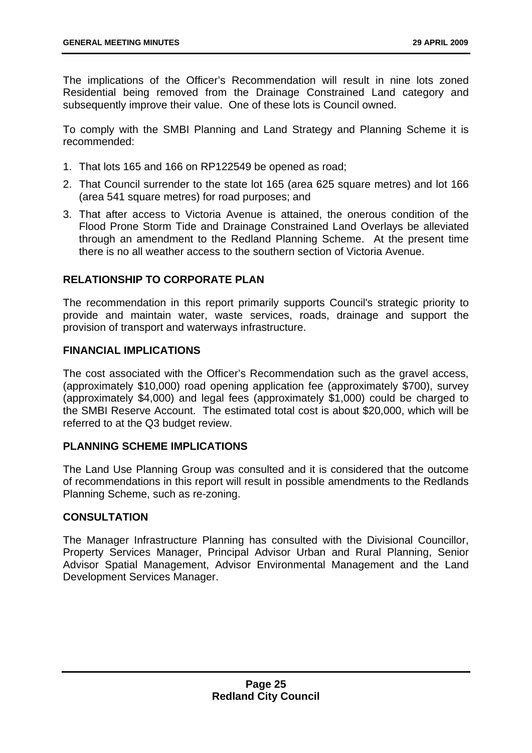The implications of the Officer's Recommendation will result in nine lots zoned Residential being removed from the Drainage Constrained Land category and subsequently improve their value. One of these lots is Council owned.

To comply with the SMBI Planning and Land Strategy and Planning Scheme it is recommended:

1. That lots 165 and 166 on RP122549 be opened as road;
2. That Council surrender to the state lot 165 (area 625 square metres) and lot 166 (area 541 square metres) for road purposes; and
3. That after access to Victoria Avenue is attained, the onerous condition of the Flood Prone Storm Tide and Drainage Constrained Land Overlays be alleviated through an amendment to the Redland Planning Scheme. At the present time there is no all weather access to the southern section of Victoria Avenue.

## RELATIONSHIP TO CORPORATE PLAN

The recommendation in this report primarily supports Council's strategic priority to provide and maintain water, waste services, roads, drainage and support the provision of transport and waterways infrastructure.

## FINANCIAL IMPLICATIONS

The cost associated with the Officer's Recommendation such as the gravel access, (approximately $10,000) road opening application fee (approximately $700), survey (approximately $4,000) and legal fees (approximately $1,000) could be charged to the SMBI Reserve Account. The estimated total cost is about $20,000, which will be referred to at the Q3 budget review.

## PLANNING SCHEME IMPLICATIONS

The Land Use Planning Group was consulted and it is considered that the outcome of recommendations in this report will result in possible amendments to the Redlands Planning Scheme, such as re-zoning.

## CONSULTATION

The Manager Infrastructure Planning has consulted with the Divisional Councillor, Property Services Manager, Principal Advisor Urban and Rural Planning, Senior Advisor Spatial Management, Advisor Environmental Management and the Land Development Services Manager.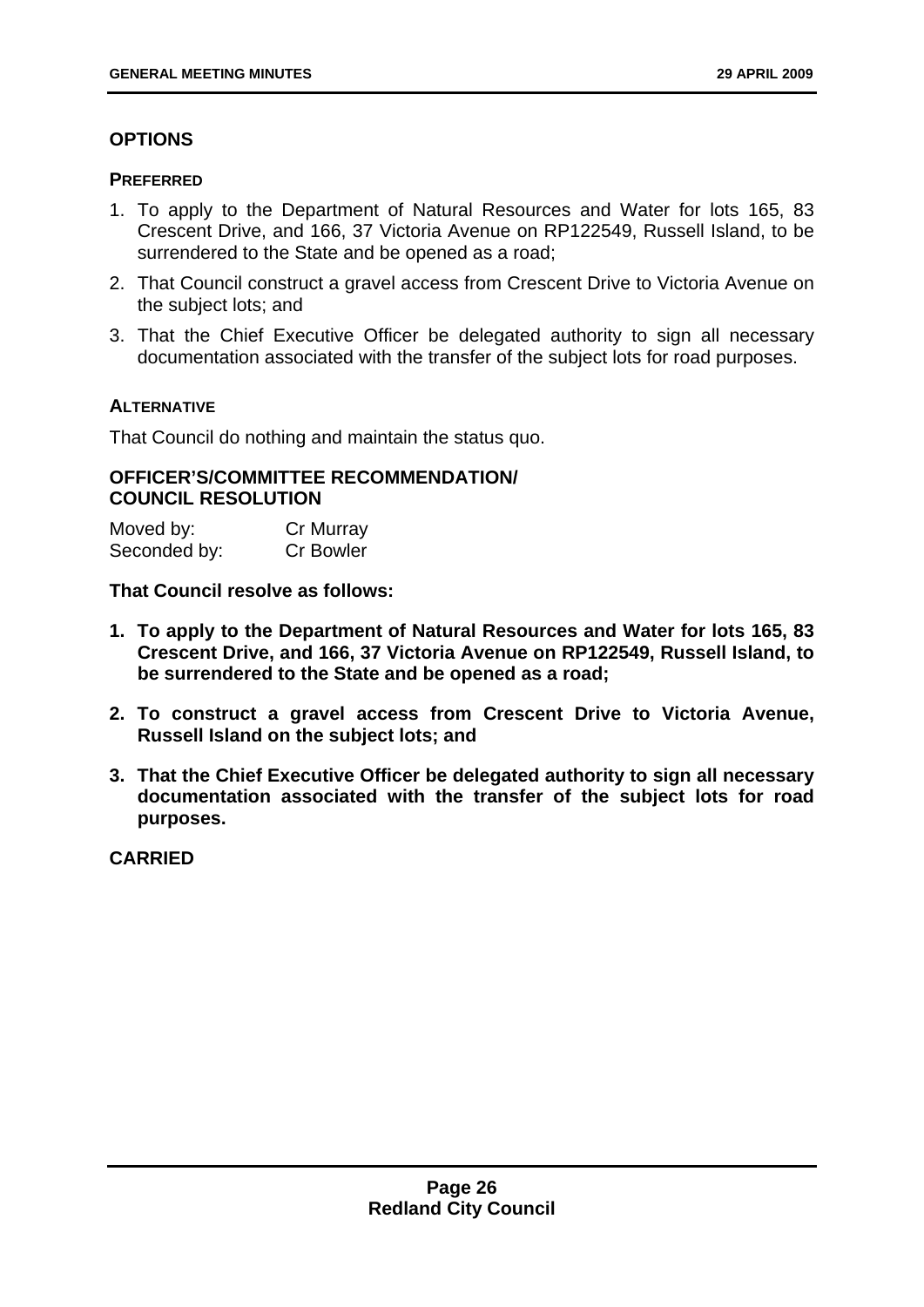## OPTIONS

### PREFERRED

1. To apply to the Department of Natural Resources and Water for lots 165, 83 Crescent Drive, and 166, 37 Victoria Avenue on RP122549, Russell Island, to be surrendered to the State and be opened as a road;
2. That Council construct a gravel access from Crescent Drive to Victoria Avenue on the subject lots; and
3. That the Chief Executive Officer be delegated authority to sign all necessary documentation associated with the transfer of the subject lots for road purposes.

### ALTERNATIVE

That Council do nothing and maintain the status quo.

## OFFICER'S/COMMITTEE RECOMMENDATION/ COUNCIL RESOLUTION

| | |
|---|---|
| Moved by: | Cr Murray |
| Seconded by: | Cr Bowler |

**That Council resolve as follows:**

1. **To apply to the Department of Natural Resources and Water for lots 165, 83 Crescent Drive, and 166, 37 Victoria Avenue on RP122549, Russell Island, to be surrendered to the State and be opened as a road;**
2. **To construct a gravel access from Crescent Drive to Victoria Avenue, Russell Island on the subject lots; and**
3. **That the Chief Executive Officer be delegated authority to sign all necessary documentation associated with the transfer of the subject lots for road purposes.**

**CARRIED**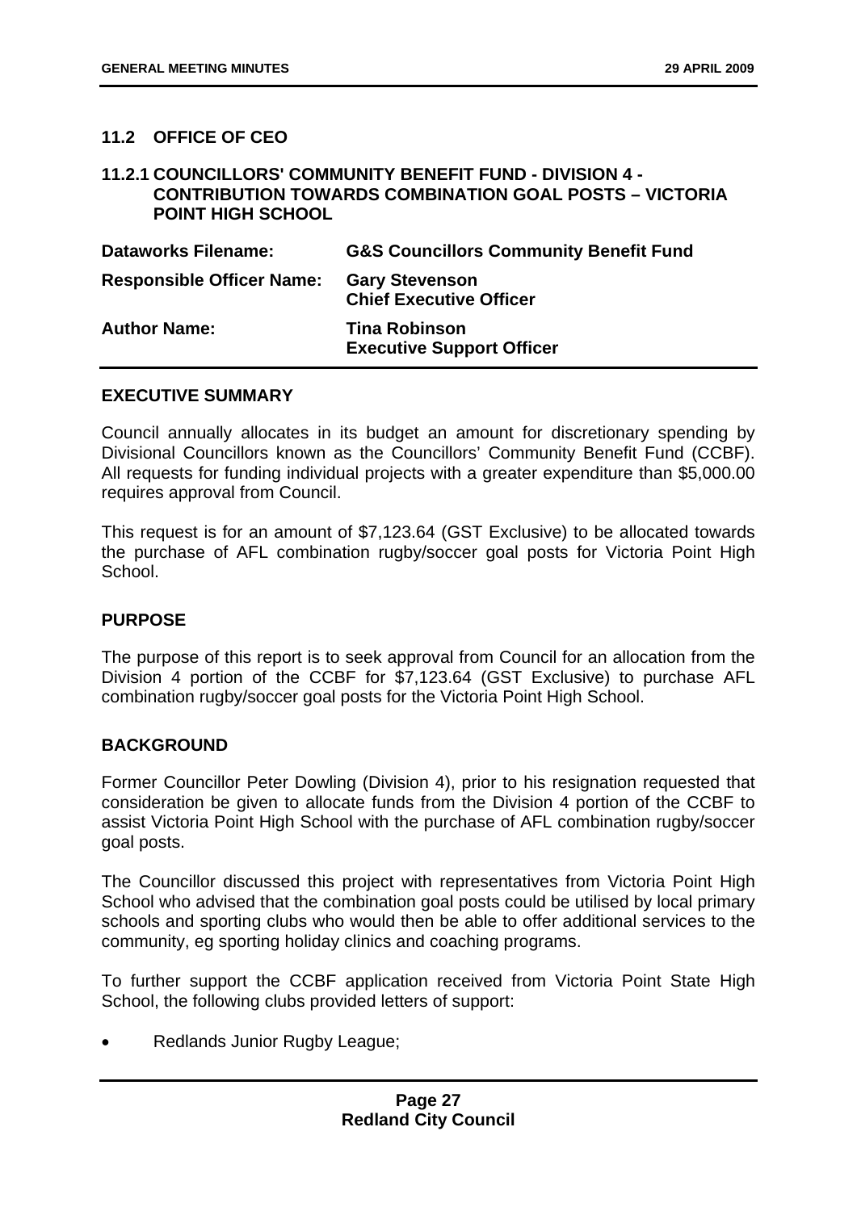## 11.2 OFFICE OF CEO

### 11.2.1 COUNCILLORS' COMMUNITY BENEFIT FUND - DIVISION 4 - CONTRIBUTION TOWARDS COMBINATION GOAL POSTS – VICTORIA POINT HIGH SCHOOL

| | |
|---|---|
| **Dataworks Filename:** | **G&S Councillors Community Benefit Fund** |
| **Responsible Officer Name:** | **Gary Stevenson**<br>**Chief Executive Officer** |
| **Author Name:** | **Tina Robinson**<br>**Executive Support Officer** |

**EXECUTIVE SUMMARY**

Council annually allocates in its budget an amount for discretionary spending by Divisional Councillors known as the Councillors' Community Benefit Fund (CCBF). All requests for funding individual projects with a greater expenditure than $5,000.00 requires approval from Council.

This request is for an amount of $7,123.64 (GST Exclusive) to be allocated towards the purchase of AFL combination rugby/soccer goal posts for Victoria Point High School.

**PURPOSE**

The purpose of this report is to seek approval from Council for an allocation from the Division 4 portion of the CCBF for $7,123.64 (GST Exclusive) to purchase AFL combination rugby/soccer goal posts for the Victoria Point High School.

**BACKGROUND**

Former Councillor Peter Dowling (Division 4), prior to his resignation requested that consideration be given to allocate funds from the Division 4 portion of the CCBF to assist Victoria Point High School with the purchase of AFL combination rugby/soccer goal posts.

The Councillor discussed this project with representatives from Victoria Point High School who advised that the combination goal posts could be utilised by local primary schools and sporting clubs who would then be able to offer additional services to the community, eg sporting holiday clinics and coaching programs.

To further support the CCBF application received from Victoria Point State High School, the following clubs provided letters of support:

- Redlands Junior Rugby League;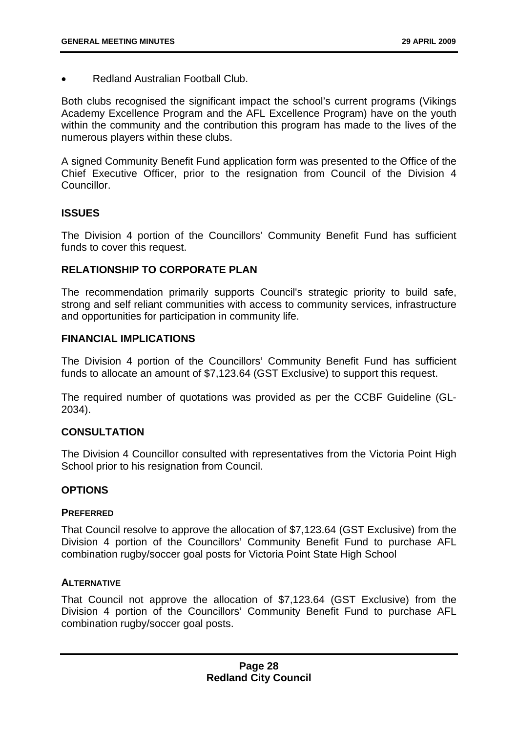- Redland Australian Football Club.

Both clubs recognised the significant impact the school's current programs (Vikings Academy Excellence Program and the AFL Excellence Program) have on the youth within the community and the contribution this program has made to the lives of the numerous players within these clubs.

A signed Community Benefit Fund application form was presented to the Office of the Chief Executive Officer, prior to the resignation from Council of the Division 4 Councillor.

## ISSUES

The Division 4 portion of the Councillors' Community Benefit Fund has sufficient funds to cover this request.

## RELATIONSHIP TO CORPORATE PLAN

The recommendation primarily supports Council's strategic priority to build safe, strong and self reliant communities with access to community services, infrastructure and opportunities for participation in community life.

## FINANCIAL IMPLICATIONS

The Division 4 portion of the Councillors' Community Benefit Fund has sufficient funds to allocate an amount of $7,123.64 (GST Exclusive) to support this request.

The required number of quotations was provided as per the CCBF Guideline (GL-2034).

## CONSULTATION

The Division 4 Councillor consulted with representatives from the Victoria Point High School prior to his resignation from Council.

## OPTIONS

### PREFERRED

That Council resolve to approve the allocation of $7,123.64 (GST Exclusive) from the Division 4 portion of the Councillors' Community Benefit Fund to purchase AFL combination rugby/soccer goal posts for Victoria Point State High School

### ALTERNATIVE

That Council not approve the allocation of $7,123.64 (GST Exclusive) from the Division 4 portion of the Councillors' Community Benefit Fund to purchase AFL combination rugby/soccer goal posts.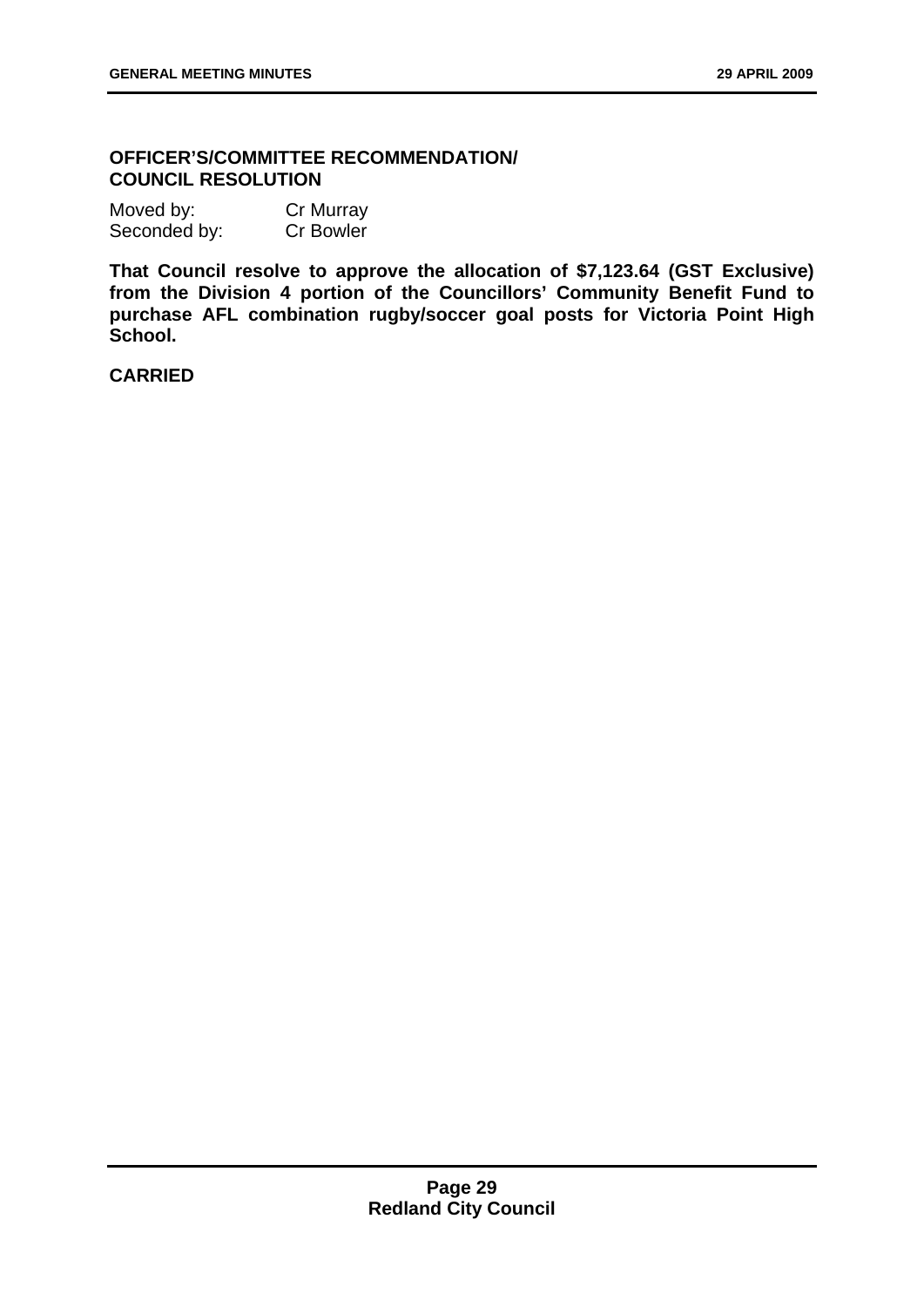**OFFICER'S/COMMITTEE RECOMMENDATION/ COUNCIL RESOLUTION**

Moved by: Cr Murray
Seconded by: Cr Bowler

**That Council resolve to approve the allocation of $7,123.64 (GST Exclusive) from the Division 4 portion of the Councillors' Community Benefit Fund to purchase AFL combination rugby/soccer goal posts for Victoria Point High School.**

**CARRIED**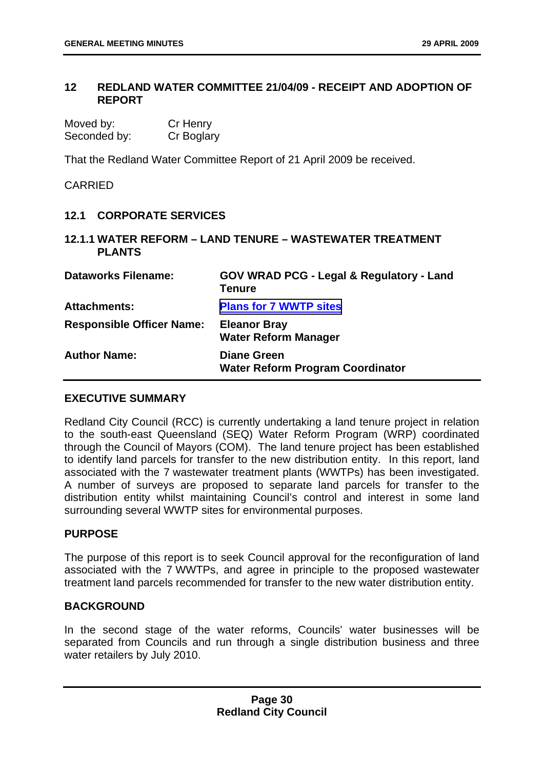## 12 REDLAND WATER COMMITTEE 21/04/09 - RECEIPT AND ADOPTION OF REPORT

Moved by: Cr Henry
Seconded by: Cr Boglary

That the Redland Water Committee Report of 21 April 2009 be received.

CARRIED

### 12.1 CORPORATE SERVICES

#### 12.1.1 WATER REFORM – LAND TENURE – WASTEWATER TREATMENT PLANTS

| | |
|---|---|
| **Dataworks Filename:** | **GOV WRAD PCG - Legal & Regulatory - Land Tenure** |
| **Attachments:** | **Plans for 7 WWTP sites** |
| **Responsible Officer Name:** | **Eleanor Bray**<br>**Water Reform Manager** |
| **Author Name:** | **Diane Green**<br>**Water Reform Program Coordinator** |

**EXECUTIVE SUMMARY**

Redland City Council (RCC) is currently undertaking a land tenure project in relation to the south-east Queensland (SEQ) Water Reform Program (WRP) coordinated through the Council of Mayors (COM). The land tenure project has been established to identify land parcels for transfer to the new distribution entity. In this report, land associated with the 7 wastewater treatment plants (WWTPs) has been investigated. A number of surveys are proposed to separate land parcels for transfer to the distribution entity whilst maintaining Council's control and interest in some land surrounding several WWTP sites for environmental purposes.

**PURPOSE**

The purpose of this report is to seek Council approval for the reconfiguration of land associated with the 7 WWTPs, and agree in principle to the proposed wastewater treatment land parcels recommended for transfer to the new water distribution entity.

**BACKGROUND**

In the second stage of the water reforms, Councils' water businesses will be separated from Councils and run through a single distribution business and three water retailers by July 2010.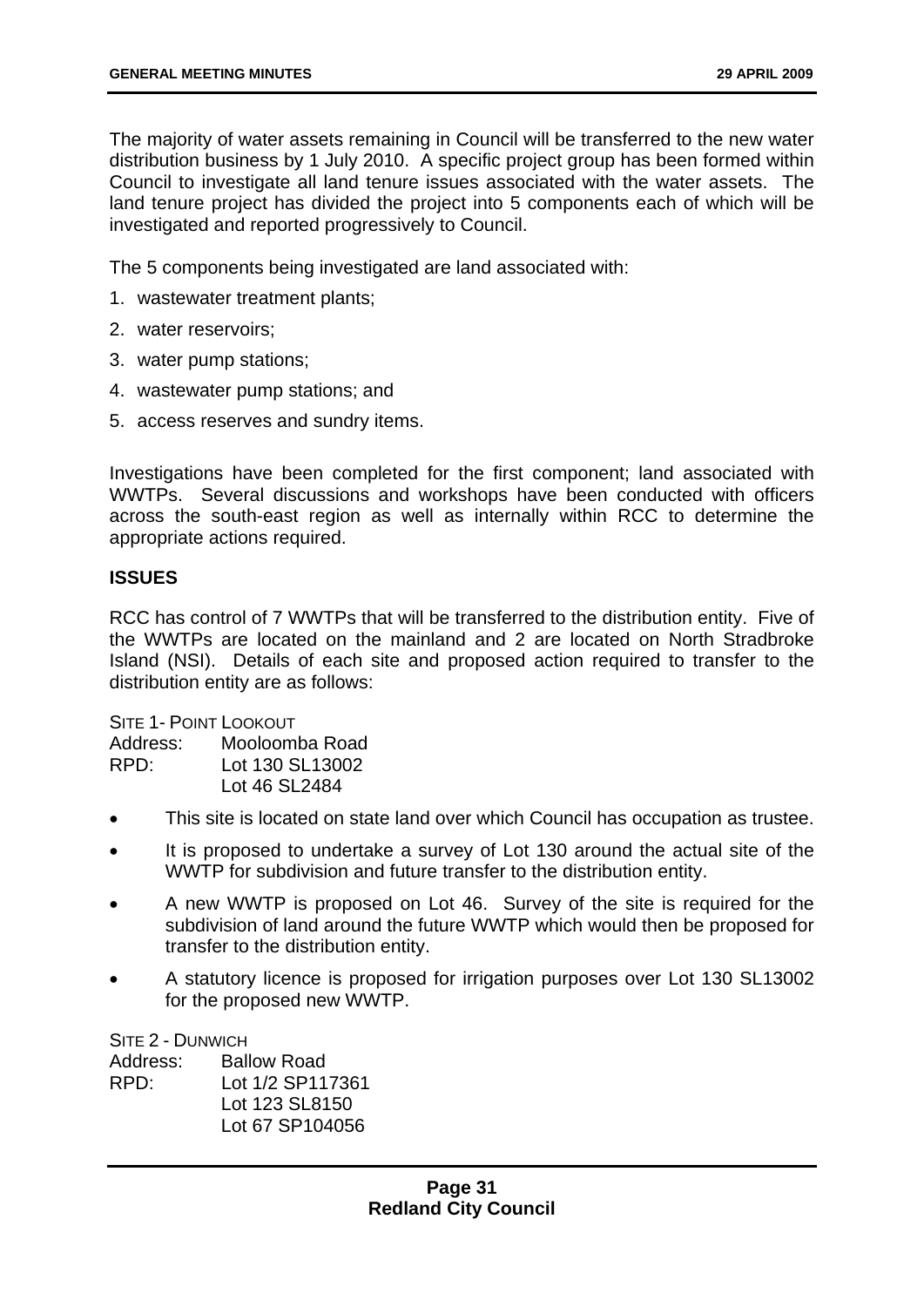The majority of water assets remaining in Council will be transferred to the new water distribution business by 1 July 2010. A specific project group has been formed within Council to investigate all land tenure issues associated with the water assets. The land tenure project has divided the project into 5 components each of which will be investigated and reported progressively to Council.

The 5 components being investigated are land associated with:

1. wastewater treatment plants;
2. water reservoirs;
3. water pump stations;
4. wastewater pump stations; and
5. access reserves and sundry items.

Investigations have been completed for the first component; land associated with WWTPs. Several discussions and workshops have been conducted with officers across the south-east region as well as internally within RCC to determine the appropriate actions required.

**ISSUES**

RCC has control of 7 WWTPs that will be transferred to the distribution entity. Five of the WWTPs are located on the mainland and 2 are located on North Stradbroke Island (NSI). Details of each site and proposed action required to transfer to the distribution entity are as follows:

SITE 1- POINT LOOKOUT

Address: Mooloomba Road
RPD: Lot 130 SL13002
Lot 46 SL2484

- This site is located on state land over which Council has occupation as trustee.
- It is proposed to undertake a survey of Lot 130 around the actual site of the WWTP for subdivision and future transfer to the distribution entity.
- A new WWTP is proposed on Lot 46. Survey of the site is required for the subdivision of land around the future WWTP which would then be proposed for transfer to the distribution entity.
- A statutory licence is proposed for irrigation purposes over Lot 130 SL13002 for the proposed new WWTP.

SITE 2 - DUNWICH

Address: Ballow Road
RPD: Lot 1/2 SP117361
Lot 123 SL8150
Lot 67 SP104056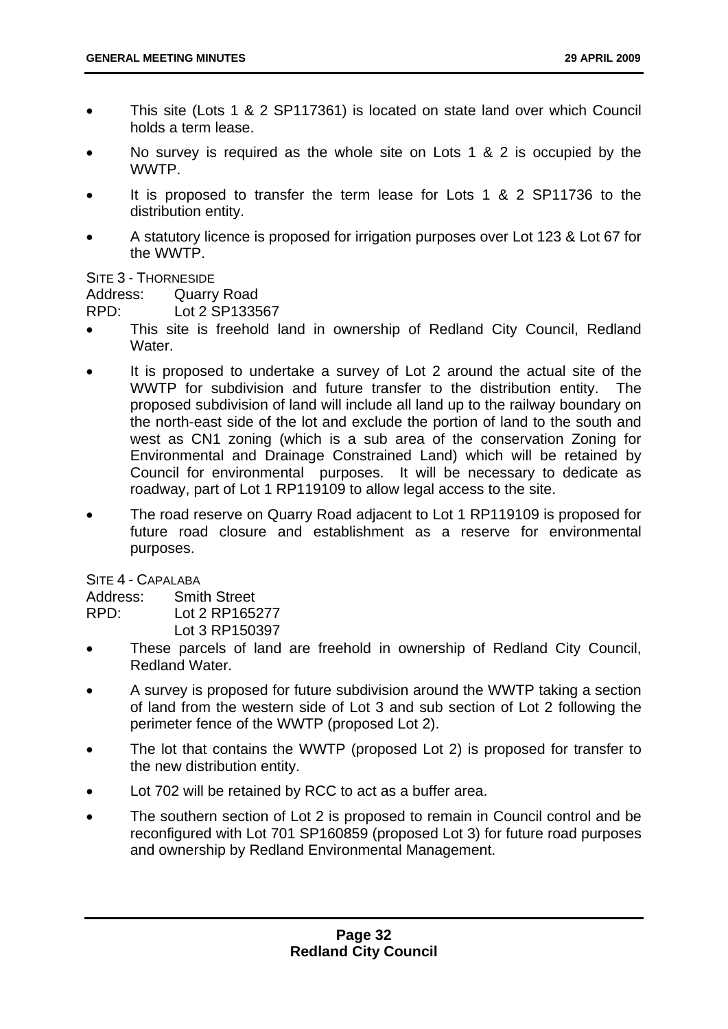- This site (Lots 1 & 2 SP117361) is located on state land over which Council holds a term lease.
- No survey is required as the whole site on Lots 1 & 2 is occupied by the WWTP.
- It is proposed to transfer the term lease for Lots 1 & 2 SP11736 to the distribution entity.
- A statutory licence is proposed for irrigation purposes over Lot 123 & Lot 67 for the WWTP.

SITE 3 - THORNESIDE
Address: Quarry Road
RPD: Lot 2 SP133567

- This site is freehold land in ownership of Redland City Council, Redland Water.
- It is proposed to undertake a survey of Lot 2 around the actual site of the WWTP for subdivision and future transfer to the distribution entity. The proposed subdivision of land will include all land up to the railway boundary on the north-east side of the lot and exclude the portion of land to the south and west as CN1 zoning (which is a sub area of the conservation Zoning for Environmental and Drainage Constrained Land) which will be retained by Council for environmental purposes. It will be necessary to dedicate as roadway, part of Lot 1 RP119109 to allow legal access to the site.
- The road reserve on Quarry Road adjacent to Lot 1 RP119109 is proposed for future road closure and establishment as a reserve for environmental purposes.

SITE 4 - CAPALABA
Address: Smith Street
RPD: Lot 2 RP165277
Lot 3 RP150397

- These parcels of land are freehold in ownership of Redland City Council, Redland Water.
- A survey is proposed for future subdivision around the WWTP taking a section of land from the western side of Lot 3 and sub section of Lot 2 following the perimeter fence of the WWTP (proposed Lot 2).
- The lot that contains the WWTP (proposed Lot 2) is proposed for transfer to the new distribution entity.
- Lot 702 will be retained by RCC to act as a buffer area.
- The southern section of Lot 2 is proposed to remain in Council control and be reconfigured with Lot 701 SP160859 (proposed Lot 3) for future road purposes and ownership by Redland Environmental Management.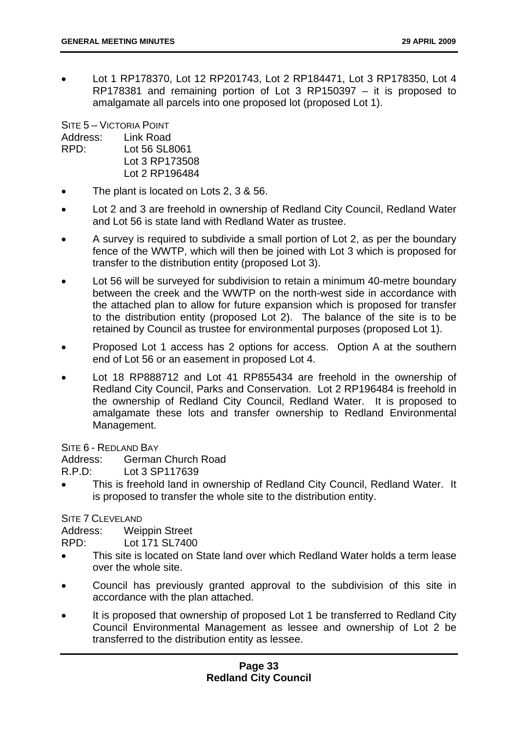- Lot 1 RP178370, Lot 12 RP201743, Lot 2 RP184471, Lot 3 RP178350, Lot 4 RP178381 and remaining portion of Lot 3 RP150397 – it is proposed to amalgamate all parcels into one proposed lot (proposed Lot 1).

SITE 5 – VICTORIA POINT

Address: Link Road
RPD: Lot 56 SL8061
Lot 3 RP173508
Lot 2 RP196484

- The plant is located on Lots 2, 3 & 56.
- Lot 2 and 3 are freehold in ownership of Redland City Council, Redland Water and Lot 56 is state land with Redland Water as trustee.
- A survey is required to subdivide a small portion of Lot 2, as per the boundary fence of the WWTP, which will then be joined with Lot 3 which is proposed for transfer to the distribution entity (proposed Lot 3).
- Lot 56 will be surveyed for subdivision to retain a minimum 40-metre boundary between the creek and the WWTP on the north-west side in accordance with the attached plan to allow for future expansion which is proposed for transfer to the distribution entity (proposed Lot 2). The balance of the site is to be retained by Council as trustee for environmental purposes (proposed Lot 1).
- Proposed Lot 1 access has 2 options for access. Option A at the southern end of Lot 56 or an easement in proposed Lot 4.
- Lot 18 RP888712 and Lot 41 RP855434 are freehold in the ownership of Redland City Council, Parks and Conservation. Lot 2 RP196484 is freehold in the ownership of Redland City Council, Redland Water. It is proposed to amalgamate these lots and transfer ownership to Redland Environmental Management.

SITE 6 - REDLAND BAY

Address: German Church Road
R.P.D: Lot 3 SP117639

- This is freehold land in ownership of Redland City Council, Redland Water. It is proposed to transfer the whole site to the distribution entity.

SITE 7 CLEVELAND

Address: Weippin Street
RPD: Lot 171 SL7400

- This site is located on State land over which Redland Water holds a term lease over the whole site.
- Council has previously granted approval to the subdivision of this site in accordance with the plan attached.
- It is proposed that ownership of proposed Lot 1 be transferred to Redland City Council Environmental Management as lessee and ownership of Lot 2 be transferred to the distribution entity as lessee.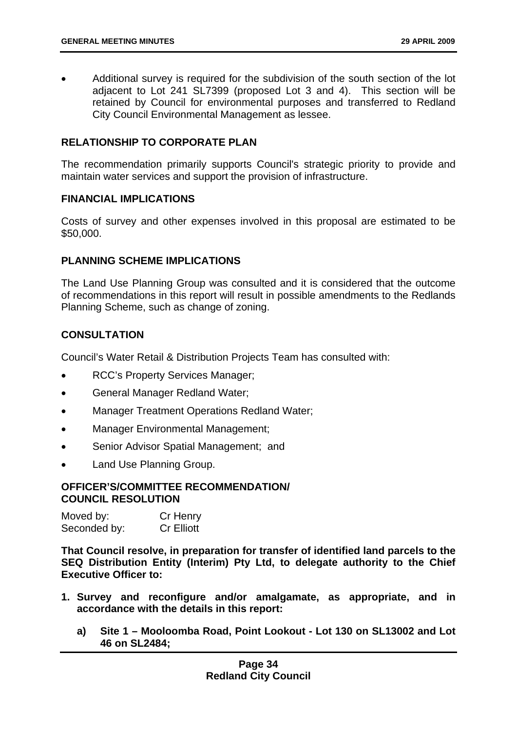- Additional survey is required for the subdivision of the south section of the lot adjacent to Lot 241 SL7399 (proposed Lot 3 and 4). This section will be retained by Council for environmental purposes and transferred to Redland City Council Environmental Management as lessee.

## RELATIONSHIP TO CORPORATE PLAN

The recommendation primarily supports Council's strategic priority to provide and maintain water services and support the provision of infrastructure.

## FINANCIAL IMPLICATIONS

Costs of survey and other expenses involved in this proposal are estimated to be $50,000.

## PLANNING SCHEME IMPLICATIONS

The Land Use Planning Group was consulted and it is considered that the outcome of recommendations in this report will result in possible amendments to the Redlands Planning Scheme, such as change of zoning.

## CONSULTATION

Council's Water Retail & Distribution Projects Team has consulted with:

- RCC's Property Services Manager;
- General Manager Redland Water;
- Manager Treatment Operations Redland Water;
- Manager Environmental Management;
- Senior Advisor Spatial Management; and
- Land Use Planning Group.

## OFFICER'S/COMMITTEE RECOMMENDATION/ COUNCIL RESOLUTION

Moved by: Cr Henry
Seconded by: Cr Elliott

**That Council resolve, in preparation for transfer of identified land parcels to the SEQ Distribution Entity (Interim) Pty Ltd, to delegate authority to the Chief Executive Officer to:**

1. **Survey and reconfigure and/or amalgamate, as appropriate, and in accordance with the details in this report:**
   a) **Site 1 – Mooloomba Road, Point Lookout - Lot 130 on SL13002 and Lot 46 on SL2484;**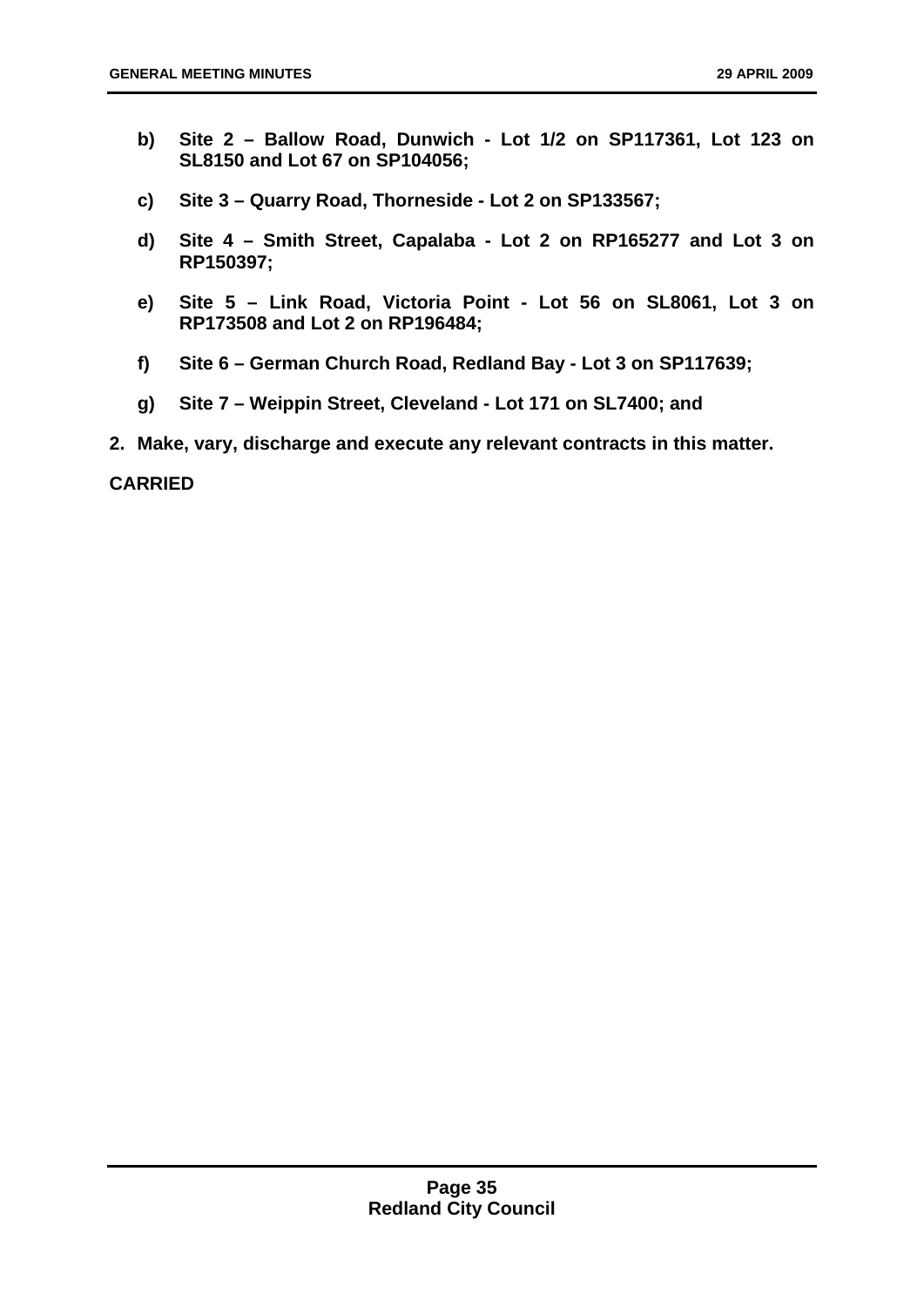**b) Site 2 – Ballow Road, Dunwich - Lot 1/2 on SP117361, Lot 123 on SL8150 and Lot 67 on SP104056;**

**c) Site 3 – Quarry Road, Thorneside - Lot 2 on SP133567;**

**d) Site 4 – Smith Street, Capalaba - Lot 2 on RP165277 and Lot 3 on RP150397;**

**e) Site 5 – Link Road, Victoria Point - Lot 56 on SL8061, Lot 3 on RP173508 and Lot 2 on RP196484;**

**f) Site 6 – German Church Road, Redland Bay - Lot 3 on SP117639;**

**g) Site 7 – Weippin Street, Cleveland - Lot 171 on SL7400; and**

**2. Make, vary, discharge and execute any relevant contracts in this matter.**

**CARRIED**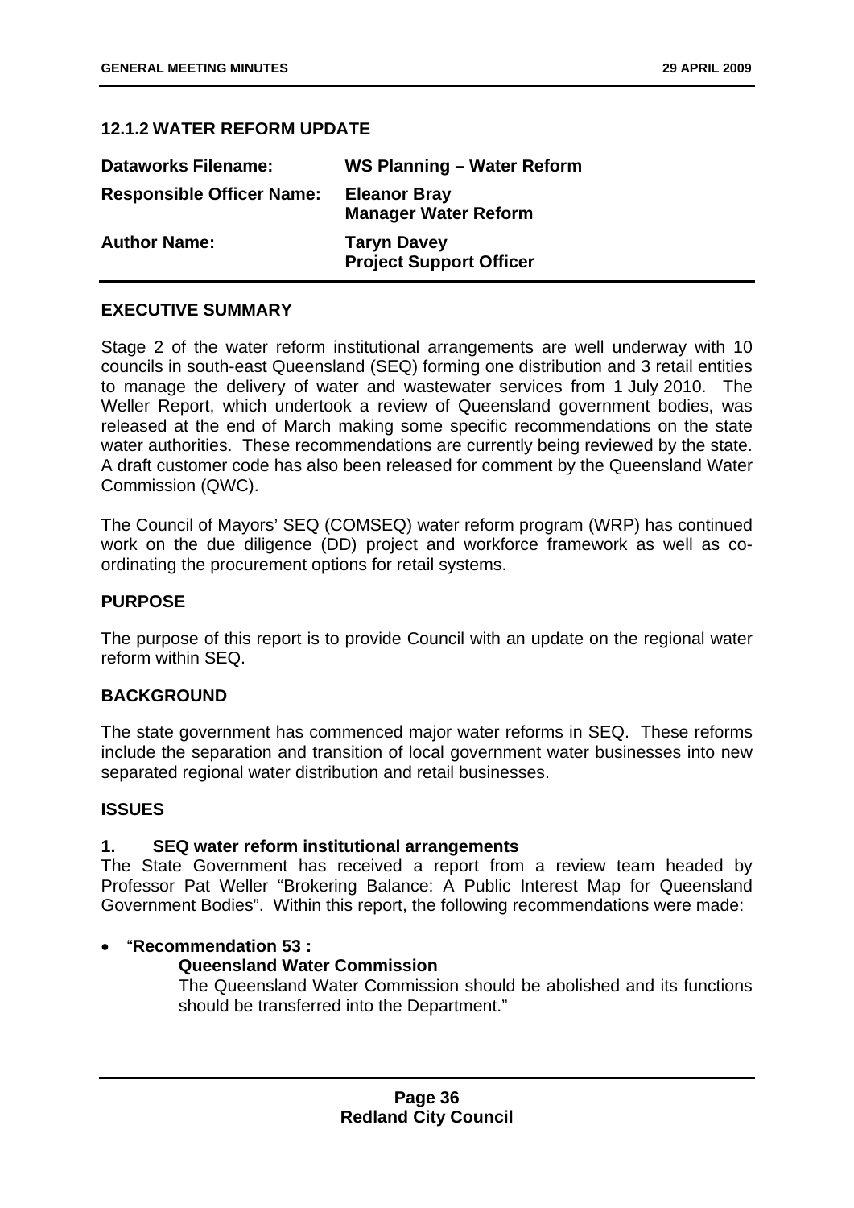## 12.1.2 WATER REFORM UPDATE

| | |
|---|---|
| **Dataworks Filename:** | **WS Planning – Water Reform** |
| **Responsible Officer Name:** | **Eleanor Bray**<br>**Manager Water Reform** |
| **Author Name:** | **Taryn Davey**<br>**Project Support Officer** |

### EXECUTIVE SUMMARY

Stage 2 of the water reform institutional arrangements are well underway with 10 councils in south-east Queensland (SEQ) forming one distribution and 3 retail entities to manage the delivery of water and wastewater services from 1 July 2010. The Weller Report, which undertook a review of Queensland government bodies, was released at the end of March making some specific recommendations on the state water authorities. These recommendations are currently being reviewed by the state. A draft customer code has also been released for comment by the Queensland Water Commission (QWC).

The Council of Mayors' SEQ (COMSEQ) water reform program (WRP) has continued work on the due diligence (DD) project and workforce framework as well as co-ordinating the procurement options for retail systems.

### PURPOSE

The purpose of this report is to provide Council with an update on the regional water reform within SEQ.

### BACKGROUND

The state government has commenced major water reforms in SEQ. These reforms include the separation and transition of local government water businesses into new separated regional water distribution and retail businesses.

### ISSUES

#### 1. SEQ water reform institutional arrangements

The State Government has received a report from a review team headed by Professor Pat Weller "Brokering Balance: A Public Interest Map for Queensland Government Bodies". Within this report, the following recommendations were made:

- "**Recommendation 53 :**

  **Queensland Water Commission**

  The Queensland Water Commission should be abolished and its functions should be transferred into the Department."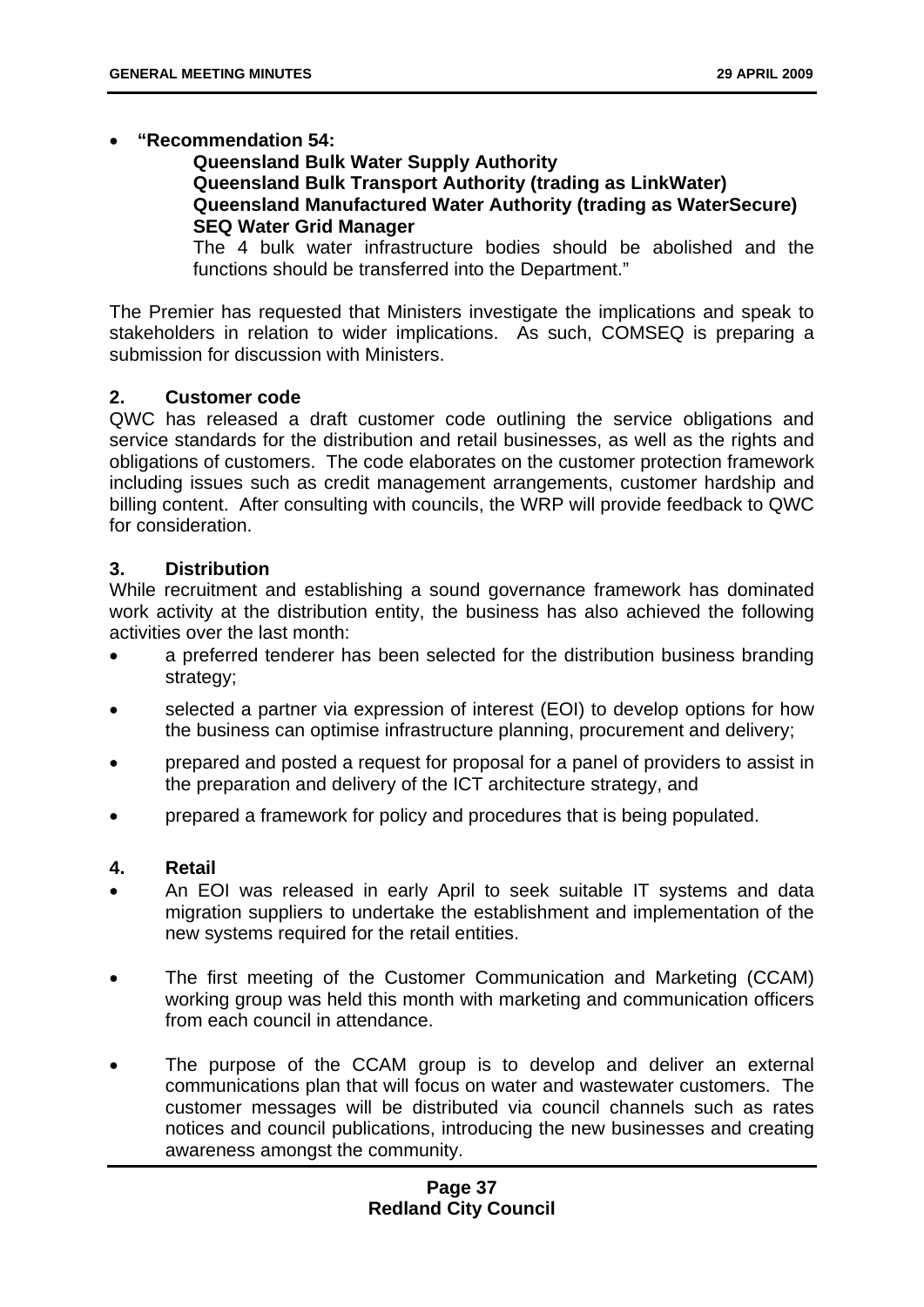- **"Recommendation 54:**

  **Queensland Bulk Water Supply Authority**
  **Queensland Bulk Transport Authority (trading as LinkWater)**
  **Queensland Manufactured Water Authority (trading as WaterSecure)**
  **SEQ Water Grid Manager**

  The 4 bulk water infrastructure bodies should be abolished and the functions should be transferred into the Department."

The Premier has requested that Ministers investigate the implications and speak to stakeholders in relation to wider implications. As such, COMSEQ is preparing a submission for discussion with Ministers.

### 2. Customer code

QWC has released a draft customer code outlining the service obligations and service standards for the distribution and retail businesses, as well as the rights and obligations of customers. The code elaborates on the customer protection framework including issues such as credit management arrangements, customer hardship and billing content. After consulting with councils, the WRP will provide feedback to QWC for consideration.

### 3. Distribution

While recruitment and establishing a sound governance framework has dominated work activity at the distribution entity, the business has also achieved the following activities over the last month:

- a preferred tenderer has been selected for the distribution business branding strategy;
- selected a partner via expression of interest (EOI) to develop options for how the business can optimise infrastructure planning, procurement and delivery;
- prepared and posted a request for proposal for a panel of providers to assist in the preparation and delivery of the ICT architecture strategy, and
- prepared a framework for policy and procedures that is being populated.

### 4. Retail

- An EOI was released in early April to seek suitable IT systems and data migration suppliers to undertake the establishment and implementation of the new systems required for the retail entities.
- The first meeting of the Customer Communication and Marketing (CCAM) working group was held this month with marketing and communication officers from each council in attendance.
- The purpose of the CCAM group is to develop and deliver an external communications plan that will focus on water and wastewater customers. The customer messages will be distributed via council channels such as rates notices and council publications, introducing the new businesses and creating awareness amongst the community.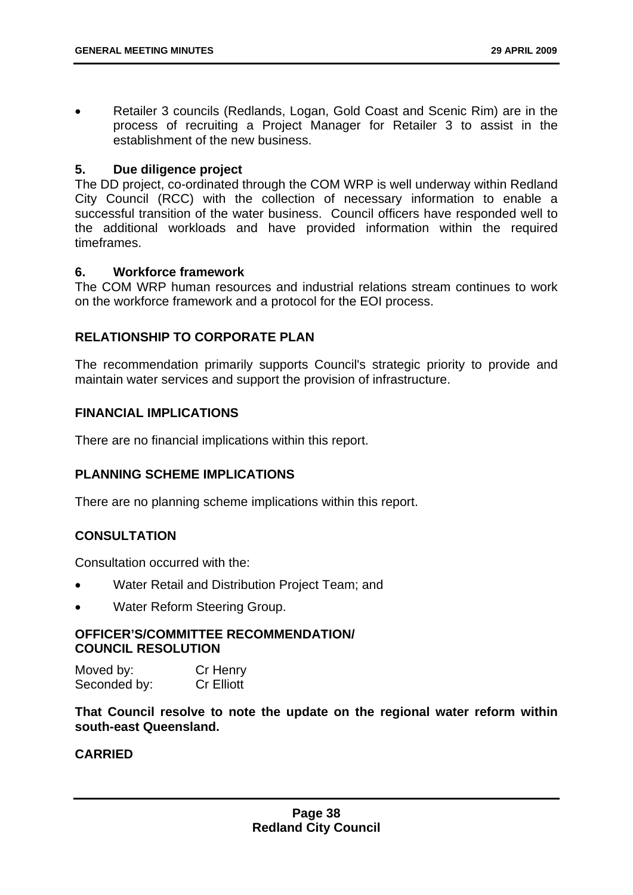- Retailer 3 councils (Redlands, Logan, Gold Coast and Scenic Rim) are in the process of recruiting a Project Manager for Retailer 3 to assist in the establishment of the new business.

**5. Due diligence project**

The DD project, co-ordinated through the COM WRP is well underway within Redland City Council (RCC) with the collection of necessary information to enable a successful transition of the water business. Council officers have responded well to the additional workloads and have provided information within the required timeframes.

**6. Workforce framework**

The COM WRP human resources and industrial relations stream continues to work on the workforce framework and a protocol for the EOI process.

## RELATIONSHIP TO CORPORATE PLAN

The recommendation primarily supports Council's strategic priority to provide and maintain water services and support the provision of infrastructure.

## FINANCIAL IMPLICATIONS

There are no financial implications within this report.

## PLANNING SCHEME IMPLICATIONS

There are no planning scheme implications within this report.

## CONSULTATION

Consultation occurred with the:

- Water Retail and Distribution Project Team; and
- Water Reform Steering Group.

## OFFICER'S/COMMITTEE RECOMMENDATION/ COUNCIL RESOLUTION

Moved by: Cr Henry
Seconded by: Cr Elliott

**That Council resolve to note the update on the regional water reform within south-east Queensland.**

**CARRIED**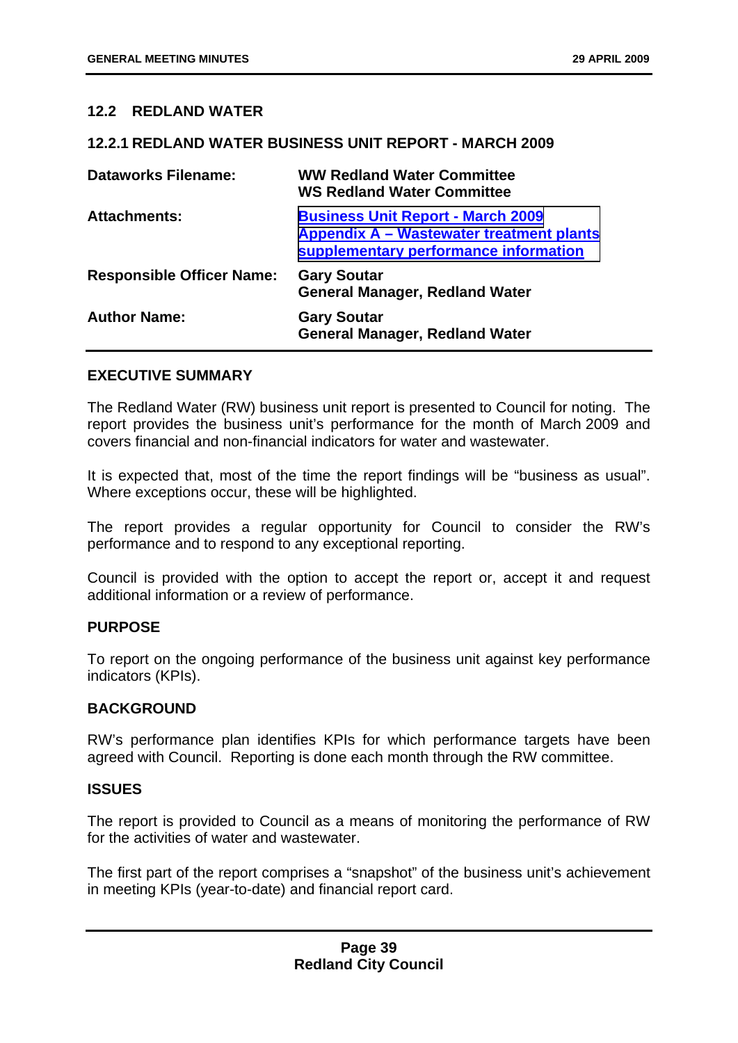## 12.2 REDLAND WATER

### 12.2.1 REDLAND WATER BUSINESS UNIT REPORT - MARCH 2009

| | |
|---|---|
| **Dataworks Filename:** | **WW Redland Water Committee**<br>**WS Redland Water Committee** |
| **Attachments:** | **Business Unit Report - March 2009**<br>**Appendix A – Wastewater treatment plants supplementary performance information** |
| **Responsible Officer Name:** | **Gary Soutar**<br>**General Manager, Redland Water** |
| **Author Name:** | **Gary Soutar**<br>**General Manager, Redland Water** |

#### EXECUTIVE SUMMARY

The Redland Water (RW) business unit report is presented to Council for noting. The report provides the business unit's performance for the month of March 2009 and covers financial and non-financial indicators for water and wastewater.

It is expected that, most of the time the report findings will be "business as usual". Where exceptions occur, these will be highlighted.

The report provides a regular opportunity for Council to consider the RW's performance and to respond to any exceptional reporting.

Council is provided with the option to accept the report or, accept it and request additional information or a review of performance.

#### PURPOSE

To report on the ongoing performance of the business unit against key performance indicators (KPIs).

#### BACKGROUND

RW's performance plan identifies KPIs for which performance targets have been agreed with Council. Reporting is done each month through the RW committee.

#### ISSUES

The report is provided to Council as a means of monitoring the performance of RW for the activities of water and wastewater.

The first part of the report comprises a "snapshot" of the business unit's achievement in meeting KPIs (year-to-date) and financial report card.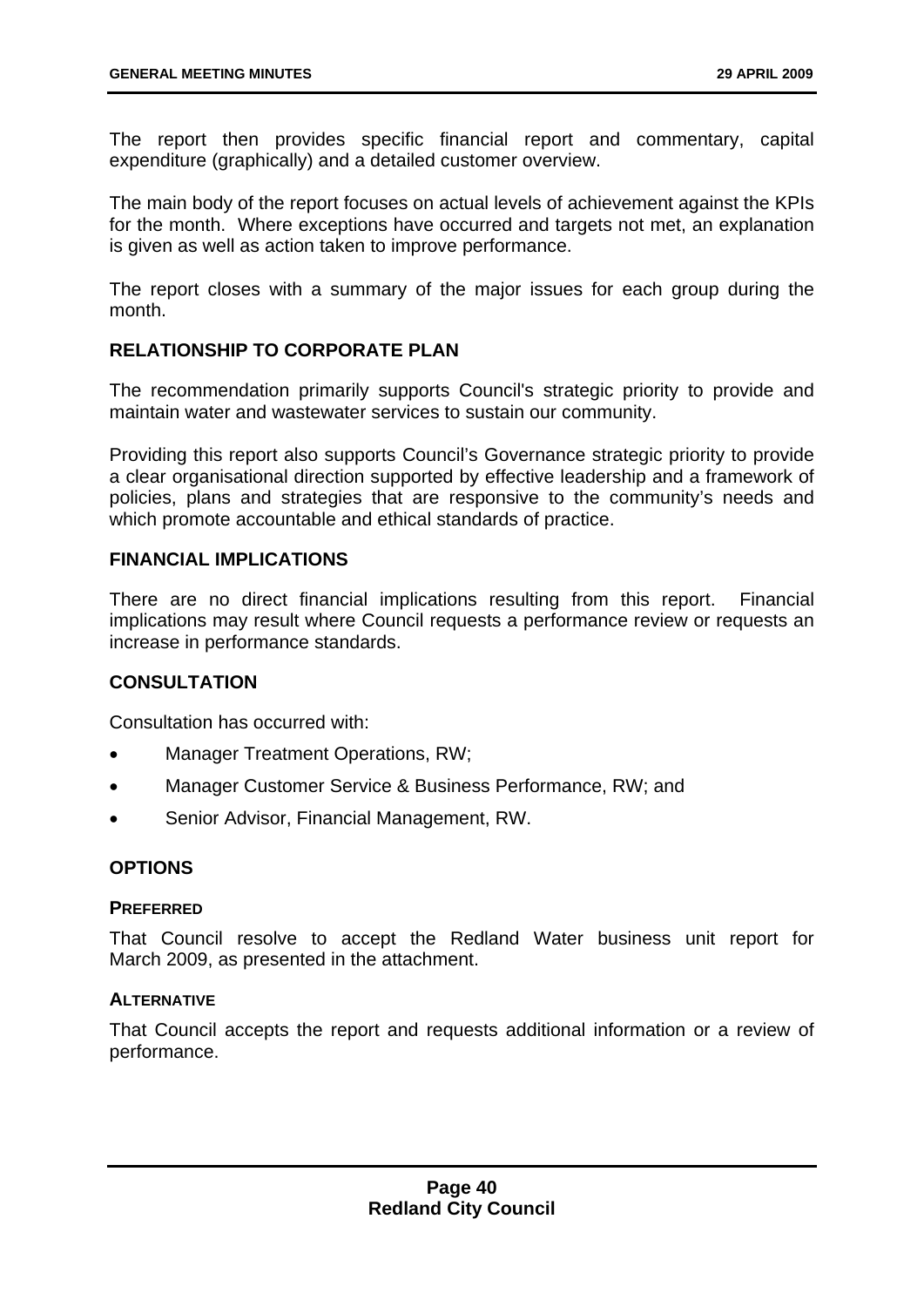The report then provides specific financial report and commentary, capital expenditure (graphically) and a detailed customer overview.

The main body of the report focuses on actual levels of achievement against the KPIs for the month. Where exceptions have occurred and targets not met, an explanation is given as well as action taken to improve performance.

The report closes with a summary of the major issues for each group during the month.

## RELATIONSHIP TO CORPORATE PLAN

The recommendation primarily supports Council's strategic priority to provide and maintain water and wastewater services to sustain our community.

Providing this report also supports Council's Governance strategic priority to provide a clear organisational direction supported by effective leadership and a framework of policies, plans and strategies that are responsive to the community's needs and which promote accountable and ethical standards of practice.

## FINANCIAL IMPLICATIONS

There are no direct financial implications resulting from this report. Financial implications may result where Council requests a performance review or requests an increase in performance standards.

## CONSULTATION

Consultation has occurred with:

- Manager Treatment Operations, RW;
- Manager Customer Service & Business Performance, RW; and
- Senior Advisor, Financial Management, RW.

## OPTIONS

### PREFERRED

That Council resolve to accept the Redland Water business unit report for March 2009, as presented in the attachment.

### ALTERNATIVE

That Council accepts the report and requests additional information or a review of performance.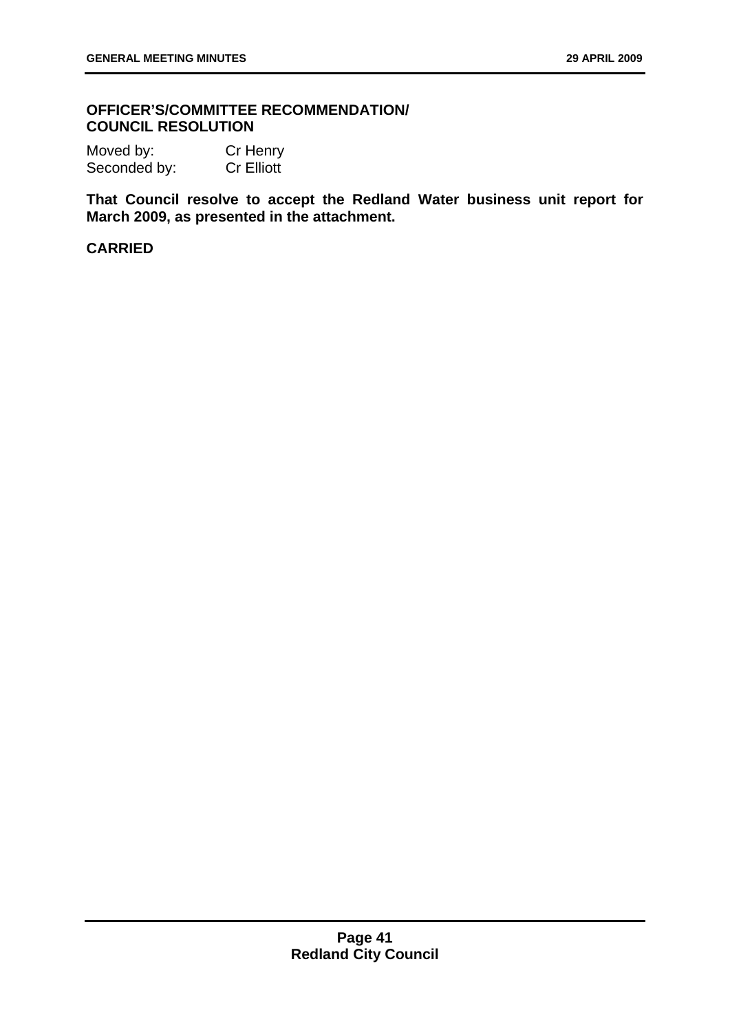**OFFICER'S/COMMITTEE RECOMMENDATION/ COUNCIL RESOLUTION**

Moved by: Cr Henry
Seconded by: Cr Elliott

**That Council resolve to accept the Redland Water business unit report for March 2009, as presented in the attachment.**

**CARRIED**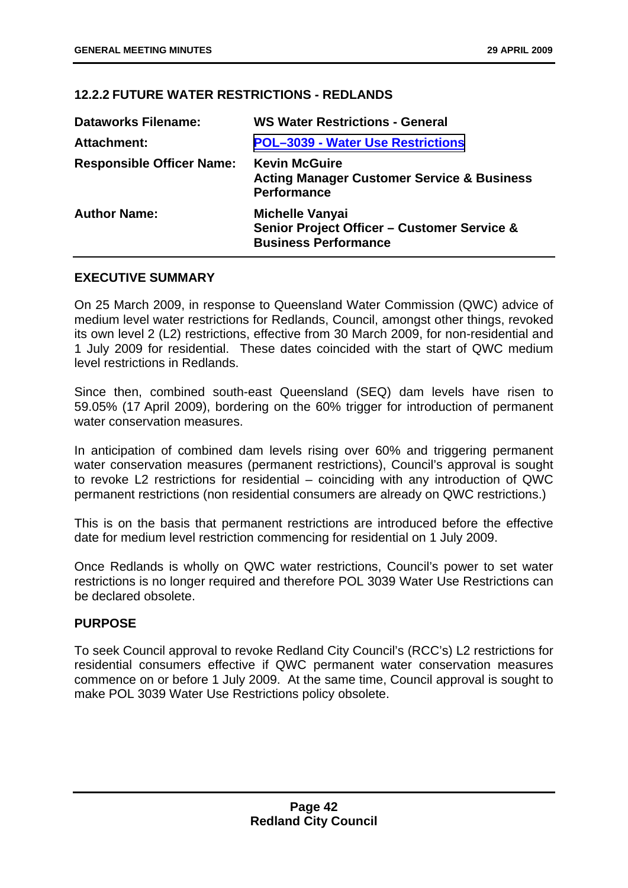### 12.2.2 FUTURE WATER RESTRICTIONS - REDLANDS

| | |
|---|---|
| **Dataworks Filename:** | **WS Water Restrictions - General** |
| **Attachment:** | **POL–3039 - Water Use Restrictions** |
| **Responsible Officer Name:** | **Kevin McGuire**<br>**Acting Manager Customer Service & Business Performance** |
| **Author Name:** | **Michelle Vanyai**<br>**Senior Project Officer – Customer Service & Business Performance** |

#### EXECUTIVE SUMMARY

On 25 March 2009, in response to Queensland Water Commission (QWC) advice of medium level water restrictions for Redlands, Council, amongst other things, revoked its own level 2 (L2) restrictions, effective from 30 March 2009, for non-residential and 1 July 2009 for residential. These dates coincided with the start of QWC medium level restrictions in Redlands.

Since then, combined south-east Queensland (SEQ) dam levels have risen to 59.05% (17 April 2009), bordering on the 60% trigger for introduction of permanent water conservation measures.

In anticipation of combined dam levels rising over 60% and triggering permanent water conservation measures (permanent restrictions), Council's approval is sought to revoke L2 restrictions for residential – coinciding with any introduction of QWC permanent restrictions (non residential consumers are already on QWC restrictions.)

This is on the basis that permanent restrictions are introduced before the effective date for medium level restriction commencing for residential on 1 July 2009.

Once Redlands is wholly on QWC water restrictions, Council's power to set water restrictions is no longer required and therefore POL 3039 Water Use Restrictions can be declared obsolete.

#### PURPOSE

To seek Council approval to revoke Redland City Council's (RCC's) L2 restrictions for residential consumers effective if QWC permanent water conservation measures commence on or before 1 July 2009. At the same time, Council approval is sought to make POL 3039 Water Use Restrictions policy obsolete.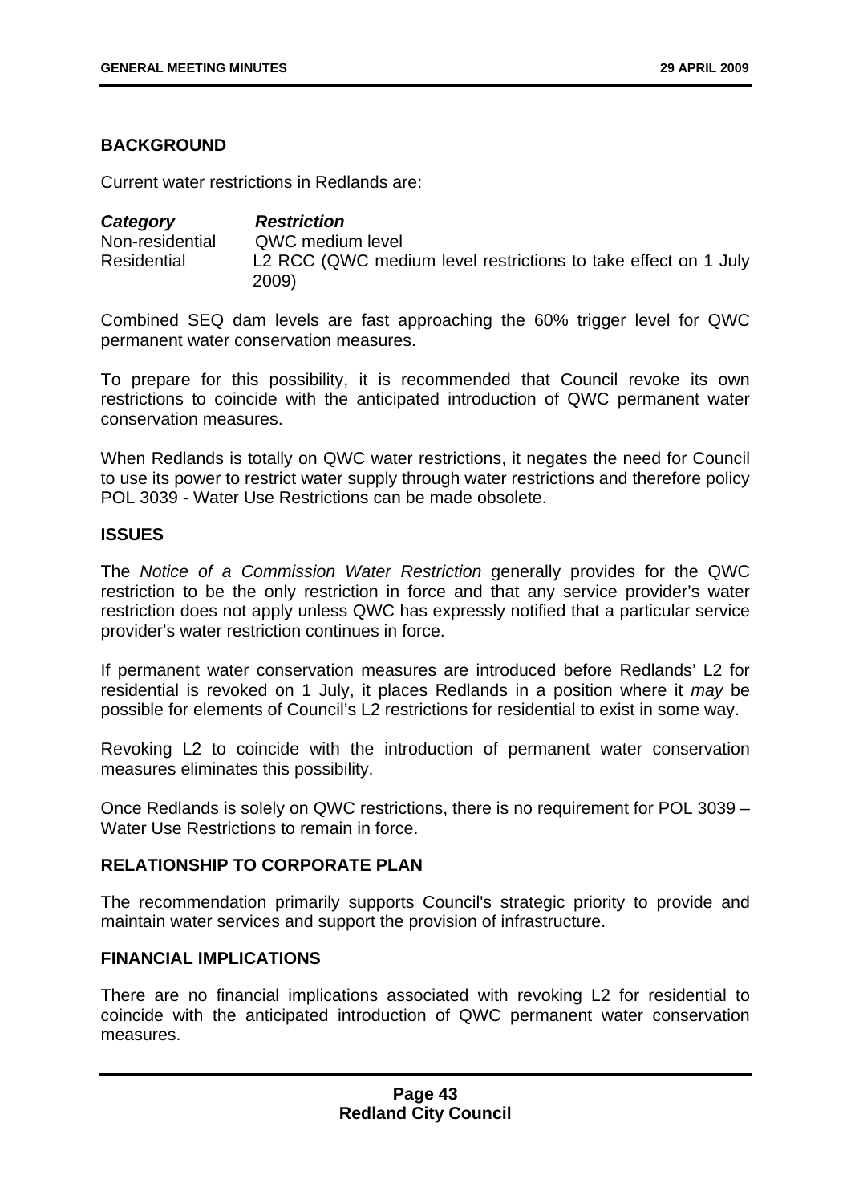## BACKGROUND

Current water restrictions in Redlands are:

| ***Category*** | ***Restriction*** |
|---|---|
| Non-residential | QWC medium level |
| Residential | L2 RCC (QWC medium level restrictions to take effect on 1 July 2009) |

Combined SEQ dam levels are fast approaching the 60% trigger level for QWC permanent water conservation measures.

To prepare for this possibility, it is recommended that Council revoke its own restrictions to coincide with the anticipated introduction of QWC permanent water conservation measures.

When Redlands is totally on QWC water restrictions, it negates the need for Council to use its power to restrict water supply through water restrictions and therefore policy POL 3039 - Water Use Restrictions can be made obsolete.

## ISSUES

The *Notice of a Commission Water Restriction* generally provides for the QWC restriction to be the only restriction in force and that any service provider's water restriction does not apply unless QWC has expressly notified that a particular service provider's water restriction continues in force.

If permanent water conservation measures are introduced before Redlands' L2 for residential is revoked on 1 July, it places Redlands in a position where it *may* be possible for elements of Council's L2 restrictions for residential to exist in some way.

Revoking L2 to coincide with the introduction of permanent water conservation measures eliminates this possibility.

Once Redlands is solely on QWC restrictions, there is no requirement for POL 3039 – Water Use Restrictions to remain in force.

## RELATIONSHIP TO CORPORATE PLAN

The recommendation primarily supports Council's strategic priority to provide and maintain water services and support the provision of infrastructure.

## FINANCIAL IMPLICATIONS

There are no financial implications associated with revoking L2 for residential to coincide with the anticipated introduction of QWC permanent water conservation measures.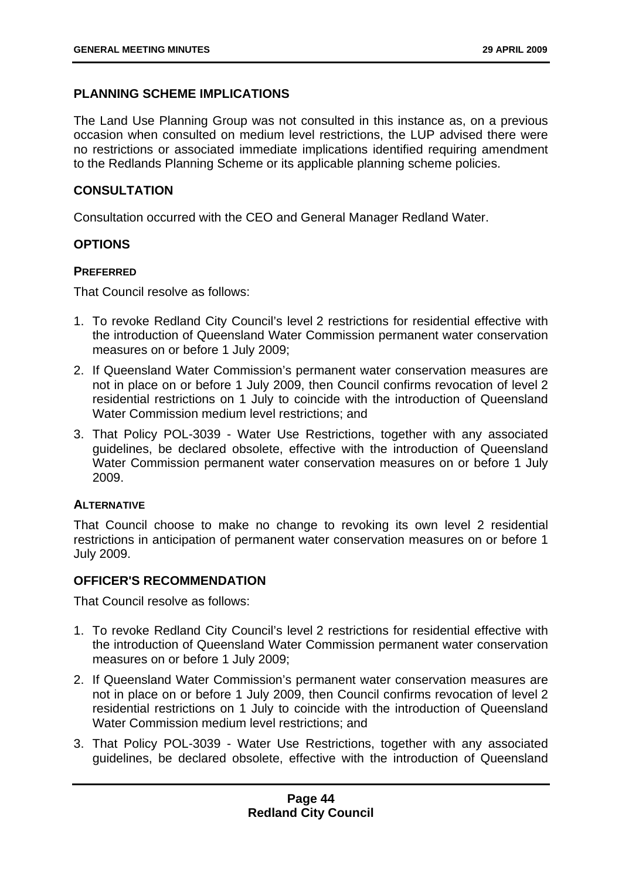## PLANNING SCHEME IMPLICATIONS

The Land Use Planning Group was not consulted in this instance as, on a previous occasion when consulted on medium level restrictions, the LUP advised there were no restrictions or associated immediate implications identified requiring amendment to the Redlands Planning Scheme or its applicable planning scheme policies.

## CONSULTATION

Consultation occurred with the CEO and General Manager Redland Water.

## OPTIONS

### PREFERRED

That Council resolve as follows:

1. To revoke Redland City Council's level 2 restrictions for residential effective with the introduction of Queensland Water Commission permanent water conservation measures on or before 1 July 2009;
2. If Queensland Water Commission's permanent water conservation measures are not in place on or before 1 July 2009, then Council confirms revocation of level 2 residential restrictions on 1 July to coincide with the introduction of Queensland Water Commission medium level restrictions; and
3. That Policy POL-3039 - Water Use Restrictions, together with any associated guidelines, be declared obsolete, effective with the introduction of Queensland Water Commission permanent water conservation measures on or before 1 July 2009.

### ALTERNATIVE

That Council choose to make no change to revoking its own level 2 residential restrictions in anticipation of permanent water conservation measures on or before 1 July 2009.

## OFFICER'S RECOMMENDATION

That Council resolve as follows:

1. To revoke Redland City Council's level 2 restrictions for residential effective with the introduction of Queensland Water Commission permanent water conservation measures on or before 1 July 2009;
2. If Queensland Water Commission's permanent water conservation measures are not in place on or before 1 July 2009, then Council confirms revocation of level 2 residential restrictions on 1 July to coincide with the introduction of Queensland Water Commission medium level restrictions; and
3. That Policy POL-3039 - Water Use Restrictions, together with any associated guidelines, be declared obsolete, effective with the introduction of Queensland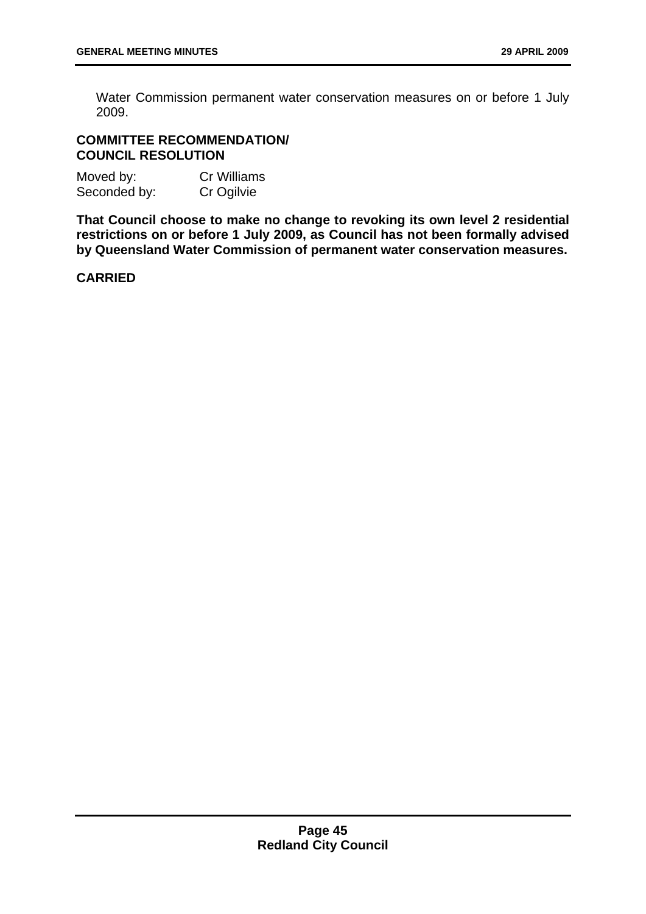Water Commission permanent water conservation measures on or before 1 July 2009.

**COMMITTEE RECOMMENDATION/
COUNCIL RESOLUTION**

Moved by: Cr Williams
Seconded by: Cr Ogilvie

**That Council choose to make no change to revoking its own level 2 residential restrictions on or before 1 July 2009, as Council has not been formally advised by Queensland Water Commission of permanent water conservation measures.**

**CARRIED**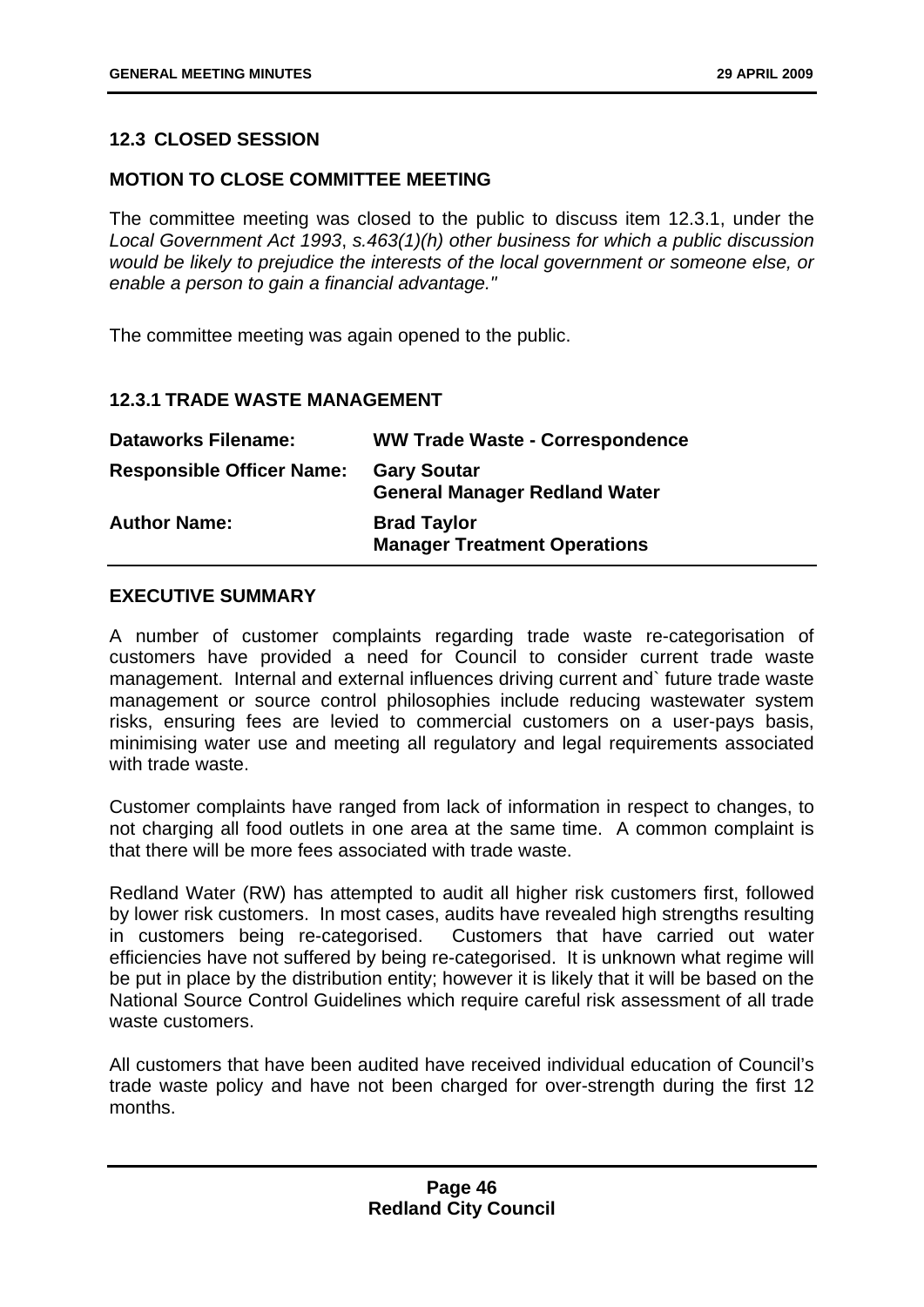## 12.3 CLOSED SESSION

### MOTION TO CLOSE COMMITTEE MEETING

The committee meeting was closed to the public to discuss item 12.3.1, under the *Local Government Act 1993*, *s.463(1)(h) other business for which a public discussion would be likely to prejudice the interests of the local government or someone else, or enable a person to gain a financial advantage."*

The committee meeting was again opened to the public.

### 12.3.1 TRADE WASTE MANAGEMENT

| | |
|---|---|
| **Dataworks Filename:** | **WW Trade Waste - Correspondence** |
| **Responsible Officer Name:** | **Gary Soutar**<br>**General Manager Redland Water** |
| **Author Name:** | **Brad Taylor**<br>**Manager Treatment Operations** |

### EXECUTIVE SUMMARY

A number of customer complaints regarding trade waste re-categorisation of customers have provided a need for Council to consider current trade waste management. Internal and external influences driving current and` future trade waste management or source control philosophies include reducing wastewater system risks, ensuring fees are levied to commercial customers on a user-pays basis, minimising water use and meeting all regulatory and legal requirements associated with trade waste.

Customer complaints have ranged from lack of information in respect to changes, to not charging all food outlets in one area at the same time. A common complaint is that there will be more fees associated with trade waste.

Redland Water (RW) has attempted to audit all higher risk customers first, followed by lower risk customers. In most cases, audits have revealed high strengths resulting in customers being re-categorised. Customers that have carried out water efficiencies have not suffered by being re-categorised. It is unknown what regime will be put in place by the distribution entity; however it is likely that it will be based on the National Source Control Guidelines which require careful risk assessment of all trade waste customers.

All customers that have been audited have received individual education of Council's trade waste policy and have not been charged for over-strength during the first 12 months.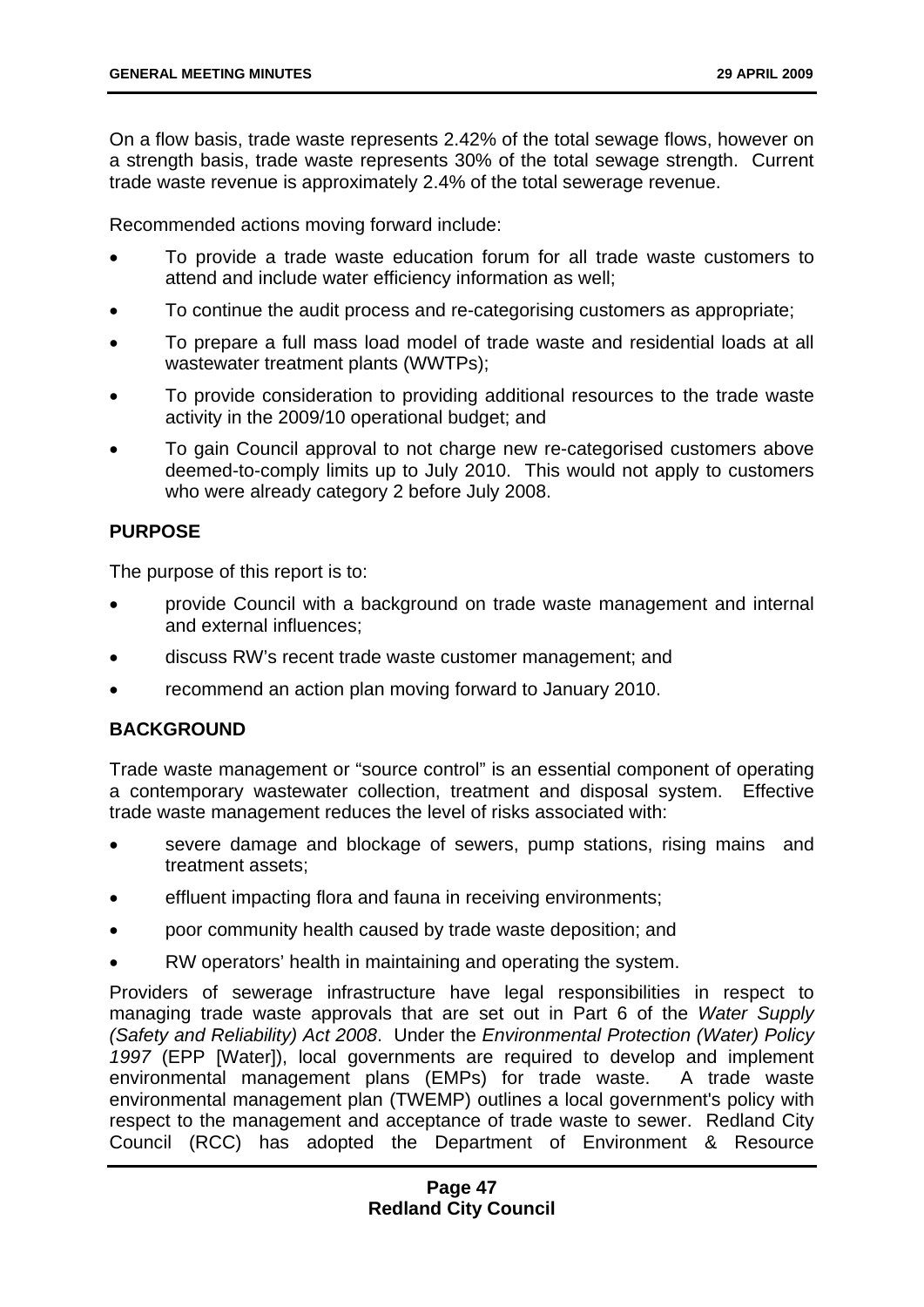On a flow basis, trade waste represents 2.42% of the total sewage flows, however on a strength basis, trade waste represents 30% of the total sewage strength. Current trade waste revenue is approximately 2.4% of the total sewerage revenue.

Recommended actions moving forward include:

- To provide a trade waste education forum for all trade waste customers to attend and include water efficiency information as well;
- To continue the audit process and re-categorising customers as appropriate;
- To prepare a full mass load model of trade waste and residential loads at all wastewater treatment plants (WWTPs);
- To provide consideration to providing additional resources to the trade waste activity in the 2009/10 operational budget; and
- To gain Council approval to not charge new re-categorised customers above deemed-to-comply limits up to July 2010. This would not apply to customers who were already category 2 before July 2008.

## PURPOSE

The purpose of this report is to:

- provide Council with a background on trade waste management and internal and external influences;
- discuss RW's recent trade waste customer management; and
- recommend an action plan moving forward to January 2010.

## BACKGROUND

Trade waste management or "source control" is an essential component of operating a contemporary wastewater collection, treatment and disposal system. Effective trade waste management reduces the level of risks associated with:

- severe damage and blockage of sewers, pump stations, rising mains and treatment assets;
- effluent impacting flora and fauna in receiving environments;
- poor community health caused by trade waste deposition; and
- RW operators' health in maintaining and operating the system.

Providers of sewerage infrastructure have legal responsibilities in respect to managing trade waste approvals that are set out in Part 6 of the *Water Supply (Safety and Reliability) Act 2008*. Under the *Environmental Protection (Water) Policy 1997* (EPP [Water]), local governments are required to develop and implement environmental management plans (EMPs) for trade waste. A trade waste environmental management plan (TWEMP) outlines a local government's policy with respect to the management and acceptance of trade waste to sewer. Redland City Council (RCC) has adopted the Department of Environment & Resource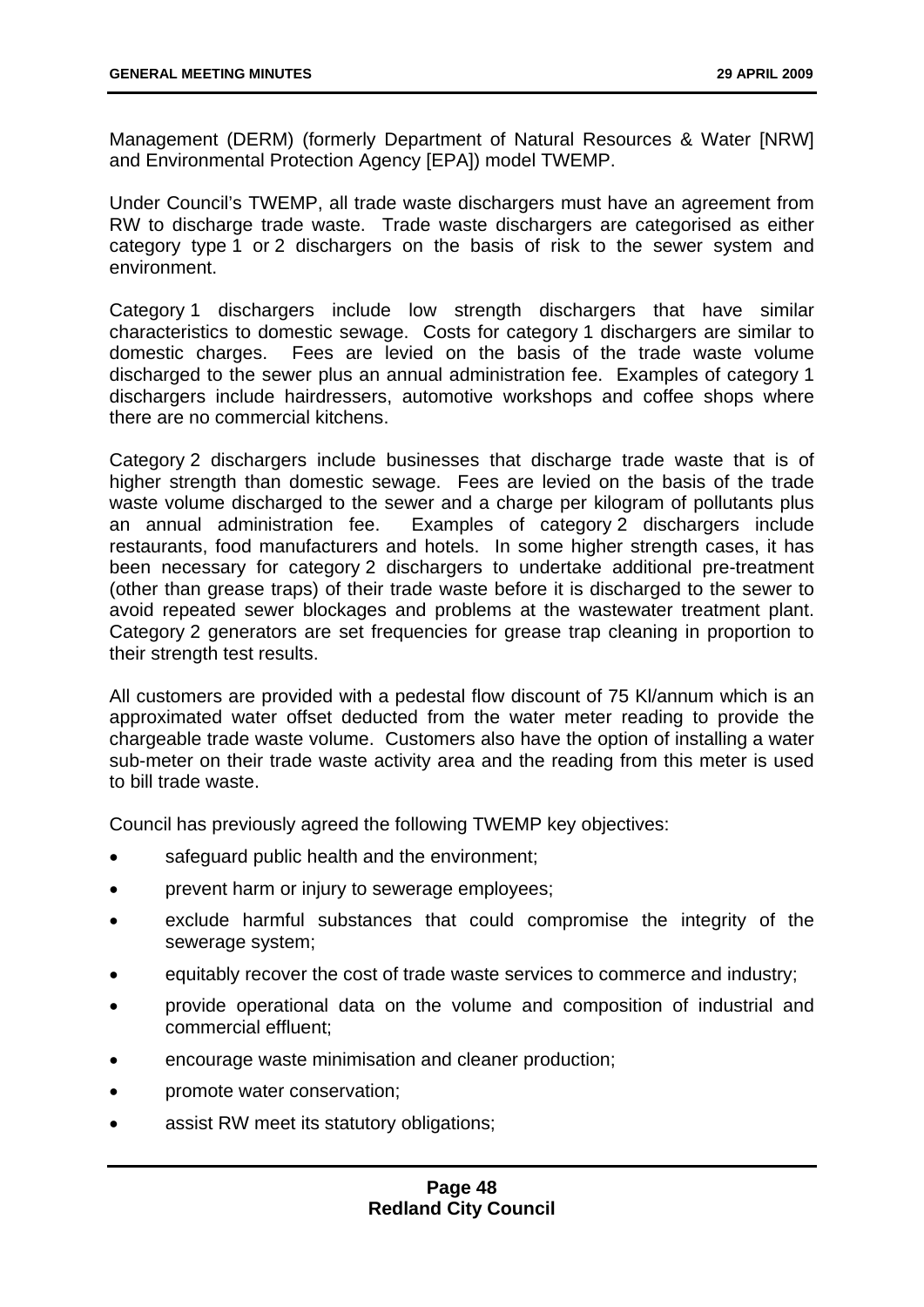Management (DERM) (formerly Department of Natural Resources & Water [NRW] and Environmental Protection Agency [EPA]) model TWEMP.

Under Council's TWEMP, all trade waste dischargers must have an agreement from RW to discharge trade waste. Trade waste dischargers are categorised as either category type 1 or 2 dischargers on the basis of risk to the sewer system and environment.

Category 1 dischargers include low strength dischargers that have similar characteristics to domestic sewage. Costs for category 1 dischargers are similar to domestic charges. Fees are levied on the basis of the trade waste volume discharged to the sewer plus an annual administration fee. Examples of category 1 dischargers include hairdressers, automotive workshops and coffee shops where there are no commercial kitchens.

Category 2 dischargers include businesses that discharge trade waste that is of higher strength than domestic sewage. Fees are levied on the basis of the trade waste volume discharged to the sewer and a charge per kilogram of pollutants plus an annual administration fee. Examples of category 2 dischargers include restaurants, food manufacturers and hotels. In some higher strength cases, it has been necessary for category 2 dischargers to undertake additional pre-treatment (other than grease traps) of their trade waste before it is discharged to the sewer to avoid repeated sewer blockages and problems at the wastewater treatment plant. Category 2 generators are set frequencies for grease trap cleaning in proportion to their strength test results.

All customers are provided with a pedestal flow discount of 75 Kl/annum which is an approximated water offset deducted from the water meter reading to provide the chargeable trade waste volume. Customers also have the option of installing a water sub-meter on their trade waste activity area and the reading from this meter is used to bill trade waste.

Council has previously agreed the following TWEMP key objectives:

- safeguard public health and the environment;
- prevent harm or injury to sewerage employees;
- exclude harmful substances that could compromise the integrity of the sewerage system;
- equitably recover the cost of trade waste services to commerce and industry;
- provide operational data on the volume and composition of industrial and commercial effluent;
- encourage waste minimisation and cleaner production;
- promote water conservation;
- assist RW meet its statutory obligations;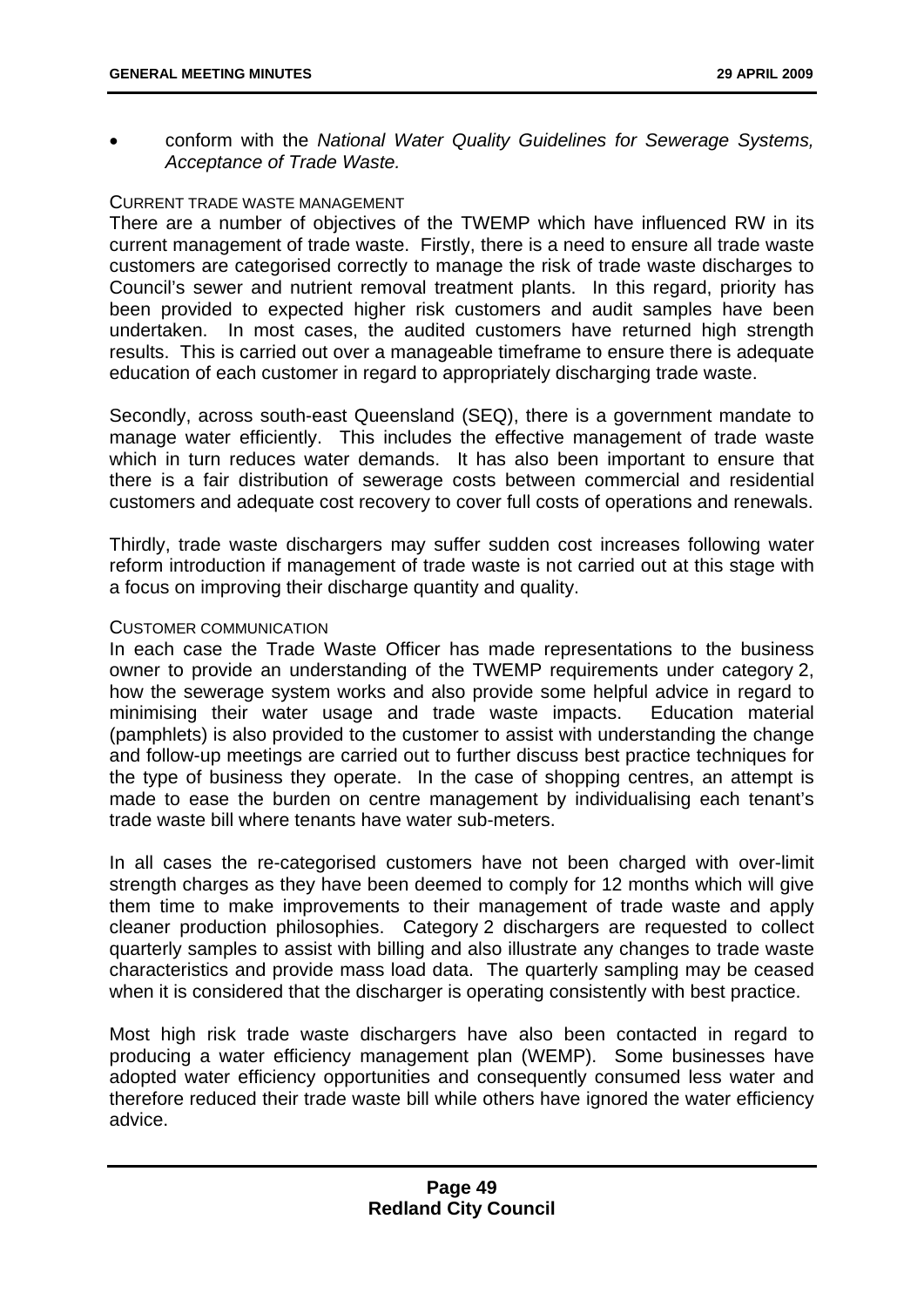- conform with the *National Water Quality Guidelines for Sewerage Systems, Acceptance of Trade Waste.*

CURRENT TRADE WASTE MANAGEMENT

There are a number of objectives of the TWEMP which have influenced RW in its current management of trade waste. Firstly, there is a need to ensure all trade waste customers are categorised correctly to manage the risk of trade waste discharges to Council's sewer and nutrient removal treatment plants. In this regard, priority has been provided to expected higher risk customers and audit samples have been undertaken. In most cases, the audited customers have returned high strength results. This is carried out over a manageable timeframe to ensure there is adequate education of each customer in regard to appropriately discharging trade waste.

Secondly, across south-east Queensland (SEQ), there is a government mandate to manage water efficiently. This includes the effective management of trade waste which in turn reduces water demands. It has also been important to ensure that there is a fair distribution of sewerage costs between commercial and residential customers and adequate cost recovery to cover full costs of operations and renewals.

Thirdly, trade waste dischargers may suffer sudden cost increases following water reform introduction if management of trade waste is not carried out at this stage with a focus on improving their discharge quantity and quality.

CUSTOMER COMMUNICATION

In each case the Trade Waste Officer has made representations to the business owner to provide an understanding of the TWEMP requirements under category 2, how the sewerage system works and also provide some helpful advice in regard to minimising their water usage and trade waste impacts. Education material (pamphlets) is also provided to the customer to assist with understanding the change and follow-up meetings are carried out to further discuss best practice techniques for the type of business they operate. In the case of shopping centres, an attempt is made to ease the burden on centre management by individualising each tenant's trade waste bill where tenants have water sub-meters.

In all cases the re-categorised customers have not been charged with over-limit strength charges as they have been deemed to comply for 12 months which will give them time to make improvements to their management of trade waste and apply cleaner production philosophies. Category 2 dischargers are requested to collect quarterly samples to assist with billing and also illustrate any changes to trade waste characteristics and provide mass load data. The quarterly sampling may be ceased when it is considered that the discharger is operating consistently with best practice.

Most high risk trade waste dischargers have also been contacted in regard to producing a water efficiency management plan (WEMP). Some businesses have adopted water efficiency opportunities and consequently consumed less water and therefore reduced their trade waste bill while others have ignored the water efficiency advice.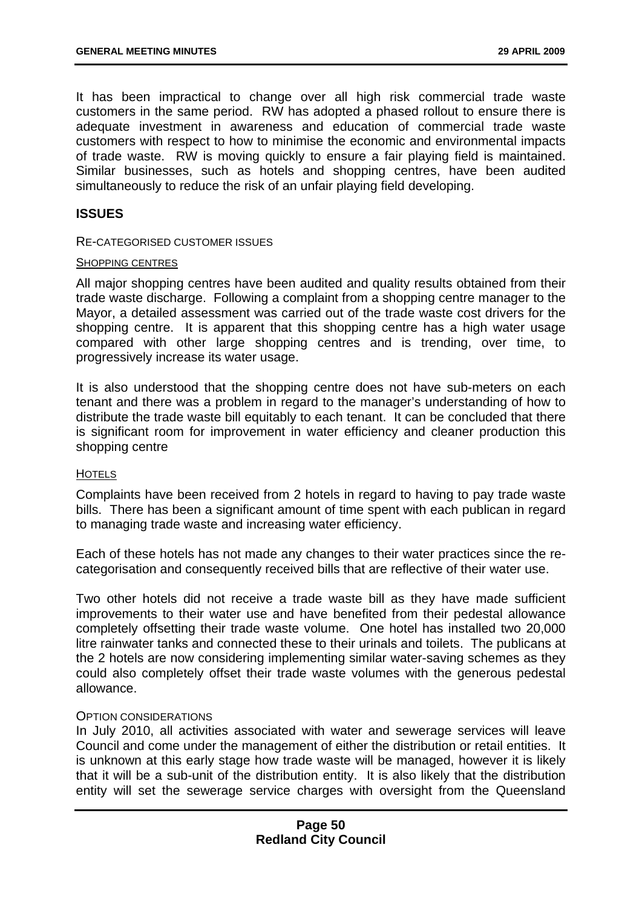It has been impractical to change over all high risk commercial trade waste customers in the same period. RW has adopted a phased rollout to ensure there is adequate investment in awareness and education of commercial trade waste customers with respect to how to minimise the economic and environmental impacts of trade waste. RW is moving quickly to ensure a fair playing field is maintained. Similar businesses, such as hotels and shopping centres, have been audited simultaneously to reduce the risk of an unfair playing field developing.

## ISSUES

RE-CATEGORISED CUSTOMER ISSUES

SHOPPING CENTRES

All major shopping centres have been audited and quality results obtained from their trade waste discharge. Following a complaint from a shopping centre manager to the Mayor, a detailed assessment was carried out of the trade waste cost drivers for the shopping centre. It is apparent that this shopping centre has a high water usage compared with other large shopping centres and is trending, over time, to progressively increase its water usage.

It is also understood that the shopping centre does not have sub-meters on each tenant and there was a problem in regard to the manager's understanding of how to distribute the trade waste bill equitably to each tenant. It can be concluded that there is significant room for improvement in water efficiency and cleaner production this shopping centre

HOTELS

Complaints have been received from 2 hotels in regard to having to pay trade waste bills. There has been a significant amount of time spent with each publican in regard to managing trade waste and increasing water efficiency.

Each of these hotels has not made any changes to their water practices since the re-categorisation and consequently received bills that are reflective of their water use.

Two other hotels did not receive a trade waste bill as they have made sufficient improvements to their water use and have benefited from their pedestal allowance completely offsetting their trade waste volume. One hotel has installed two 20,000 litre rainwater tanks and connected these to their urinals and toilets. The publicans at the 2 hotels are now considering implementing similar water-saving schemes as they could also completely offset their trade waste volumes with the generous pedestal allowance.

OPTION CONSIDERATIONS

In July 2010, all activities associated with water and sewerage services will leave Council and come under the management of either the distribution or retail entities. It is unknown at this early stage how trade waste will be managed, however it is likely that it will be a sub-unit of the distribution entity. It is also likely that the distribution entity will set the sewerage service charges with oversight from the Queensland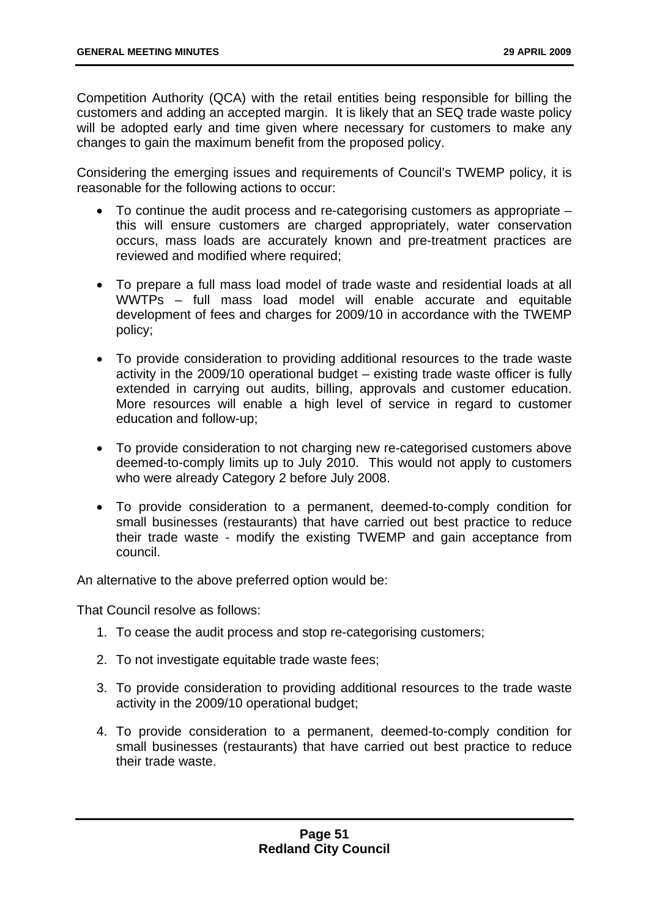Competition Authority (QCA) with the retail entities being responsible for billing the customers and adding an accepted margin. It is likely that an SEQ trade waste policy will be adopted early and time given where necessary for customers to make any changes to gain the maximum benefit from the proposed policy.

Considering the emerging issues and requirements of Council's TWEMP policy, it is reasonable for the following actions to occur:

- To continue the audit process and re-categorising customers as appropriate – this will ensure customers are charged appropriately, water conservation occurs, mass loads are accurately known and pre-treatment practices are reviewed and modified where required;
- To prepare a full mass load model of trade waste and residential loads at all WWTPs – full mass load model will enable accurate and equitable development of fees and charges for 2009/10 in accordance with the TWEMP policy;
- To provide consideration to providing additional resources to the trade waste activity in the 2009/10 operational budget – existing trade waste officer is fully extended in carrying out audits, billing, approvals and customer education. More resources will enable a high level of service in regard to customer education and follow-up;
- To provide consideration to not charging new re-categorised customers above deemed-to-comply limits up to July 2010. This would not apply to customers who were already Category 2 before July 2008.
- To provide consideration to a permanent, deemed-to-comply condition for small businesses (restaurants) that have carried out best practice to reduce their trade waste - modify the existing TWEMP and gain acceptance from council.

An alternative to the above preferred option would be:

That Council resolve as follows:

1. To cease the audit process and stop re-categorising customers;
2. To not investigate equitable trade waste fees;
3. To provide consideration to providing additional resources to the trade waste activity in the 2009/10 operational budget;
4. To provide consideration to a permanent, deemed-to-comply condition for small businesses (restaurants) that have carried out best practice to reduce their trade waste.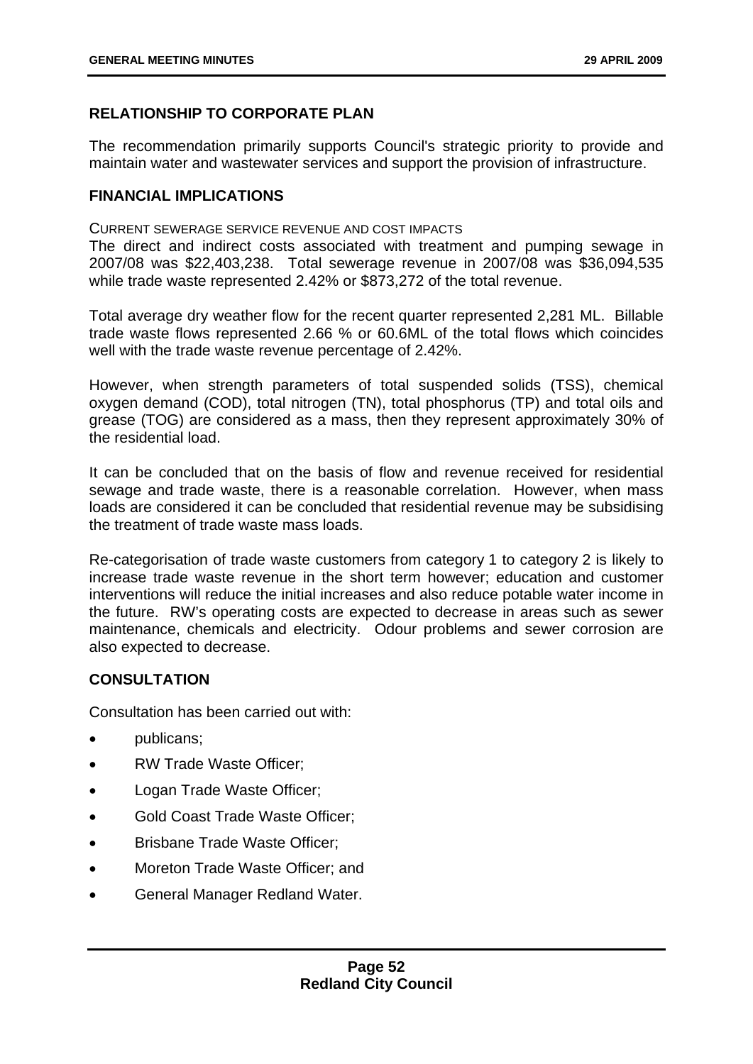## RELATIONSHIP TO CORPORATE PLAN

The recommendation primarily supports Council's strategic priority to provide and maintain water and wastewater services and support the provision of infrastructure.

## FINANCIAL IMPLICATIONS

CURRENT SEWERAGE SERVICE REVENUE AND COST IMPACTS

The direct and indirect costs associated with treatment and pumping sewage in 2007/08 was $22,403,238. Total sewerage revenue in 2007/08 was $36,094,535 while trade waste represented 2.42% or $873,272 of the total revenue.

Total average dry weather flow for the recent quarter represented 2,281 ML. Billable trade waste flows represented 2.66 % or 60.6ML of the total flows which coincides well with the trade waste revenue percentage of 2.42%.

However, when strength parameters of total suspended solids (TSS), chemical oxygen demand (COD), total nitrogen (TN), total phosphorus (TP) and total oils and grease (TOG) are considered as a mass, then they represent approximately 30% of the residential load.

It can be concluded that on the basis of flow and revenue received for residential sewage and trade waste, there is a reasonable correlation. However, when mass loads are considered it can be concluded that residential revenue may be subsidising the treatment of trade waste mass loads.

Re-categorisation of trade waste customers from category 1 to category 2 is likely to increase trade waste revenue in the short term however; education and customer interventions will reduce the initial increases and also reduce potable water income in the future. RW's operating costs are expected to decrease in areas such as sewer maintenance, chemicals and electricity. Odour problems and sewer corrosion are also expected to decrease.

## CONSULTATION

Consultation has been carried out with:

- publicans;
- RW Trade Waste Officer;
- Logan Trade Waste Officer;
- Gold Coast Trade Waste Officer;
- Brisbane Trade Waste Officer;
- Moreton Trade Waste Officer; and
- General Manager Redland Water.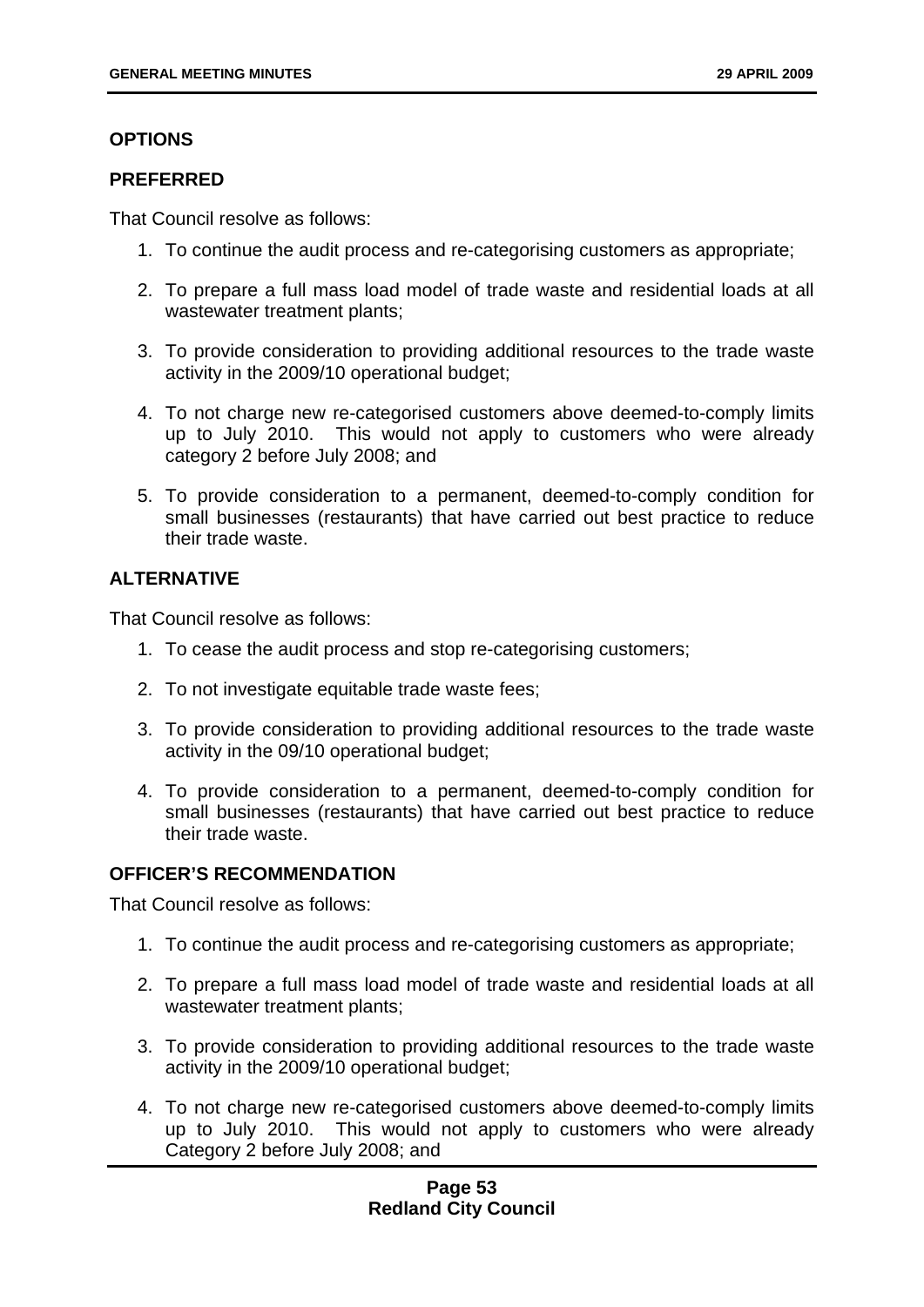### OPTIONS

### PREFERRED

That Council resolve as follows:

1. To continue the audit process and re-categorising customers as appropriate;
2. To prepare a full mass load model of trade waste and residential loads at all wastewater treatment plants;
3. To provide consideration to providing additional resources to the trade waste activity in the 2009/10 operational budget;
4. To not charge new re-categorised customers above deemed-to-comply limits up to July 2010. This would not apply to customers who were already category 2 before July 2008; and
5. To provide consideration to a permanent, deemed-to-comply condition for small businesses (restaurants) that have carried out best practice to reduce their trade waste.

### ALTERNATIVE

That Council resolve as follows:

1. To cease the audit process and stop re-categorising customers;
2. To not investigate equitable trade waste fees;
3. To provide consideration to providing additional resources to the trade waste activity in the 09/10 operational budget;
4. To provide consideration to a permanent, deemed-to-comply condition for small businesses (restaurants) that have carried out best practice to reduce their trade waste.

### OFFICER'S RECOMMENDATION

That Council resolve as follows:

1. To continue the audit process and re-categorising customers as appropriate;
2. To prepare a full mass load model of trade waste and residential loads at all wastewater treatment plants;
3. To provide consideration to providing additional resources to the trade waste activity in the 2009/10 operational budget;
4. To not charge new re-categorised customers above deemed-to-comply limits up to July 2010. This would not apply to customers who were already Category 2 before July 2008; and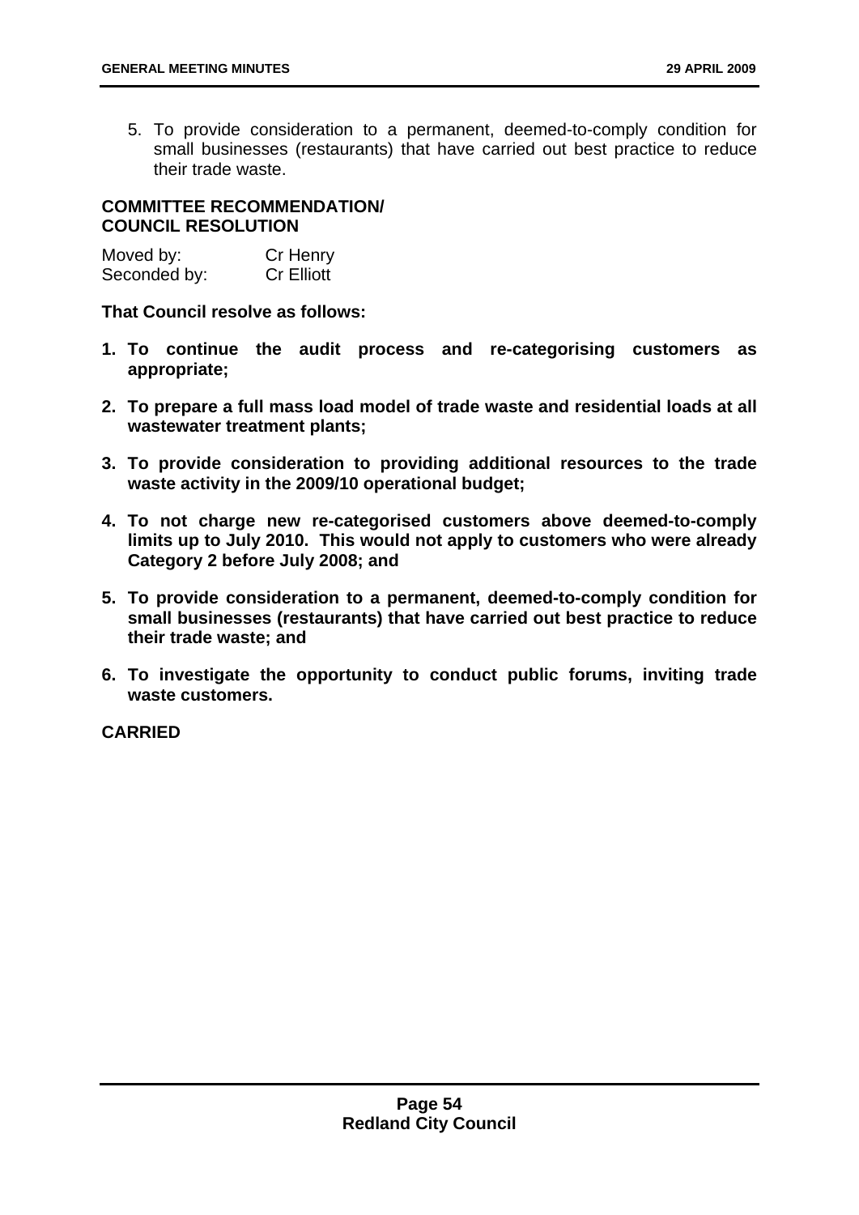5. To provide consideration to a permanent, deemed-to-comply condition for small businesses (restaurants) that have carried out best practice to reduce their trade waste.

**COMMITTEE RECOMMENDATION/ COUNCIL RESOLUTION**

Moved by: Cr Henry
Seconded by: Cr Elliott

**That Council resolve as follows:**

1. **To continue the audit process and re-categorising customers as appropriate;**
2. **To prepare a full mass load model of trade waste and residential loads at all wastewater treatment plants;**
3. **To provide consideration to providing additional resources to the trade waste activity in the 2009/10 operational budget;**
4. **To not charge new re-categorised customers above deemed-to-comply limits up to July 2010. This would not apply to customers who were already Category 2 before July 2008; and**
5. **To provide consideration to a permanent, deemed-to-comply condition for small businesses (restaurants) that have carried out best practice to reduce their trade waste; and**
6. **To investigate the opportunity to conduct public forums, inviting trade waste customers.**

**CARRIED**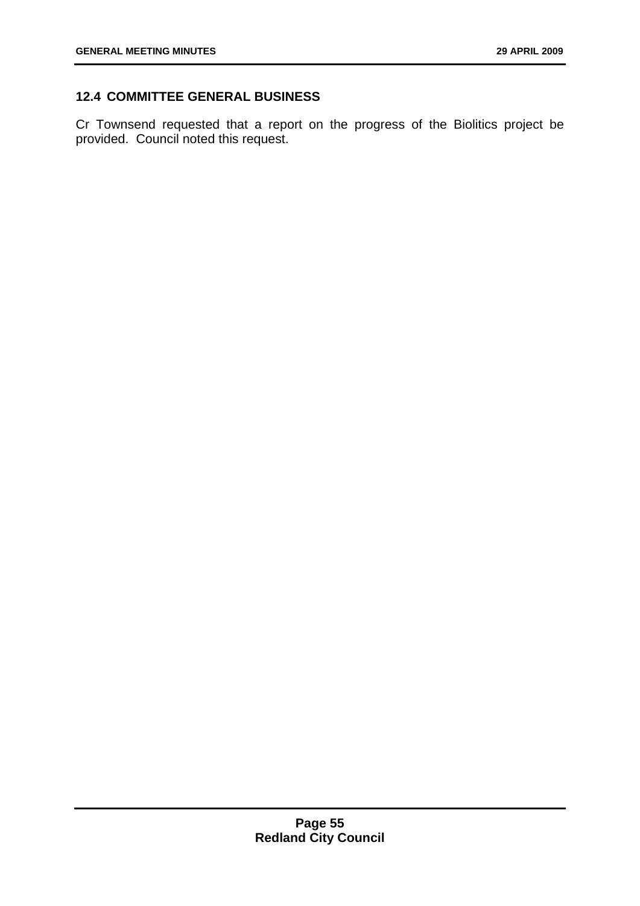## 12.4 COMMITTEE GENERAL BUSINESS

Cr Townsend requested that a report on the progress of the Biolitics project be provided. Council noted this request.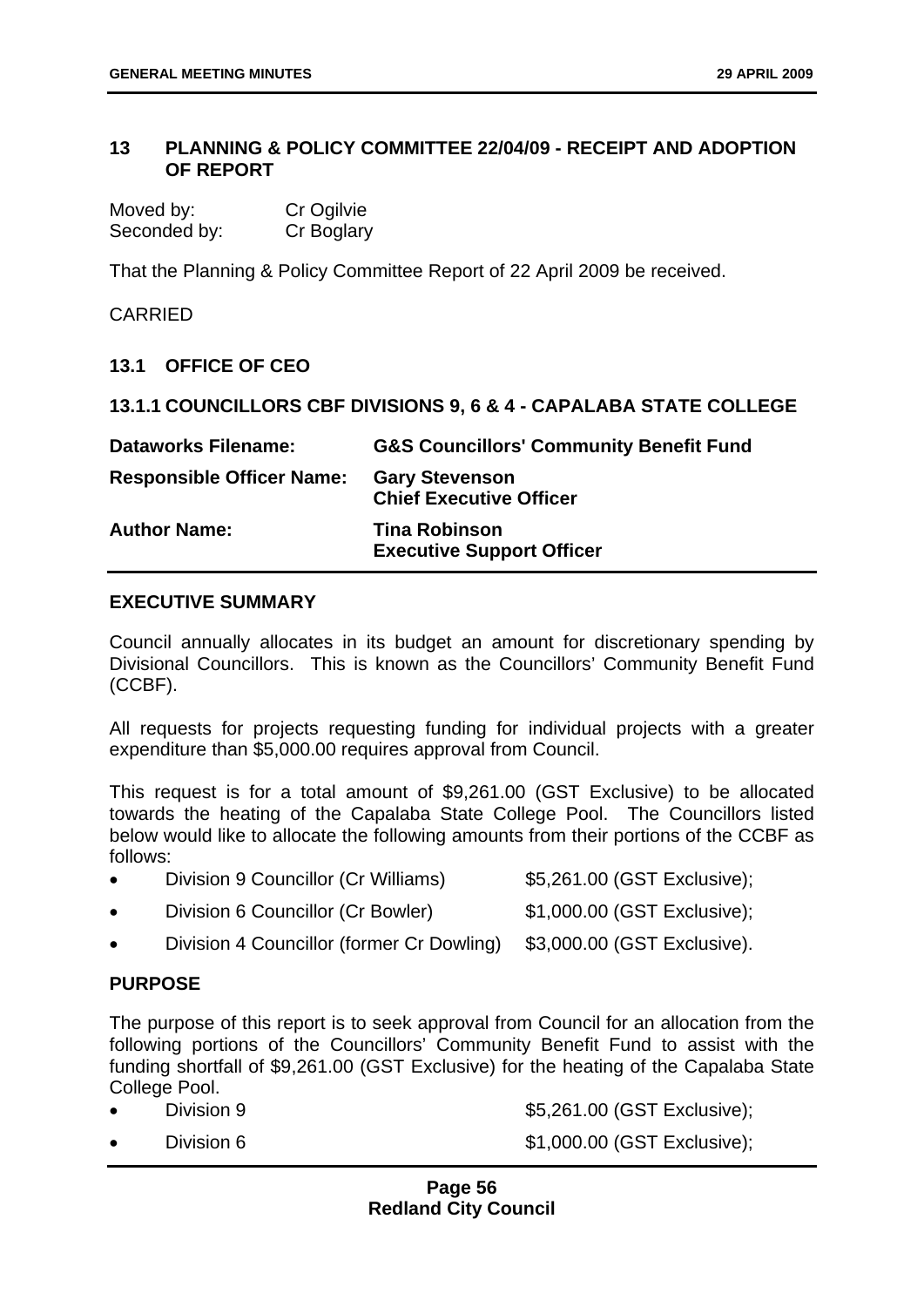## 13 PLANNING & POLICY COMMITTEE 22/04/09 - RECEIPT AND ADOPTION OF REPORT

| | |
|---|---|
| Moved by: | Cr Ogilvie |
| Seconded by: | Cr Boglary |

That the Planning & Policy Committee Report of 22 April 2009 be received.

CARRIED

### 13.1 OFFICE OF CEO

#### 13.1.1 COUNCILLORS CBF DIVISIONS 9, 6 & 4 - CAPALABA STATE COLLEGE

| | |
|---|---|
| **Dataworks Filename:** | **G&S Councillors' Community Benefit Fund** |
| **Responsible Officer Name:** | **Gary Stevenson**<br>**Chief Executive Officer** |
| **Author Name:** | **Tina Robinson**<br>**Executive Support Officer** |

**EXECUTIVE SUMMARY**

Council annually allocates in its budget an amount for discretionary spending by Divisional Councillors. This is known as the Councillors' Community Benefit Fund (CCBF).

All requests for projects requesting funding for individual projects with a greater expenditure than $5,000.00 requires approval from Council.

This request is for a total amount of $9,261.00 (GST Exclusive) to be allocated towards the heating of the Capalaba State College Pool. The Councillors listed below would like to allocate the following amounts from their portions of the CCBF as follows:

- Division 9 Councillor (Cr Williams) $5,261.00 (GST Exclusive);
- Division 6 Councillor (Cr Bowler) $1,000.00 (GST Exclusive);
- Division 4 Councillor (former Cr Dowling) $3,000.00 (GST Exclusive).

**PURPOSE**

The purpose of this report is to seek approval from Council for an allocation from the following portions of the Councillors' Community Benefit Fund to assist with the funding shortfall of $9,261.00 (GST Exclusive) for the heating of the Capalaba State College Pool.

- Division 9 $5,261.00 (GST Exclusive);
- Division 6 $1,000.00 (GST Exclusive);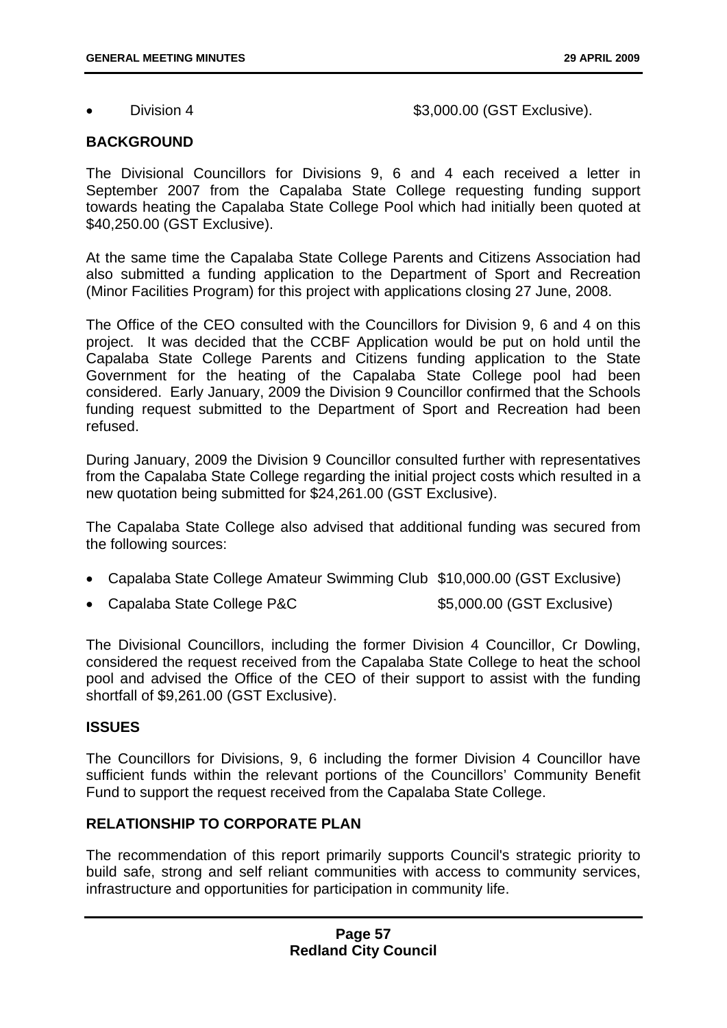- Division 4 $3,000.00 (GST Exclusive).

## BACKGROUND

The Divisional Councillors for Divisions 9, 6 and 4 each received a letter in September 2007 from the Capalaba State College requesting funding support towards heating the Capalaba State College Pool which had initially been quoted at $40,250.00 (GST Exclusive).

At the same time the Capalaba State College Parents and Citizens Association had also submitted a funding application to the Department of Sport and Recreation (Minor Facilities Program) for this project with applications closing 27 June, 2008.

The Office of the CEO consulted with the Councillors for Division 9, 6 and 4 on this project. It was decided that the CCBF Application would be put on hold until the Capalaba State College Parents and Citizens funding application to the State Government for the heating of the Capalaba State College pool had been considered. Early January, 2009 the Division 9 Councillor confirmed that the Schools funding request submitted to the Department of Sport and Recreation had been refused.

During January, 2009 the Division 9 Councillor consulted further with representatives from the Capalaba State College regarding the initial project costs which resulted in a new quotation being submitted for $24,261.00 (GST Exclusive).

The Capalaba State College also advised that additional funding was secured from the following sources:

- Capalaba State College Amateur Swimming Club $10,000.00 (GST Exclusive)
- Capalaba State College P&C $5,000.00 (GST Exclusive)

The Divisional Councillors, including the former Division 4 Councillor, Cr Dowling, considered the request received from the Capalaba State College to heat the school pool and advised the Office of the CEO of their support to assist with the funding shortfall of $9,261.00 (GST Exclusive).

## ISSUES

The Councillors for Divisions, 9, 6 including the former Division 4 Councillor have sufficient funds within the relevant portions of the Councillors' Community Benefit Fund to support the request received from the Capalaba State College.

## RELATIONSHIP TO CORPORATE PLAN

The recommendation of this report primarily supports Council's strategic priority to build safe, strong and self reliant communities with access to community services, infrastructure and opportunities for participation in community life.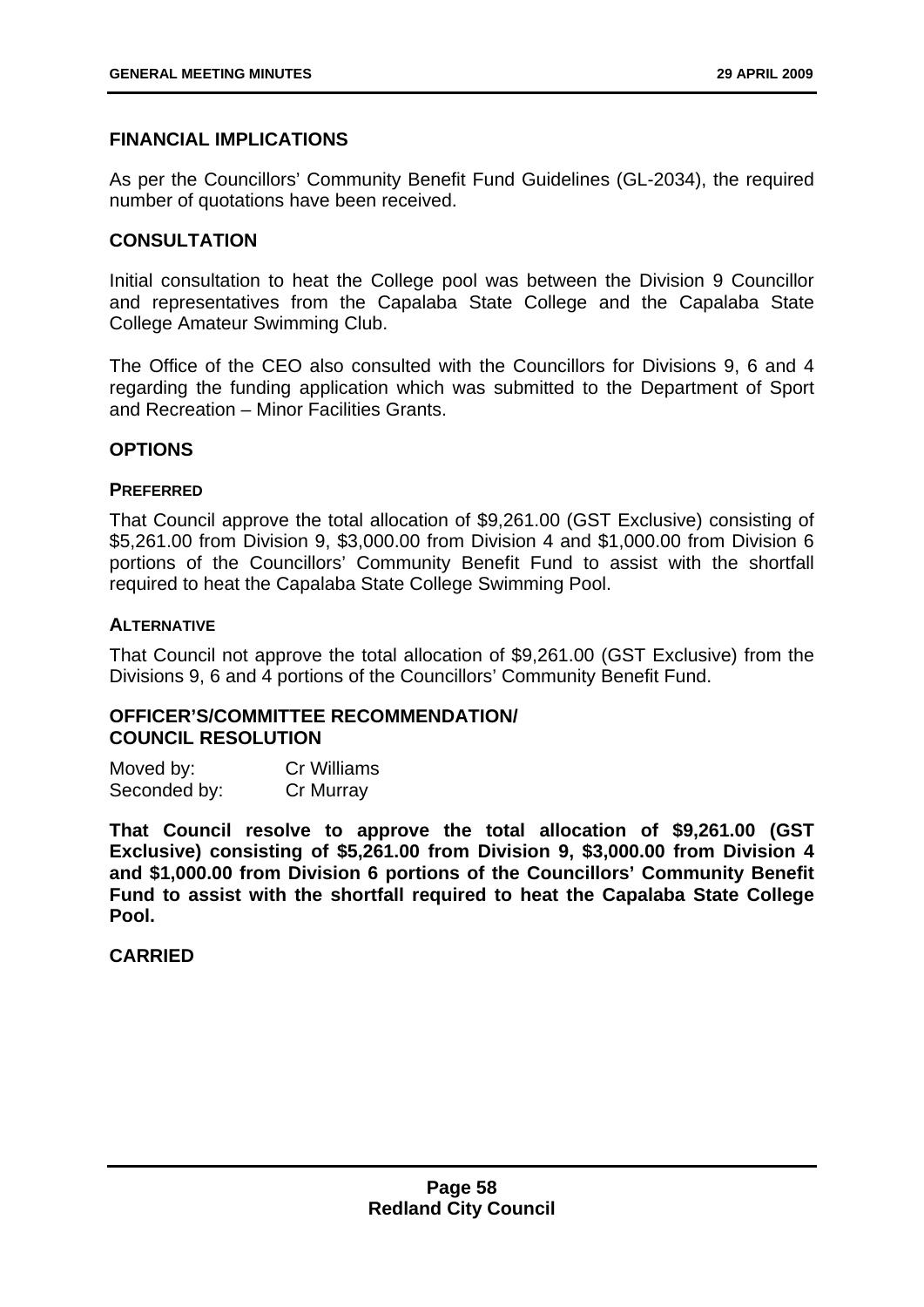## FINANCIAL IMPLICATIONS

As per the Councillors' Community Benefit Fund Guidelines (GL-2034), the required number of quotations have been received.

## CONSULTATION

Initial consultation to heat the College pool was between the Division 9 Councillor and representatives from the Capalaba State College and the Capalaba State College Amateur Swimming Club.

The Office of the CEO also consulted with the Councillors for Divisions 9, 6 and 4 regarding the funding application which was submitted to the Department of Sport and Recreation – Minor Facilities Grants.

## OPTIONS

### PREFERRED

That Council approve the total allocation of $9,261.00 (GST Exclusive) consisting of $5,261.00 from Division 9, $3,000.00 from Division 4 and $1,000.00 from Division 6 portions of the Councillors' Community Benefit Fund to assist with the shortfall required to heat the Capalaba State College Swimming Pool.

### ALTERNATIVE

That Council not approve the total allocation of $9,261.00 (GST Exclusive) from the Divisions 9, 6 and 4 portions of the Councillors' Community Benefit Fund.

## OFFICER'S/COMMITTEE RECOMMENDATION/ COUNCIL RESOLUTION

Moved by: Cr Williams
Seconded by: Cr Murray

**That Council resolve to approve the total allocation of $9,261.00 (GST Exclusive) consisting of $5,261.00 from Division 9, $3,000.00 from Division 4 and $1,000.00 from Division 6 portions of the Councillors' Community Benefit Fund to assist with the shortfall required to heat the Capalaba State College Pool.**

**CARRIED**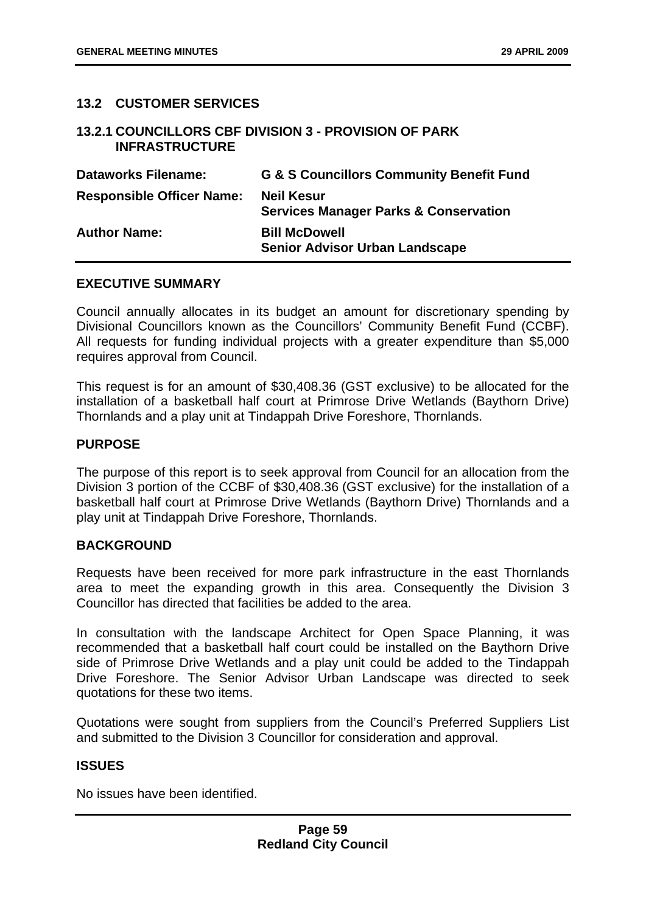## 13.2 CUSTOMER SERVICES

### 13.2.1 COUNCILLORS CBF DIVISION 3 - PROVISION OF PARK INFRASTRUCTURE

| | |
|---|---|
| **Dataworks Filename:** | **G & S Councillors Community Benefit Fund** |
| **Responsible Officer Name:** | **Neil Kesur**<br>**Services Manager Parks & Conservation** |
| **Author Name:** | **Bill McDowell**<br>**Senior Advisor Urban Landscape** |

#### EXECUTIVE SUMMARY

Council annually allocates in its budget an amount for discretionary spending by Divisional Councillors known as the Councillors' Community Benefit Fund (CCBF). All requests for funding individual projects with a greater expenditure than $5,000 requires approval from Council.

This request is for an amount of $30,408.36 (GST exclusive) to be allocated for the installation of a basketball half court at Primrose Drive Wetlands (Baythorn Drive) Thornlands and a play unit at Tindappah Drive Foreshore, Thornlands.

#### PURPOSE

The purpose of this report is to seek approval from Council for an allocation from the Division 3 portion of the CCBF of $30,408.36 (GST exclusive) for the installation of a basketball half court at Primrose Drive Wetlands (Baythorn Drive) Thornlands and a play unit at Tindappah Drive Foreshore, Thornlands.

#### BACKGROUND

Requests have been received for more park infrastructure in the east Thornlands area to meet the expanding growth in this area. Consequently the Division 3 Councillor has directed that facilities be added to the area.

In consultation with the landscape Architect for Open Space Planning, it was recommended that a basketball half court could be installed on the Baythorn Drive side of Primrose Drive Wetlands and a play unit could be added to the Tindappah Drive Foreshore. The Senior Advisor Urban Landscape was directed to seek quotations for these two items.

Quotations were sought from suppliers from the Council's Preferred Suppliers List and submitted to the Division 3 Councillor for consideration and approval.

#### ISSUES

No issues have been identified.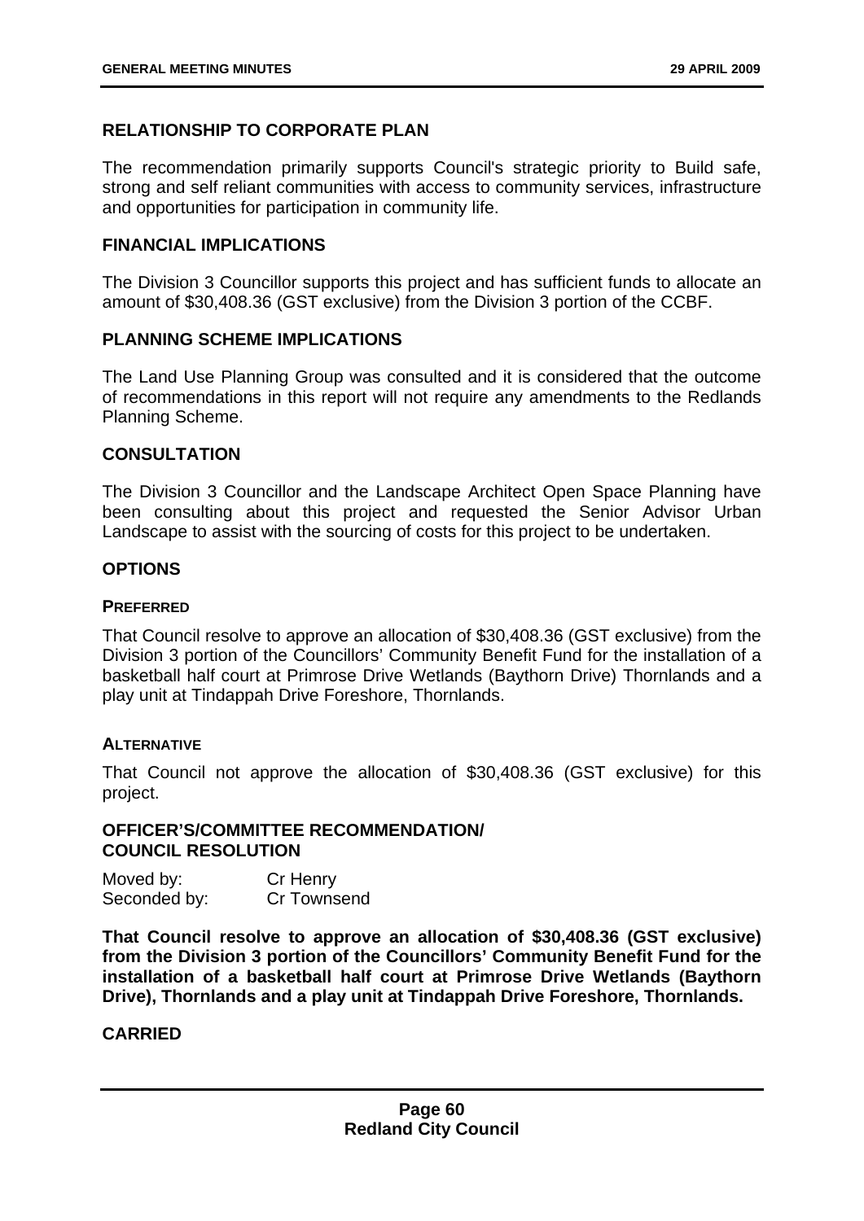## RELATIONSHIP TO CORPORATE PLAN

The recommendation primarily supports Council's strategic priority to Build safe, strong and self reliant communities with access to community services, infrastructure and opportunities for participation in community life.

## FINANCIAL IMPLICATIONS

The Division 3 Councillor supports this project and has sufficient funds to allocate an amount of $30,408.36 (GST exclusive) from the Division 3 portion of the CCBF.

## PLANNING SCHEME IMPLICATIONS

The Land Use Planning Group was consulted and it is considered that the outcome of recommendations in this report will not require any amendments to the Redlands Planning Scheme.

## CONSULTATION

The Division 3 Councillor and the Landscape Architect Open Space Planning have been consulting about this project and requested the Senior Advisor Urban Landscape to assist with the sourcing of costs for this project to be undertaken.

## OPTIONS

### PREFERRED

That Council resolve to approve an allocation of $30,408.36 (GST exclusive) from the Division 3 portion of the Councillors' Community Benefit Fund for the installation of a basketball half court at Primrose Drive Wetlands (Baythorn Drive) Thornlands and a play unit at Tindappah Drive Foreshore, Thornlands.

### ALTERNATIVE

That Council not approve the allocation of $30,408.36 (GST exclusive) for this project.

## OFFICER'S/COMMITTEE RECOMMENDATION/ COUNCIL RESOLUTION

Moved by: Cr Henry
Seconded by: Cr Townsend

**That Council resolve to approve an allocation of $30,408.36 (GST exclusive) from the Division 3 portion of the Councillors' Community Benefit Fund for the installation of a basketball half court at Primrose Drive Wetlands (Baythorn Drive), Thornlands and a play unit at Tindappah Drive Foreshore, Thornlands.**

**CARRIED**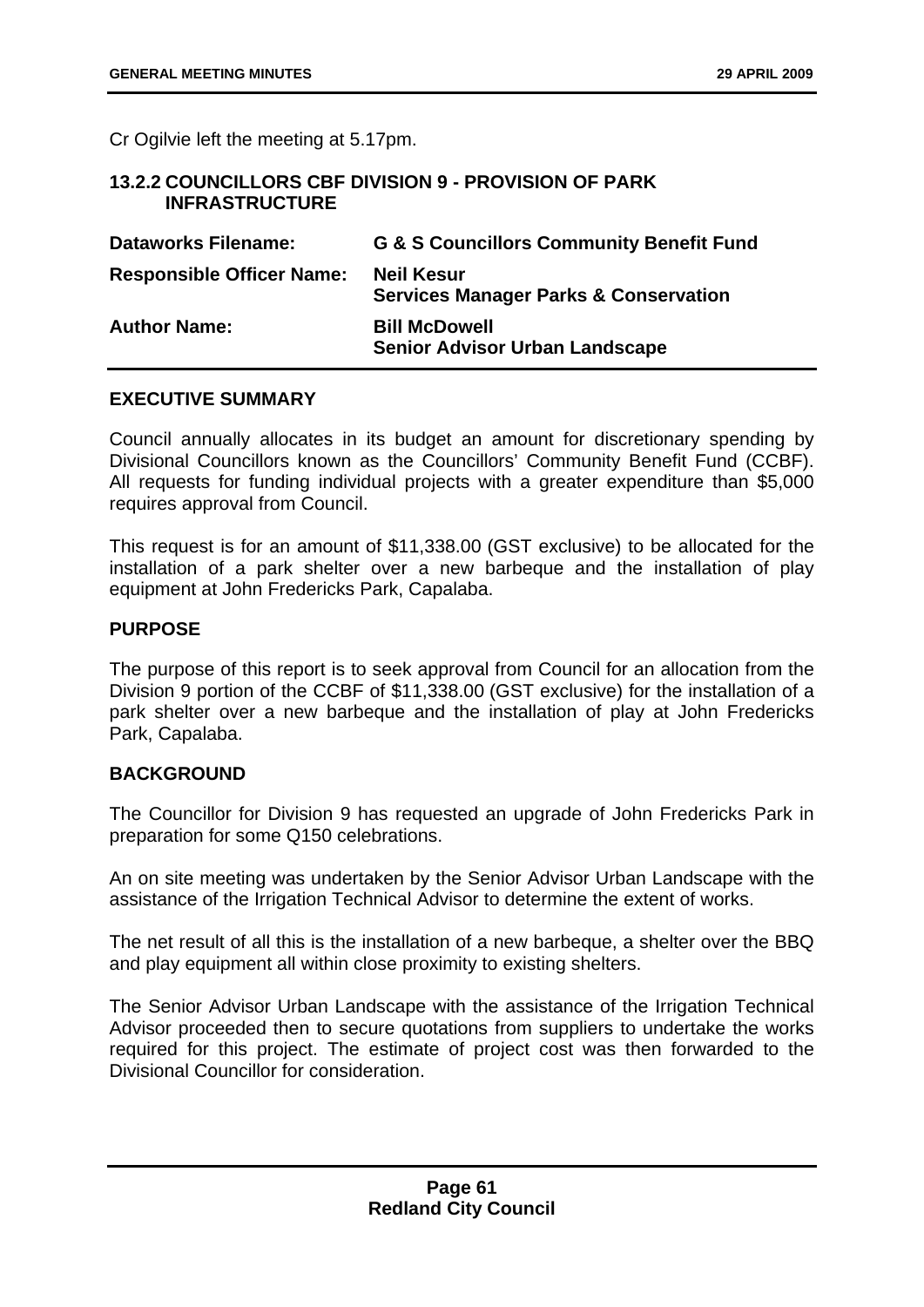Cr Ogilvie left the meeting at 5.17pm.

### 13.2.2 COUNCILLORS CBF DIVISION 9 - PROVISION OF PARK INFRASTRUCTURE

| | |
|---|---|
| **Dataworks Filename:** | **G & S Councillors Community Benefit Fund** |
| **Responsible Officer Name:** | **Neil Kesur**<br>**Services Manager Parks & Conservation** |
| **Author Name:** | **Bill McDowell**<br>**Senior Advisor Urban Landscape** |

**EXECUTIVE SUMMARY**

Council annually allocates in its budget an amount for discretionary spending by Divisional Councillors known as the Councillors' Community Benefit Fund (CCBF). All requests for funding individual projects with a greater expenditure than $5,000 requires approval from Council.

This request is for an amount of $11,338.00 (GST exclusive) to be allocated for the installation of a park shelter over a new barbeque and the installation of play equipment at John Fredericks Park, Capalaba.

**PURPOSE**

The purpose of this report is to seek approval from Council for an allocation from the Division 9 portion of the CCBF of $11,338.00 (GST exclusive) for the installation of a park shelter over a new barbeque and the installation of play at John Fredericks Park, Capalaba.

**BACKGROUND**

The Councillor for Division 9 has requested an upgrade of John Fredericks Park in preparation for some Q150 celebrations.

An on site meeting was undertaken by the Senior Advisor Urban Landscape with the assistance of the Irrigation Technical Advisor to determine the extent of works.

The net result of all this is the installation of a new barbeque, a shelter over the BBQ and play equipment all within close proximity to existing shelters.

The Senior Advisor Urban Landscape with the assistance of the Irrigation Technical Advisor proceeded then to secure quotations from suppliers to undertake the works required for this project. The estimate of project cost was then forwarded to the Divisional Councillor for consideration.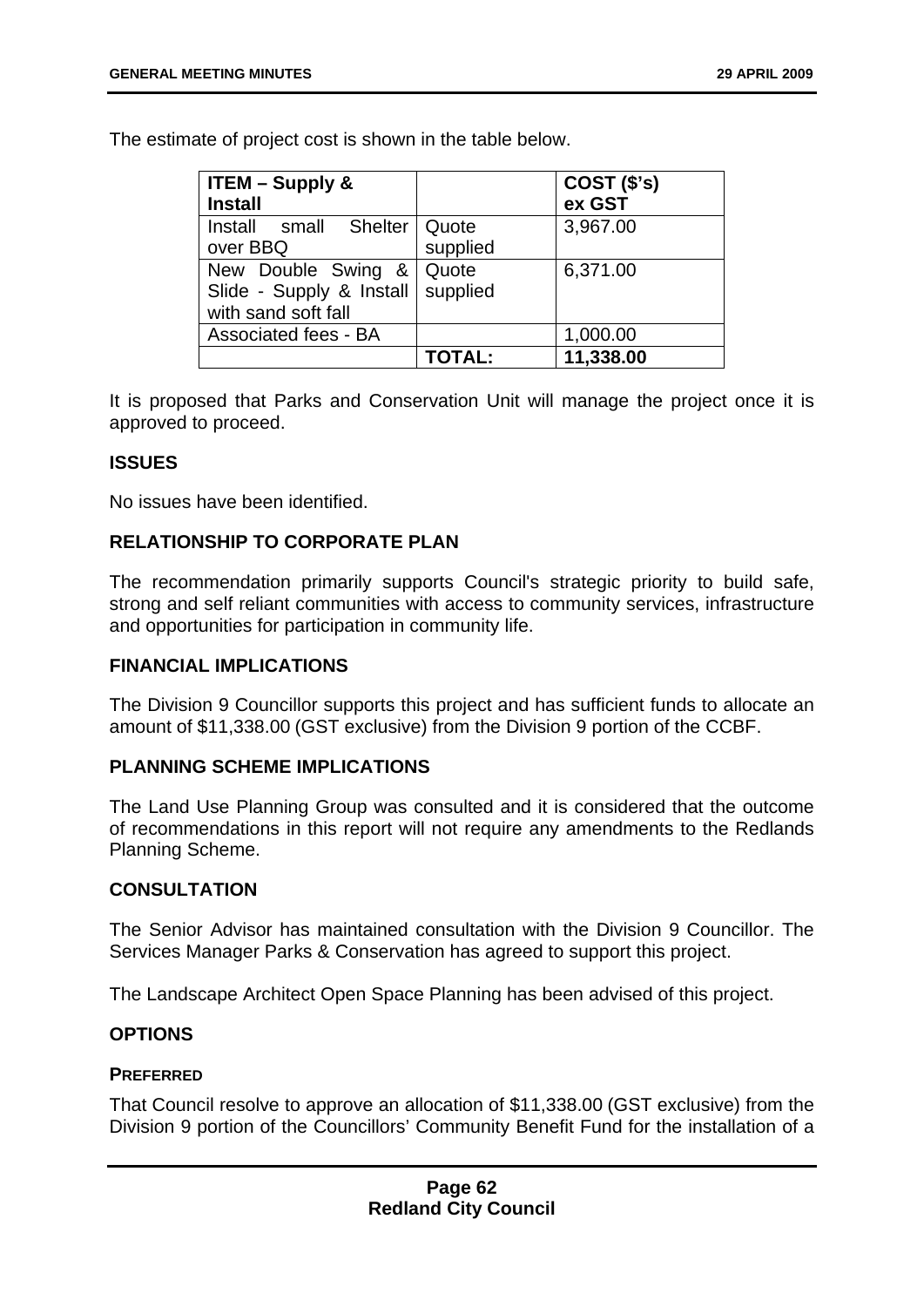The estimate of project cost is shown in the table below.

| **ITEM – Supply & Install** | | **COST ($'s) ex GST** |
|---|---|---|
| Install small Shelter over BBQ | Quote supplied | 3,967.00 |
| New Double Swing & Slide - Supply & Install with sand soft fall | Quote supplied | 6,371.00 |
| Associated fees - BA | | 1,000.00 |
| | **TOTAL:** | **11,338.00** |

It is proposed that Parks and Conservation Unit will manage the project once it is approved to proceed.

### ISSUES

No issues have been identified.

### RELATIONSHIP TO CORPORATE PLAN

The recommendation primarily supports Council's strategic priority to build safe, strong and self reliant communities with access to community services, infrastructure and opportunities for participation in community life.

### FINANCIAL IMPLICATIONS

The Division 9 Councillor supports this project and has sufficient funds to allocate an amount of $11,338.00 (GST exclusive) from the Division 9 portion of the CCBF.

### PLANNING SCHEME IMPLICATIONS

The Land Use Planning Group was consulted and it is considered that the outcome of recommendations in this report will not require any amendments to the Redlands Planning Scheme.

### CONSULTATION

The Senior Advisor has maintained consultation with the Division 9 Councillor. The Services Manager Parks & Conservation has agreed to support this project.

The Landscape Architect Open Space Planning has been advised of this project.

### OPTIONS

#### PREFERRED

That Council resolve to approve an allocation of $11,338.00 (GST exclusive) from the Division 9 portion of the Councillors' Community Benefit Fund for the installation of a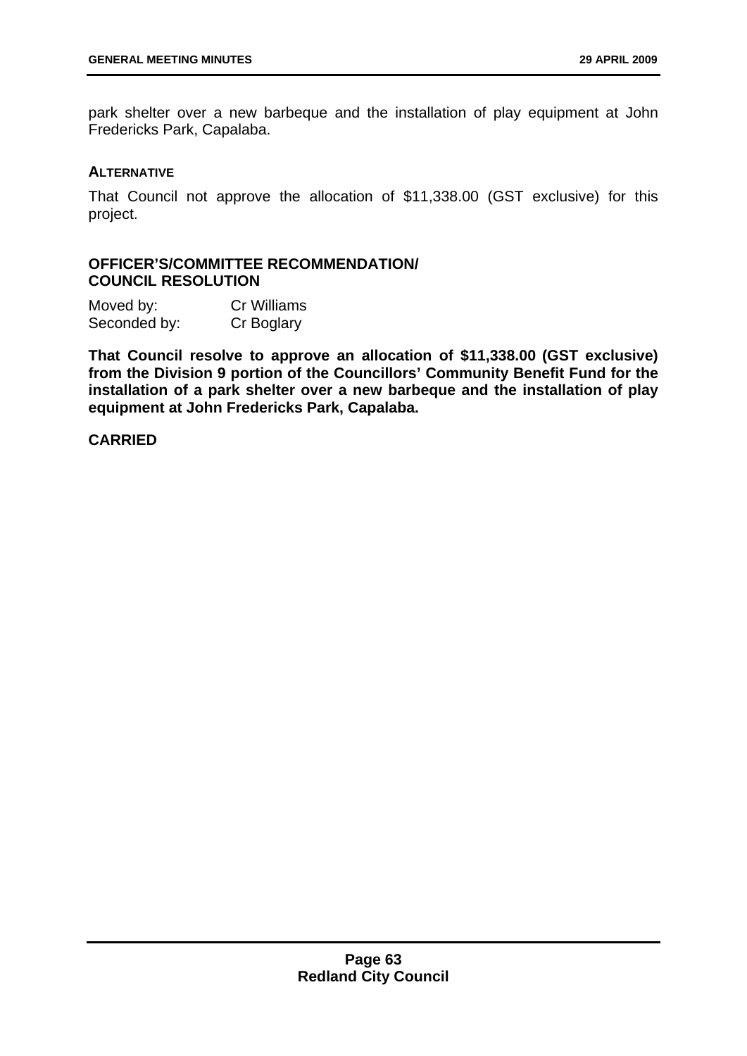park shelter over a new barbeque and the installation of play equipment at John Fredericks Park, Capalaba.

### ALTERNATIVE

That Council not approve the allocation of $11,338.00 (GST exclusive) for this project.

### OFFICER'S/COMMITTEE RECOMMENDATION/ COUNCIL RESOLUTION

Moved by: Cr Williams
Seconded by: Cr Boglary

**That Council resolve to approve an allocation of $11,338.00 (GST exclusive) from the Division 9 portion of the Councillors' Community Benefit Fund for the installation of a park shelter over a new barbeque and the installation of play equipment at John Fredericks Park, Capalaba.**

**CARRIED**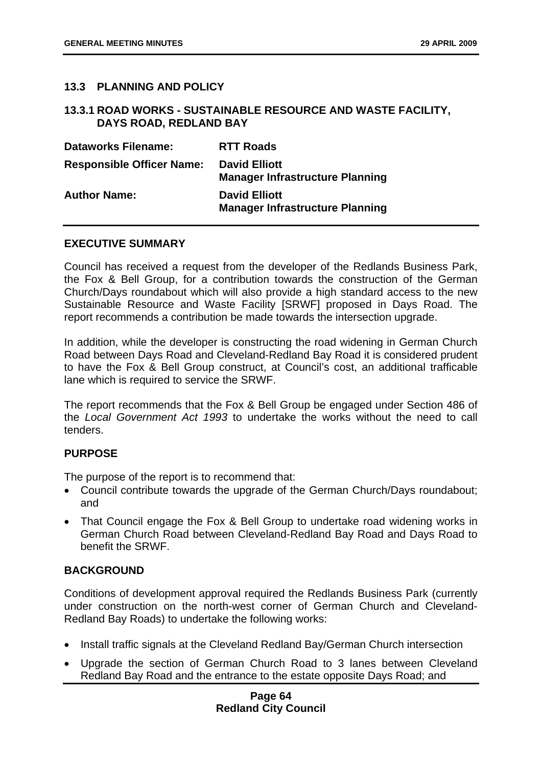## 13.3 PLANNING AND POLICY

### 13.3.1 ROAD WORKS - SUSTAINABLE RESOURCE AND WASTE FACILITY, DAYS ROAD, REDLAND BAY

| | |
|---|---|
| **Dataworks Filename:** | **RTT Roads** |
| **Responsible Officer Name:** | **David Elliott**<br>**Manager Infrastructure Planning** |
| **Author Name:** | **David Elliott**<br>**Manager Infrastructure Planning** |

**EXECUTIVE SUMMARY**

Council has received a request from the developer of the Redlands Business Park, the Fox & Bell Group, for a contribution towards the construction of the German Church/Days roundabout which will also provide a high standard access to the new Sustainable Resource and Waste Facility [SRWF] proposed in Days Road. The report recommends a contribution be made towards the intersection upgrade.

In addition, while the developer is constructing the road widening in German Church Road between Days Road and Cleveland-Redland Bay Road it is considered prudent to have the Fox & Bell Group construct, at Council's cost, an additional trafficable lane which is required to service the SRWF.

The report recommends that the Fox & Bell Group be engaged under Section 486 of the *Local Government Act 1993* to undertake the works without the need to call tenders.

**PURPOSE**

The purpose of the report is to recommend that:

- Council contribute towards the upgrade of the German Church/Days roundabout; and
- That Council engage the Fox & Bell Group to undertake road widening works in German Church Road between Cleveland-Redland Bay Road and Days Road to benefit the SRWF.

**BACKGROUND**

Conditions of development approval required the Redlands Business Park (currently under construction on the north-west corner of German Church and Cleveland-Redland Bay Roads) to undertake the following works:

- Install traffic signals at the Cleveland Redland Bay/German Church intersection
- Upgrade the section of German Church Road to 3 lanes between Cleveland Redland Bay Road and the entrance to the estate opposite Days Road; and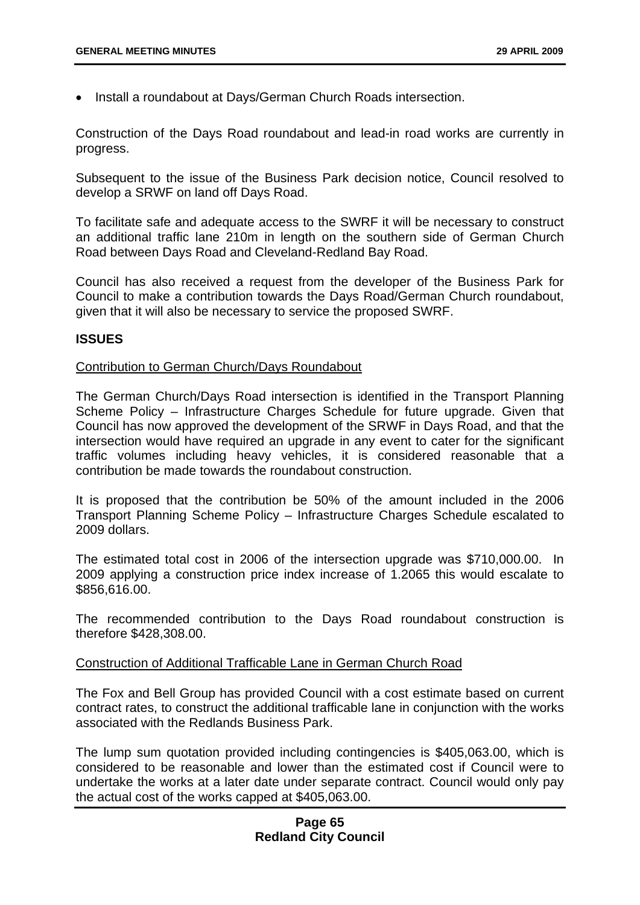- Install a roundabout at Days/German Church Roads intersection.

Construction of the Days Road roundabout and lead-in road works are currently in progress.

Subsequent to the issue of the Business Park decision notice, Council resolved to develop a SRWF on land off Days Road.

To facilitate safe and adequate access to the SWRF it will be necessary to construct an additional traffic lane 210m in length on the southern side of German Church Road between Days Road and Cleveland-Redland Bay Road.

Council has also received a request from the developer of the Business Park for Council to make a contribution towards the Days Road/German Church roundabout, given that it will also be necessary to service the proposed SWRF.

**ISSUES**

Contribution to German Church/Days Roundabout

The German Church/Days Road intersection is identified in the Transport Planning Scheme Policy – Infrastructure Charges Schedule for future upgrade. Given that Council has now approved the development of the SRWF in Days Road, and that the intersection would have required an upgrade in any event to cater for the significant traffic volumes including heavy vehicles, it is considered reasonable that a contribution be made towards the roundabout construction.

It is proposed that the contribution be 50% of the amount included in the 2006 Transport Planning Scheme Policy – Infrastructure Charges Schedule escalated to 2009 dollars.

The estimated total cost in 2006 of the intersection upgrade was $710,000.00. In 2009 applying a construction price index increase of 1.2065 this would escalate to $856,616.00.

The recommended contribution to the Days Road roundabout construction is therefore $428,308.00.

Construction of Additional Trafficable Lane in German Church Road

The Fox and Bell Group has provided Council with a cost estimate based on current contract rates, to construct the additional trafficable lane in conjunction with the works associated with the Redlands Business Park.

The lump sum quotation provided including contingencies is $405,063.00, which is considered to be reasonable and lower than the estimated cost if Council were to undertake the works at a later date under separate contract. Council would only pay the actual cost of the works capped at $405,063.00.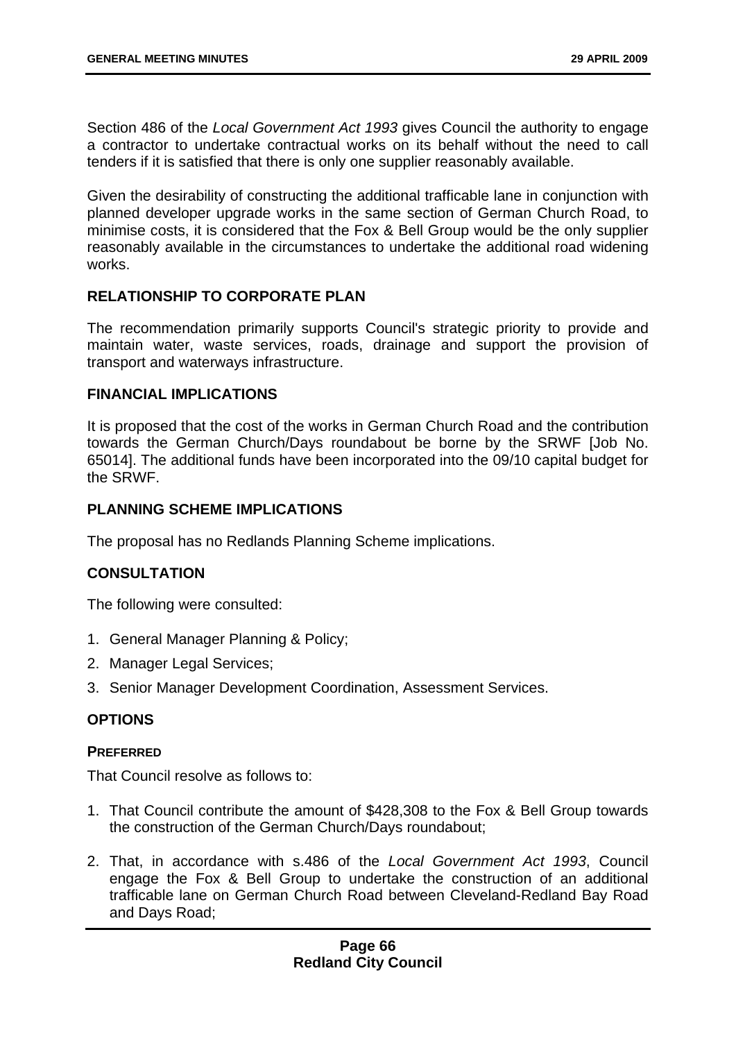Section 486 of the *Local Government Act 1993* gives Council the authority to engage a contractor to undertake contractual works on its behalf without the need to call tenders if it is satisfied that there is only one supplier reasonably available.

Given the desirability of constructing the additional trafficable lane in conjunction with planned developer upgrade works in the same section of German Church Road, to minimise costs, it is considered that the Fox & Bell Group would be the only supplier reasonably available in the circumstances to undertake the additional road widening works.

## RELATIONSHIP TO CORPORATE PLAN

The recommendation primarily supports Council's strategic priority to provide and maintain water, waste services, roads, drainage and support the provision of transport and waterways infrastructure.

## FINANCIAL IMPLICATIONS

It is proposed that the cost of the works in German Church Road and the contribution towards the German Church/Days roundabout be borne by the SRWF [Job No. 65014]. The additional funds have been incorporated into the 09/10 capital budget for the SRWF.

## PLANNING SCHEME IMPLICATIONS

The proposal has no Redlands Planning Scheme implications.

## CONSULTATION

The following were consulted:

1. General Manager Planning & Policy;
2. Manager Legal Services;
3. Senior Manager Development Coordination, Assessment Services.

## OPTIONS

### PREFERRED

That Council resolve as follows to:

1. That Council contribute the amount of $428,308 to the Fox & Bell Group towards the construction of the German Church/Days roundabout;
2. That, in accordance with s.486 of the *Local Government Act 1993*, Council engage the Fox & Bell Group to undertake the construction of an additional trafficable lane on German Church Road between Cleveland-Redland Bay Road and Days Road;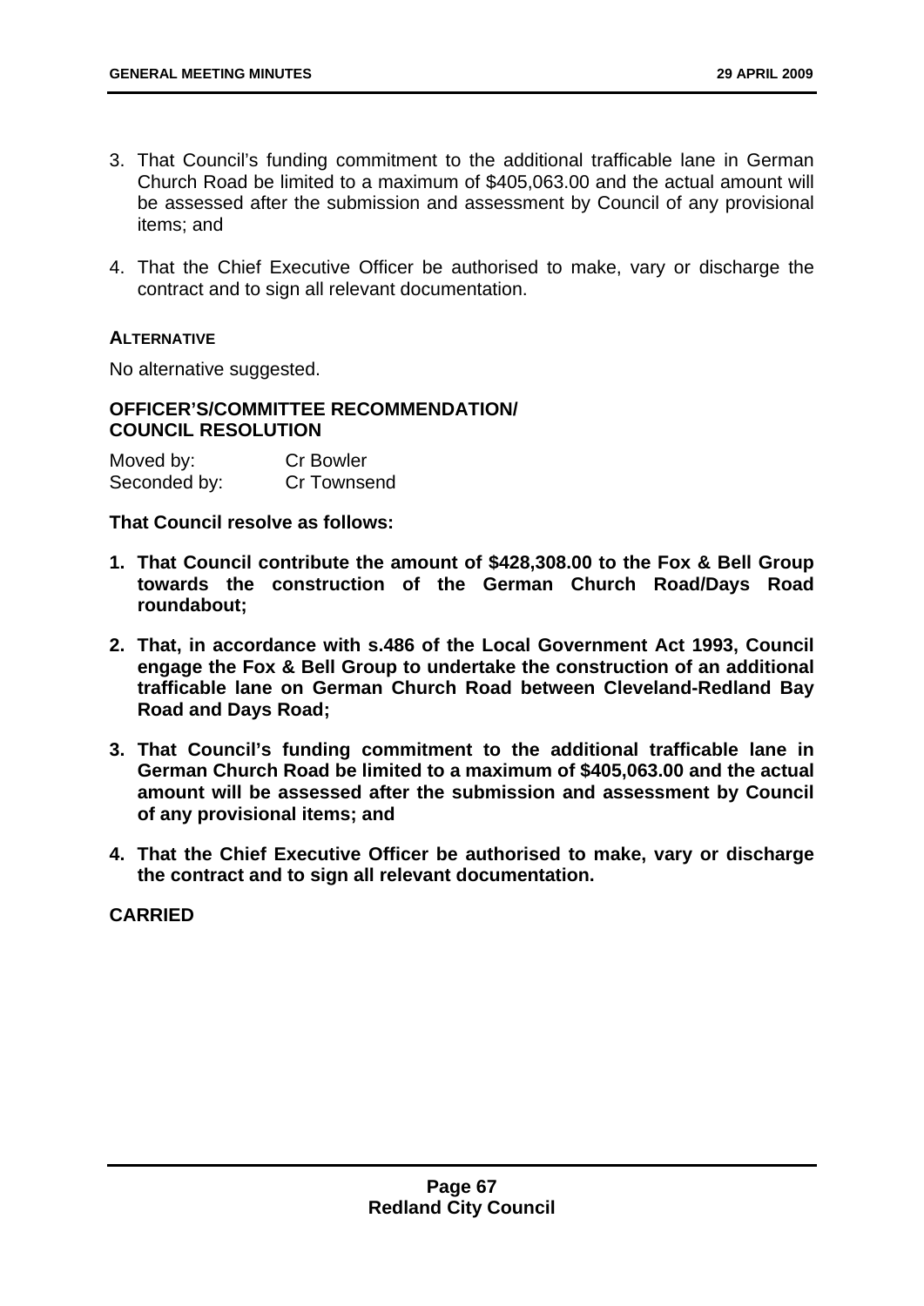3. That Council's funding commitment to the additional trafficable lane in German Church Road be limited to a maximum of $405,063.00 and the actual amount will be assessed after the submission and assessment by Council of any provisional items; and

4. That the Chief Executive Officer be authorised to make, vary or discharge the contract and to sign all relevant documentation.

**ALTERNATIVE**

No alternative suggested.

**OFFICER'S/COMMITTEE RECOMMENDATION/ COUNCIL RESOLUTION**

Moved by: Cr Bowler
Seconded by: Cr Townsend

**That Council resolve as follows:**

1. **That Council contribute the amount of $428,308.00 to the Fox & Bell Group towards the construction of the German Church Road/Days Road roundabout;**

2. **That, in accordance with s.486 of the Local Government Act 1993, Council engage the Fox & Bell Group to undertake the construction of an additional trafficable lane on German Church Road between Cleveland-Redland Bay Road and Days Road;**

3. **That Council's funding commitment to the additional trafficable lane in German Church Road be limited to a maximum of $405,063.00 and the actual amount will be assessed after the submission and assessment by Council of any provisional items; and**

4. **That the Chief Executive Officer be authorised to make, vary or discharge the contract and to sign all relevant documentation.**

**CARRIED**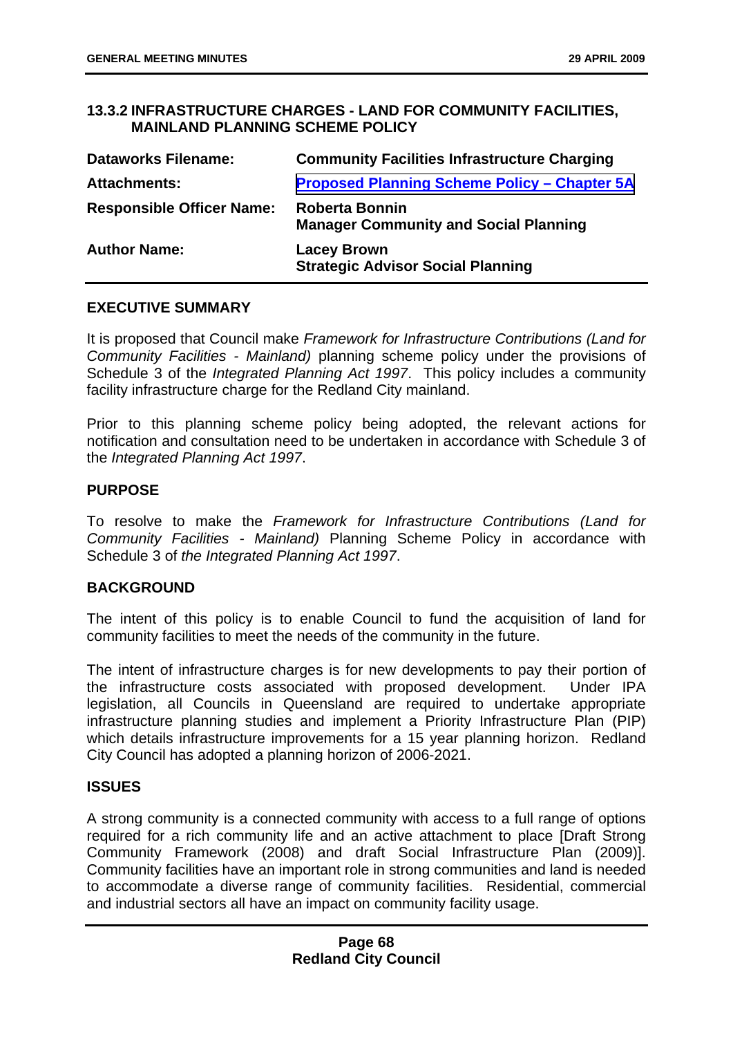## 13.3.2 INFRASTRUCTURE CHARGES - LAND FOR COMMUNITY FACILITIES, MAINLAND PLANNING SCHEME POLICY

| | |
|---|---|
| **Dataworks Filename:** | **Community Facilities Infrastructure Charging** |
| **Attachments:** | **Proposed Planning Scheme Policy – Chapter 5A** |
| **Responsible Officer Name:** | **Roberta Bonnin**<br>**Manager Community and Social Planning** |
| **Author Name:** | **Lacey Brown**<br>**Strategic Advisor Social Planning** |

### EXECUTIVE SUMMARY

It is proposed that Council make *Framework for Infrastructure Contributions (Land for Community Facilities - Mainland)* planning scheme policy under the provisions of Schedule 3 of the *Integrated Planning Act 1997*. This policy includes a community facility infrastructure charge for the Redland City mainland.

Prior to this planning scheme policy being adopted, the relevant actions for notification and consultation need to be undertaken in accordance with Schedule 3 of the *Integrated Planning Act 1997*.

### PURPOSE

To resolve to make the *Framework for Infrastructure Contributions (Land for Community Facilities - Mainland)* Planning Scheme Policy in accordance with Schedule 3 of *the Integrated Planning Act 1997*.

### BACKGROUND

The intent of this policy is to enable Council to fund the acquisition of land for community facilities to meet the needs of the community in the future.

The intent of infrastructure charges is for new developments to pay their portion of the infrastructure costs associated with proposed development. Under IPA legislation, all Councils in Queensland are required to undertake appropriate infrastructure planning studies and implement a Priority Infrastructure Plan (PIP) which details infrastructure improvements for a 15 year planning horizon. Redland City Council has adopted a planning horizon of 2006-2021.

### ISSUES

A strong community is a connected community with access to a full range of options required for a rich community life and an active attachment to place [Draft Strong Community Framework (2008) and draft Social Infrastructure Plan (2009)]. Community facilities have an important role in strong communities and land is needed to accommodate a diverse range of community facilities. Residential, commercial and industrial sectors all have an impact on community facility usage.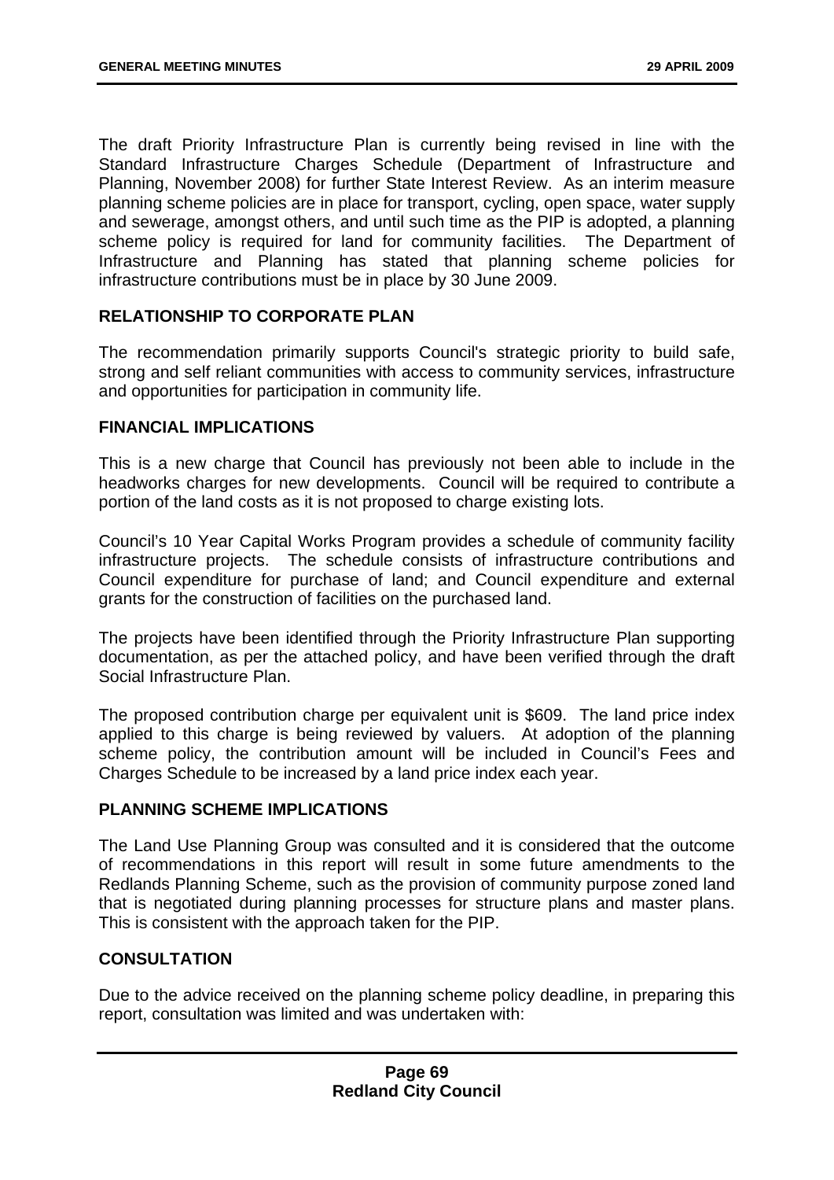The draft Priority Infrastructure Plan is currently being revised in line with the Standard Infrastructure Charges Schedule (Department of Infrastructure and Planning, November 2008) for further State Interest Review. As an interim measure planning scheme policies are in place for transport, cycling, open space, water supply and sewerage, amongst others, and until such time as the PIP is adopted, a planning scheme policy is required for land for community facilities. The Department of Infrastructure and Planning has stated that planning scheme policies for infrastructure contributions must be in place by 30 June 2009.

## RELATIONSHIP TO CORPORATE PLAN

The recommendation primarily supports Council's strategic priority to build safe, strong and self reliant communities with access to community services, infrastructure and opportunities for participation in community life.

## FINANCIAL IMPLICATIONS

This is a new charge that Council has previously not been able to include in the headworks charges for new developments. Council will be required to contribute a portion of the land costs as it is not proposed to charge existing lots.

Council's 10 Year Capital Works Program provides a schedule of community facility infrastructure projects. The schedule consists of infrastructure contributions and Council expenditure for purchase of land; and Council expenditure and external grants for the construction of facilities on the purchased land.

The projects have been identified through the Priority Infrastructure Plan supporting documentation, as per the attached policy, and have been verified through the draft Social Infrastructure Plan.

The proposed contribution charge per equivalent unit is $609. The land price index applied to this charge is being reviewed by valuers. At adoption of the planning scheme policy, the contribution amount will be included in Council's Fees and Charges Schedule to be increased by a land price index each year.

## PLANNING SCHEME IMPLICATIONS

The Land Use Planning Group was consulted and it is considered that the outcome of recommendations in this report will result in some future amendments to the Redlands Planning Scheme, such as the provision of community purpose zoned land that is negotiated during planning processes for structure plans and master plans. This is consistent with the approach taken for the PIP.

## CONSULTATION

Due to the advice received on the planning scheme policy deadline, in preparing this report, consultation was limited and was undertaken with: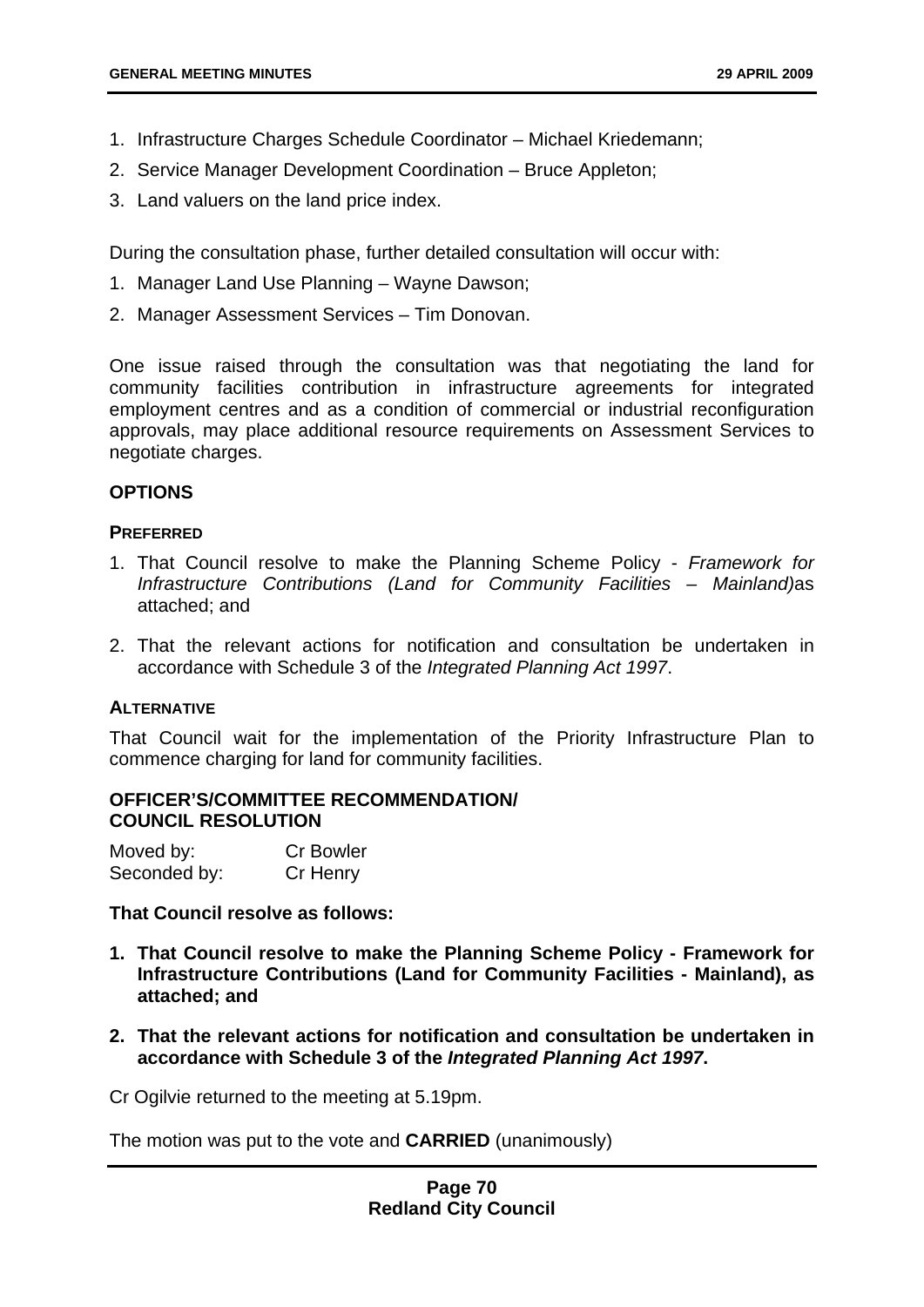1. Infrastructure Charges Schedule Coordinator – Michael Kriedemann;
2. Service Manager Development Coordination – Bruce Appleton;
3. Land valuers on the land price index.

During the consultation phase, further detailed consultation will occur with:

1. Manager Land Use Planning – Wayne Dawson;
2. Manager Assessment Services – Tim Donovan.

One issue raised through the consultation was that negotiating the land for community facilities contribution in infrastructure agreements for integrated employment centres and as a condition of commercial or industrial reconfiguration approvals, may place additional resource requirements on Assessment Services to negotiate charges.

## OPTIONS

### PREFERRED

1. That Council resolve to make the Planning Scheme Policy - *Framework for Infrastructure Contributions (Land for Community Facilities – Mainland)*as attached; and
2. That the relevant actions for notification and consultation be undertaken in accordance with Schedule 3 of the *Integrated Planning Act 1997*.

### ALTERNATIVE

That Council wait for the implementation of the Priority Infrastructure Plan to commence charging for land for community facilities.

## OFFICER'S/COMMITTEE RECOMMENDATION/ COUNCIL RESOLUTION

Moved by: Cr Bowler
Seconded by: Cr Henry

**That Council resolve as follows:**

1. **That Council resolve to make the Planning Scheme Policy - Framework for Infrastructure Contributions (Land for Community Facilities - Mainland), as attached; and**
2. **That the relevant actions for notification and consultation be undertaken in accordance with Schedule 3 of the *Integrated Planning Act 1997*.**

Cr Ogilvie returned to the meeting at 5.19pm.

The motion was put to the vote and **CARRIED** (unanimously)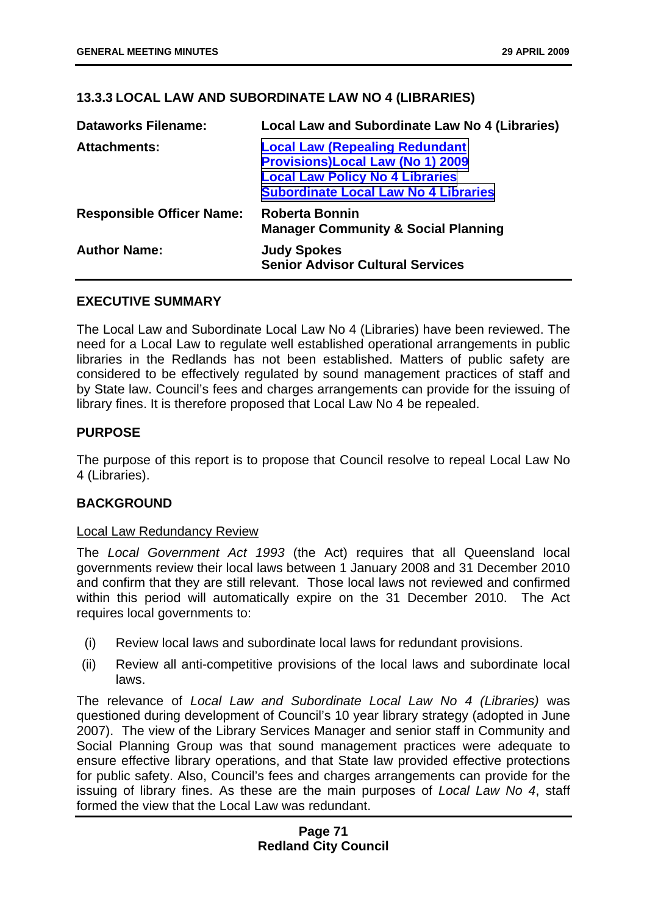### 13.3.3 LOCAL LAW AND SUBORDINATE LAW NO 4 (LIBRARIES)

| | |
|---|---|
| **Dataworks Filename:** | **Local Law and Subordinate Law No 4 (Libraries)** |
| **Attachments:** | **Local Law (Repealing Redundant Provisions)Local Law (No 1) 2009**<br>**Local Law Policy No 4 Libraries**<br>**Subordinate Local Law No 4 Libraries** |
| **Responsible Officer Name:** | **Roberta Bonnin**<br>**Manager Community & Social Planning** |
| **Author Name:** | **Judy Spokes**<br>**Senior Advisor Cultural Services** |

#### EXECUTIVE SUMMARY

The Local Law and Subordinate Local Law No 4 (Libraries) have been reviewed. The need for a Local Law to regulate well established operational arrangements in public libraries in the Redlands has not been established. Matters of public safety are considered to be effectively regulated by sound management practices of staff and by State law. Council's fees and charges arrangements can provide for the issuing of library fines. It is therefore proposed that Local Law No 4 be repealed.

#### PURPOSE

The purpose of this report is to propose that Council resolve to repeal Local Law No 4 (Libraries).

#### BACKGROUND

Local Law Redundancy Review

The *Local Government Act 1993* (the Act) requires that all Queensland local governments review their local laws between 1 January 2008 and 31 December 2010 and confirm that they are still relevant. Those local laws not reviewed and confirmed within this period will automatically expire on the 31 December 2010. The Act requires local governments to:

(i) Review local laws and subordinate local laws for redundant provisions.

(ii) Review all anti-competitive provisions of the local laws and subordinate local laws.

The relevance of *Local Law and Subordinate Local Law No 4 (Libraries)* was questioned during development of Council's 10 year library strategy (adopted in June 2007). The view of the Library Services Manager and senior staff in Community and Social Planning Group was that sound management practices were adequate to ensure effective library operations, and that State law provided effective protections for public safety. Also, Council's fees and charges arrangements can provide for the issuing of library fines. As these are the main purposes of *Local Law No 4*, staff formed the view that the Local Law was redundant.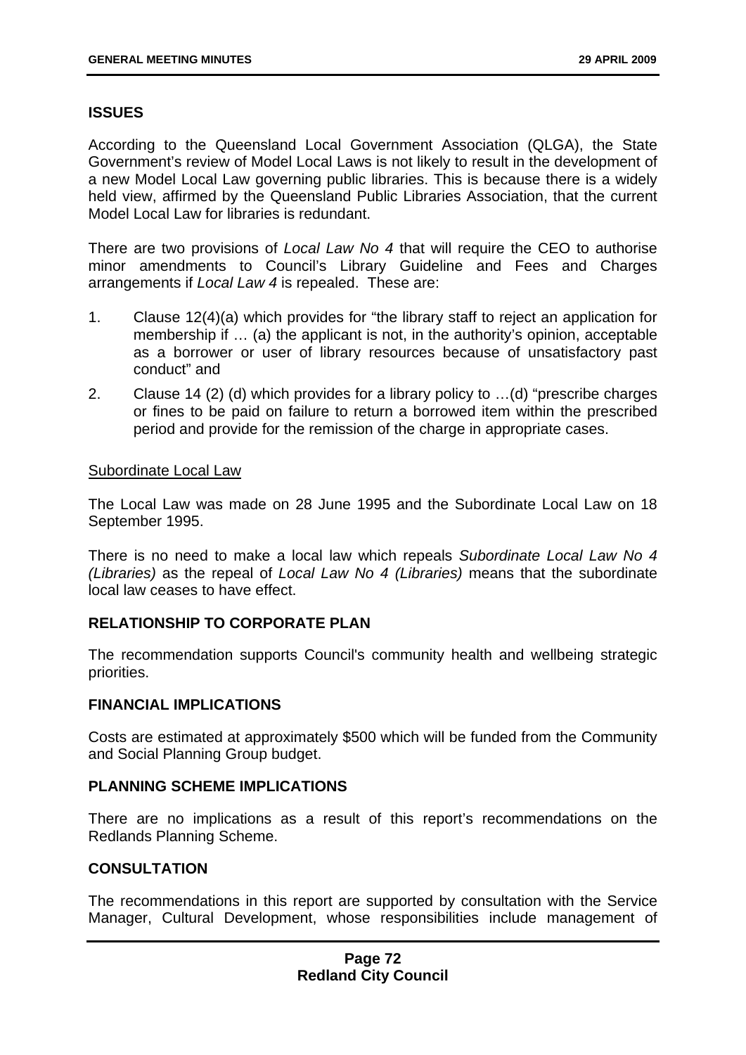## ISSUES

According to the Queensland Local Government Association (QLGA), the State Government's review of Model Local Laws is not likely to result in the development of a new Model Local Law governing public libraries. This is because there is a widely held view, affirmed by the Queensland Public Libraries Association, that the current Model Local Law for libraries is redundant.

There are two provisions of *Local Law No 4* that will require the CEO to authorise minor amendments to Council's Library Guideline and Fees and Charges arrangements if *Local Law 4* is repealed. These are:

1. Clause 12(4)(a) which provides for "the library staff to reject an application for membership if … (a) the applicant is not, in the authority's opinion, acceptable as a borrower or user of library resources because of unsatisfactory past conduct" and
2. Clause 14 (2) (d) which provides for a library policy to …(d) "prescribe charges or fines to be paid on failure to return a borrowed item within the prescribed period and provide for the remission of the charge in appropriate cases.

<u>Subordinate Local Law</u>

The Local Law was made on 28 June 1995 and the Subordinate Local Law on 18 September 1995.

There is no need to make a local law which repeals *Subordinate Local Law No 4 (Libraries)* as the repeal of *Local Law No 4 (Libraries)* means that the subordinate local law ceases to have effect.

## RELATIONSHIP TO CORPORATE PLAN

The recommendation supports Council's community health and wellbeing strategic priorities.

## FINANCIAL IMPLICATIONS

Costs are estimated at approximately $500 which will be funded from the Community and Social Planning Group budget.

## PLANNING SCHEME IMPLICATIONS

There are no implications as a result of this report's recommendations on the Redlands Planning Scheme.

## CONSULTATION

The recommendations in this report are supported by consultation with the Service Manager, Cultural Development, whose responsibilities include management of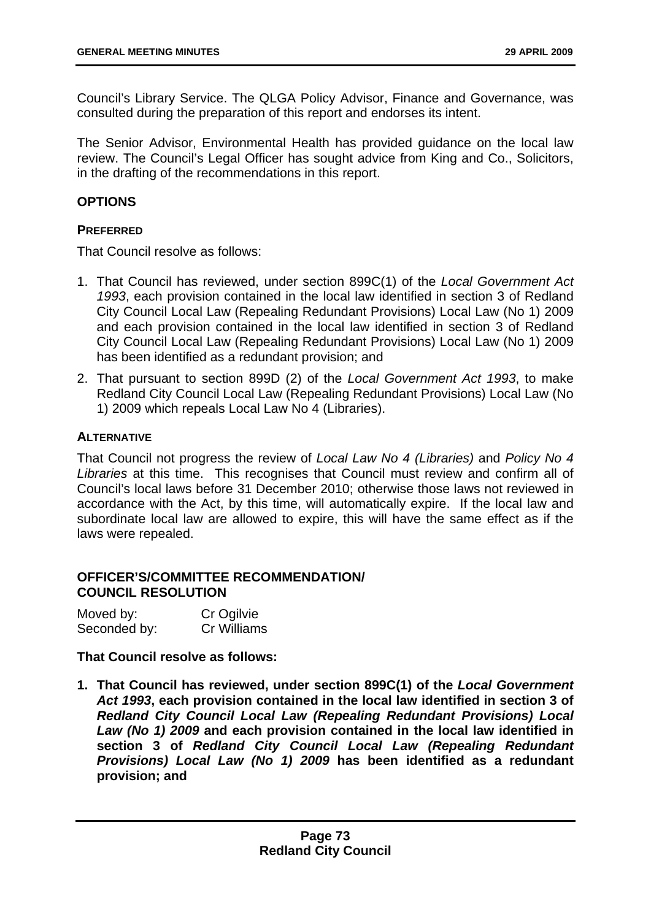Council's Library Service. The QLGA Policy Advisor, Finance and Governance, was consulted during the preparation of this report and endorses its intent.

The Senior Advisor, Environmental Health has provided guidance on the local law review. The Council's Legal Officer has sought advice from King and Co., Solicitors, in the drafting of the recommendations in this report.

## OPTIONS

### PREFERRED

That Council resolve as follows:

1. That Council has reviewed, under section 899C(1) of the *Local Government Act 1993*, each provision contained in the local law identified in section 3 of Redland City Council Local Law (Repealing Redundant Provisions) Local Law (No 1) 2009 and each provision contained in the local law identified in section 3 of Redland City Council Local Law (Repealing Redundant Provisions) Local Law (No 1) 2009 has been identified as a redundant provision; and
2. That pursuant to section 899D (2) of the *Local Government Act 1993*, to make Redland City Council Local Law (Repealing Redundant Provisions) Local Law (No 1) 2009 which repeals Local Law No 4 (Libraries).

### ALTERNATIVE

That Council not progress the review of *Local Law No 4 (Libraries)* and *Policy No 4 Libraries* at this time. This recognises that Council must review and confirm all of Council's local laws before 31 December 2010; otherwise those laws not reviewed in accordance with the Act, by this time, will automatically expire. If the local law and subordinate local law are allowed to expire, this will have the same effect as if the laws were repealed.

## OFFICER'S/COMMITTEE RECOMMENDATION/ COUNCIL RESOLUTION

| Moved by: | Cr Ogilvie |
|---|---|
| Seconded by: | Cr Williams |

**That Council resolve as follows:**

1. **That Council has reviewed, under section 899C(1) of the *Local Government Act 1993*, each provision contained in the local law identified in section 3 of *Redland City Council Local Law (Repealing Redundant Provisions) Local Law (No 1) 2009* and each provision contained in the local law identified in section 3 of *Redland City Council Local Law (Repealing Redundant Provisions) Local Law (No 1) 2009* has been identified as a redundant provision; and**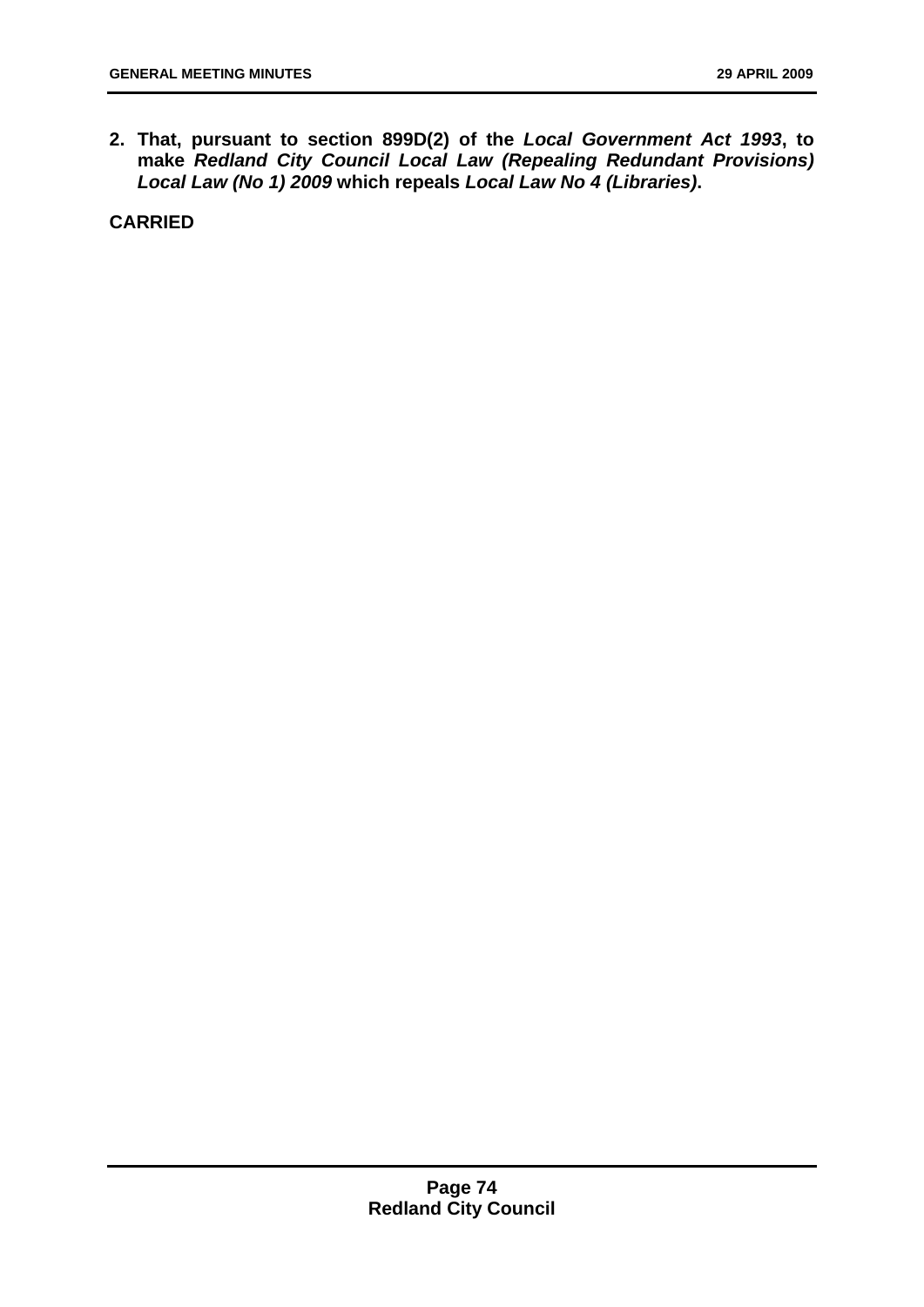**2. That, pursuant to section 899D(2) of the *Local Government Act 1993*, to make *Redland City Council Local Law (Repealing Redundant Provisions) Local Law (No 1) 2009* which repeals *Local Law No 4 (Libraries)*.**

**CARRIED**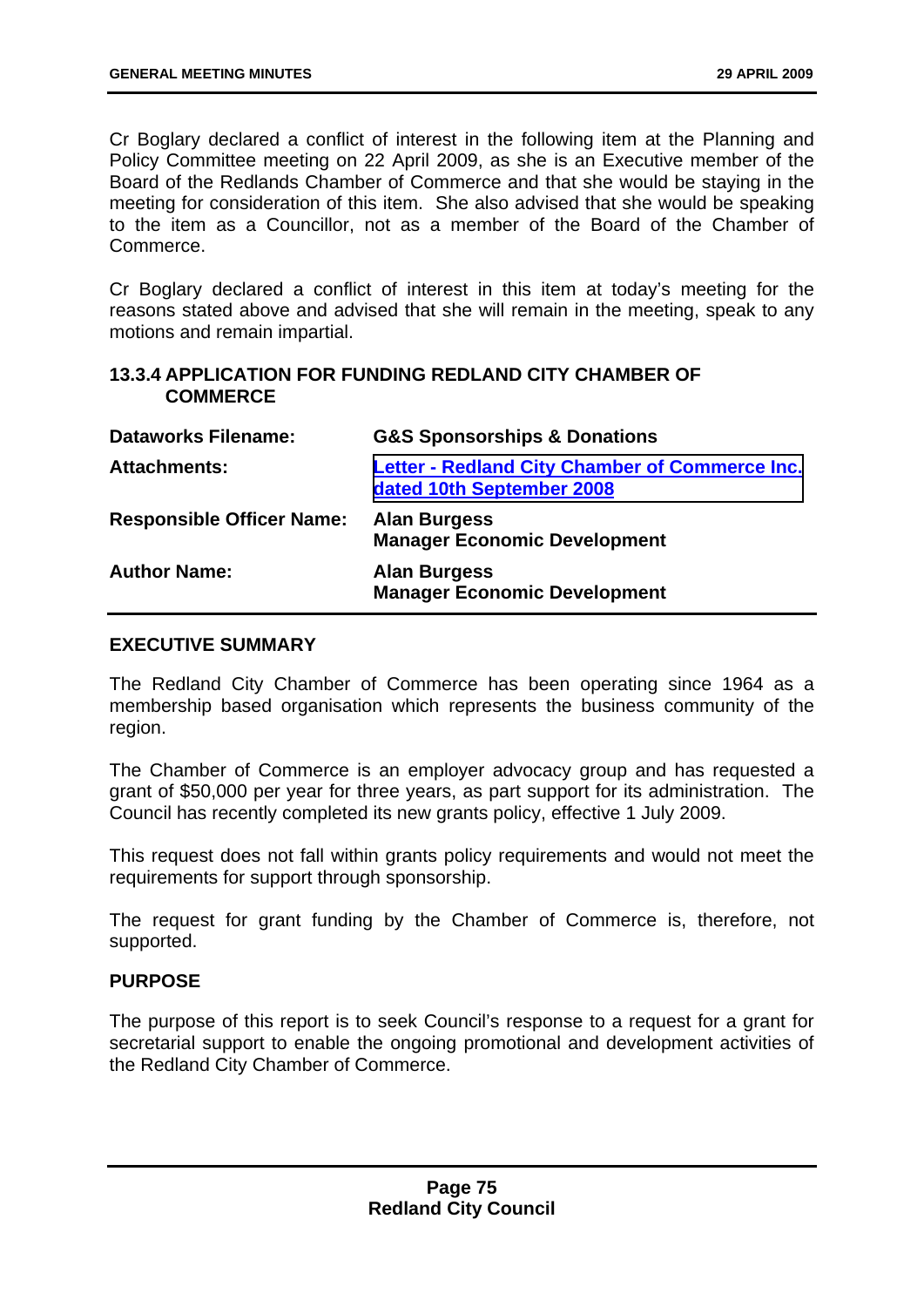Cr Boglary declared a conflict of interest in the following item at the Planning and Policy Committee meeting on 22 April 2009, as she is an Executive member of the Board of the Redlands Chamber of Commerce and that she would be staying in the meeting for consideration of this item. She also advised that she would be speaking to the item as a Councillor, not as a member of the Board of the Chamber of Commerce.

Cr Boglary declared a conflict of interest in this item at today's meeting for the reasons stated above and advised that she will remain in the meeting, speak to any motions and remain impartial.

### 13.3.4 APPLICATION FOR FUNDING REDLAND CITY CHAMBER OF COMMERCE

| | |
|---|---|
| **Dataworks Filename:** | **G&S Sponsorships & Donations** |
| **Attachments:** | **Letter - Redland City Chamber of Commerce Inc. dated 10th September 2008** |
| **Responsible Officer Name:** | **Alan Burgess**<br>**Manager Economic Development** |
| **Author Name:** | **Alan Burgess**<br>**Manager Economic Development** |

**EXECUTIVE SUMMARY**

The Redland City Chamber of Commerce has been operating since 1964 as a membership based organisation which represents the business community of the region.

The Chamber of Commerce is an employer advocacy group and has requested a grant of $50,000 per year for three years, as part support for its administration. The Council has recently completed its new grants policy, effective 1 July 2009.

This request does not fall within grants policy requirements and would not meet the requirements for support through sponsorship.

The request for grant funding by the Chamber of Commerce is, therefore, not supported.

**PURPOSE**

The purpose of this report is to seek Council's response to a request for a grant for secretarial support to enable the ongoing promotional and development activities of the Redland City Chamber of Commerce.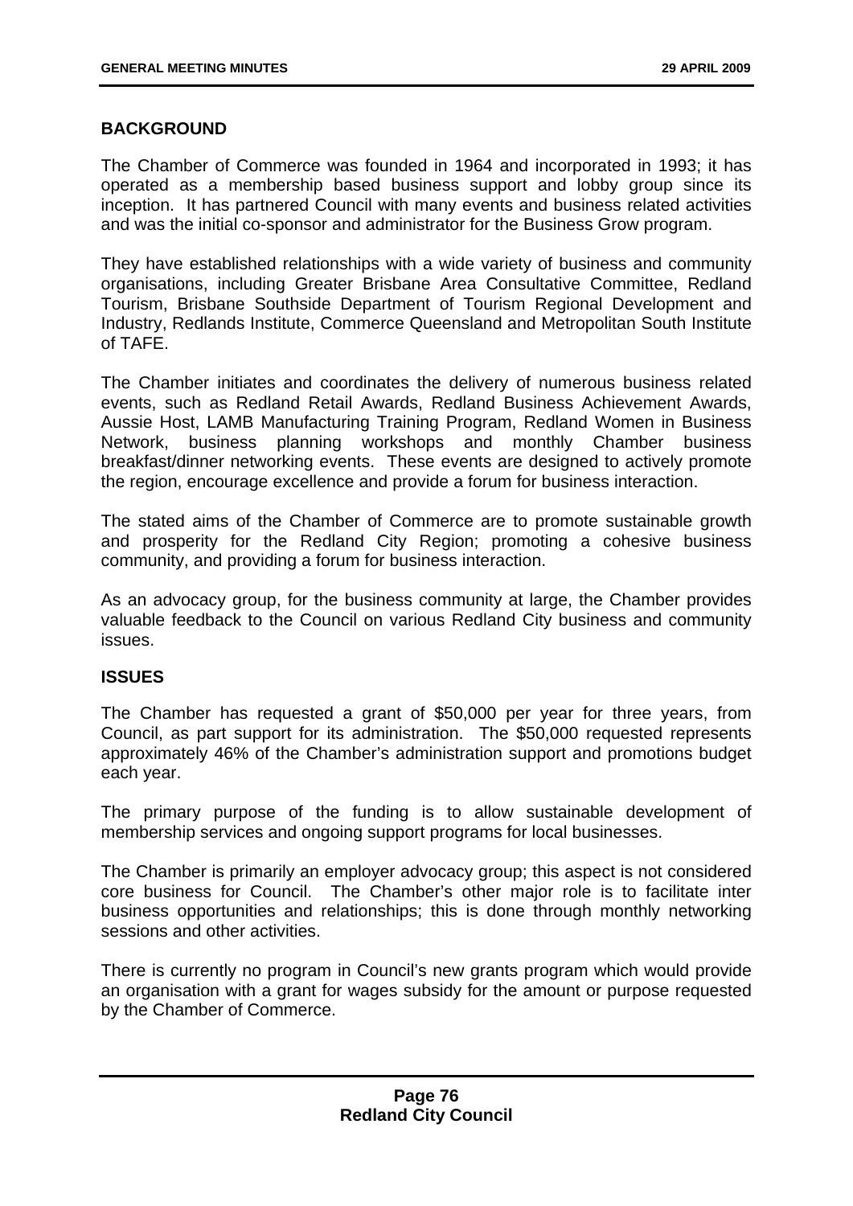## BACKGROUND

The Chamber of Commerce was founded in 1964 and incorporated in 1993; it has operated as a membership based business support and lobby group since its inception. It has partnered Council with many events and business related activities and was the initial co-sponsor and administrator for the Business Grow program.

They have established relationships with a wide variety of business and community organisations, including Greater Brisbane Area Consultative Committee, Redland Tourism, Brisbane Southside Department of Tourism Regional Development and Industry, Redlands Institute, Commerce Queensland and Metropolitan South Institute of TAFE.

The Chamber initiates and coordinates the delivery of numerous business related events, such as Redland Retail Awards, Redland Business Achievement Awards, Aussie Host, LAMB Manufacturing Training Program, Redland Women in Business Network, business planning workshops and monthly Chamber business breakfast/dinner networking events. These events are designed to actively promote the region, encourage excellence and provide a forum for business interaction.

The stated aims of the Chamber of Commerce are to promote sustainable growth and prosperity for the Redland City Region; promoting a cohesive business community, and providing a forum for business interaction.

As an advocacy group, for the business community at large, the Chamber provides valuable feedback to the Council on various Redland City business and community issues.

## ISSUES

The Chamber has requested a grant of $50,000 per year for three years, from Council, as part support for its administration. The $50,000 requested represents approximately 46% of the Chamber's administration support and promotions budget each year.

The primary purpose of the funding is to allow sustainable development of membership services and ongoing support programs for local businesses.

The Chamber is primarily an employer advocacy group; this aspect is not considered core business for Council. The Chamber's other major role is to facilitate inter business opportunities and relationships; this is done through monthly networking sessions and other activities.

There is currently no program in Council's new grants program which would provide an organisation with a grant for wages subsidy for the amount or purpose requested by the Chamber of Commerce.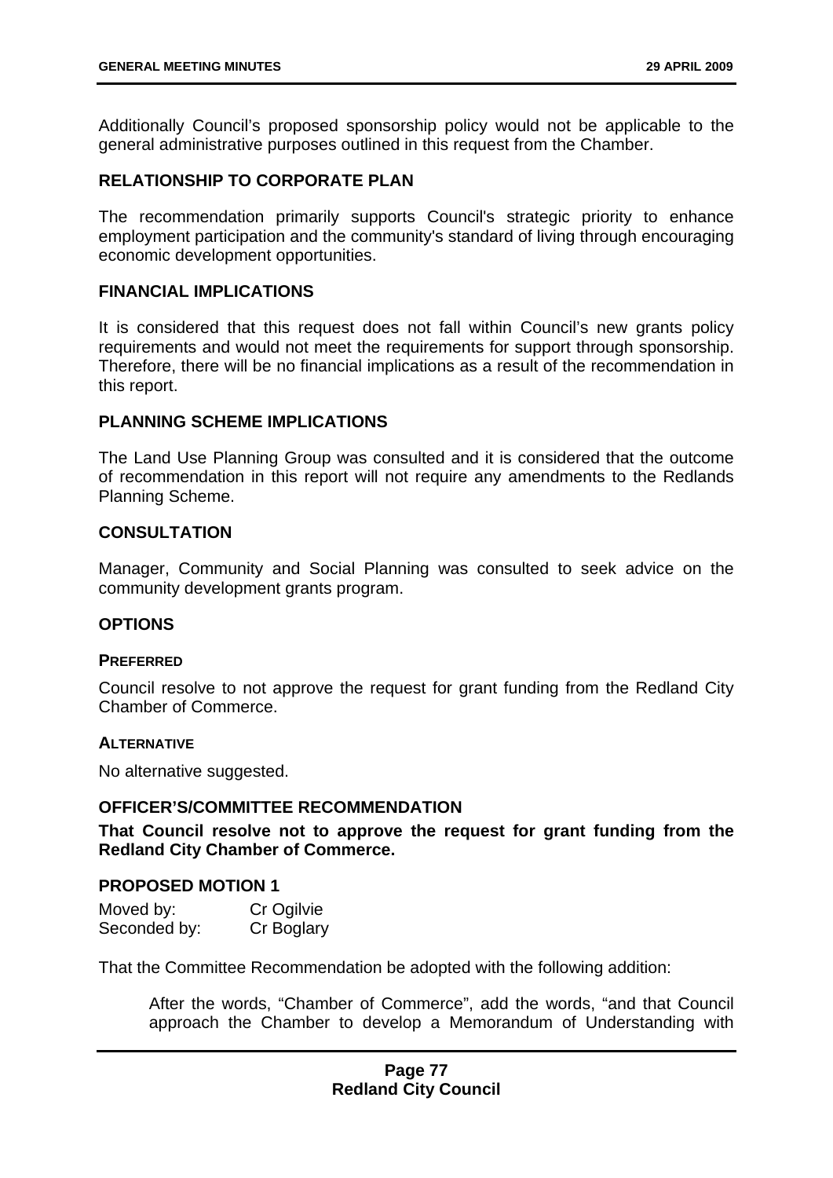Additionally Council's proposed sponsorship policy would not be applicable to the general administrative purposes outlined in this request from the Chamber.

## RELATIONSHIP TO CORPORATE PLAN

The recommendation primarily supports Council's strategic priority to enhance employment participation and the community's standard of living through encouraging economic development opportunities.

## FINANCIAL IMPLICATIONS

It is considered that this request does not fall within Council's new grants policy requirements and would not meet the requirements for support through sponsorship. Therefore, there will be no financial implications as a result of the recommendation in this report.

## PLANNING SCHEME IMPLICATIONS

The Land Use Planning Group was consulted and it is considered that the outcome of recommendation in this report will not require any amendments to the Redlands Planning Scheme.

## CONSULTATION

Manager, Community and Social Planning was consulted to seek advice on the community development grants program.

## OPTIONS

### PREFERRED

Council resolve to not approve the request for grant funding from the Redland City Chamber of Commerce.

### ALTERNATIVE

No alternative suggested.

## OFFICER'S/COMMITTEE RECOMMENDATION

**That Council resolve not to approve the request for grant funding from the Redland City Chamber of Commerce.**

## PROPOSED MOTION 1

Moved by: Cr Ogilvie
Seconded by: Cr Boglary

That the Committee Recommendation be adopted with the following addition:

> After the words, "Chamber of Commerce", add the words, "and that Council approach the Chamber to develop a Memorandum of Understanding with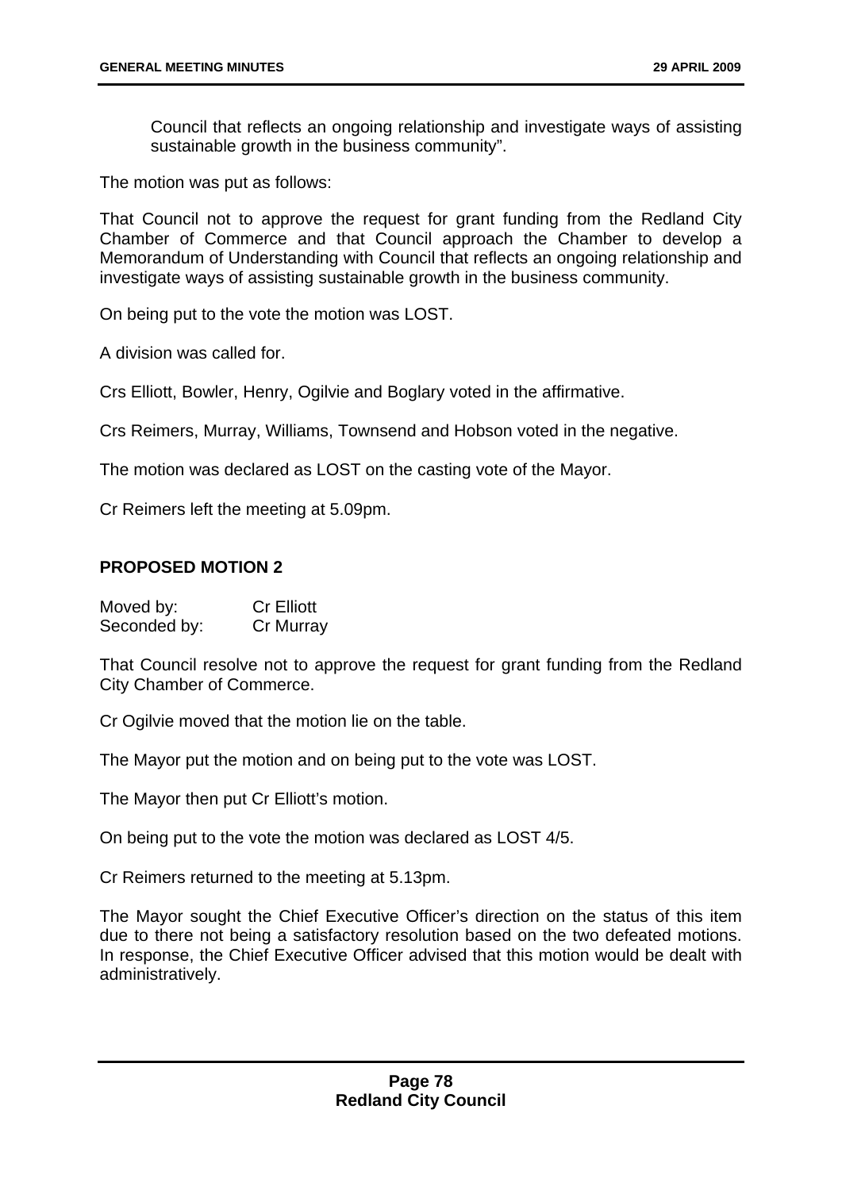Council that reflects an ongoing relationship and investigate ways of assisting sustainable growth in the business community".

The motion was put as follows:

That Council not to approve the request for grant funding from the Redland City Chamber of Commerce and that Council approach the Chamber to develop a Memorandum of Understanding with Council that reflects an ongoing relationship and investigate ways of assisting sustainable growth in the business community.

On being put to the vote the motion was LOST.

A division was called for.

Crs Elliott, Bowler, Henry, Ogilvie and Boglary voted in the affirmative.

Crs Reimers, Murray, Williams, Townsend and Hobson voted in the negative.

The motion was declared as LOST on the casting vote of the Mayor.

Cr Reimers left the meeting at 5.09pm.

### PROPOSED MOTION 2

| | |
|---|---|
| Moved by: | Cr Elliott |
| Seconded by: | Cr Murray |

That Council resolve not to approve the request for grant funding from the Redland City Chamber of Commerce.

Cr Ogilvie moved that the motion lie on the table.

The Mayor put the motion and on being put to the vote was LOST.

The Mayor then put Cr Elliott's motion.

On being put to the vote the motion was declared as LOST 4/5.

Cr Reimers returned to the meeting at 5.13pm.

The Mayor sought the Chief Executive Officer's direction on the status of this item due to there not being a satisfactory resolution based on the two defeated motions. In response, the Chief Executive Officer advised that this motion would be dealt with administratively.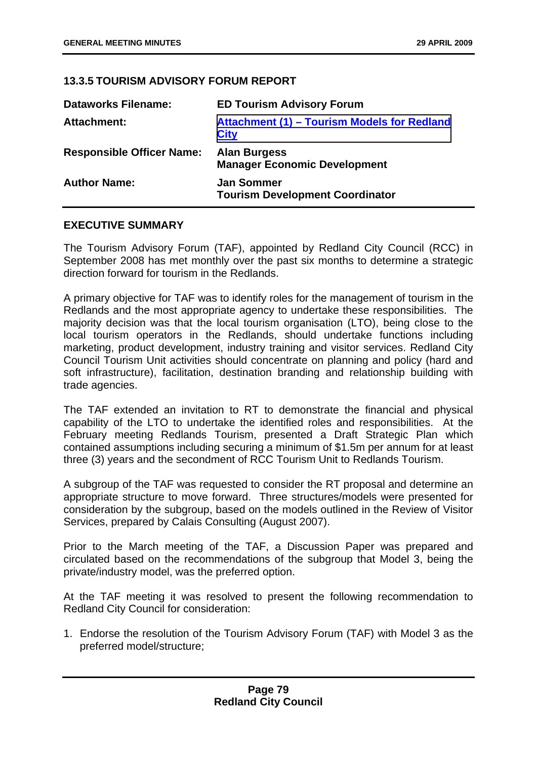### 13.3.5 TOURISM ADVISORY FORUM REPORT

| | |
|---|---|
| **Dataworks Filename:** | **ED Tourism Advisory Forum** |
| **Attachment:** | **Attachment (1) – Tourism Models for Redland City** |
| **Responsible Officer Name:** | **Alan Burgess**<br>**Manager Economic Development** |
| **Author Name:** | **Jan Sommer**<br>**Tourism Development Coordinator** |

#### EXECUTIVE SUMMARY

The Tourism Advisory Forum (TAF), appointed by Redland City Council (RCC) in September 2008 has met monthly over the past six months to determine a strategic direction forward for tourism in the Redlands.

A primary objective for TAF was to identify roles for the management of tourism in the Redlands and the most appropriate agency to undertake these responsibilities. The majority decision was that the local tourism organisation (LTO), being close to the local tourism operators in the Redlands, should undertake functions including marketing, product development, industry training and visitor services. Redland City Council Tourism Unit activities should concentrate on planning and policy (hard and soft infrastructure), facilitation, destination branding and relationship building with trade agencies.

The TAF extended an invitation to RT to demonstrate the financial and physical capability of the LTO to undertake the identified roles and responsibilities. At the February meeting Redlands Tourism, presented a Draft Strategic Plan which contained assumptions including securing a minimum of $1.5m per annum for at least three (3) years and the secondment of RCC Tourism Unit to Redlands Tourism.

A subgroup of the TAF was requested to consider the RT proposal and determine an appropriate structure to move forward. Three structures/models were presented for consideration by the subgroup, based on the models outlined in the Review of Visitor Services, prepared by Calais Consulting (August 2007).

Prior to the March meeting of the TAF, a Discussion Paper was prepared and circulated based on the recommendations of the subgroup that Model 3, being the private/industry model, was the preferred option.

At the TAF meeting it was resolved to present the following recommendation to Redland City Council for consideration:

1. Endorse the resolution of the Tourism Advisory Forum (TAF) with Model 3 as the preferred model/structure;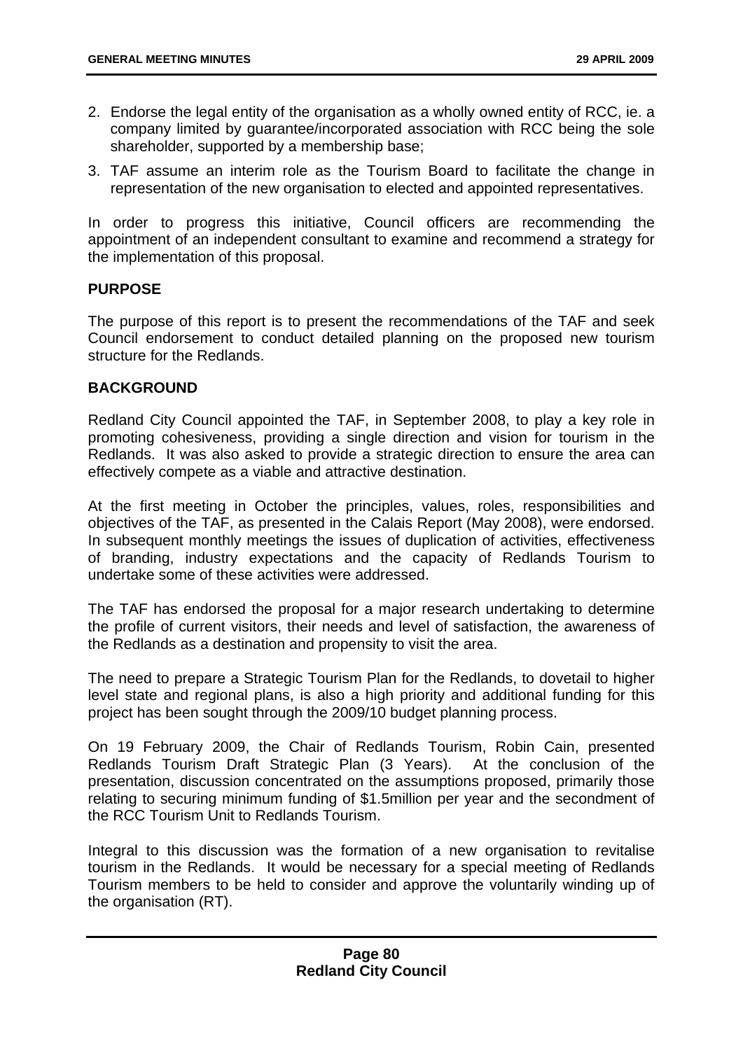2. Endorse the legal entity of the organisation as a wholly owned entity of RCC, ie. a company limited by guarantee/incorporated association with RCC being the sole shareholder, supported by a membership base;
3. TAF assume an interim role as the Tourism Board to facilitate the change in representation of the new organisation to elected and appointed representatives.

In order to progress this initiative, Council officers are recommending the appointment of an independent consultant to examine and recommend a strategy for the implementation of this proposal.

## PURPOSE

The purpose of this report is to present the recommendations of the TAF and seek Council endorsement to conduct detailed planning on the proposed new tourism structure for the Redlands.

## BACKGROUND

Redland City Council appointed the TAF, in September 2008, to play a key role in promoting cohesiveness, providing a single direction and vision for tourism in the Redlands. It was also asked to provide a strategic direction to ensure the area can effectively compete as a viable and attractive destination.

At the first meeting in October the principles, values, roles, responsibilities and objectives of the TAF, as presented in the Calais Report (May 2008), were endorsed. In subsequent monthly meetings the issues of duplication of activities, effectiveness of branding, industry expectations and the capacity of Redlands Tourism to undertake some of these activities were addressed.

The TAF has endorsed the proposal for a major research undertaking to determine the profile of current visitors, their needs and level of satisfaction, the awareness of the Redlands as a destination and propensity to visit the area.

The need to prepare a Strategic Tourism Plan for the Redlands, to dovetail to higher level state and regional plans, is also a high priority and additional funding for this project has been sought through the 2009/10 budget planning process.

On 19 February 2009, the Chair of Redlands Tourism, Robin Cain, presented Redlands Tourism Draft Strategic Plan (3 Years). At the conclusion of the presentation, discussion concentrated on the assumptions proposed, primarily those relating to securing minimum funding of $1.5million per year and the secondment of the RCC Tourism Unit to Redlands Tourism.

Integral to this discussion was the formation of a new organisation to revitalise tourism in the Redlands. It would be necessary for a special meeting of Redlands Tourism members to be held to consider and approve the voluntarily winding up of the organisation (RT).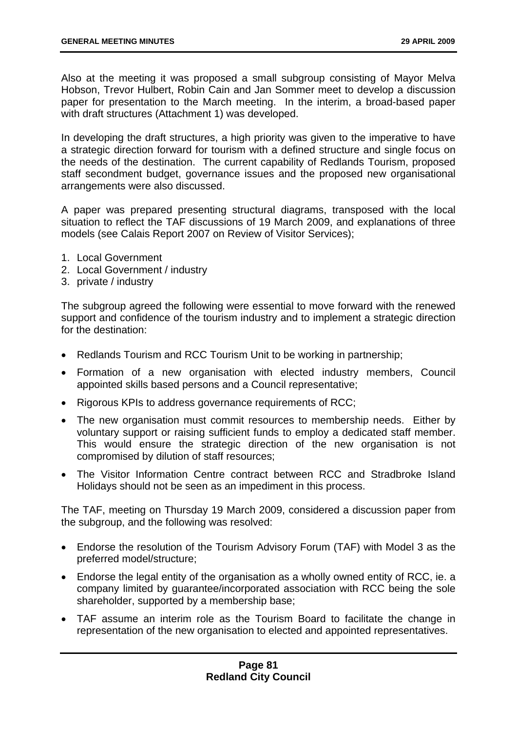Also at the meeting it was proposed a small subgroup consisting of Mayor Melva Hobson, Trevor Hulbert, Robin Cain and Jan Sommer meet to develop a discussion paper for presentation to the March meeting. In the interim, a broad-based paper with draft structures (Attachment 1) was developed.

In developing the draft structures, a high priority was given to the imperative to have a strategic direction forward for tourism with a defined structure and single focus on the needs of the destination. The current capability of Redlands Tourism, proposed staff secondment budget, governance issues and the proposed new organisational arrangements were also discussed.

A paper was prepared presenting structural diagrams, transposed with the local situation to reflect the TAF discussions of 19 March 2009, and explanations of three models (see Calais Report 2007 on Review of Visitor Services);

1. Local Government
2. Local Government / industry
3. private / industry

The subgroup agreed the following were essential to move forward with the renewed support and confidence of the tourism industry and to implement a strategic direction for the destination:

- Redlands Tourism and RCC Tourism Unit to be working in partnership;
- Formation of a new organisation with elected industry members, Council appointed skills based persons and a Council representative;
- Rigorous KPIs to address governance requirements of RCC;
- The new organisation must commit resources to membership needs. Either by voluntary support or raising sufficient funds to employ a dedicated staff member. This would ensure the strategic direction of the new organisation is not compromised by dilution of staff resources;
- The Visitor Information Centre contract between RCC and Stradbroke Island Holidays should not be seen as an impediment in this process.

The TAF, meeting on Thursday 19 March 2009, considered a discussion paper from the subgroup, and the following was resolved:

- Endorse the resolution of the Tourism Advisory Forum (TAF) with Model 3 as the preferred model/structure;
- Endorse the legal entity of the organisation as a wholly owned entity of RCC, ie. a company limited by guarantee/incorporated association with RCC being the sole shareholder, supported by a membership base;
- TAF assume an interim role as the Tourism Board to facilitate the change in representation of the new organisation to elected and appointed representatives.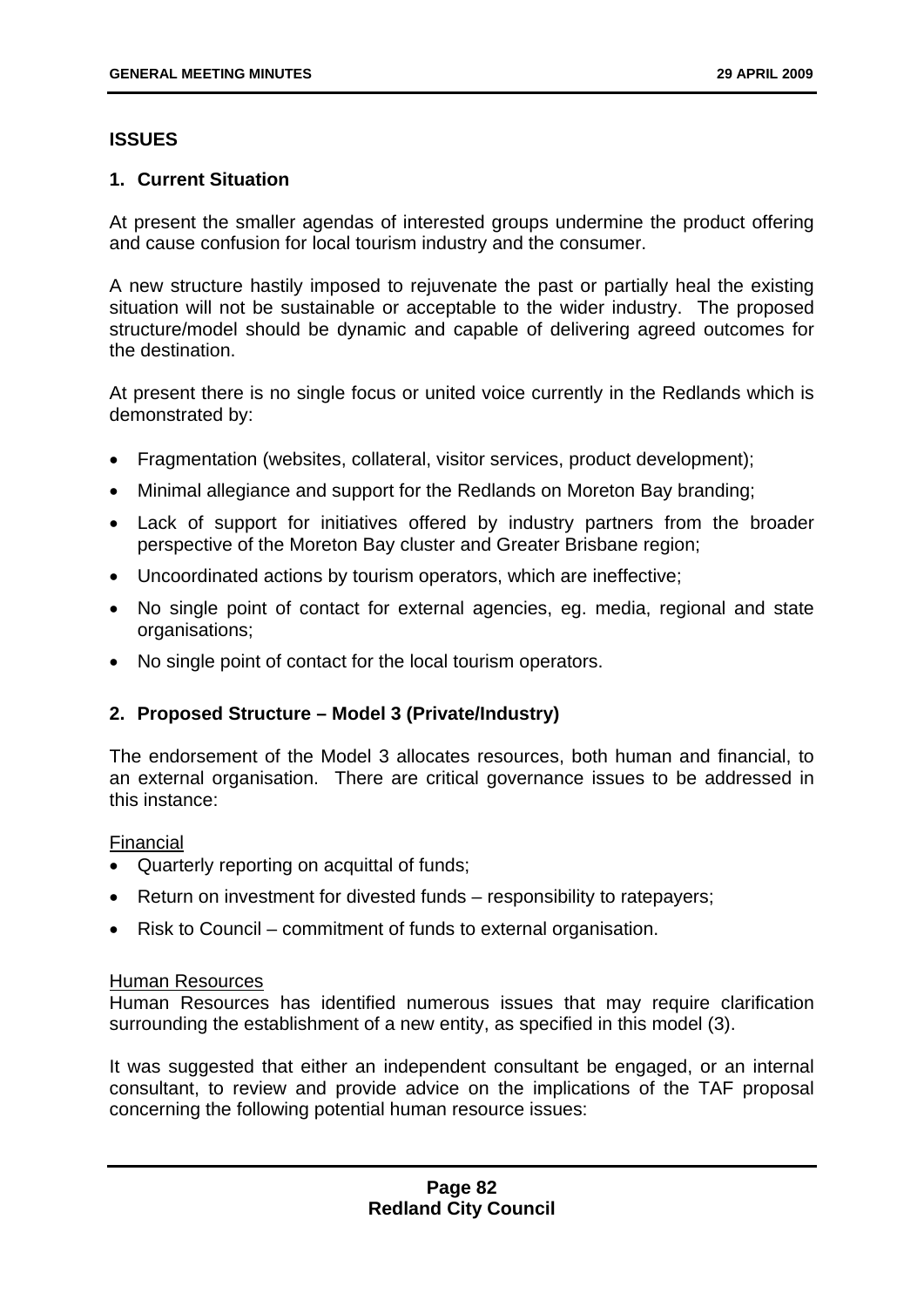## ISSUES

### 1. Current Situation

At present the smaller agendas of interested groups undermine the product offering and cause confusion for local tourism industry and the consumer.

A new structure hastily imposed to rejuvenate the past or partially heal the existing situation will not be sustainable or acceptable to the wider industry. The proposed structure/model should be dynamic and capable of delivering agreed outcomes for the destination.

At present there is no single focus or united voice currently in the Redlands which is demonstrated by:

- Fragmentation (websites, collateral, visitor services, product development);
- Minimal allegiance and support for the Redlands on Moreton Bay branding;
- Lack of support for initiatives offered by industry partners from the broader perspective of the Moreton Bay cluster and Greater Brisbane region;
- Uncoordinated actions by tourism operators, which are ineffective;
- No single point of contact for external agencies, eg. media, regional and state organisations;
- No single point of contact for the local tourism operators.

### 2. Proposed Structure – Model 3 (Private/Industry)

The endorsement of the Model 3 allocates resources, both human and financial, to an external organisation. There are critical governance issues to be addressed in this instance:

Financial

- Quarterly reporting on acquittal of funds;
- Return on investment for divested funds – responsibility to ratepayers;
- Risk to Council – commitment of funds to external organisation.

Human Resources

Human Resources has identified numerous issues that may require clarification surrounding the establishment of a new entity, as specified in this model (3).

It was suggested that either an independent consultant be engaged, or an internal consultant, to review and provide advice on the implications of the TAF proposal concerning the following potential human resource issues: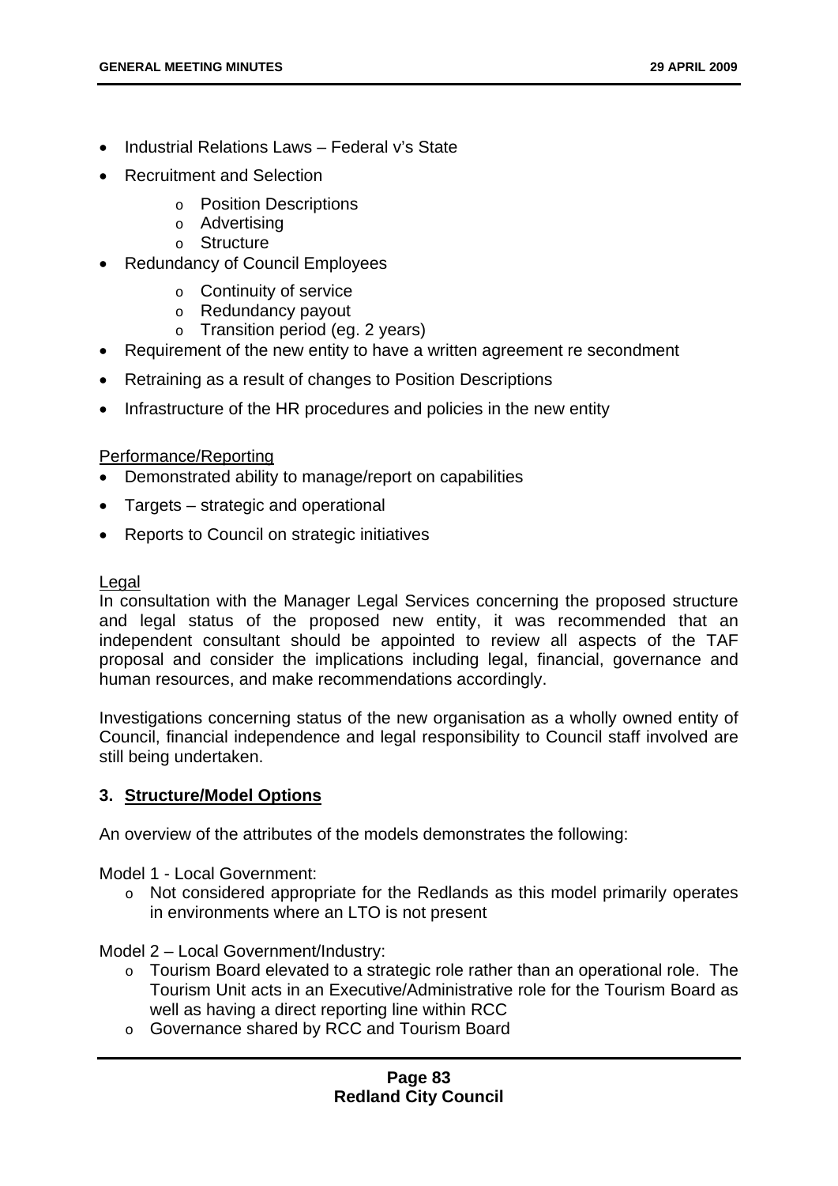- Industrial Relations Laws – Federal v's State
- Recruitment and Selection
    - Position Descriptions
    - Advertising
    - Structure
- Redundancy of Council Employees
    - Continuity of service
    - Redundancy payout
    - Transition period (eg. 2 years)
- Requirement of the new entity to have a written agreement re secondment
- Retraining as a result of changes to Position Descriptions
- Infrastructure of the HR procedures and policies in the new entity

<u>Performance/Reporting</u>

- Demonstrated ability to manage/report on capabilities
- Targets – strategic and operational
- Reports to Council on strategic initiatives

<u>Legal</u>

In consultation with the Manager Legal Services concerning the proposed structure and legal status of the proposed new entity, it was recommended that an independent consultant should be appointed to review all aspects of the TAF proposal and consider the implications including legal, financial, governance and human resources, and make recommendations accordingly.

Investigations concerning status of the new organisation as a wholly owned entity of Council, financial independence and legal responsibility to Council staff involved are still being undertaken.

## 3. Structure/Model Options

An overview of the attributes of the models demonstrates the following:

Model 1 - Local Government:

- Not considered appropriate for the Redlands as this model primarily operates in environments where an LTO is not present

Model 2 – Local Government/Industry:

- Tourism Board elevated to a strategic role rather than an operational role. The Tourism Unit acts in an Executive/Administrative role for the Tourism Board as well as having a direct reporting line within RCC
- Governance shared by RCC and Tourism Board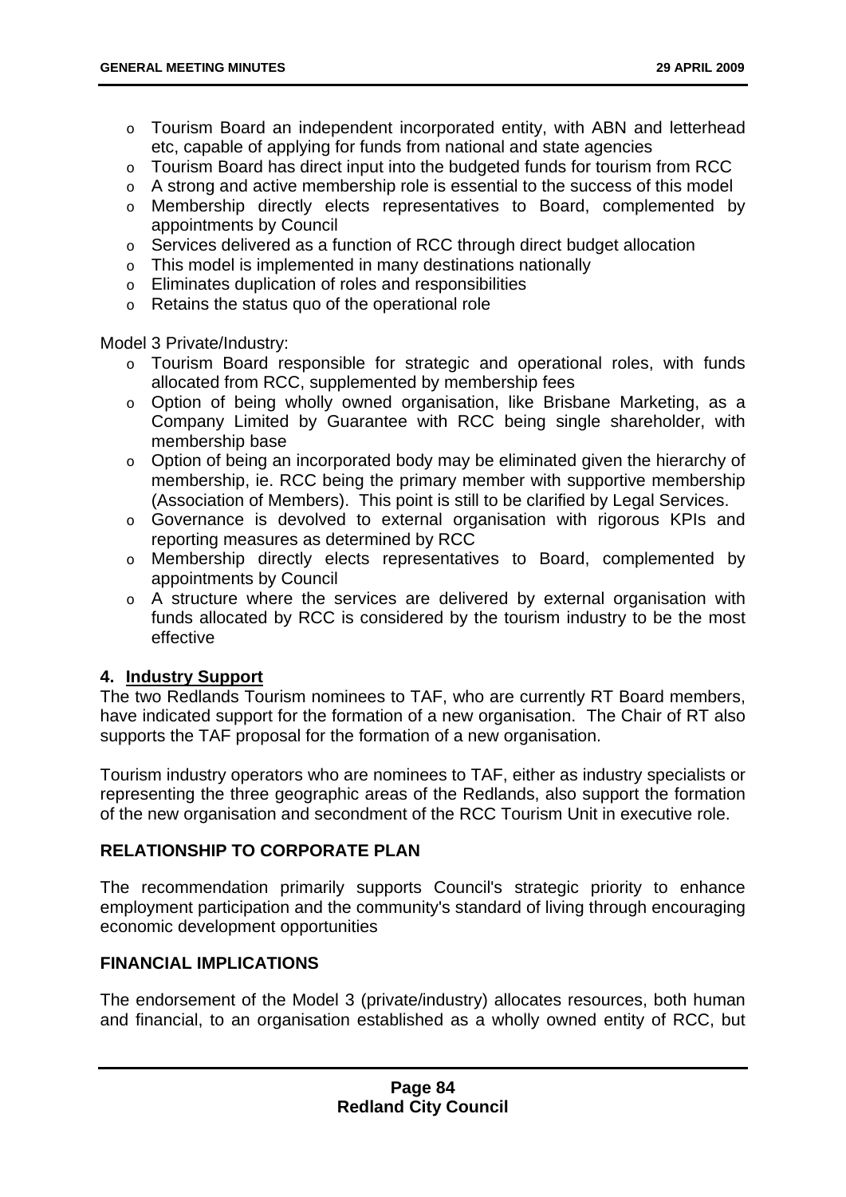- Tourism Board an independent incorporated entity, with ABN and letterhead etc, capable of applying for funds from national and state agencies
- Tourism Board has direct input into the budgeted funds for tourism from RCC
- A strong and active membership role is essential to the success of this model
- Membership directly elects representatives to Board, complemented by appointments by Council
- Services delivered as a function of RCC through direct budget allocation
- This model is implemented in many destinations nationally
- Eliminates duplication of roles and responsibilities
- Retains the status quo of the operational role

Model 3 Private/Industry:

- Tourism Board responsible for strategic and operational roles, with funds allocated from RCC, supplemented by membership fees
- Option of being wholly owned organisation, like Brisbane Marketing, as a Company Limited by Guarantee with RCC being single shareholder, with membership base
- Option of being an incorporated body may be eliminated given the hierarchy of membership, ie. RCC being the primary member with supportive membership (Association of Members). This point is still to be clarified by Legal Services.
- Governance is devolved to external organisation with rigorous KPIs and reporting measures as determined by RCC
- Membership directly elects representatives to Board, complemented by appointments by Council
- A structure where the services are delivered by external organisation with funds allocated by RCC is considered by the tourism industry to be the most effective

**4. Industry Support**

The two Redlands Tourism nominees to TAF, who are currently RT Board members, have indicated support for the formation of a new organisation. The Chair of RT also supports the TAF proposal for the formation of a new organisation.

Tourism industry operators who are nominees to TAF, either as industry specialists or representing the three geographic areas of the Redlands, also support the formation of the new organisation and secondment of the RCC Tourism Unit in executive role.

## RELATIONSHIP TO CORPORATE PLAN

The recommendation primarily supports Council's strategic priority to enhance employment participation and the community's standard of living through encouraging economic development opportunities

## FINANCIAL IMPLICATIONS

The endorsement of the Model 3 (private/industry) allocates resources, both human and financial, to an organisation established as a wholly owned entity of RCC, but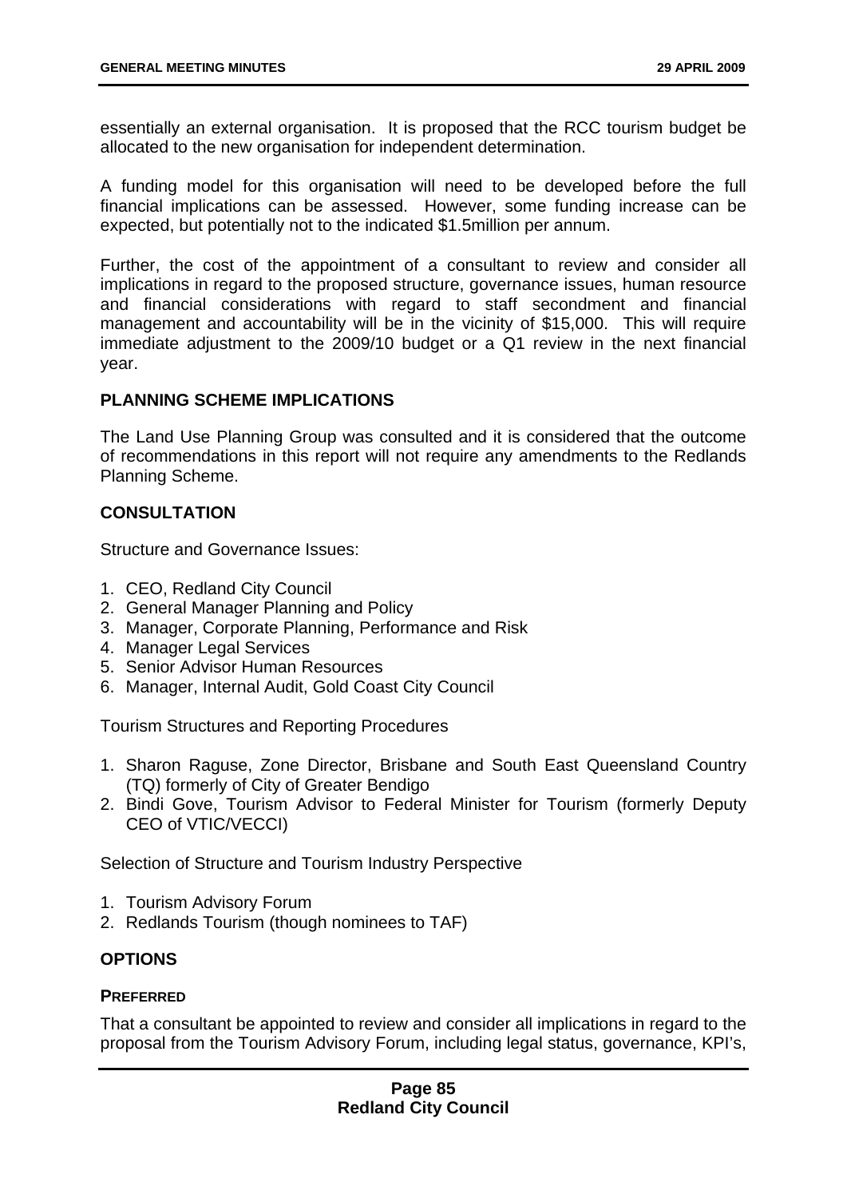essentially an external organisation. It is proposed that the RCC tourism budget be allocated to the new organisation for independent determination.

A funding model for this organisation will need to be developed before the full financial implications can be assessed. However, some funding increase can be expected, but potentially not to the indicated $1.5million per annum.

Further, the cost of the appointment of a consultant to review and consider all implications in regard to the proposed structure, governance issues, human resource and financial considerations with regard to staff secondment and financial management and accountability will be in the vicinity of $15,000. This will require immediate adjustment to the 2009/10 budget or a Q1 review in the next financial year.

## PLANNING SCHEME IMPLICATIONS

The Land Use Planning Group was consulted and it is considered that the outcome of recommendations in this report will not require any amendments to the Redlands Planning Scheme.

## CONSULTATION

Structure and Governance Issues:

1. CEO, Redland City Council
2. General Manager Planning and Policy
3. Manager, Corporate Planning, Performance and Risk
4. Manager Legal Services
5. Senior Advisor Human Resources
6. Manager, Internal Audit, Gold Coast City Council

Tourism Structures and Reporting Procedures

1. Sharon Raguse, Zone Director, Brisbane and South East Queensland Country (TQ) formerly of City of Greater Bendigo
2. Bindi Gove, Tourism Advisor to Federal Minister for Tourism (formerly Deputy CEO of VTIC/VECCI)

Selection of Structure and Tourism Industry Perspective

1. Tourism Advisory Forum
2. Redlands Tourism (though nominees to TAF)

## OPTIONS

### PREFERRED

That a consultant be appointed to review and consider all implications in regard to the proposal from the Tourism Advisory Forum, including legal status, governance, KPI's,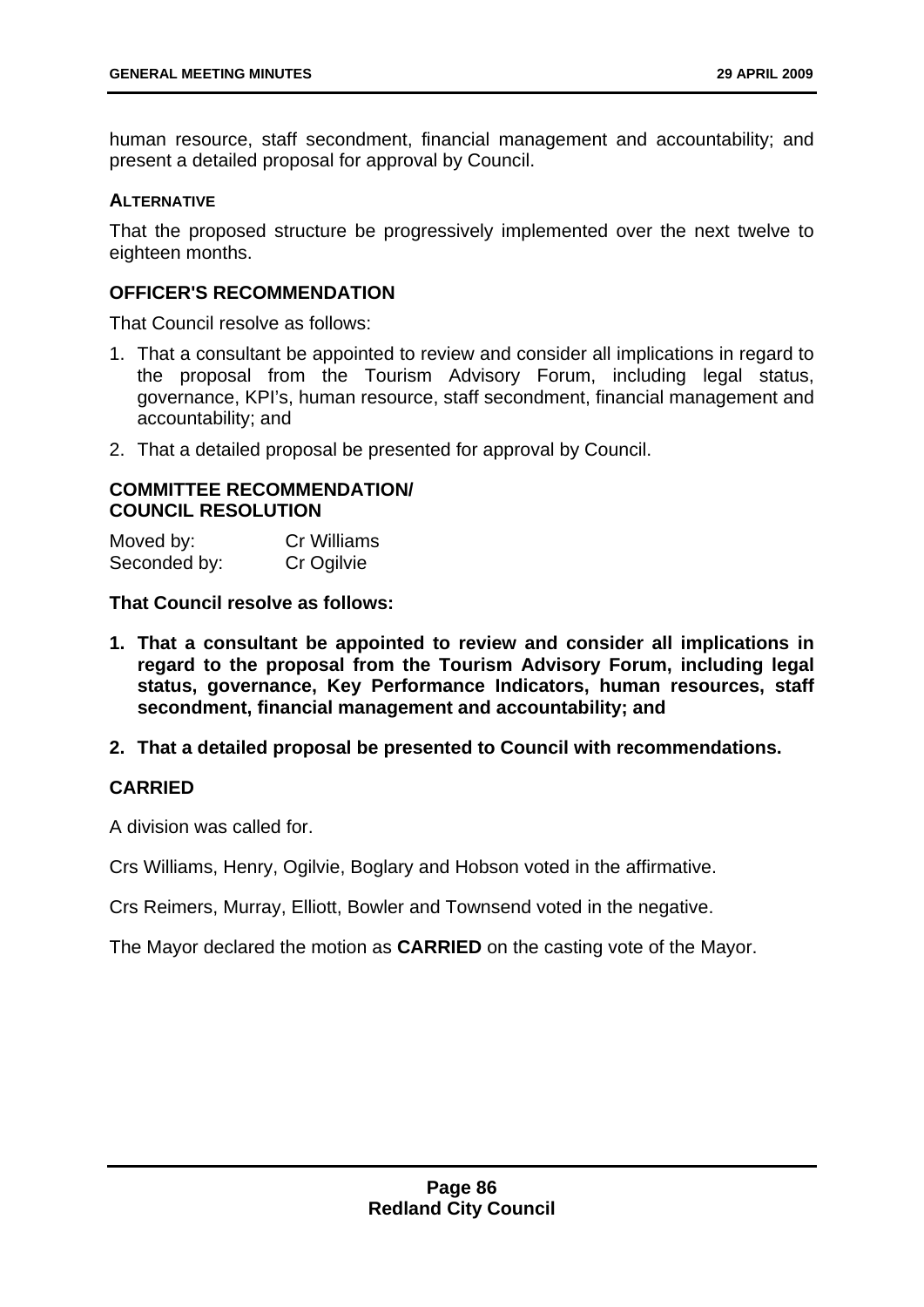human resource, staff secondment, financial management and accountability; and present a detailed proposal for approval by Council.

#### ALTERNATIVE

That the proposed structure be progressively implemented over the next twelve to eighteen months.

### OFFICER'S RECOMMENDATION

That Council resolve as follows:

1. That a consultant be appointed to review and consider all implications in regard to the proposal from the Tourism Advisory Forum, including legal status, governance, KPI's, human resource, staff secondment, financial management and accountability; and
2. That a detailed proposal be presented for approval by Council.

### COMMITTEE RECOMMENDATION/ COUNCIL RESOLUTION

Moved by: Cr Williams
Seconded by: Cr Ogilvie

**That Council resolve as follows:**

1. **That a consultant be appointed to review and consider all implications in regard to the proposal from the Tourism Advisory Forum, including legal status, governance, Key Performance Indicators, human resources, staff secondment, financial management and accountability; and**
2. **That a detailed proposal be presented to Council with recommendations.**

### CARRIED

A division was called for.

Crs Williams, Henry, Ogilvie, Boglary and Hobson voted in the affirmative.

Crs Reimers, Murray, Elliott, Bowler and Townsend voted in the negative.

The Mayor declared the motion as **CARRIED** on the casting vote of the Mayor.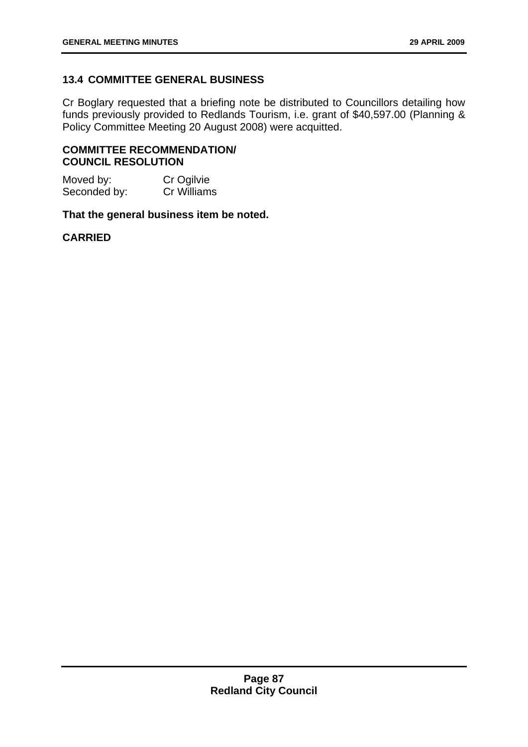## 13.4 COMMITTEE GENERAL BUSINESS

Cr Boglary requested that a briefing note be distributed to Councillors detailing how funds previously provided to Redlands Tourism, i.e. grant of $40,597.00 (Planning & Policy Committee Meeting 20 August 2008) were acquitted.

**COMMITTEE RECOMMENDATION/ COUNCIL RESOLUTION**

Moved by: Cr Ogilvie
Seconded by: Cr Williams

**That the general business item be noted.**

**CARRIED**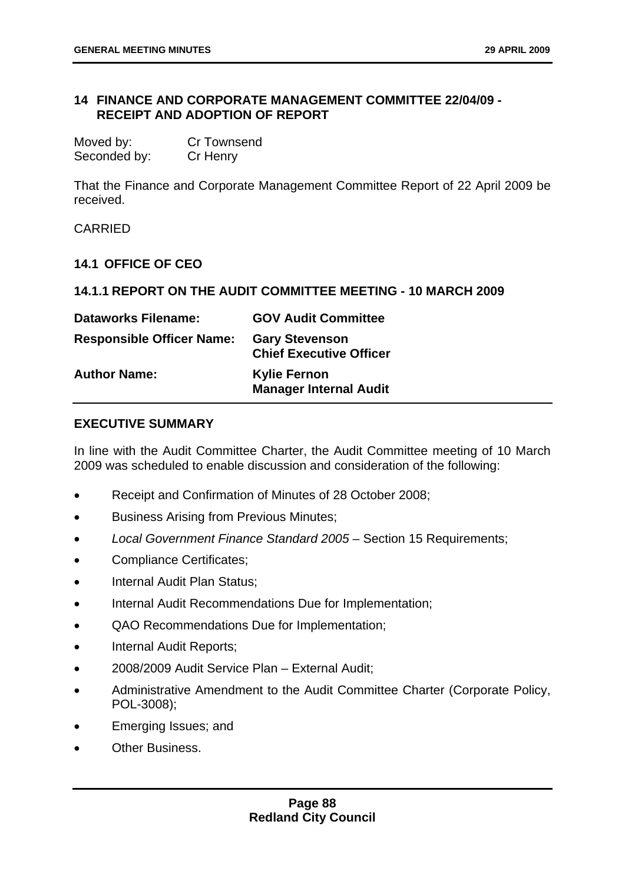## 14 FINANCE AND CORPORATE MANAGEMENT COMMITTEE 22/04/09 - RECEIPT AND ADOPTION OF REPORT

Moved by: Cr Townsend
Seconded by: Cr Henry

That the Finance and Corporate Management Committee Report of 22 April 2009 be received.

CARRIED

### 14.1 OFFICE OF CEO

### 14.1.1 REPORT ON THE AUDIT COMMITTEE MEETING - 10 MARCH 2009

| | |
|---|---|
| **Dataworks Filename:** | **GOV Audit Committee** |
| **Responsible Officer Name:** | **Gary Stevenson**<br>**Chief Executive Officer** |
| **Author Name:** | **Kylie Fernon**<br>**Manager Internal Audit** |

**EXECUTIVE SUMMARY**

In line with the Audit Committee Charter, the Audit Committee meeting of 10 March 2009 was scheduled to enable discussion and consideration of the following:

- Receipt and Confirmation of Minutes of 28 October 2008;
- Business Arising from Previous Minutes;
- *Local Government Finance Standard 2005* – Section 15 Requirements;
- Compliance Certificates;
- Internal Audit Plan Status;
- Internal Audit Recommendations Due for Implementation;
- QAO Recommendations Due for Implementation;
- Internal Audit Reports;
- 2008/2009 Audit Service Plan – External Audit;
- Administrative Amendment to the Audit Committee Charter (Corporate Policy, POL-3008);
- Emerging Issues; and
- Other Business.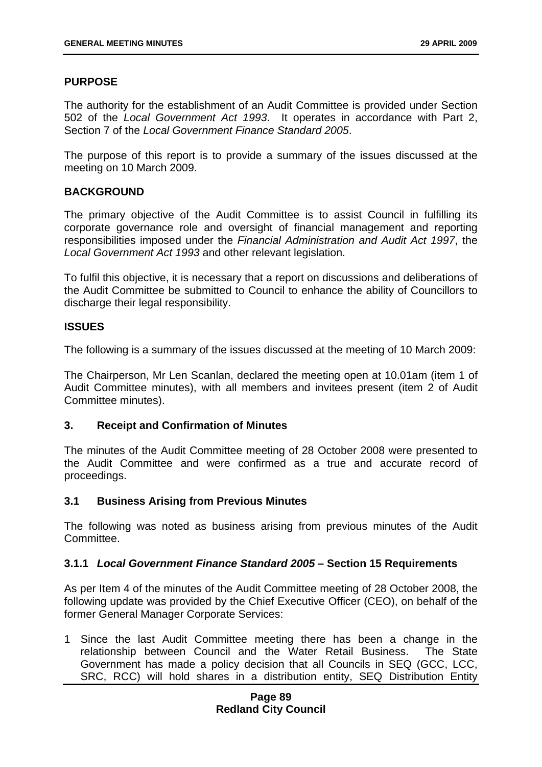## PURPOSE

The authority for the establishment of an Audit Committee is provided under Section 502 of the *Local Government Act 1993*. It operates in accordance with Part 2, Section 7 of the *Local Government Finance Standard 2005*.

The purpose of this report is to provide a summary of the issues discussed at the meeting on 10 March 2009.

## BACKGROUND

The primary objective of the Audit Committee is to assist Council in fulfilling its corporate governance role and oversight of financial management and reporting responsibilities imposed under the *Financial Administration and Audit Act 1997*, the *Local Government Act 1993* and other relevant legislation.

To fulfil this objective, it is necessary that a report on discussions and deliberations of the Audit Committee be submitted to Council to enhance the ability of Councillors to discharge their legal responsibility.

## ISSUES

The following is a summary of the issues discussed at the meeting of 10 March 2009:

The Chairperson, Mr Len Scanlan, declared the meeting open at 10.01am (item 1 of Audit Committee minutes), with all members and invitees present (item 2 of Audit Committee minutes).

### 3. Receipt and Confirmation of Minutes

The minutes of the Audit Committee meeting of 28 October 2008 were presented to the Audit Committee and were confirmed as a true and accurate record of proceedings.

### 3.1 Business Arising from Previous Minutes

The following was noted as business arising from previous minutes of the Audit Committee.

### 3.1.1 *Local Government Finance Standard 2005* – Section 15 Requirements

As per Item 4 of the minutes of the Audit Committee meeting of 28 October 2008, the following update was provided by the Chief Executive Officer (CEO), on behalf of the former General Manager Corporate Services:

1 Since the last Audit Committee meeting there has been a change in the relationship between Council and the Water Retail Business. The State Government has made a policy decision that all Councils in SEQ (GCC, LCC, SRC, RCC) will hold shares in a distribution entity, SEQ Distribution Entity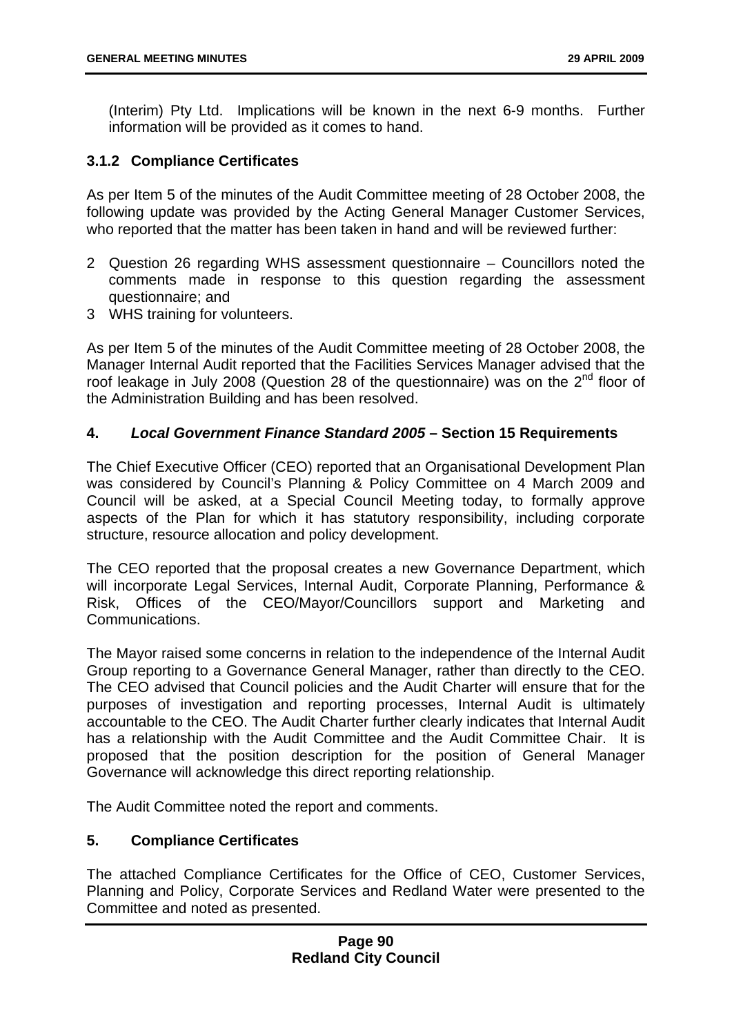(Interim) Pty Ltd. Implications will be known in the next 6-9 months. Further information will be provided as it comes to hand.

### 3.1.2 Compliance Certificates

As per Item 5 of the minutes of the Audit Committee meeting of 28 October 2008, the following update was provided by the Acting General Manager Customer Services, who reported that the matter has been taken in hand and will be reviewed further:

2 Question 26 regarding WHS assessment questionnaire – Councillors noted the comments made in response to this question regarding the assessment questionnaire; and
3 WHS training for volunteers.

As per Item 5 of the minutes of the Audit Committee meeting of 28 October 2008, the Manager Internal Audit reported that the Facilities Services Manager advised that the roof leakage in July 2008 (Question 28 of the questionnaire) was on the 2nd floor of the Administration Building and has been resolved.

## 4. *Local Government Finance Standard 2005* – Section 15 Requirements

The Chief Executive Officer (CEO) reported that an Organisational Development Plan was considered by Council's Planning & Policy Committee on 4 March 2009 and Council will be asked, at a Special Council Meeting today, to formally approve aspects of the Plan for which it has statutory responsibility, including corporate structure, resource allocation and policy development.

The CEO reported that the proposal creates a new Governance Department, which will incorporate Legal Services, Internal Audit, Corporate Planning, Performance & Risk, Offices of the CEO/Mayor/Councillors support and Marketing and Communications.

The Mayor raised some concerns in relation to the independence of the Internal Audit Group reporting to a Governance General Manager, rather than directly to the CEO. The CEO advised that Council policies and the Audit Charter will ensure that for the purposes of investigation and reporting processes, Internal Audit is ultimately accountable to the CEO. The Audit Charter further clearly indicates that Internal Audit has a relationship with the Audit Committee and the Audit Committee Chair. It is proposed that the position description for the position of General Manager Governance will acknowledge this direct reporting relationship.

The Audit Committee noted the report and comments.

## 5. Compliance Certificates

The attached Compliance Certificates for the Office of CEO, Customer Services, Planning and Policy, Corporate Services and Redland Water were presented to the Committee and noted as presented.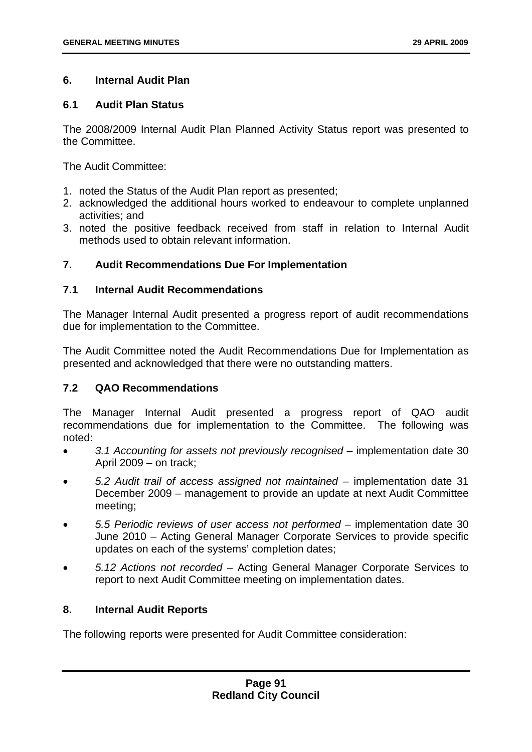## 6. Internal Audit Plan

### 6.1 Audit Plan Status

The 2008/2009 Internal Audit Plan Planned Activity Status report was presented to the Committee.

The Audit Committee:

1. noted the Status of the Audit Plan report as presented;
2. acknowledged the additional hours worked to endeavour to complete unplanned activities; and
3. noted the positive feedback received from staff in relation to Internal Audit methods used to obtain relevant information.

## 7. Audit Recommendations Due For Implementation

### 7.1 Internal Audit Recommendations

The Manager Internal Audit presented a progress report of audit recommendations due for implementation to the Committee.

The Audit Committee noted the Audit Recommendations Due for Implementation as presented and acknowledged that there were no outstanding matters.

### 7.2 QAO Recommendations

The Manager Internal Audit presented a progress report of QAO audit recommendations due for implementation to the Committee. The following was noted:

- *3.1 Accounting for assets not previously recognised* – implementation date 30 April 2009 – on track;
- *5.2 Audit trail of access assigned not maintained* – implementation date 31 December 2009 – management to provide an update at next Audit Committee meeting;
- *5.5 Periodic reviews of user access not performed* – implementation date 30 June 2010 – Acting General Manager Corporate Services to provide specific updates on each of the systems' completion dates;
- *5.12 Actions not recorded* – Acting General Manager Corporate Services to report to next Audit Committee meeting on implementation dates.

## 8. Internal Audit Reports

The following reports were presented for Audit Committee consideration: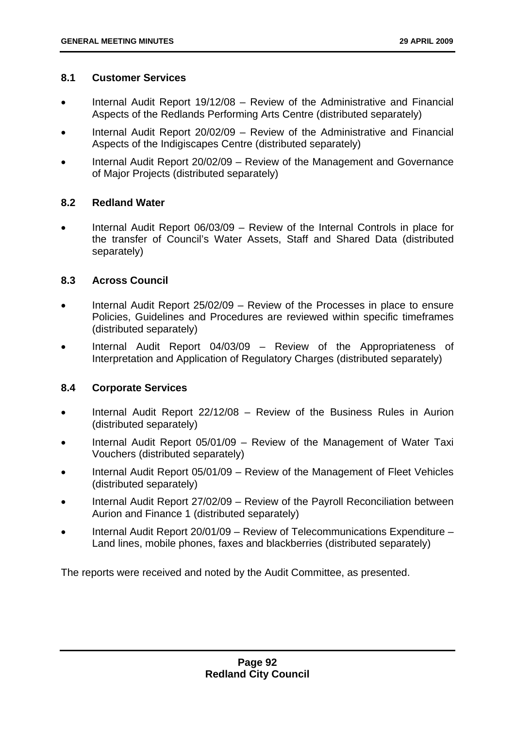### 8.1 Customer Services

- Internal Audit Report 19/12/08 – Review of the Administrative and Financial Aspects of the Redlands Performing Arts Centre (distributed separately)
- Internal Audit Report 20/02/09 – Review of the Administrative and Financial Aspects of the Indigiscapes Centre (distributed separately)
- Internal Audit Report 20/02/09 – Review of the Management and Governance of Major Projects (distributed separately)

### 8.2 Redland Water

- Internal Audit Report 06/03/09 – Review of the Internal Controls in place for the transfer of Council's Water Assets, Staff and Shared Data (distributed separately)

### 8.3 Across Council

- Internal Audit Report 25/02/09 – Review of the Processes in place to ensure Policies, Guidelines and Procedures are reviewed within specific timeframes (distributed separately)
- Internal Audit Report 04/03/09 – Review of the Appropriateness of Interpretation and Application of Regulatory Charges (distributed separately)

### 8.4 Corporate Services

- Internal Audit Report 22/12/08 – Review of the Business Rules in Aurion (distributed separately)
- Internal Audit Report 05/01/09 – Review of the Management of Water Taxi Vouchers (distributed separately)
- Internal Audit Report 05/01/09 – Review of the Management of Fleet Vehicles (distributed separately)
- Internal Audit Report 27/02/09 – Review of the Payroll Reconciliation between Aurion and Finance 1 (distributed separately)
- Internal Audit Report 20/01/09 – Review of Telecommunications Expenditure – Land lines, mobile phones, faxes and blackberries (distributed separately)

The reports were received and noted by the Audit Committee, as presented.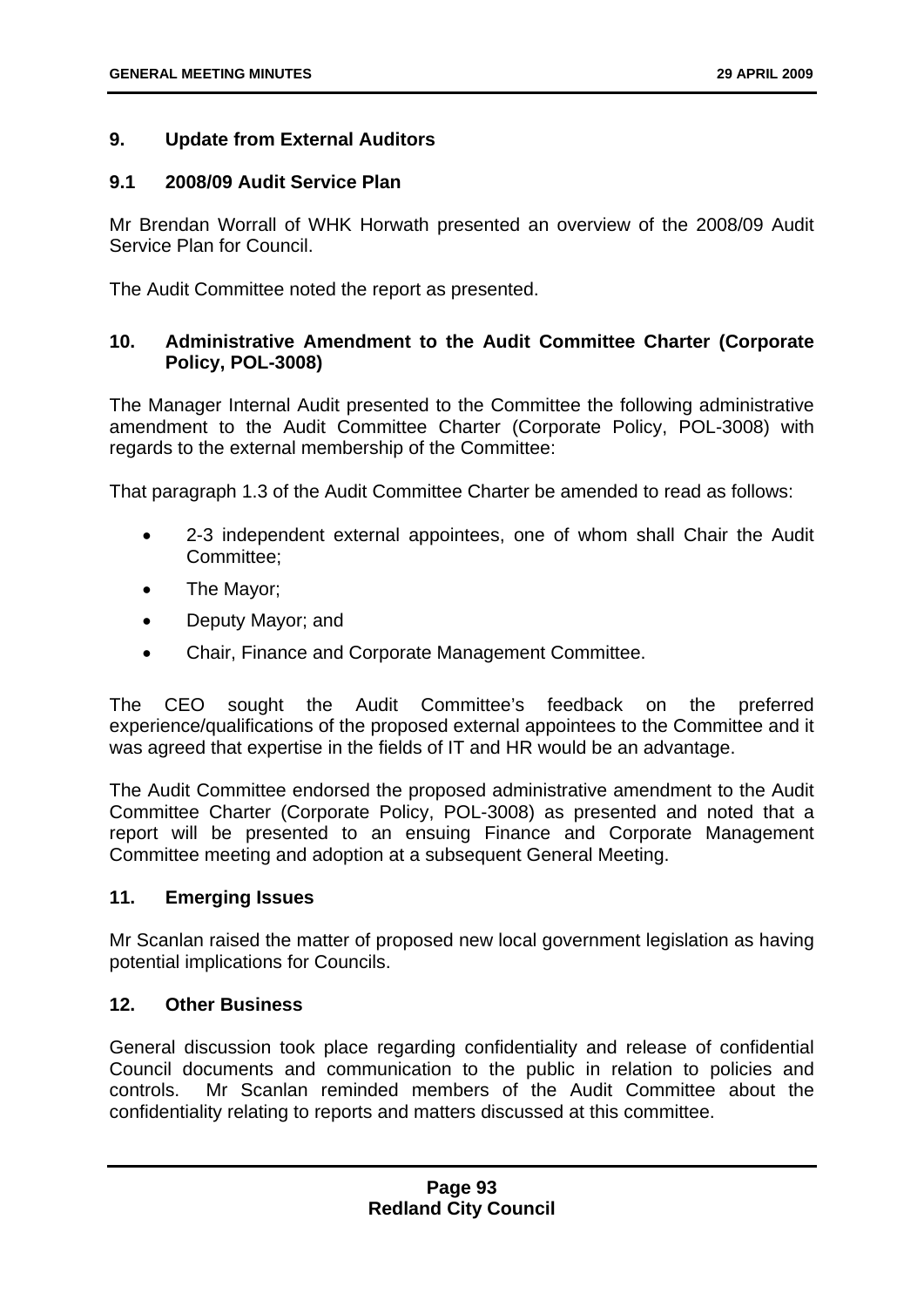## 9. Update from External Auditors

### 9.1 2008/09 Audit Service Plan

Mr Brendan Worrall of WHK Horwath presented an overview of the 2008/09 Audit Service Plan for Council.

The Audit Committee noted the report as presented.

## 10. Administrative Amendment to the Audit Committee Charter (Corporate Policy, POL-3008)

The Manager Internal Audit presented to the Committee the following administrative amendment to the Audit Committee Charter (Corporate Policy, POL-3008) with regards to the external membership of the Committee:

That paragraph 1.3 of the Audit Committee Charter be amended to read as follows:

- 2-3 independent external appointees, one of whom shall Chair the Audit Committee;
- The Mayor;
- Deputy Mayor; and
- Chair, Finance and Corporate Management Committee.

The CEO sought the Audit Committee's feedback on the preferred experience/qualifications of the proposed external appointees to the Committee and it was agreed that expertise in the fields of IT and HR would be an advantage.

The Audit Committee endorsed the proposed administrative amendment to the Audit Committee Charter (Corporate Policy, POL-3008) as presented and noted that a report will be presented to an ensuing Finance and Corporate Management Committee meeting and adoption at a subsequent General Meeting.

## 11. Emerging Issues

Mr Scanlan raised the matter of proposed new local government legislation as having potential implications for Councils.

## 12. Other Business

General discussion took place regarding confidentiality and release of confidential Council documents and communication to the public in relation to policies and controls. Mr Scanlan reminded members of the Audit Committee about the confidentiality relating to reports and matters discussed at this committee.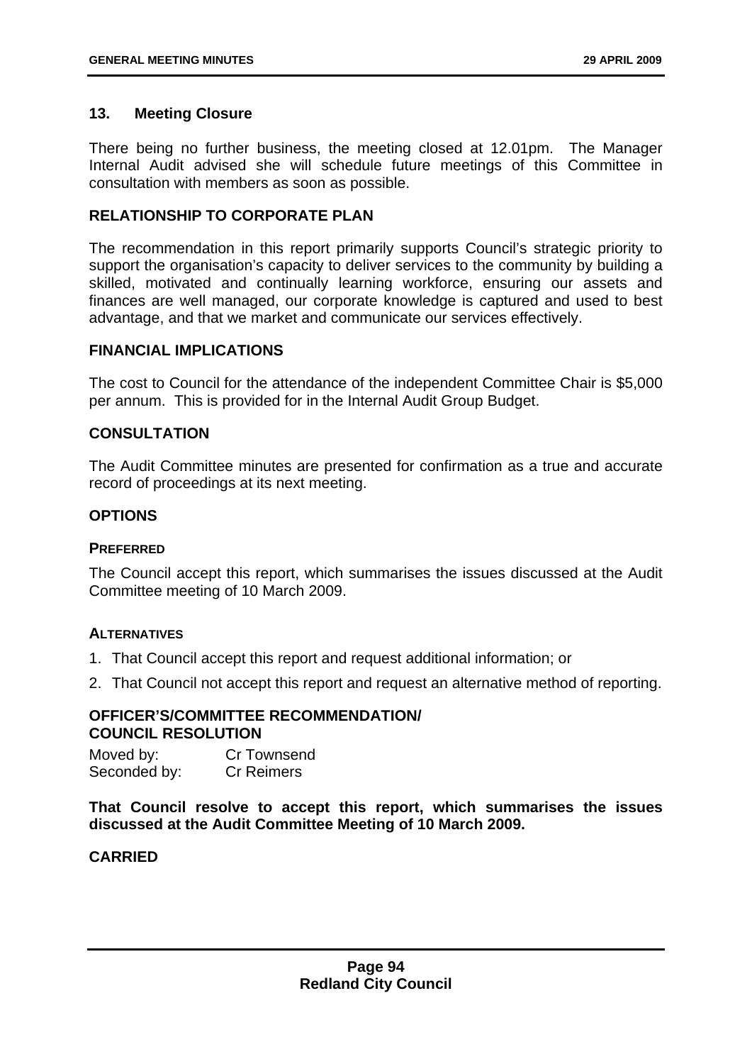## 13. Meeting Closure

There being no further business, the meeting closed at 12.01pm. The Manager Internal Audit advised she will schedule future meetings of this Committee in consultation with members as soon as possible.

## RELATIONSHIP TO CORPORATE PLAN

The recommendation in this report primarily supports Council's strategic priority to support the organisation's capacity to deliver services to the community by building a skilled, motivated and continually learning workforce, ensuring our assets and finances are well managed, our corporate knowledge is captured and used to best advantage, and that we market and communicate our services effectively.

## FINANCIAL IMPLICATIONS

The cost to Council for the attendance of the independent Committee Chair is $5,000 per annum. This is provided for in the Internal Audit Group Budget.

## CONSULTATION

The Audit Committee minutes are presented for confirmation as a true and accurate record of proceedings at its next meeting.

## OPTIONS

### PREFERRED

The Council accept this report, which summarises the issues discussed at the Audit Committee meeting of 10 March 2009.

### ALTERNATIVES

1. That Council accept this report and request additional information; or
2. That Council not accept this report and request an alternative method of reporting.

## OFFICER'S/COMMITTEE RECOMMENDATION/ COUNCIL RESOLUTION

Moved by: Cr Townsend
Seconded by: Cr Reimers

**That Council resolve to accept this report, which summarises the issues discussed at the Audit Committee Meeting of 10 March 2009.**

**CARRIED**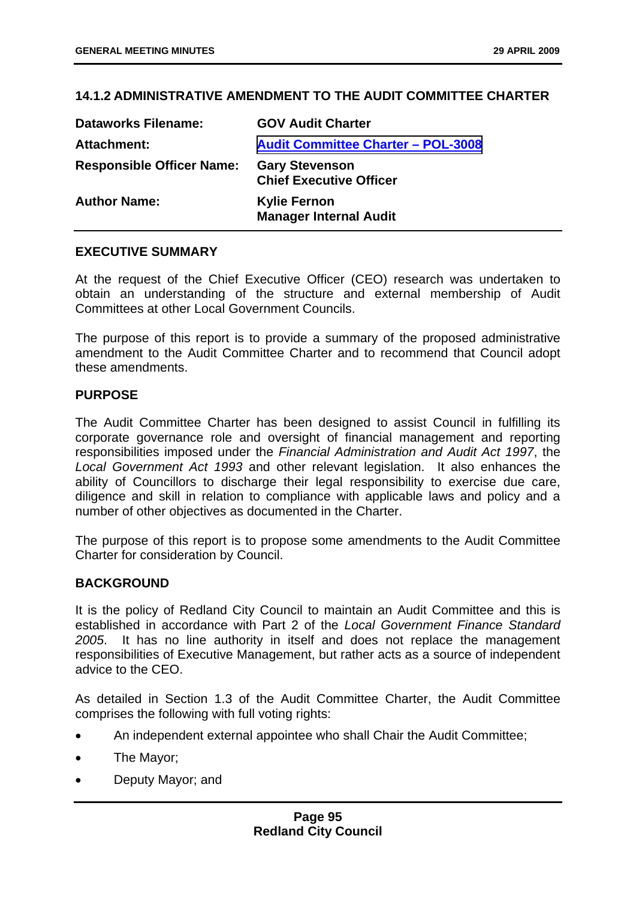## 14.1.2 ADMINISTRATIVE AMENDMENT TO THE AUDIT COMMITTEE CHARTER

| | |
|---|---|
| **Dataworks Filename:** | **GOV Audit Charter** |
| **Attachment:** | **Audit Committee Charter – POL-3008** |
| **Responsible Officer Name:** | **Gary Stevenson**<br>**Chief Executive Officer** |
| **Author Name:** | **Kylie Fernon**<br>**Manager Internal Audit** |

### EXECUTIVE SUMMARY

At the request of the Chief Executive Officer (CEO) research was undertaken to obtain an understanding of the structure and external membership of Audit Committees at other Local Government Councils.

The purpose of this report is to provide a summary of the proposed administrative amendment to the Audit Committee Charter and to recommend that Council adopt these amendments.

### PURPOSE

The Audit Committee Charter has been designed to assist Council in fulfilling its corporate governance role and oversight of financial management and reporting responsibilities imposed under the *Financial Administration and Audit Act 1997*, the *Local Government Act 1993* and other relevant legislation. It also enhances the ability of Councillors to discharge their legal responsibility to exercise due care, diligence and skill in relation to compliance with applicable laws and policy and a number of other objectives as documented in the Charter.

The purpose of this report is to propose some amendments to the Audit Committee Charter for consideration by Council.

### BACKGROUND

It is the policy of Redland City Council to maintain an Audit Committee and this is established in accordance with Part 2 of the *Local Government Finance Standard 2005*. It has no line authority in itself and does not replace the management responsibilities of Executive Management, but rather acts as a source of independent advice to the CEO.

As detailed in Section 1.3 of the Audit Committee Charter, the Audit Committee comprises the following with full voting rights:

- An independent external appointee who shall Chair the Audit Committee;
- The Mayor;
- Deputy Mayor; and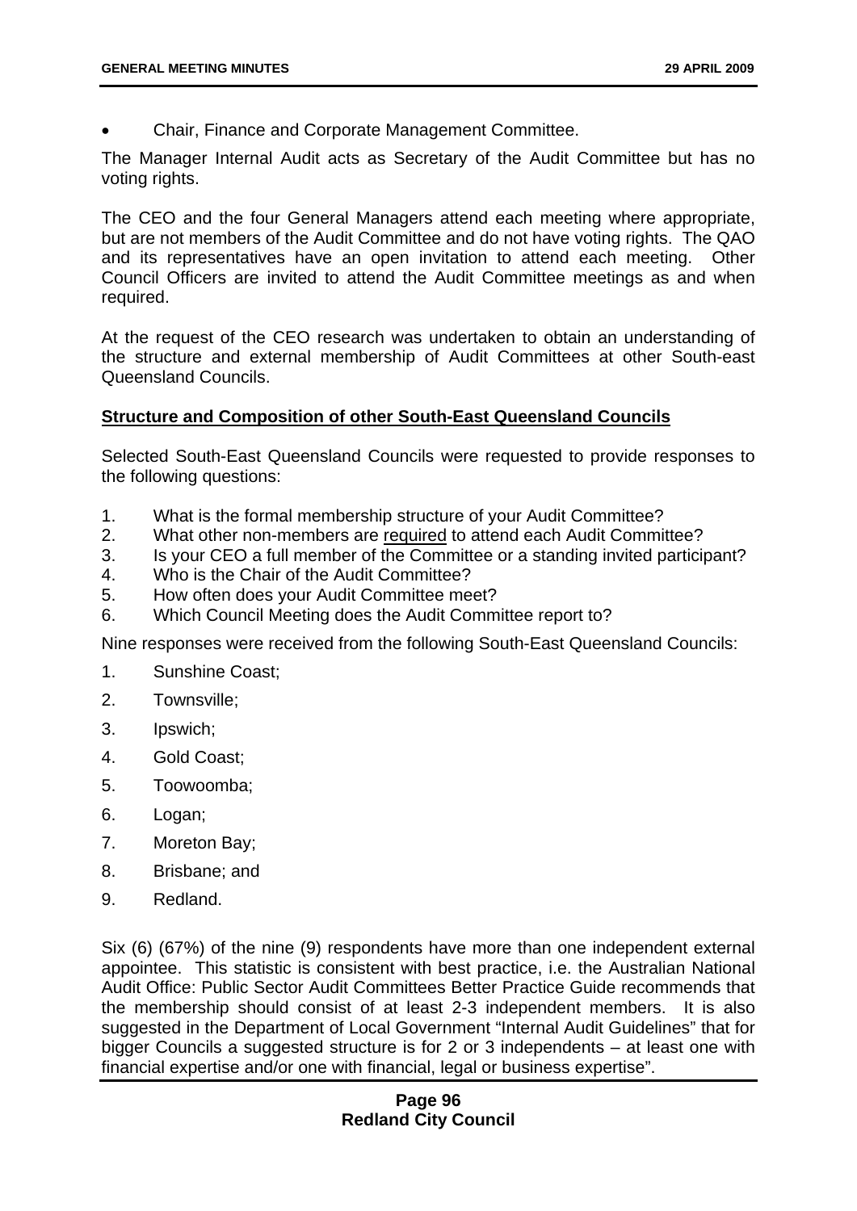- Chair, Finance and Corporate Management Committee.

The Manager Internal Audit acts as Secretary of the Audit Committee but has no voting rights.

The CEO and the four General Managers attend each meeting where appropriate, but are not members of the Audit Committee and do not have voting rights. The QAO and its representatives have an open invitation to attend each meeting. Other Council Officers are invited to attend the Audit Committee meetings as and when required.

At the request of the CEO research was undertaken to obtain an understanding of the structure and external membership of Audit Committees at other South-east Queensland Councils.

**Structure and Composition of other South-East Queensland Councils**

Selected South-East Queensland Councils were requested to provide responses to the following questions:

1. What is the formal membership structure of your Audit Committee?
2. What other non-members are <u>required</u> to attend each Audit Committee?
3. Is your CEO a full member of the Committee or a standing invited participant?
4. Who is the Chair of the Audit Committee?
5. How often does your Audit Committee meet?
6. Which Council Meeting does the Audit Committee report to?

Nine responses were received from the following South-East Queensland Councils:

1. Sunshine Coast;
2. Townsville;
3. Ipswich;
4. Gold Coast;
5. Toowoomba;
6. Logan;
7. Moreton Bay;
8. Brisbane; and
9. Redland.

Six (6) (67%) of the nine (9) respondents have more than one independent external appointee. This statistic is consistent with best practice, i.e. the Australian National Audit Office: Public Sector Audit Committees Better Practice Guide recommends that the membership should consist of at least 2-3 independent members. It is also suggested in the Department of Local Government "Internal Audit Guidelines" that for bigger Councils a suggested structure is for 2 or 3 independents – at least one with financial expertise and/or one with financial, legal or business expertise".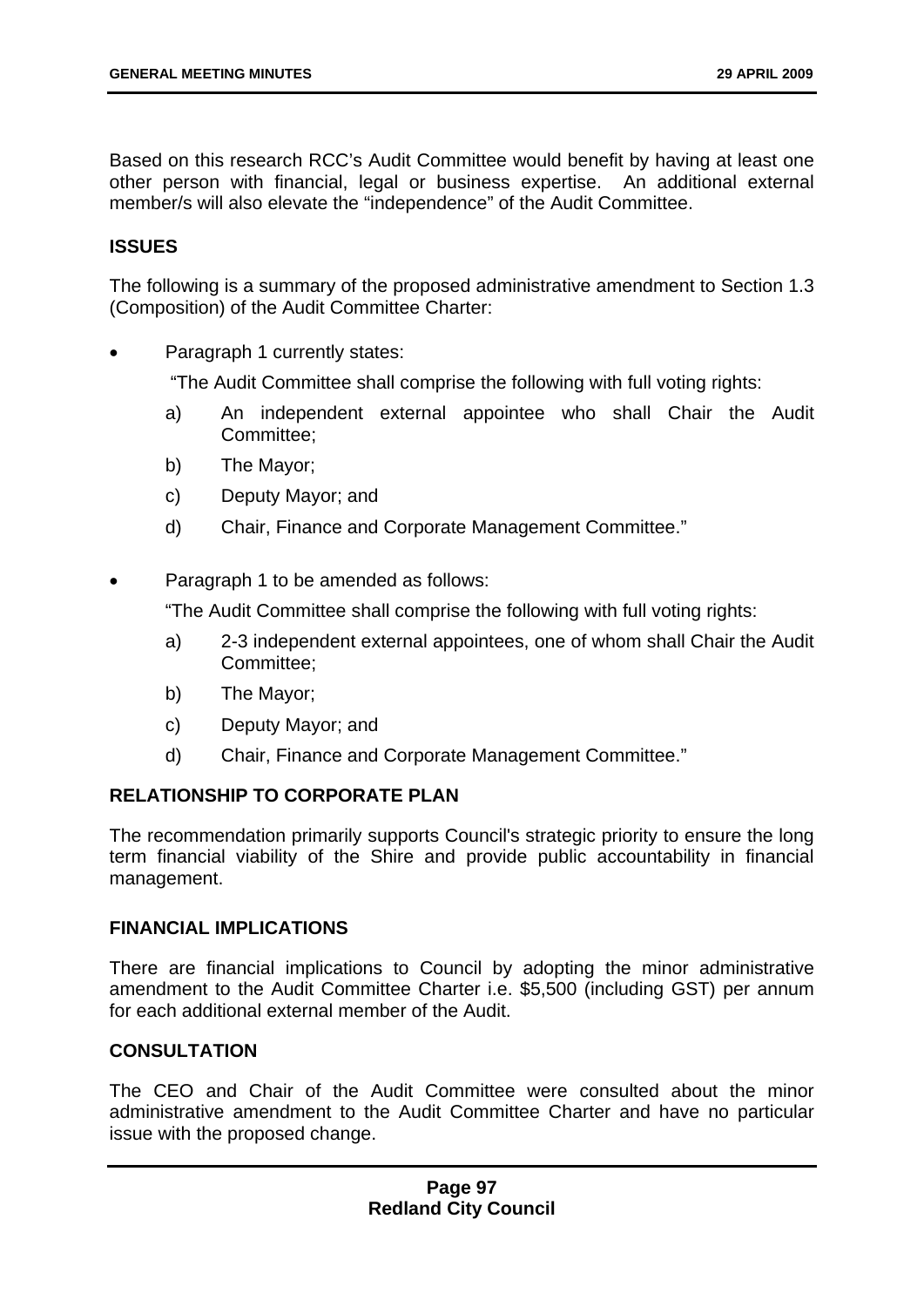Based on this research RCC's Audit Committee would benefit by having at least one other person with financial, legal or business expertise. An additional external member/s will also elevate the "independence" of the Audit Committee.

## ISSUES

The following is a summary of the proposed administrative amendment to Section 1.3 (Composition) of the Audit Committee Charter:

- Paragraph 1 currently states:

  "The Audit Committee shall comprise the following with full voting rights:

  a) An independent external appointee who shall Chair the Audit Committee;

  b) The Mayor;

  c) Deputy Mayor; and

  d) Chair, Finance and Corporate Management Committee."

- Paragraph 1 to be amended as follows:

  "The Audit Committee shall comprise the following with full voting rights:

  a) 2-3 independent external appointees, one of whom shall Chair the Audit Committee;

  b) The Mayor;

  c) Deputy Mayor; and

  d) Chair, Finance and Corporate Management Committee."

## RELATIONSHIP TO CORPORATE PLAN

The recommendation primarily supports Council's strategic priority to ensure the long term financial viability of the Shire and provide public accountability in financial management.

## FINANCIAL IMPLICATIONS

There are financial implications to Council by adopting the minor administrative amendment to the Audit Committee Charter i.e. $5,500 (including GST) per annum for each additional external member of the Audit.

## CONSULTATION

The CEO and Chair of the Audit Committee were consulted about the minor administrative amendment to the Audit Committee Charter and have no particular issue with the proposed change.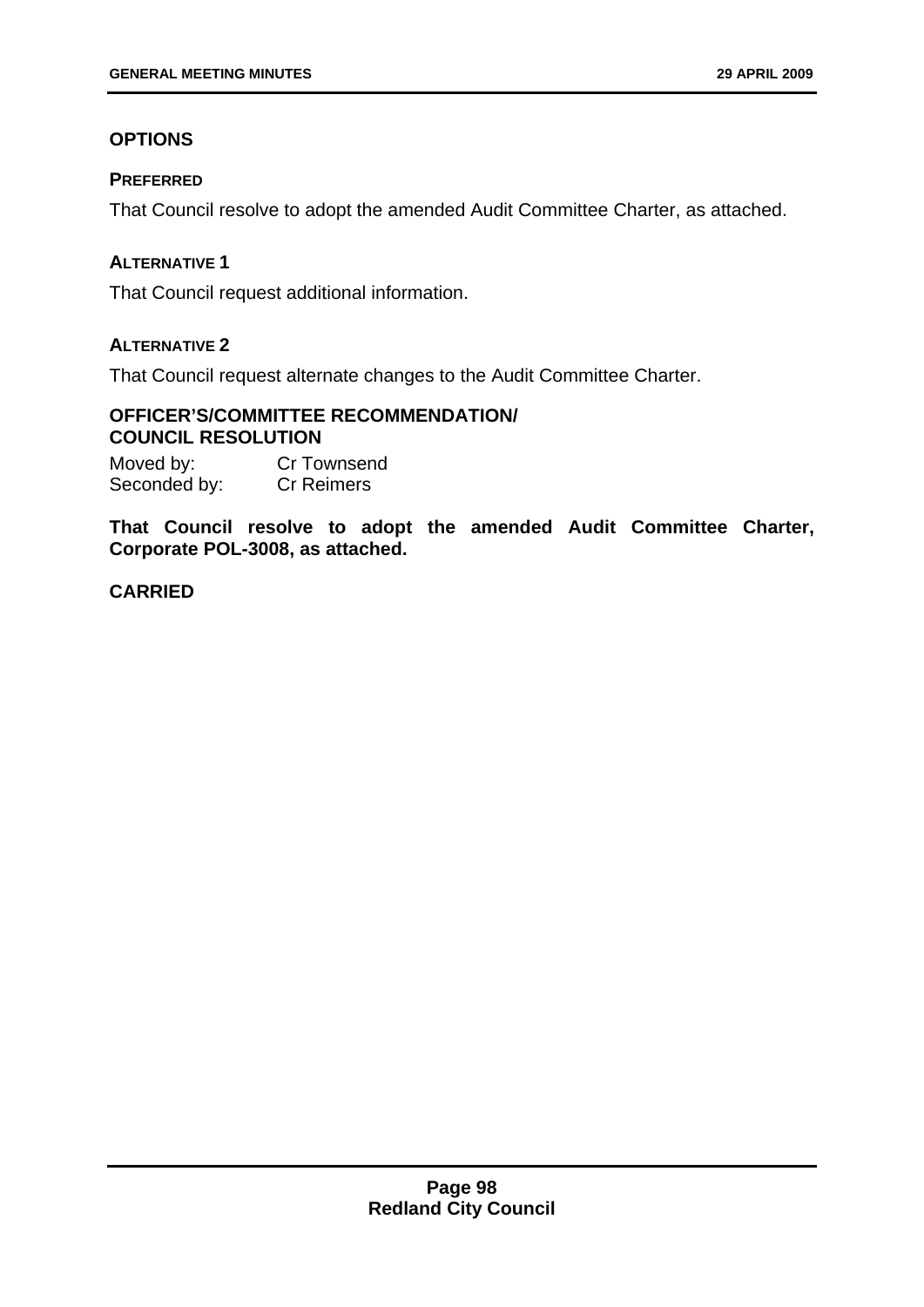## OPTIONS

### PREFERRED

That Council resolve to adopt the amended Audit Committee Charter, as attached.

### ALTERNATIVE 1

That Council request additional information.

### ALTERNATIVE 2

That Council request alternate changes to the Audit Committee Charter.

## OFFICER'S/COMMITTEE RECOMMENDATION/ COUNCIL RESOLUTION

Moved by: Cr Townsend
Seconded by: Cr Reimers

**That Council resolve to adopt the amended Audit Committee Charter, Corporate POL-3008, as attached.**

**CARRIED**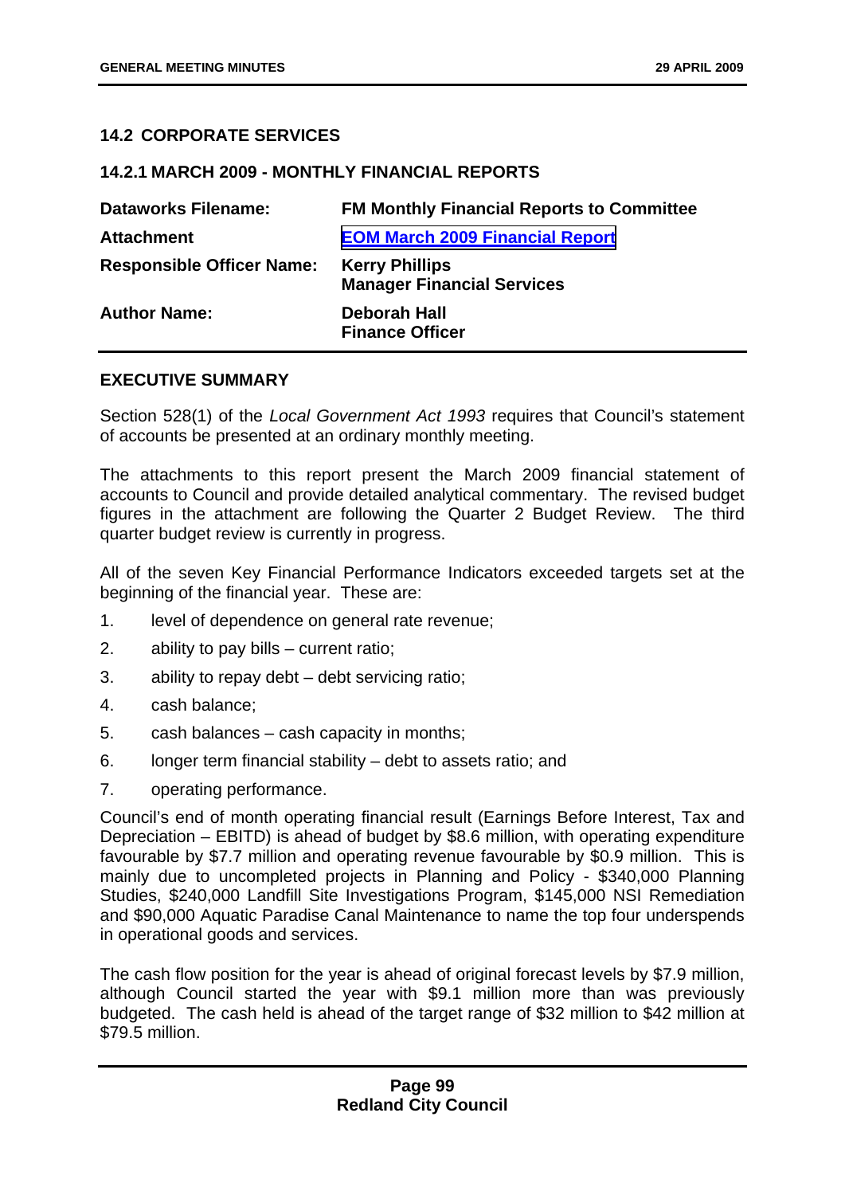## 14.2 CORPORATE SERVICES

### 14.2.1 MARCH 2009 - MONTHLY FINANCIAL REPORTS

| | |
|---|---|
| **Dataworks Filename:** | **FM Monthly Financial Reports to Committee** |
| **Attachment** | **EOM March 2009 Financial Report** |
| **Responsible Officer Name:** | **Kerry Phillips**<br>**Manager Financial Services** |
| **Author Name:** | **Deborah Hall**<br>**Finance Officer** |

### EXECUTIVE SUMMARY

Section 528(1) of the *Local Government Act 1993* requires that Council's statement of accounts be presented at an ordinary monthly meeting.

The attachments to this report present the March 2009 financial statement of accounts to Council and provide detailed analytical commentary. The revised budget figures in the attachment are following the Quarter 2 Budget Review. The third quarter budget review is currently in progress.

All of the seven Key Financial Performance Indicators exceeded targets set at the beginning of the financial year. These are:

1. level of dependence on general rate revenue;
2. ability to pay bills – current ratio;
3. ability to repay debt – debt servicing ratio;
4. cash balance;
5. cash balances – cash capacity in months;
6. longer term financial stability – debt to assets ratio; and
7. operating performance.

Council's end of month operating financial result (Earnings Before Interest, Tax and Depreciation – EBITD) is ahead of budget by $8.6 million, with operating expenditure favourable by $7.7 million and operating revenue favourable by $0.9 million. This is mainly due to uncompleted projects in Planning and Policy - $340,000 Planning Studies, $240,000 Landfill Site Investigations Program, $145,000 NSI Remediation and $90,000 Aquatic Paradise Canal Maintenance to name the top four underspends in operational goods and services.

The cash flow position for the year is ahead of original forecast levels by $7.9 million, although Council started the year with $9.1 million more than was previously budgeted. The cash held is ahead of the target range of $32 million to $42 million at $79.5 million.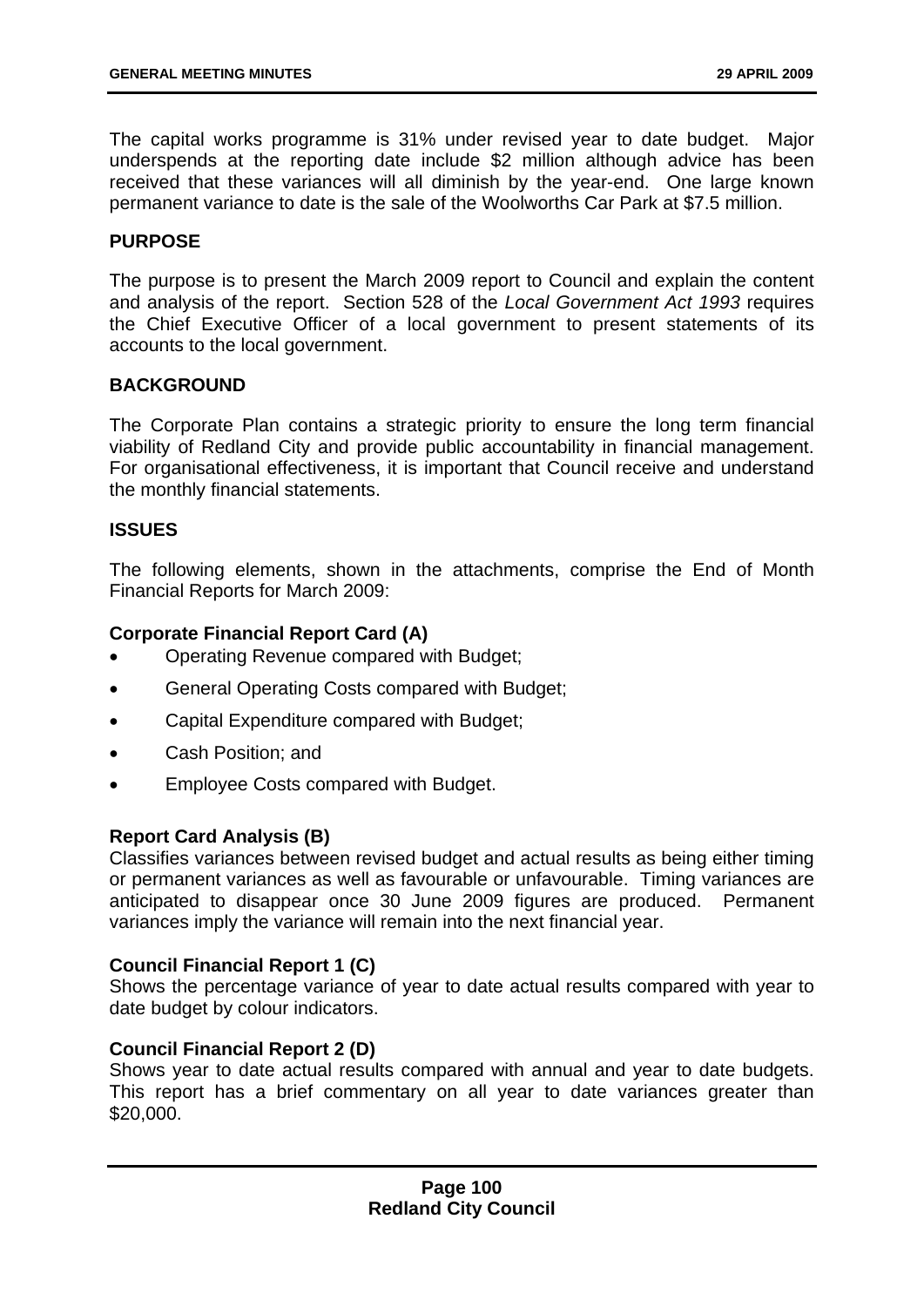The capital works programme is 31% under revised year to date budget. Major underspends at the reporting date include $2 million although advice has been received that these variances will all diminish by the year-end. One large known permanent variance to date is the sale of the Woolworths Car Park at $7.5 million.

**PURPOSE**

The purpose is to present the March 2009 report to Council and explain the content and analysis of the report. Section 528 of the *Local Government Act 1993* requires the Chief Executive Officer of a local government to present statements of its accounts to the local government.

**BACKGROUND**

The Corporate Plan contains a strategic priority to ensure the long term financial viability of Redland City and provide public accountability in financial management. For organisational effectiveness, it is important that Council receive and understand the monthly financial statements.

**ISSUES**

The following elements, shown in the attachments, comprise the End of Month Financial Reports for March 2009:

**Corporate Financial Report Card (A)**

- Operating Revenue compared with Budget;
- General Operating Costs compared with Budget;
- Capital Expenditure compared with Budget;
- Cash Position; and
- Employee Costs compared with Budget.

**Report Card Analysis (B)**

Classifies variances between revised budget and actual results as being either timing or permanent variances as well as favourable or unfavourable. Timing variances are anticipated to disappear once 30 June 2009 figures are produced. Permanent variances imply the variance will remain into the next financial year.

**Council Financial Report 1 (C)**

Shows the percentage variance of year to date actual results compared with year to date budget by colour indicators.

**Council Financial Report 2 (D)**

Shows year to date actual results compared with annual and year to date budgets. This report has a brief commentary on all year to date variances greater than $20,000.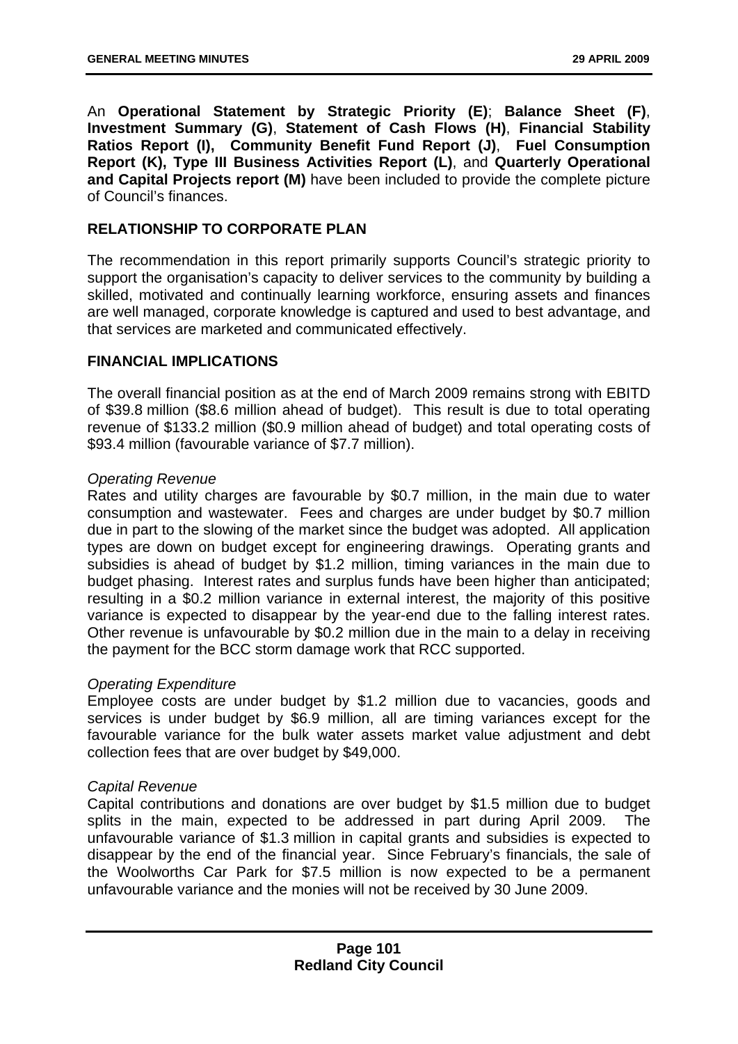An **Operational Statement by Strategic Priority (E)**; **Balance Sheet (F)**, **Investment Summary (G)**, **Statement of Cash Flows (H)**, **Financial Stability Ratios Report (I), Community Benefit Fund Report (J)**, **Fuel Consumption Report (K), Type III Business Activities Report (L)**, and **Quarterly Operational and Capital Projects report (M)** have been included to provide the complete picture of Council's finances.

## RELATIONSHIP TO CORPORATE PLAN

The recommendation in this report primarily supports Council's strategic priority to support the organisation's capacity to deliver services to the community by building a skilled, motivated and continually learning workforce, ensuring assets and finances are well managed, corporate knowledge is captured and used to best advantage, and that services are marketed and communicated effectively.

## FINANCIAL IMPLICATIONS

The overall financial position as at the end of March 2009 remains strong with EBITD of $39.8 million ($8.6 million ahead of budget). This result is due to total operating revenue of $133.2 million ($0.9 million ahead of budget) and total operating costs of $93.4 million (favourable variance of $7.7 million).

*Operating Revenue*
Rates and utility charges are favourable by $0.7 million, in the main due to water consumption and wastewater. Fees and charges are under budget by $0.7 million due in part to the slowing of the market since the budget was adopted. All application types are down on budget except for engineering drawings. Operating grants and subsidies is ahead of budget by $1.2 million, timing variances in the main due to budget phasing. Interest rates and surplus funds have been higher than anticipated; resulting in a $0.2 million variance in external interest, the majority of this positive variance is expected to disappear by the year-end due to the falling interest rates. Other revenue is unfavourable by $0.2 million due in the main to a delay in receiving the payment for the BCC storm damage work that RCC supported.

*Operating Expenditure*
Employee costs are under budget by $1.2 million due to vacancies, goods and services is under budget by $6.9 million, all are timing variances except for the favourable variance for the bulk water assets market value adjustment and debt collection fees that are over budget by $49,000.

*Capital Revenue*
Capital contributions and donations are over budget by $1.5 million due to budget splits in the main, expected to be addressed in part during April 2009. The unfavourable variance of $1.3 million in capital grants and subsidies is expected to disappear by the end of the financial year. Since February's financials, the sale of the Woolworths Car Park for $7.5 million is now expected to be a permanent unfavourable variance and the monies will not be received by 30 June 2009.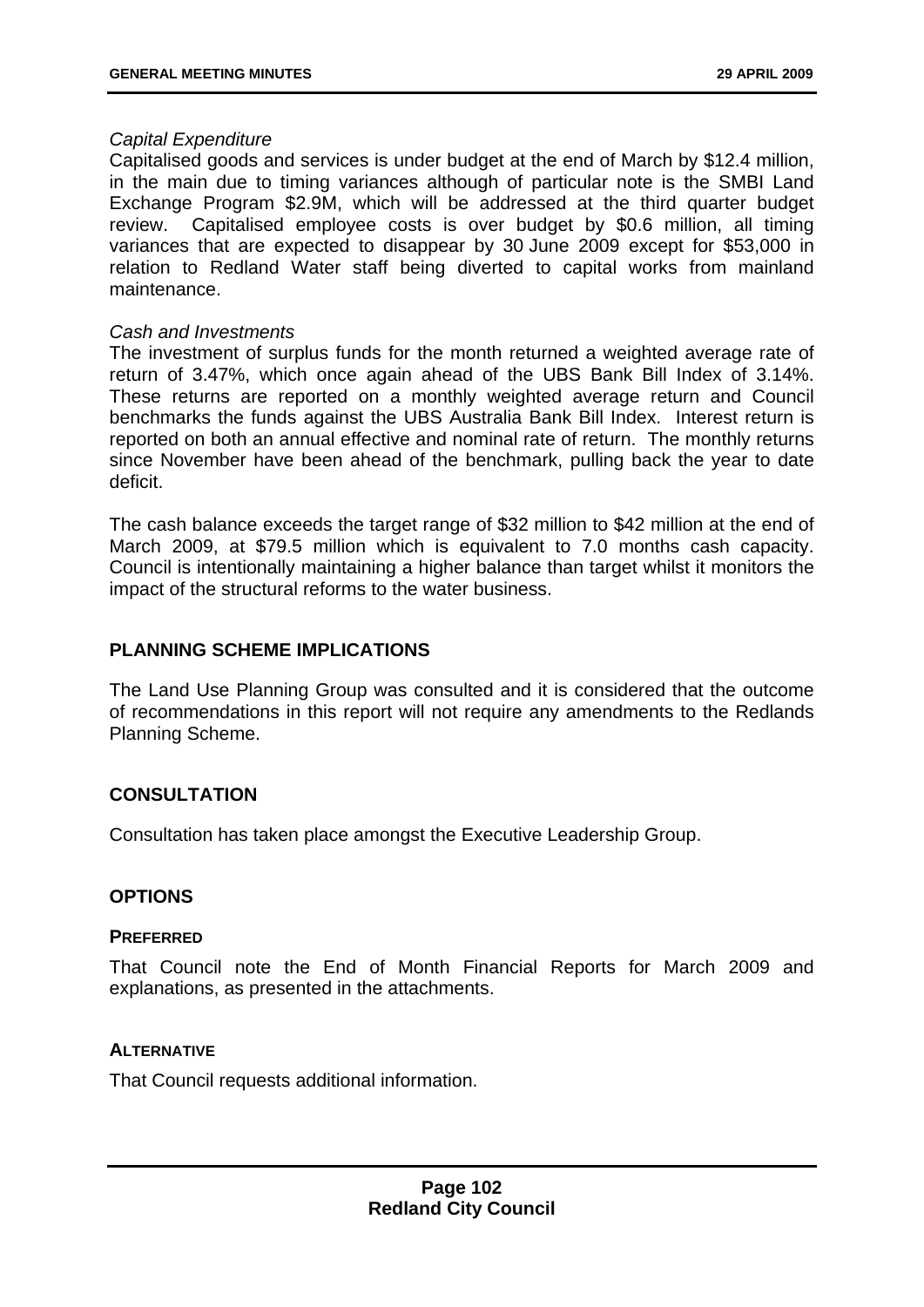*Capital Expenditure*
Capitalised goods and services is under budget at the end of March by $12.4 million, in the main due to timing variances although of particular note is the SMBI Land Exchange Program $2.9M, which will be addressed at the third quarter budget review. Capitalised employee costs is over budget by $0.6 million, all timing variances that are expected to disappear by 30 June 2009 except for $53,000 in relation to Redland Water staff being diverted to capital works from mainland maintenance.

*Cash and Investments*
The investment of surplus funds for the month returned a weighted average rate of return of 3.47%, which once again ahead of the UBS Bank Bill Index of 3.14%. These returns are reported on a monthly weighted average return and Council benchmarks the funds against the UBS Australia Bank Bill Index. Interest return is reported on both an annual effective and nominal rate of return. The monthly returns since November have been ahead of the benchmark, pulling back the year to date deficit.

The cash balance exceeds the target range of $32 million to $42 million at the end of March 2009, at $79.5 million which is equivalent to 7.0 months cash capacity. Council is intentionally maintaining a higher balance than target whilst it monitors the impact of the structural reforms to the water business.

## PLANNING SCHEME IMPLICATIONS

The Land Use Planning Group was consulted and it is considered that the outcome of recommendations in this report will not require any amendments to the Redlands Planning Scheme.

## CONSULTATION

Consultation has taken place amongst the Executive Leadership Group.

## OPTIONS

### PREFERRED

That Council note the End of Month Financial Reports for March 2009 and explanations, as presented in the attachments.

### ALTERNATIVE

That Council requests additional information.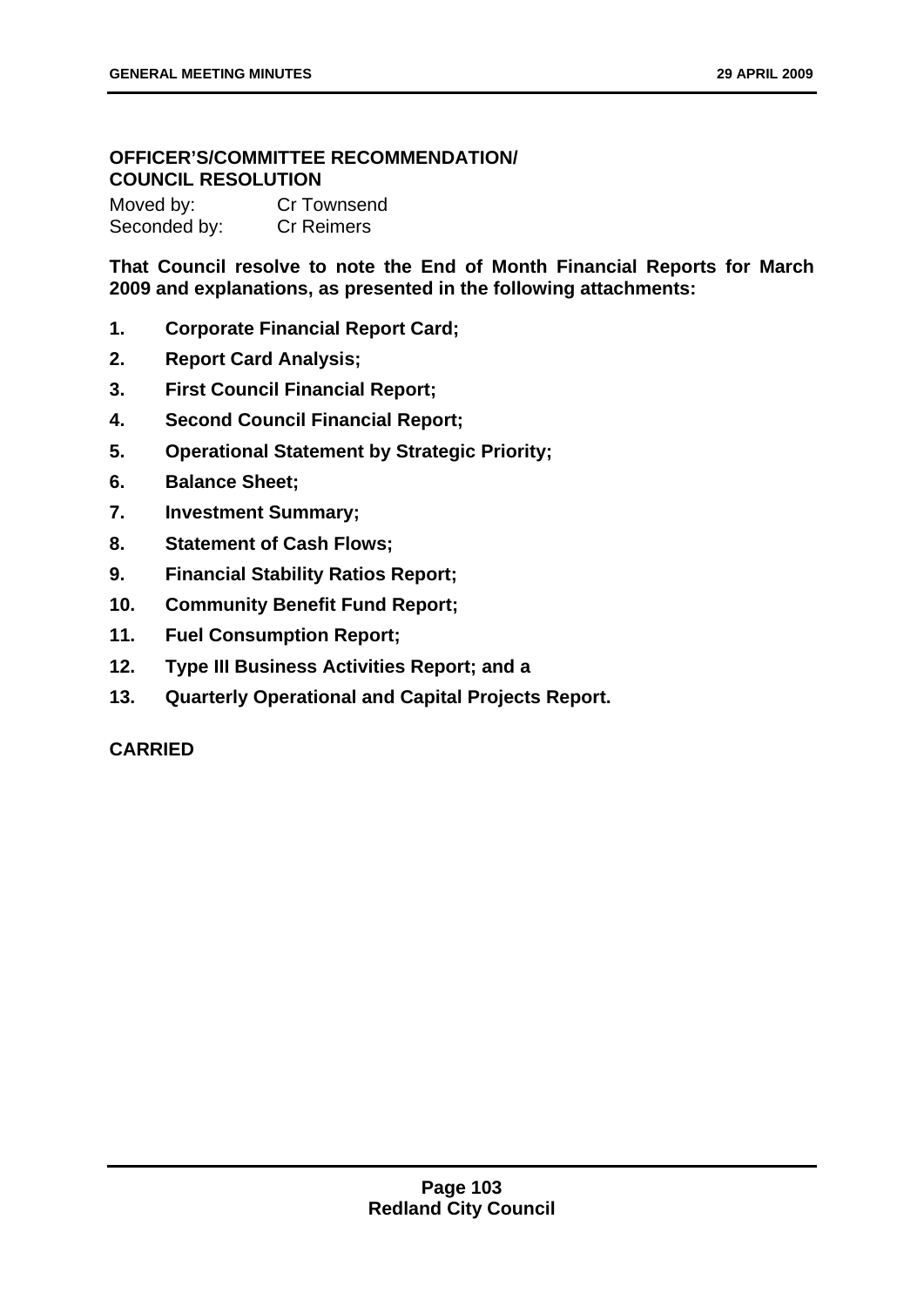**OFFICER'S/COMMITTEE RECOMMENDATION/**
**COUNCIL RESOLUTION**

Moved by: Cr Townsend
Seconded by: Cr Reimers

**That Council resolve to note the End of Month Financial Reports for March 2009 and explanations, as presented in the following attachments:**

1. **Corporate Financial Report Card;**
2. **Report Card Analysis;**
3. **First Council Financial Report;**
4. **Second Council Financial Report;**
5. **Operational Statement by Strategic Priority;**
6. **Balance Sheet;**
7. **Investment Summary;**
8. **Statement of Cash Flows;**
9. **Financial Stability Ratios Report;**
10. **Community Benefit Fund Report;**
11. **Fuel Consumption Report;**
12. **Type III Business Activities Report; and a**
13. **Quarterly Operational and Capital Projects Report.**

**CARRIED**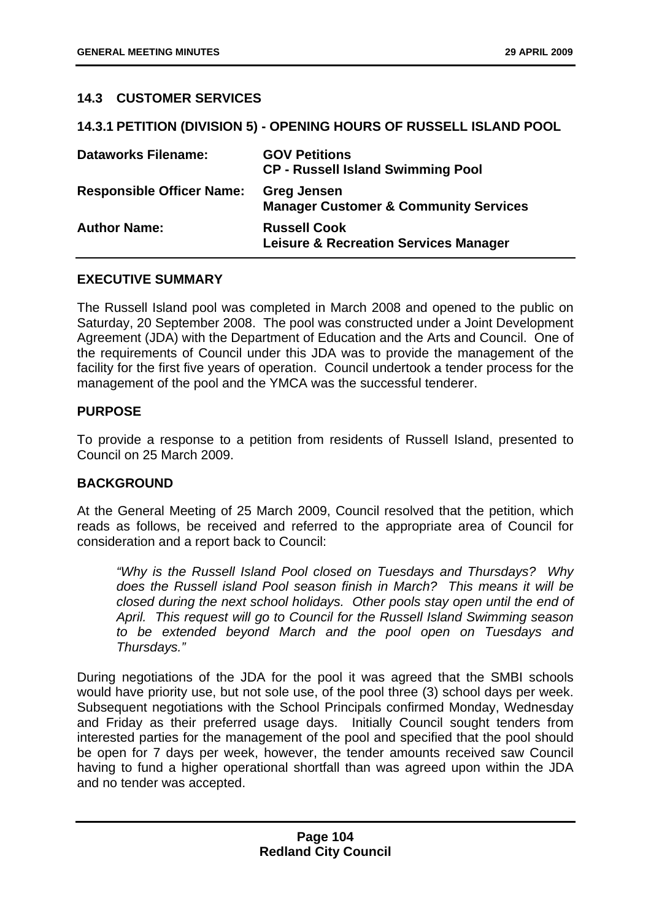## 14.3 CUSTOMER SERVICES

### 14.3.1 PETITION (DIVISION 5) - OPENING HOURS OF RUSSELL ISLAND POOL

| **Dataworks Filename:** | **GOV Petitions**<br>**CP - Russell Island Swimming Pool** |
|---|---|
| **Responsible Officer Name:** | **Greg Jensen**<br>**Manager Customer & Community Services** |
| **Author Name:** | **Russell Cook**<br>**Leisure & Recreation Services Manager** |

**EXECUTIVE SUMMARY**

The Russell Island pool was completed in March 2008 and opened to the public on Saturday, 20 September 2008. The pool was constructed under a Joint Development Agreement (JDA) with the Department of Education and the Arts and Council. One of the requirements of Council under this JDA was to provide the management of the facility for the first five years of operation. Council undertook a tender process for the management of the pool and the YMCA was the successful tenderer.

**PURPOSE**

To provide a response to a petition from residents of Russell Island, presented to Council on 25 March 2009.

**BACKGROUND**

At the General Meeting of 25 March 2009, Council resolved that the petition, which reads as follows, be received and referred to the appropriate area of Council for consideration and a report back to Council:

> *"Why is the Russell Island Pool closed on Tuesdays and Thursdays? Why does the Russell island Pool season finish in March? This means it will be closed during the next school holidays. Other pools stay open until the end of April. This request will go to Council for the Russell Island Swimming season to be extended beyond March and the pool open on Tuesdays and Thursdays."*

During negotiations of the JDA for the pool it was agreed that the SMBI schools would have priority use, but not sole use, of the pool three (3) school days per week. Subsequent negotiations with the School Principals confirmed Monday, Wednesday and Friday as their preferred usage days. Initially Council sought tenders from interested parties for the management of the pool and specified that the pool should be open for 7 days per week, however, the tender amounts received saw Council having to fund a higher operational shortfall than was agreed upon within the JDA and no tender was accepted.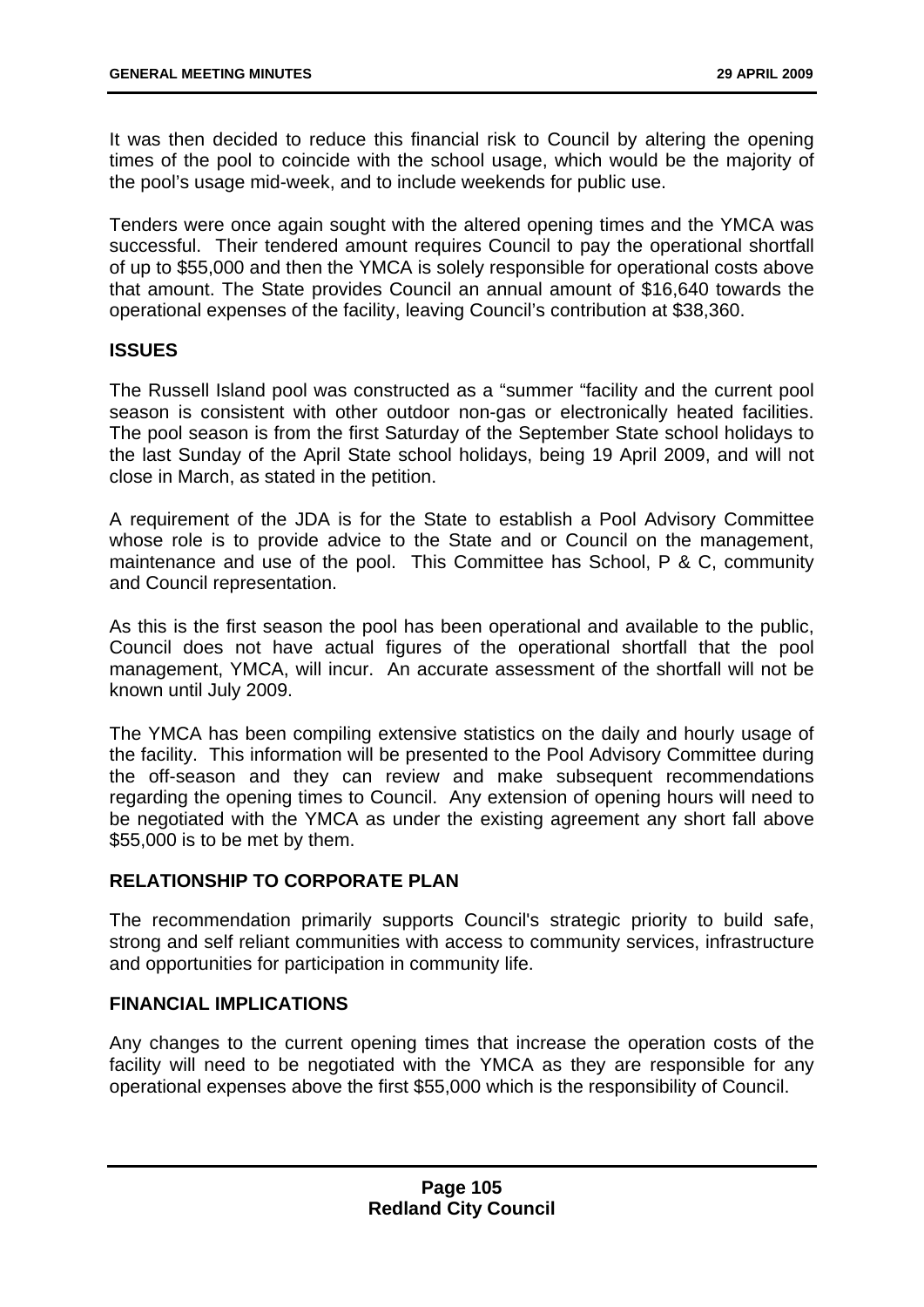It was then decided to reduce this financial risk to Council by altering the opening times of the pool to coincide with the school usage, which would be the majority of the pool's usage mid-week, and to include weekends for public use.

Tenders were once again sought with the altered opening times and the YMCA was successful. Their tendered amount requires Council to pay the operational shortfall of up to $55,000 and then the YMCA is solely responsible for operational costs above that amount. The State provides Council an annual amount of $16,640 towards the operational expenses of the facility, leaving Council's contribution at $38,360.

## ISSUES

The Russell Island pool was constructed as a "summer "facility and the current pool season is consistent with other outdoor non-gas or electronically heated facilities. The pool season is from the first Saturday of the September State school holidays to the last Sunday of the April State school holidays, being 19 April 2009, and will not close in March, as stated in the petition.

A requirement of the JDA is for the State to establish a Pool Advisory Committee whose role is to provide advice to the State and or Council on the management, maintenance and use of the pool. This Committee has School, P & C, community and Council representation.

As this is the first season the pool has been operational and available to the public, Council does not have actual figures of the operational shortfall that the pool management, YMCA, will incur. An accurate assessment of the shortfall will not be known until July 2009.

The YMCA has been compiling extensive statistics on the daily and hourly usage of the facility. This information will be presented to the Pool Advisory Committee during the off-season and they can review and make subsequent recommendations regarding the opening times to Council. Any extension of opening hours will need to be negotiated with the YMCA as under the existing agreement any short fall above $55,000 is to be met by them.

## RELATIONSHIP TO CORPORATE PLAN

The recommendation primarily supports Council's strategic priority to build safe, strong and self reliant communities with access to community services, infrastructure and opportunities for participation in community life.

## FINANCIAL IMPLICATIONS

Any changes to the current opening times that increase the operation costs of the facility will need to be negotiated with the YMCA as they are responsible for any operational expenses above the first $55,000 which is the responsibility of Council.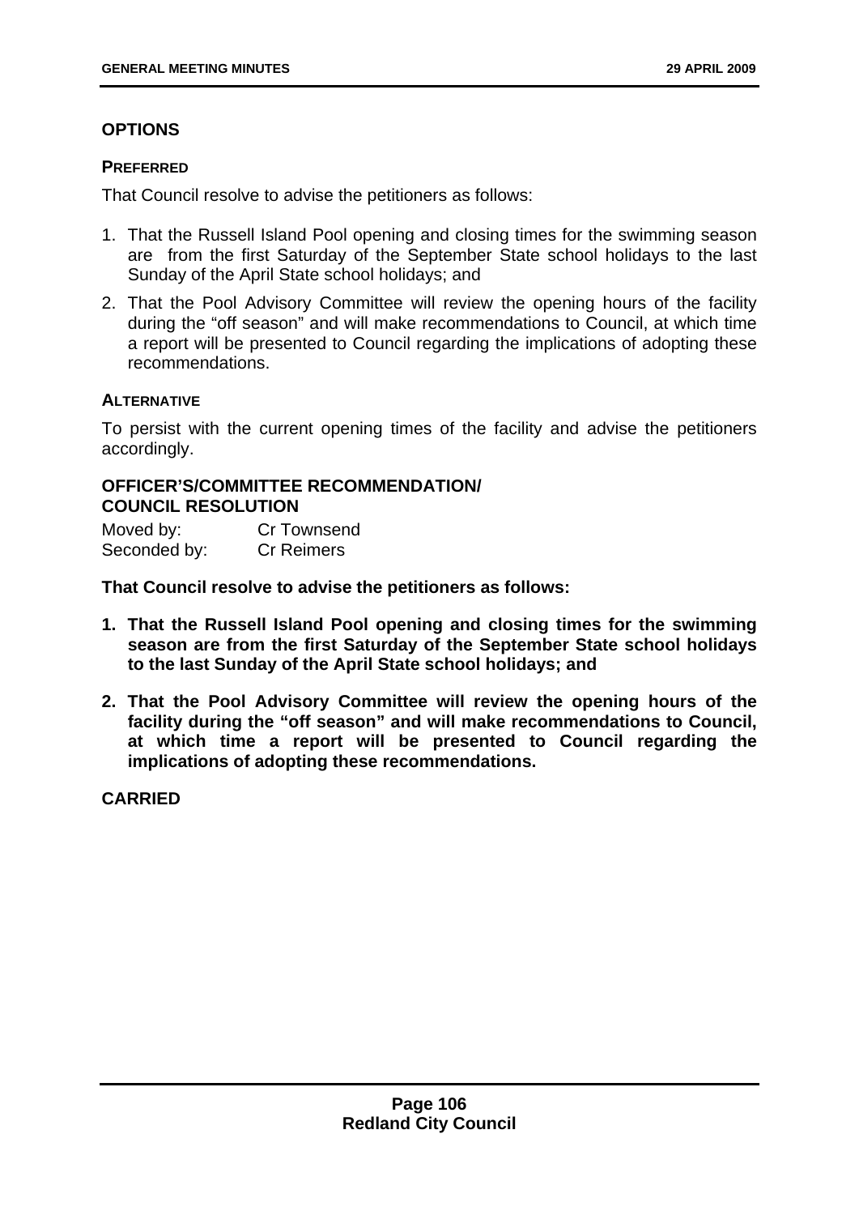## OPTIONS

### PREFERRED

That Council resolve to advise the petitioners as follows:

1. That the Russell Island Pool opening and closing times for the swimming season are from the first Saturday of the September State school holidays to the last Sunday of the April State school holidays; and
2. That the Pool Advisory Committee will review the opening hours of the facility during the "off season" and will make recommendations to Council, at which time a report will be presented to Council regarding the implications of adopting these recommendations.

### ALTERNATIVE

To persist with the current opening times of the facility and advise the petitioners accordingly.

## OFFICER'S/COMMITTEE RECOMMENDATION/ COUNCIL RESOLUTION

Moved by: Cr Townsend
Seconded by: Cr Reimers

**That Council resolve to advise the petitioners as follows:**

1. **That the Russell Island Pool opening and closing times for the swimming season are from the first Saturday of the September State school holidays to the last Sunday of the April State school holidays; and**
2. **That the Pool Advisory Committee will review the opening hours of the facility during the "off season" and will make recommendations to Council, at which time a report will be presented to Council regarding the implications of adopting these recommendations.**

**CARRIED**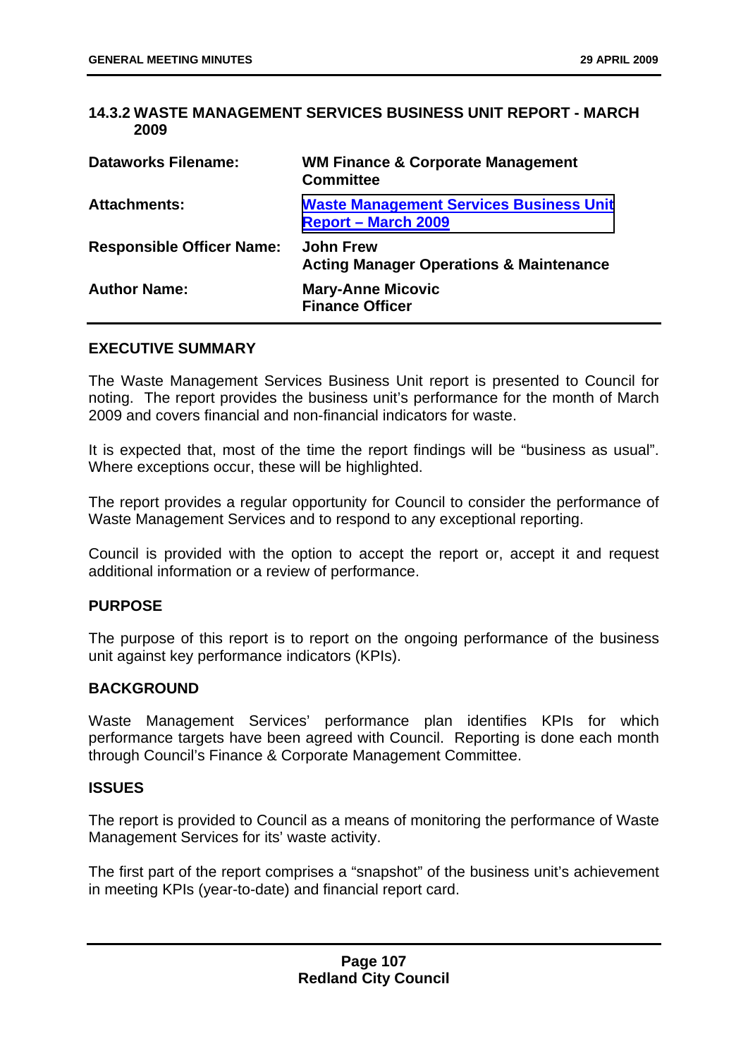### 14.3.2 WASTE MANAGEMENT SERVICES BUSINESS UNIT REPORT - MARCH 2009

| | |
|---|---|
| **Dataworks Filename:** | **WM Finance & Corporate Management Committee** |
| **Attachments:** | **Waste Management Services Business Unit Report – March 2009** |
| **Responsible Officer Name:** | **John Frew**<br>**Acting Manager Operations & Maintenance** |
| **Author Name:** | **Mary-Anne Micovic**<br>**Finance Officer** |

**EXECUTIVE SUMMARY**

The Waste Management Services Business Unit report is presented to Council for noting. The report provides the business unit's performance for the month of March 2009 and covers financial and non-financial indicators for waste.

It is expected that, most of the time the report findings will be "business as usual". Where exceptions occur, these will be highlighted.

The report provides a regular opportunity for Council to consider the performance of Waste Management Services and to respond to any exceptional reporting.

Council is provided with the option to accept the report or, accept it and request additional information or a review of performance.

**PURPOSE**

The purpose of this report is to report on the ongoing performance of the business unit against key performance indicators (KPIs).

**BACKGROUND**

Waste Management Services' performance plan identifies KPIs for which performance targets have been agreed with Council. Reporting is done each month through Council's Finance & Corporate Management Committee.

**ISSUES**

The report is provided to Council as a means of monitoring the performance of Waste Management Services for its' waste activity.

The first part of the report comprises a "snapshot" of the business unit's achievement in meeting KPIs (year-to-date) and financial report card.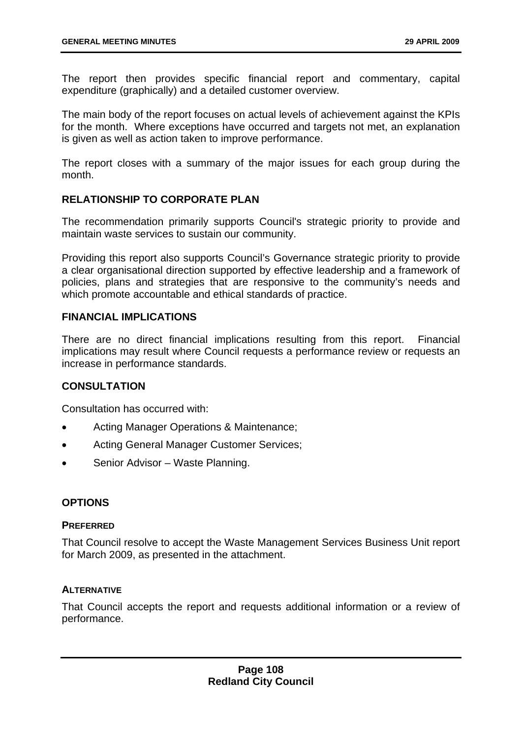The report then provides specific financial report and commentary, capital expenditure (graphically) and a detailed customer overview.

The main body of the report focuses on actual levels of achievement against the KPIs for the month. Where exceptions have occurred and targets not met, an explanation is given as well as action taken to improve performance.

The report closes with a summary of the major issues for each group during the month.

## RELATIONSHIP TO CORPORATE PLAN

The recommendation primarily supports Council's strategic priority to provide and maintain waste services to sustain our community.

Providing this report also supports Council's Governance strategic priority to provide a clear organisational direction supported by effective leadership and a framework of policies, plans and strategies that are responsive to the community's needs and which promote accountable and ethical standards of practice.

## FINANCIAL IMPLICATIONS

There are no direct financial implications resulting from this report. Financial implications may result where Council requests a performance review or requests an increase in performance standards.

## CONSULTATION

Consultation has occurred with:

- Acting Manager Operations & Maintenance;
- Acting General Manager Customer Services;
- Senior Advisor – Waste Planning.

## OPTIONS

### PREFERRED

That Council resolve to accept the Waste Management Services Business Unit report for March 2009, as presented in the attachment.

### ALTERNATIVE

That Council accepts the report and requests additional information or a review of performance.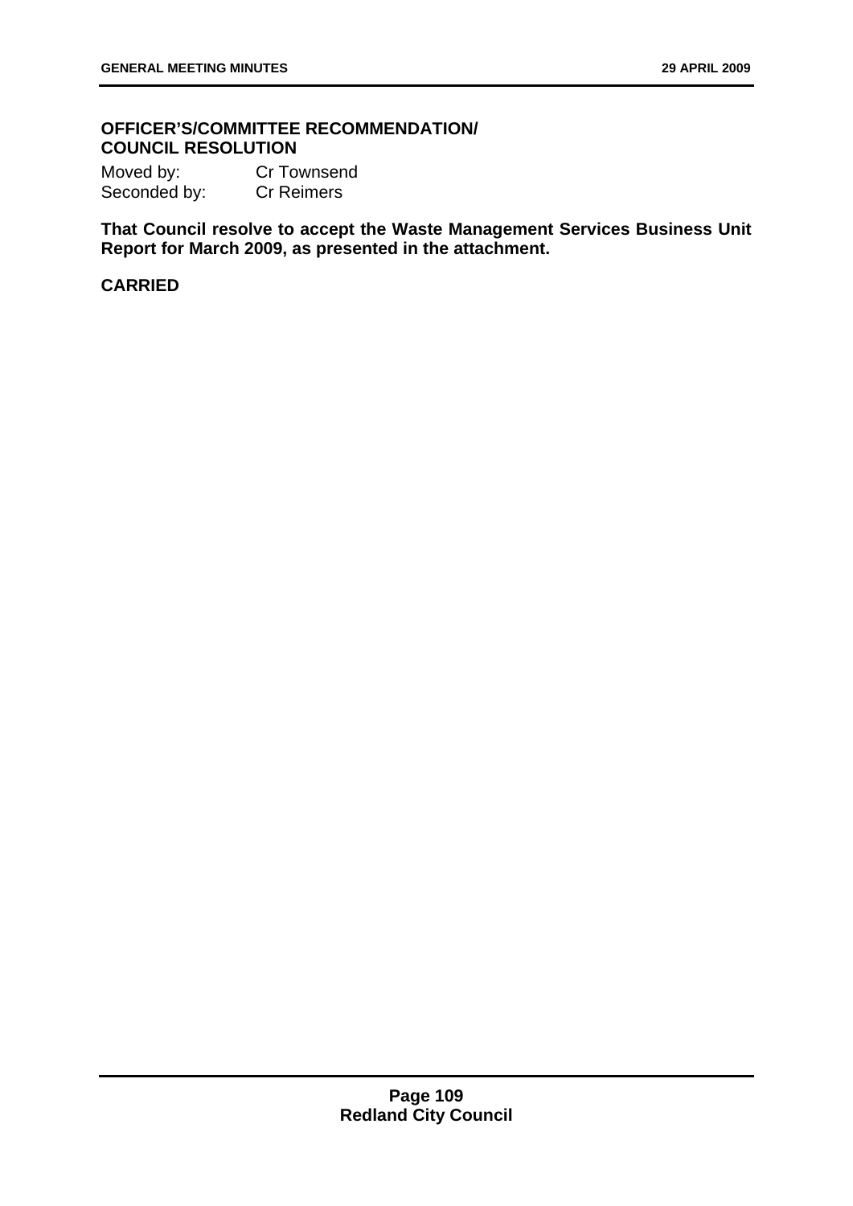**OFFICER'S/COMMITTEE RECOMMENDATION/ COUNCIL RESOLUTION**

Moved by: Cr Townsend
Seconded by: Cr Reimers

**That Council resolve to accept the Waste Management Services Business Unit Report for March 2009, as presented in the attachment.**

**CARRIED**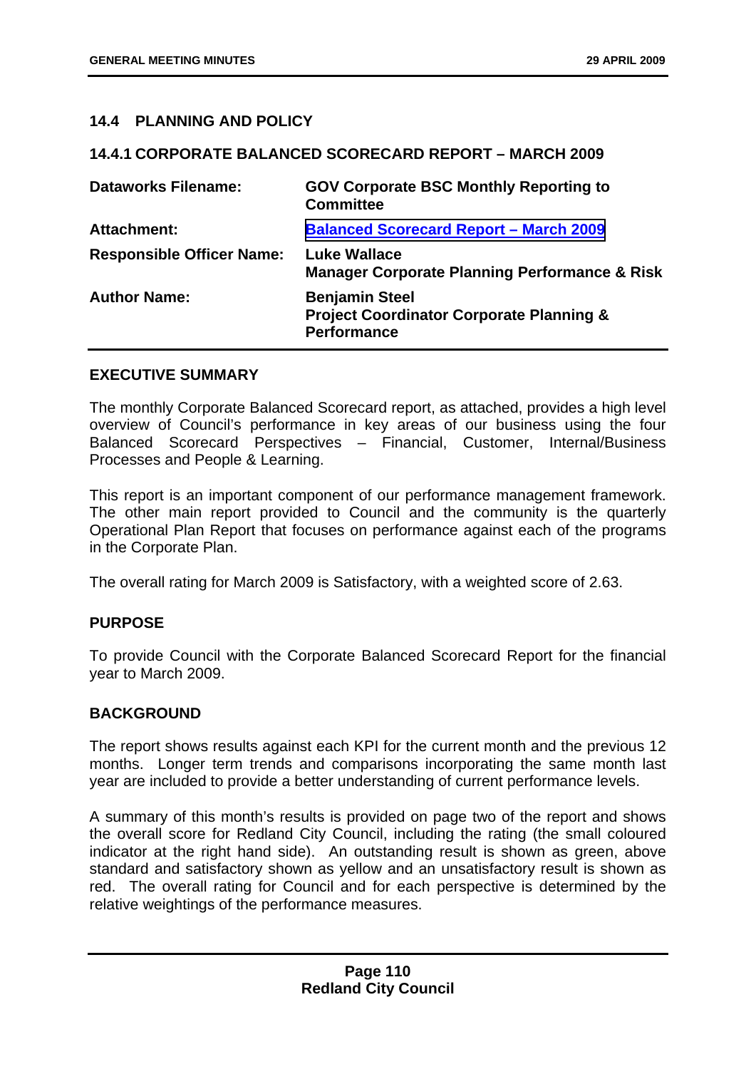## 14.4 PLANNING AND POLICY

### 14.4.1 CORPORATE BALANCED SCORECARD REPORT – MARCH 2009

| | |
|---|---|
| **Dataworks Filename:** | **GOV Corporate BSC Monthly Reporting to Committee** |
| **Attachment:** | **Balanced Scorecard Report – March 2009** |
| **Responsible Officer Name:** | **Luke Wallace**<br>**Manager Corporate Planning Performance & Risk** |
| **Author Name:** | **Benjamin Steel**<br>**Project Coordinator Corporate Planning & Performance** |

**EXECUTIVE SUMMARY**

The monthly Corporate Balanced Scorecard report, as attached, provides a high level overview of Council's performance in key areas of our business using the four Balanced Scorecard Perspectives – Financial, Customer, Internal/Business Processes and People & Learning.

This report is an important component of our performance management framework. The other main report provided to Council and the community is the quarterly Operational Plan Report that focuses on performance against each of the programs in the Corporate Plan.

The overall rating for March 2009 is Satisfactory, with a weighted score of 2.63.

**PURPOSE**

To provide Council with the Corporate Balanced Scorecard Report for the financial year to March 2009.

**BACKGROUND**

The report shows results against each KPI for the current month and the previous 12 months. Longer term trends and comparisons incorporating the same month last year are included to provide a better understanding of current performance levels.

A summary of this month's results is provided on page two of the report and shows the overall score for Redland City Council, including the rating (the small coloured indicator at the right hand side). An outstanding result is shown as green, above standard and satisfactory shown as yellow and an unsatisfactory result is shown as red. The overall rating for Council and for each perspective is determined by the relative weightings of the performance measures.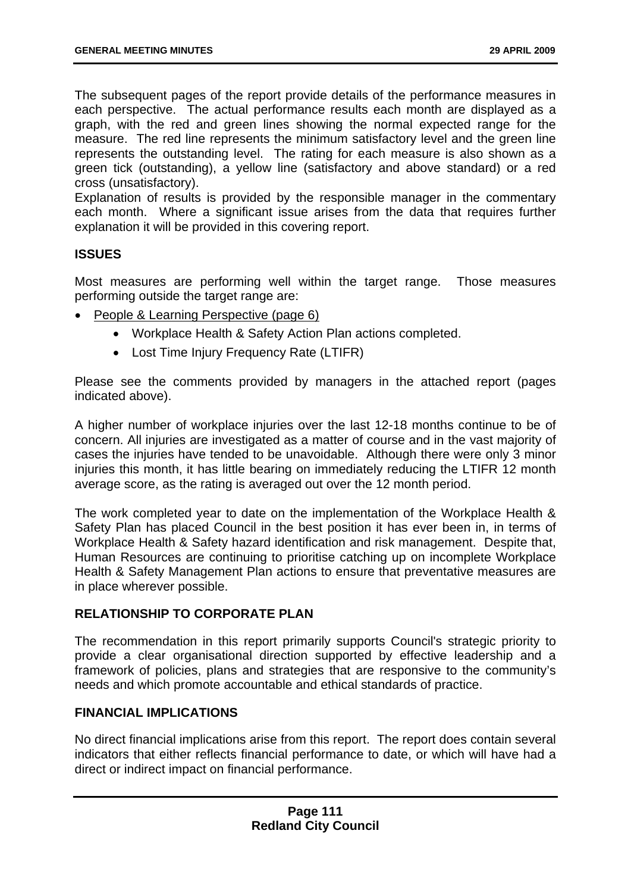The subsequent pages of the report provide details of the performance measures in each perspective. The actual performance results each month are displayed as a graph, with the red and green lines showing the normal expected range for the measure. The red line represents the minimum satisfactory level and the green line represents the outstanding level. The rating for each measure is also shown as a green tick (outstanding), a yellow line (satisfactory and above standard) or a red cross (unsatisfactory).

Explanation of results is provided by the responsible manager in the commentary each month. Where a significant issue arises from the data that requires further explanation it will be provided in this covering report.

## ISSUES

Most measures are performing well within the target range. Those measures performing outside the target range are:

- People & Learning Perspective (page 6)
    - Workplace Health & Safety Action Plan actions completed.
    - Lost Time Injury Frequency Rate (LTIFR)

Please see the comments provided by managers in the attached report (pages indicated above).

A higher number of workplace injuries over the last 12-18 months continue to be of concern. All injuries are investigated as a matter of course and in the vast majority of cases the injuries have tended to be unavoidable. Although there were only 3 minor injuries this month, it has little bearing on immediately reducing the LTIFR 12 month average score, as the rating is averaged out over the 12 month period.

The work completed year to date on the implementation of the Workplace Health & Safety Plan has placed Council in the best position it has ever been in, in terms of Workplace Health & Safety hazard identification and risk management. Despite that, Human Resources are continuing to prioritise catching up on incomplete Workplace Health & Safety Management Plan actions to ensure that preventative measures are in place wherever possible.

## RELATIONSHIP TO CORPORATE PLAN

The recommendation in this report primarily supports Council's strategic priority to provide a clear organisational direction supported by effective leadership and a framework of policies, plans and strategies that are responsive to the community's needs and which promote accountable and ethical standards of practice.

## FINANCIAL IMPLICATIONS

No direct financial implications arise from this report. The report does contain several indicators that either reflects financial performance to date, or which will have had a direct or indirect impact on financial performance.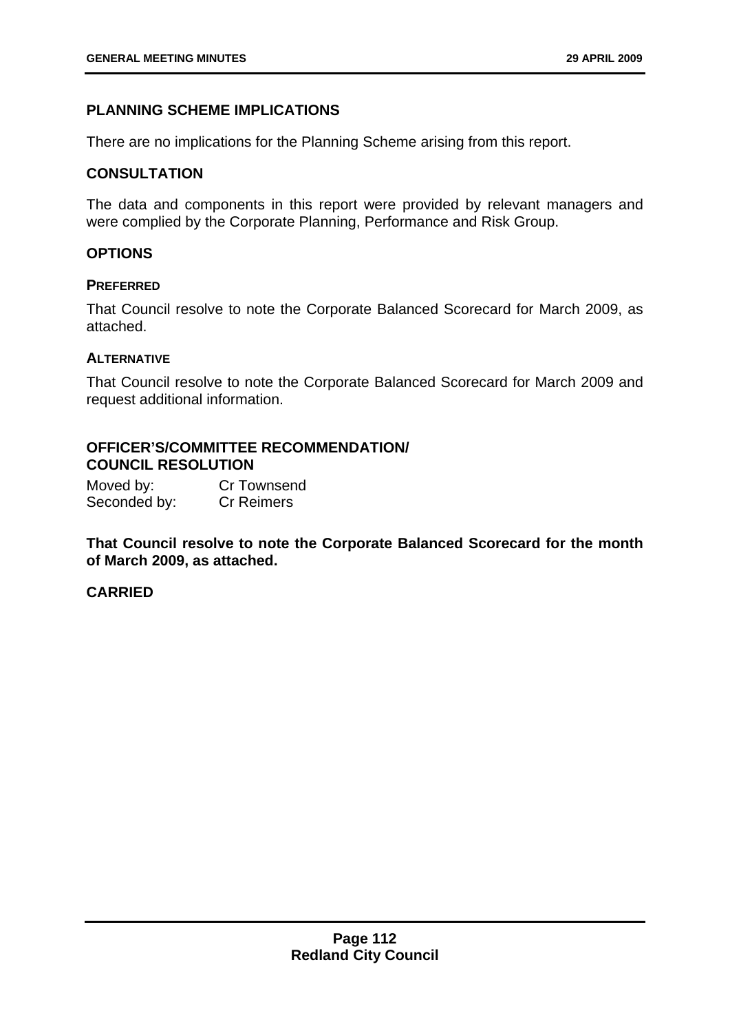## PLANNING SCHEME IMPLICATIONS

There are no implications for the Planning Scheme arising from this report.

## CONSULTATION

The data and components in this report were provided by relevant managers and were complied by the Corporate Planning, Performance and Risk Group.

## OPTIONS

### PREFERRED

That Council resolve to note the Corporate Balanced Scorecard for March 2009, as attached.

### ALTERNATIVE

That Council resolve to note the Corporate Balanced Scorecard for March 2009 and request additional information.

## OFFICER'S/COMMITTEE RECOMMENDATION/ COUNCIL RESOLUTION

Moved by: Cr Townsend
Seconded by: Cr Reimers

**That Council resolve to note the Corporate Balanced Scorecard for the month of March 2009, as attached.**

**CARRIED**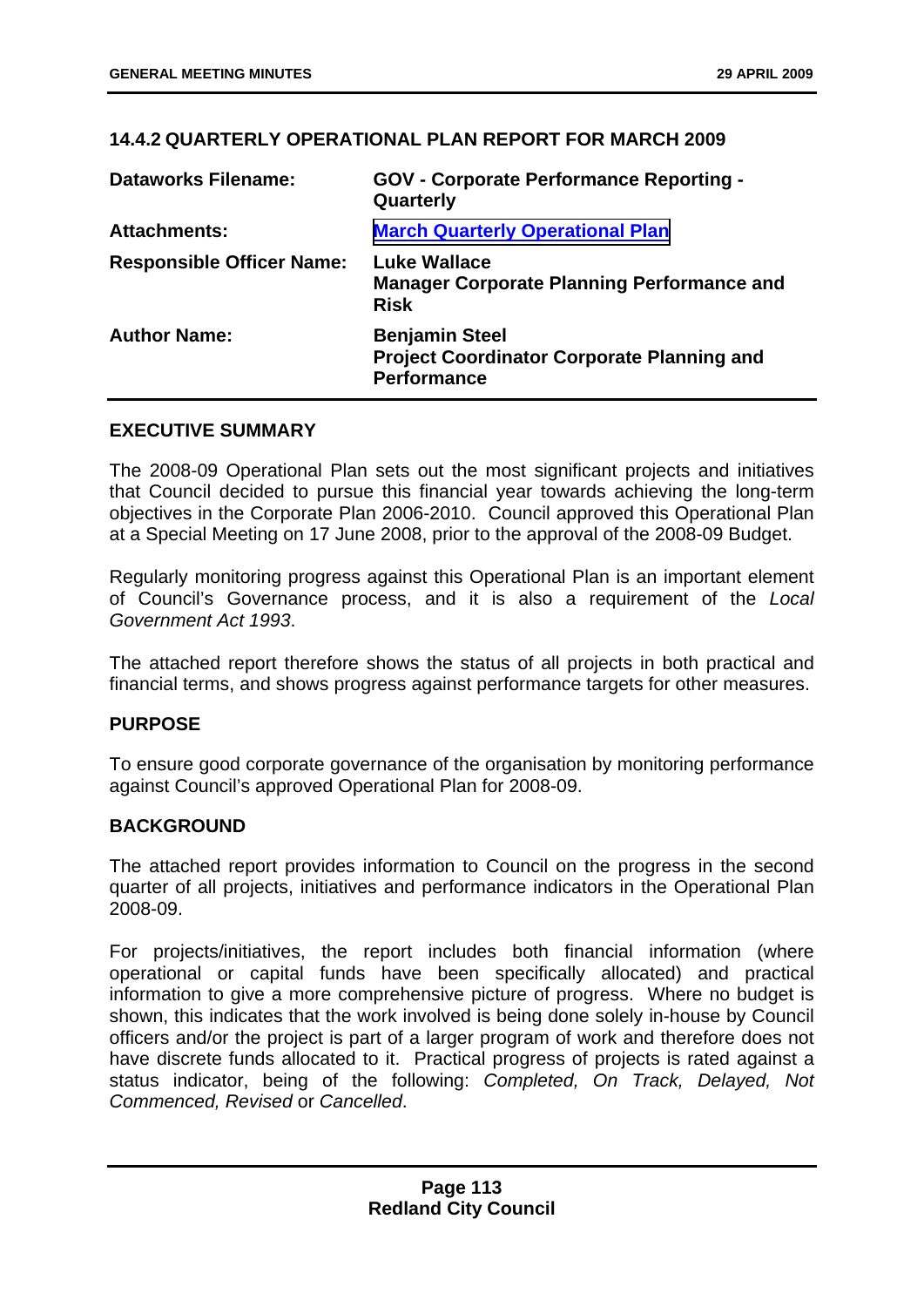## 14.4.2 QUARTERLY OPERATIONAL PLAN REPORT FOR MARCH 2009

| | |
|---|---|
| **Dataworks Filename:** | **GOV - Corporate Performance Reporting - Quarterly** |
| **Attachments:** | **March Quarterly Operational Plan** |
| **Responsible Officer Name:** | **Luke Wallace**<br>**Manager Corporate Planning Performance and Risk** |
| **Author Name:** | **Benjamin Steel**<br>**Project Coordinator Corporate Planning and Performance** |

### EXECUTIVE SUMMARY

The 2008-09 Operational Plan sets out the most significant projects and initiatives that Council decided to pursue this financial year towards achieving the long-term objectives in the Corporate Plan 2006-2010. Council approved this Operational Plan at a Special Meeting on 17 June 2008, prior to the approval of the 2008-09 Budget.

Regularly monitoring progress against this Operational Plan is an important element of Council's Governance process, and it is also a requirement of the *Local Government Act 1993*.

The attached report therefore shows the status of all projects in both practical and financial terms, and shows progress against performance targets for other measures.

### PURPOSE

To ensure good corporate governance of the organisation by monitoring performance against Council's approved Operational Plan for 2008-09.

### BACKGROUND

The attached report provides information to Council on the progress in the second quarter of all projects, initiatives and performance indicators in the Operational Plan 2008-09.

For projects/initiatives, the report includes both financial information (where operational or capital funds have been specifically allocated) and practical information to give a more comprehensive picture of progress. Where no budget is shown, this indicates that the work involved is being done solely in-house by Council officers and/or the project is part of a larger program of work and therefore does not have discrete funds allocated to it. Practical progress of projects is rated against a status indicator, being of the following: *Completed, On Track, Delayed, Not Commenced, Revised* or *Cancelled*.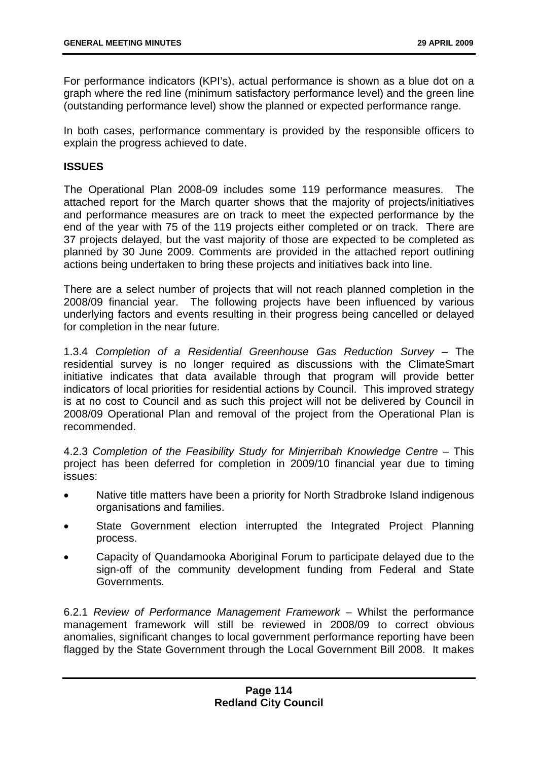For performance indicators (KPI's), actual performance is shown as a blue dot on a graph where the red line (minimum satisfactory performance level) and the green line (outstanding performance level) show the planned or expected performance range.

In both cases, performance commentary is provided by the responsible officers to explain the progress achieved to date.

**ISSUES**

The Operational Plan 2008-09 includes some 119 performance measures. The attached report for the March quarter shows that the majority of projects/initiatives and performance measures are on track to meet the expected performance by the end of the year with 75 of the 119 projects either completed or on track. There are 37 projects delayed, but the vast majority of those are expected to be completed as planned by 30 June 2009. Comments are provided in the attached report outlining actions being undertaken to bring these projects and initiatives back into line.

There are a select number of projects that will not reach planned completion in the 2008/09 financial year. The following projects have been influenced by various underlying factors and events resulting in their progress being cancelled or delayed for completion in the near future.

1.3.4 *Completion of a Residential Greenhouse Gas Reduction Survey* – The residential survey is no longer required as discussions with the ClimateSmart initiative indicates that data available through that program will provide better indicators of local priorities for residential actions by Council. This improved strategy is at no cost to Council and as such this project will not be delivered by Council in 2008/09 Operational Plan and removal of the project from the Operational Plan is recommended.

4.2.3 *Completion of the Feasibility Study for Minjerribah Knowledge Centre* – This project has been deferred for completion in 2009/10 financial year due to timing issues:

- Native title matters have been a priority for North Stradbroke Island indigenous organisations and families.
- State Government election interrupted the Integrated Project Planning process.
- Capacity of Quandamooka Aboriginal Forum to participate delayed due to the sign-off of the community development funding from Federal and State Governments.

6.2.1 *Review of Performance Management Framework* – Whilst the performance management framework will still be reviewed in 2008/09 to correct obvious anomalies, significant changes to local government performance reporting have been flagged by the State Government through the Local Government Bill 2008. It makes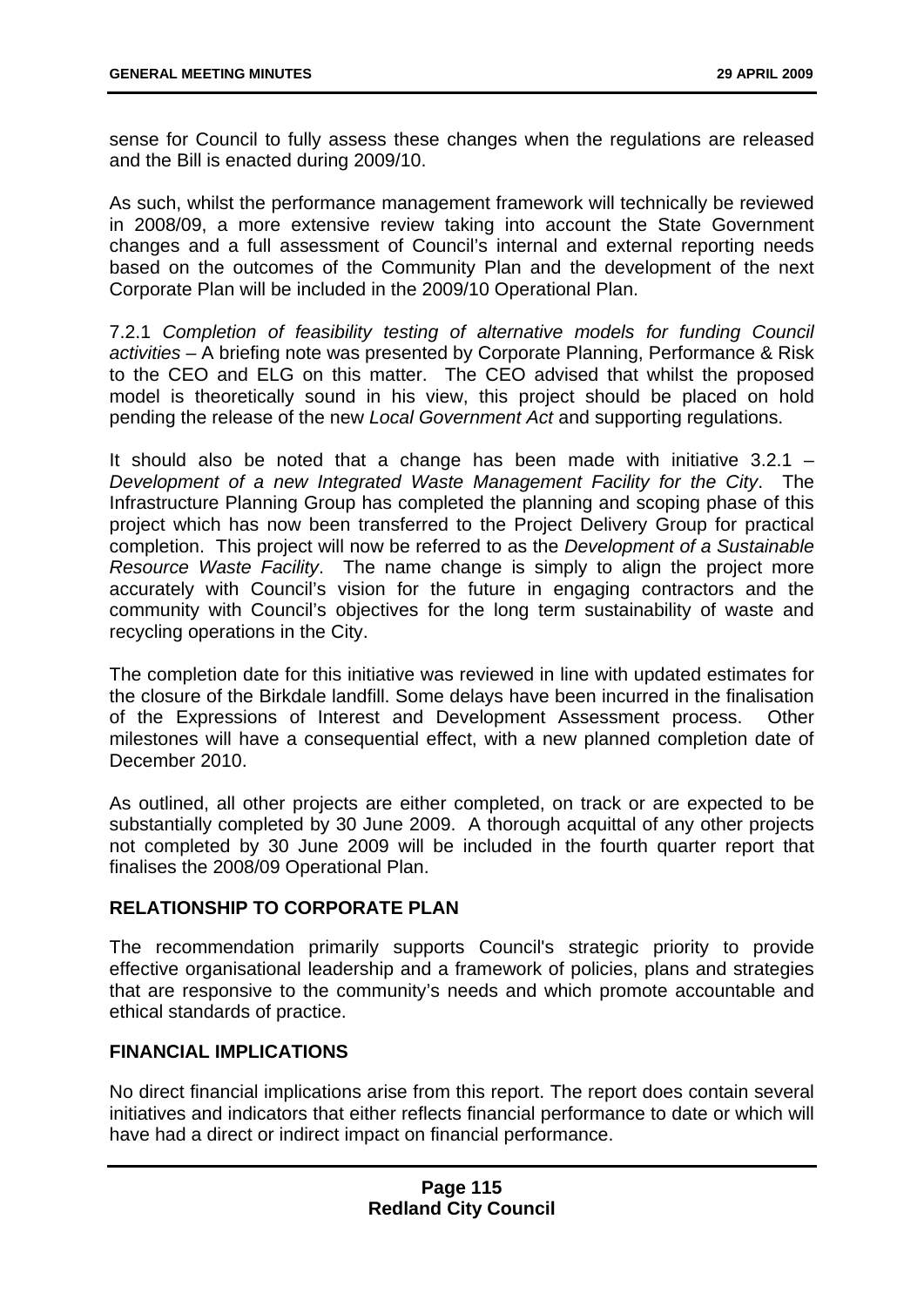sense for Council to fully assess these changes when the regulations are released and the Bill is enacted during 2009/10.

As such, whilst the performance management framework will technically be reviewed in 2008/09, a more extensive review taking into account the State Government changes and a full assessment of Council's internal and external reporting needs based on the outcomes of the Community Plan and the development of the next Corporate Plan will be included in the 2009/10 Operational Plan.

7.2.1 *Completion of feasibility testing of alternative models for funding Council activities* – A briefing note was presented by Corporate Planning, Performance & Risk to the CEO and ELG on this matter. The CEO advised that whilst the proposed model is theoretically sound in his view, this project should be placed on hold pending the release of the new *Local Government Act* and supporting regulations.

It should also be noted that a change has been made with initiative 3.2.1 – *Development of a new Integrated Waste Management Facility for the City*. The Infrastructure Planning Group has completed the planning and scoping phase of this project which has now been transferred to the Project Delivery Group for practical completion. This project will now be referred to as the *Development of a Sustainable Resource Waste Facility*. The name change is simply to align the project more accurately with Council's vision for the future in engaging contractors and the community with Council's objectives for the long term sustainability of waste and recycling operations in the City.

The completion date for this initiative was reviewed in line with updated estimates for the closure of the Birkdale landfill. Some delays have been incurred in the finalisation of the Expressions of Interest and Development Assessment process. Other milestones will have a consequential effect, with a new planned completion date of December 2010.

As outlined, all other projects are either completed, on track or are expected to be substantially completed by 30 June 2009. A thorough acquittal of any other projects not completed by 30 June 2009 will be included in the fourth quarter report that finalises the 2008/09 Operational Plan.

## RELATIONSHIP TO CORPORATE PLAN

The recommendation primarily supports Council's strategic priority to provide effective organisational leadership and a framework of policies, plans and strategies that are responsive to the community's needs and which promote accountable and ethical standards of practice.

## FINANCIAL IMPLICATIONS

No direct financial implications arise from this report. The report does contain several initiatives and indicators that either reflects financial performance to date or which will have had a direct or indirect impact on financial performance.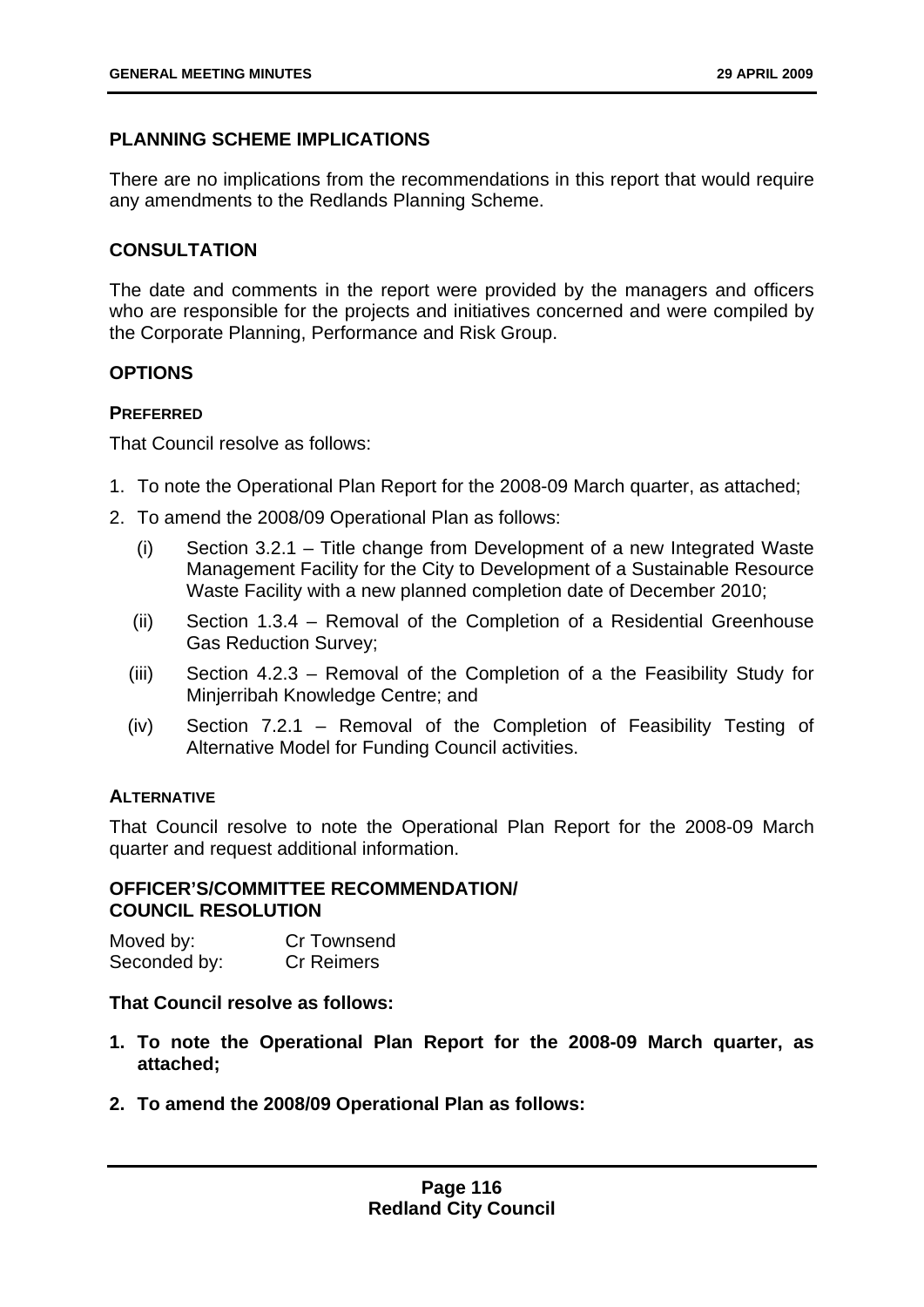## PLANNING SCHEME IMPLICATIONS

There are no implications from the recommendations in this report that would require any amendments to the Redlands Planning Scheme.

## CONSULTATION

The date and comments in the report were provided by the managers and officers who are responsible for the projects and initiatives concerned and were compiled by the Corporate Planning, Performance and Risk Group.

## OPTIONS

### PREFERRED

That Council resolve as follows:

1. To note the Operational Plan Report for the 2008-09 March quarter, as attached;
2. To amend the 2008/09 Operational Plan as follows:
   (i) Section 3.2.1 – Title change from Development of a new Integrated Waste Management Facility for the City to Development of a Sustainable Resource Waste Facility with a new planned completion date of December 2010;
   (ii) Section 1.3.4 – Removal of the Completion of a Residential Greenhouse Gas Reduction Survey;
   (iii) Section 4.2.3 – Removal of the Completion of a the Feasibility Study for Minjerribah Knowledge Centre; and
   (iv) Section 7.2.1 – Removal of the Completion of Feasibility Testing of Alternative Model for Funding Council activities.

### ALTERNATIVE

That Council resolve to note the Operational Plan Report for the 2008-09 March quarter and request additional information.

## OFFICER'S/COMMITTEE RECOMMENDATION/ COUNCIL RESOLUTION

Moved by: Cr Townsend
Seconded by: Cr Reimers

**That Council resolve as follows:**

1. **To note the Operational Plan Report for the 2008-09 March quarter, as attached;**
2. **To amend the 2008/09 Operational Plan as follows:**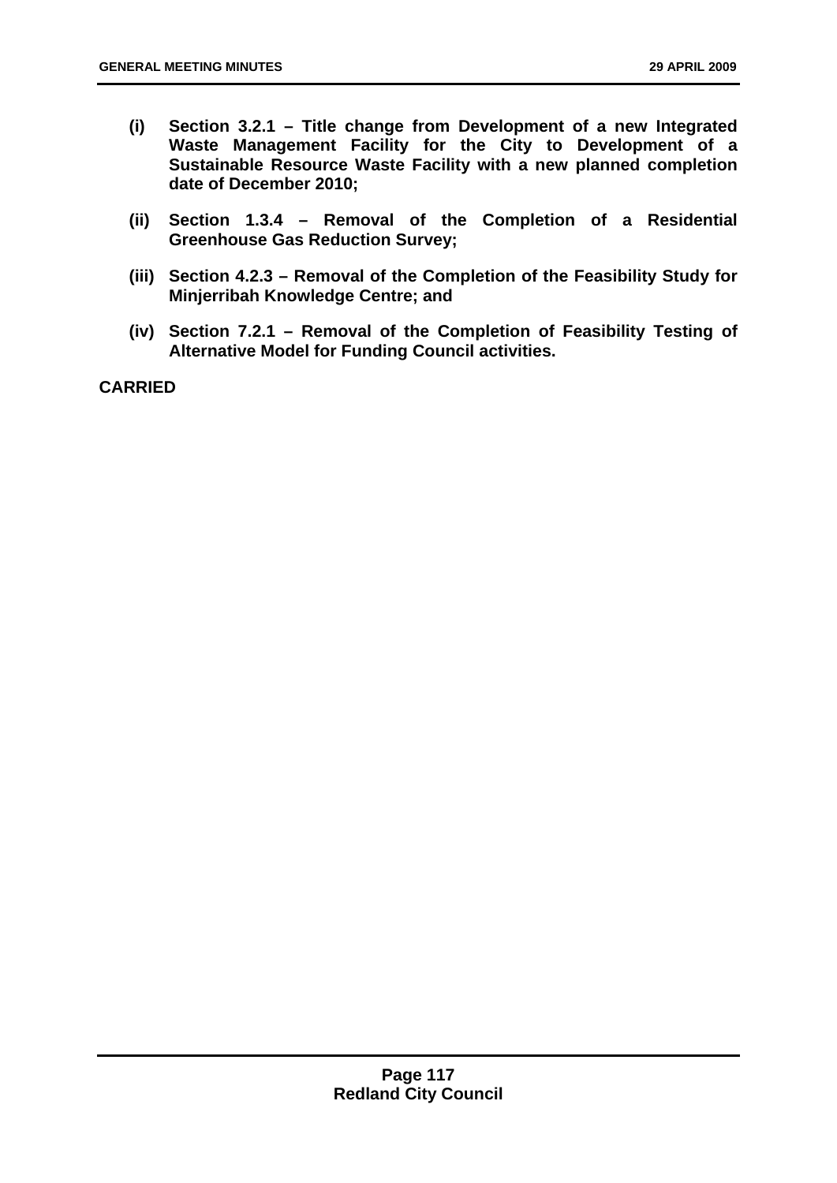**(i) Section 3.2.1 – Title change from Development of a new Integrated Waste Management Facility for the City to Development of a Sustainable Resource Waste Facility with a new planned completion date of December 2010;**

**(ii) Section 1.3.4 – Removal of the Completion of a Residential Greenhouse Gas Reduction Survey;**

**(iii) Section 4.2.3 – Removal of the Completion of the Feasibility Study for Minjerribah Knowledge Centre; and**

**(iv) Section 7.2.1 – Removal of the Completion of Feasibility Testing of Alternative Model for Funding Council activities.**

**CARRIED**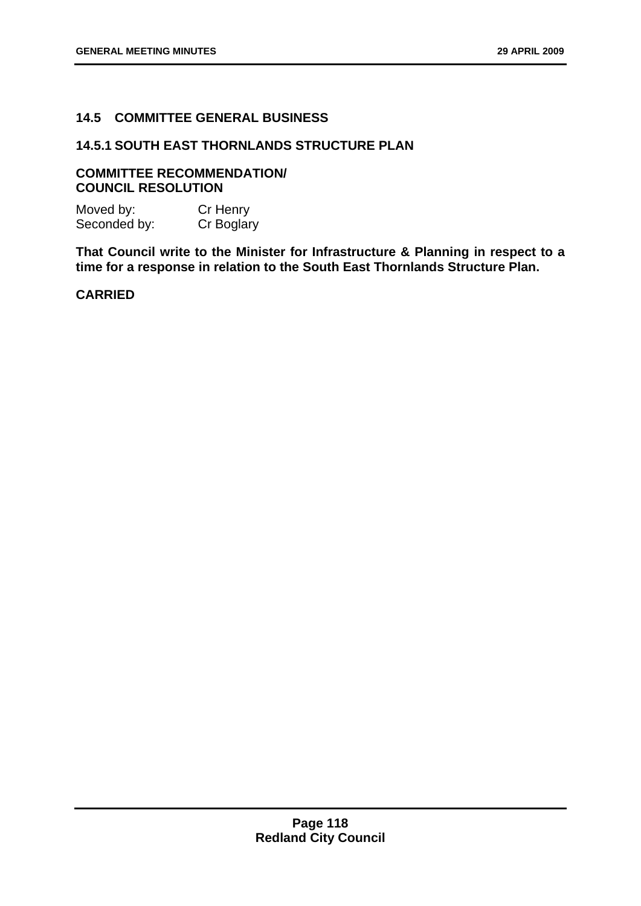## 14.5 COMMITTEE GENERAL BUSINESS

### 14.5.1 SOUTH EAST THORNLANDS STRUCTURE PLAN

**COMMITTEE RECOMMENDATION/
COUNCIL RESOLUTION**

Moved by: Cr Henry
Seconded by: Cr Boglary

**That Council write to the Minister for Infrastructure & Planning in respect to a time for a response in relation to the South East Thornlands Structure Plan.**

**CARRIED**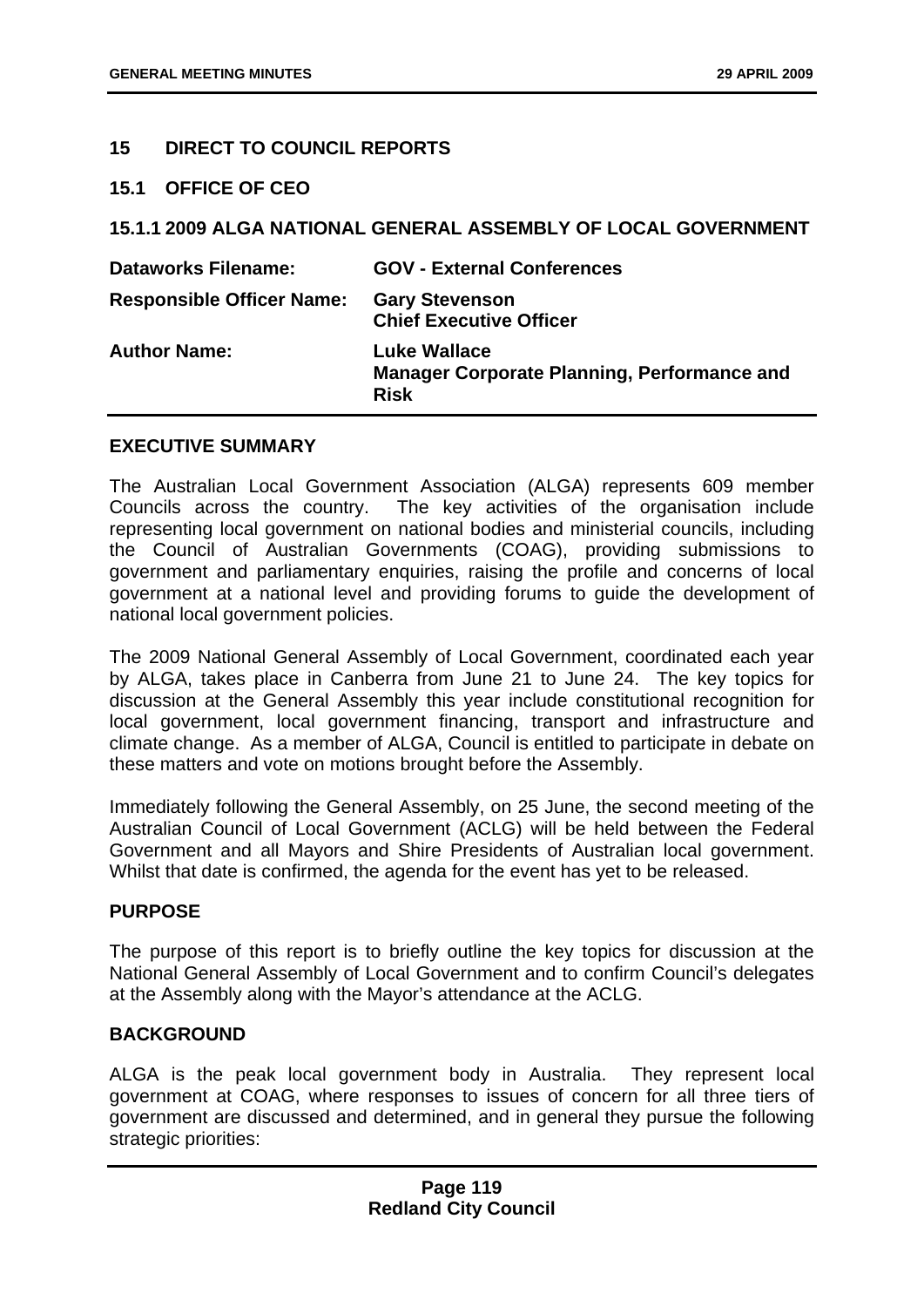## 15 DIRECT TO COUNCIL REPORTS

### 15.1 OFFICE OF CEO

#### 15.1.1 2009 ALGA NATIONAL GENERAL ASSEMBLY OF LOCAL GOVERNMENT

| | |
|---|---|
| **Dataworks Filename:** | **GOV - External Conferences** |
| **Responsible Officer Name:** | **Gary Stevenson**<br>**Chief Executive Officer** |
| **Author Name:** | **Luke Wallace**<br>**Manager Corporate Planning, Performance and Risk** |

**EXECUTIVE SUMMARY**

The Australian Local Government Association (ALGA) represents 609 member Councils across the country. The key activities of the organisation include representing local government on national bodies and ministerial councils, including the Council of Australian Governments (COAG), providing submissions to government and parliamentary enquiries, raising the profile and concerns of local government at a national level and providing forums to guide the development of national local government policies.

The 2009 National General Assembly of Local Government, coordinated each year by ALGA, takes place in Canberra from June 21 to June 24. The key topics for discussion at the General Assembly this year include constitutional recognition for local government, local government financing, transport and infrastructure and climate change. As a member of ALGA, Council is entitled to participate in debate on these matters and vote on motions brought before the Assembly.

Immediately following the General Assembly, on 25 June, the second meeting of the Australian Council of Local Government (ACLG) will be held between the Federal Government and all Mayors and Shire Presidents of Australian local government. Whilst that date is confirmed, the agenda for the event has yet to be released.

**PURPOSE**

The purpose of this report is to briefly outline the key topics for discussion at the National General Assembly of Local Government and to confirm Council's delegates at the Assembly along with the Mayor's attendance at the ACLG.

**BACKGROUND**

ALGA is the peak local government body in Australia. They represent local government at COAG, where responses to issues of concern for all three tiers of government are discussed and determined, and in general they pursue the following strategic priorities: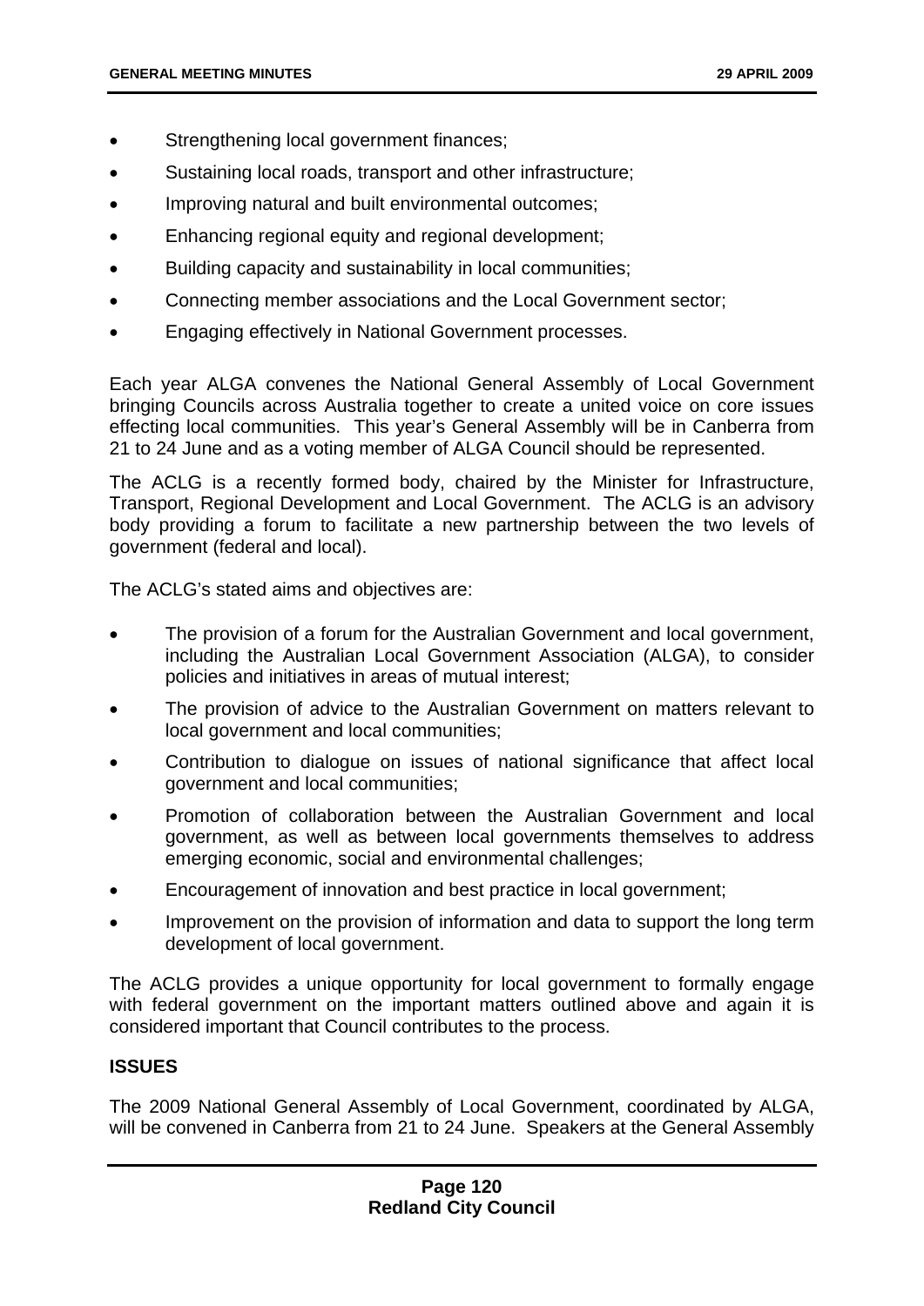- Strengthening local government finances;
- Sustaining local roads, transport and other infrastructure;
- Improving natural and built environmental outcomes;
- Enhancing regional equity and regional development;
- Building capacity and sustainability in local communities;
- Connecting member associations and the Local Government sector;
- Engaging effectively in National Government processes.

Each year ALGA convenes the National General Assembly of Local Government bringing Councils across Australia together to create a united voice on core issues effecting local communities. This year's General Assembly will be in Canberra from 21 to 24 June and as a voting member of ALGA Council should be represented.

The ACLG is a recently formed body, chaired by the Minister for Infrastructure, Transport, Regional Development and Local Government. The ACLG is an advisory body providing a forum to facilitate a new partnership between the two levels of government (federal and local).

The ACLG's stated aims and objectives are:

- The provision of a forum for the Australian Government and local government, including the Australian Local Government Association (ALGA), to consider policies and initiatives in areas of mutual interest;
- The provision of advice to the Australian Government on matters relevant to local government and local communities;
- Contribution to dialogue on issues of national significance that affect local government and local communities;
- Promotion of collaboration between the Australian Government and local government, as well as between local governments themselves to address emerging economic, social and environmental challenges;
- Encouragement of innovation and best practice in local government;
- Improvement on the provision of information and data to support the long term development of local government.

The ACLG provides a unique opportunity for local government to formally engage with federal government on the important matters outlined above and again it is considered important that Council contributes to the process.

**ISSUES**

The 2009 National General Assembly of Local Government, coordinated by ALGA, will be convened in Canberra from 21 to 24 June. Speakers at the General Assembly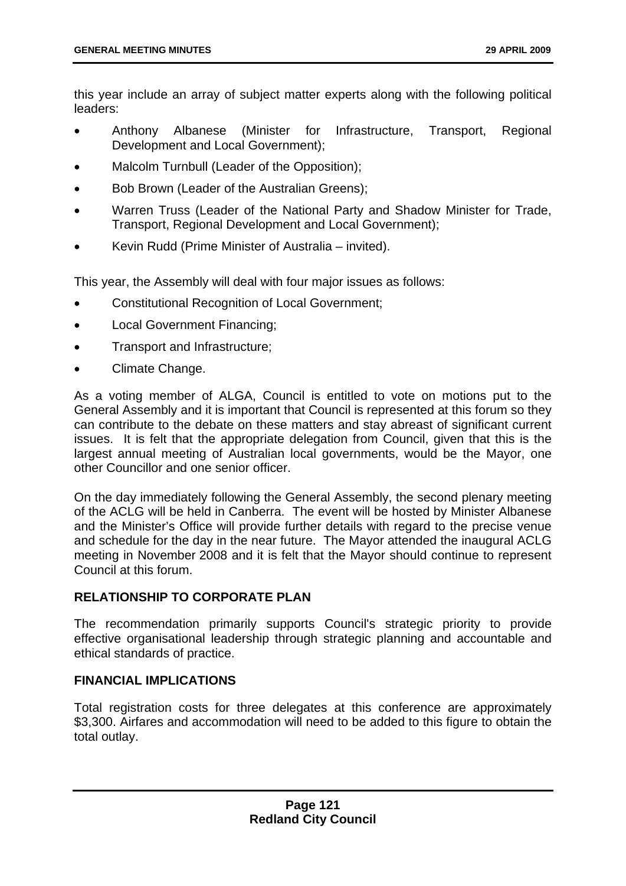this year include an array of subject matter experts along with the following political leaders:

- Anthony Albanese (Minister for Infrastructure, Transport, Regional Development and Local Government);
- Malcolm Turnbull (Leader of the Opposition);
- Bob Brown (Leader of the Australian Greens);
- Warren Truss (Leader of the National Party and Shadow Minister for Trade, Transport, Regional Development and Local Government);
- Kevin Rudd (Prime Minister of Australia – invited).

This year, the Assembly will deal with four major issues as follows:

- Constitutional Recognition of Local Government;
- Local Government Financing;
- Transport and Infrastructure;
- Climate Change.

As a voting member of ALGA, Council is entitled to vote on motions put to the General Assembly and it is important that Council is represented at this forum so they can contribute to the debate on these matters and stay abreast of significant current issues. It is felt that the appropriate delegation from Council, given that this is the largest annual meeting of Australian local governments, would be the Mayor, one other Councillor and one senior officer.

On the day immediately following the General Assembly, the second plenary meeting of the ACLG will be held in Canberra. The event will be hosted by Minister Albanese and the Minister's Office will provide further details with regard to the precise venue and schedule for the day in the near future. The Mayor attended the inaugural ACLG meeting in November 2008 and it is felt that the Mayor should continue to represent Council at this forum.

### RELATIONSHIP TO CORPORATE PLAN

The recommendation primarily supports Council's strategic priority to provide effective organisational leadership through strategic planning and accountable and ethical standards of practice.

### FINANCIAL IMPLICATIONS

Total registration costs for three delegates at this conference are approximately \$3,300. Airfares and accommodation will need to be added to this figure to obtain the total outlay.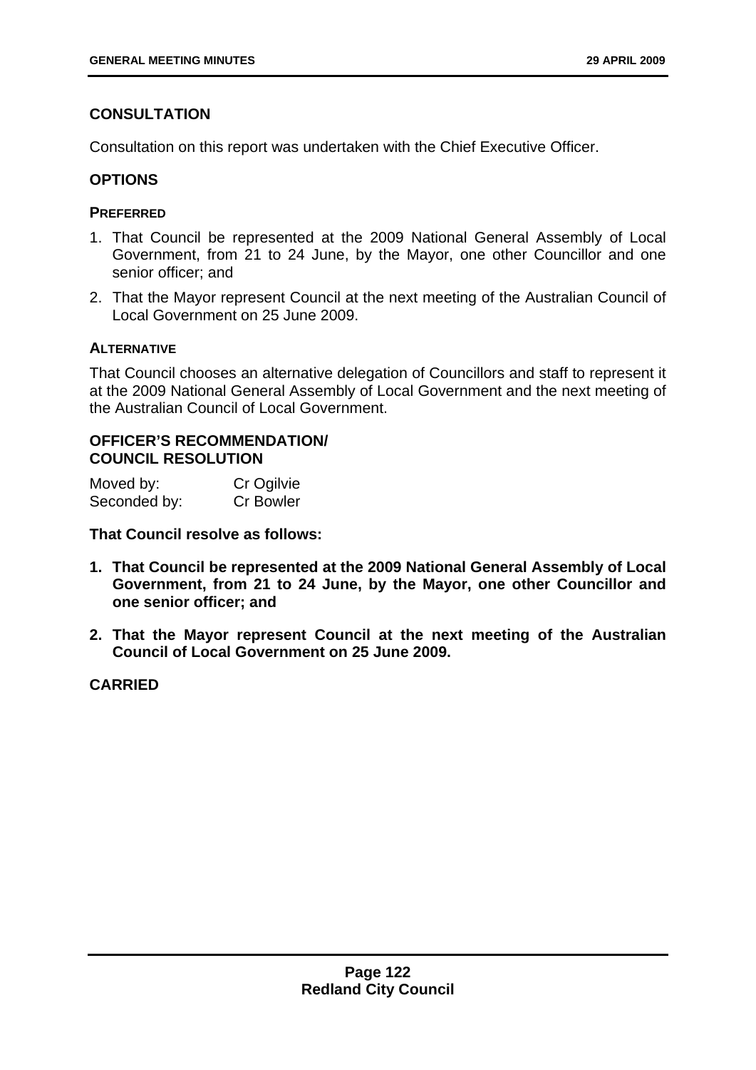## CONSULTATION

Consultation on this report was undertaken with the Chief Executive Officer.

## OPTIONS

### PREFERRED

1. That Council be represented at the 2009 National General Assembly of Local Government, from 21 to 24 June, by the Mayor, one other Councillor and one senior officer; and
2. That the Mayor represent Council at the next meeting of the Australian Council of Local Government on 25 June 2009.

### ALTERNATIVE

That Council chooses an alternative delegation of Councillors and staff to represent it at the 2009 National General Assembly of Local Government and the next meeting of the Australian Council of Local Government.

## OFFICER'S RECOMMENDATION/ COUNCIL RESOLUTION

Moved by: Cr Ogilvie
Seconded by: Cr Bowler

**That Council resolve as follows:**

1. **That Council be represented at the 2009 National General Assembly of Local Government, from 21 to 24 June, by the Mayor, one other Councillor and one senior officer; and**
2. **That the Mayor represent Council at the next meeting of the Australian Council of Local Government on 25 June 2009.**

**CARRIED**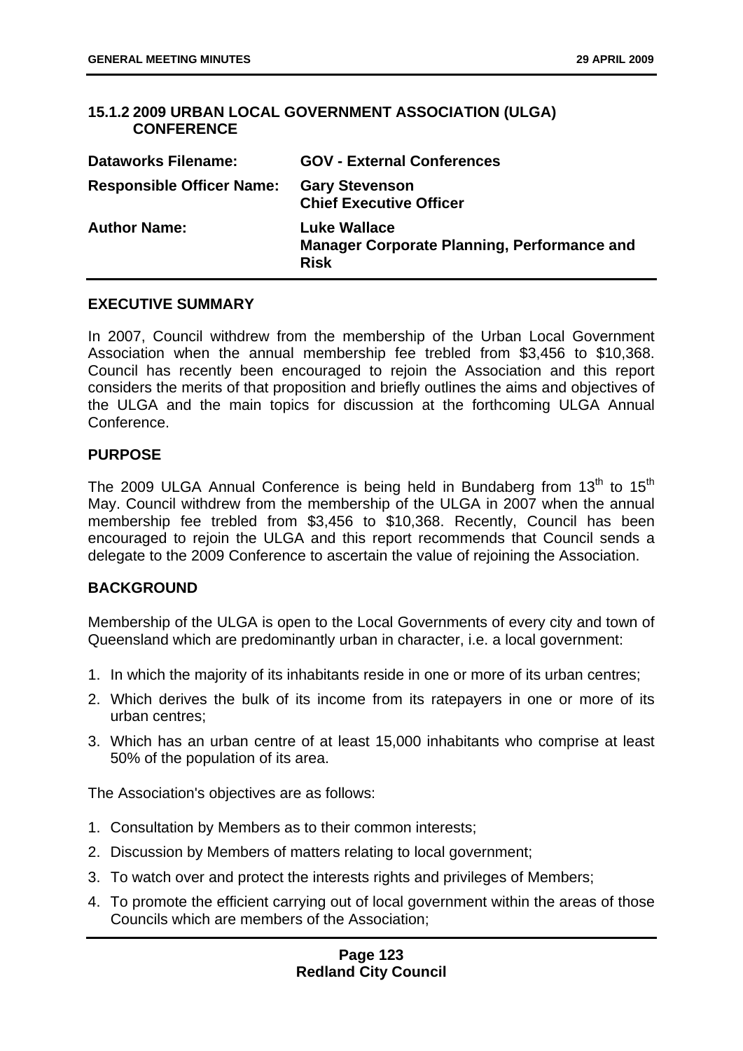## 15.1.2 2009 URBAN LOCAL GOVERNMENT ASSOCIATION (ULGA) CONFERENCE

| | |
|---|---|
| **Dataworks Filename:** | **GOV - External Conferences** |
| **Responsible Officer Name:** | **Gary Stevenson**<br>**Chief Executive Officer** |
| **Author Name:** | **Luke Wallace**<br>**Manager Corporate Planning, Performance and Risk** |

### EXECUTIVE SUMMARY

In 2007, Council withdrew from the membership of the Urban Local Government Association when the annual membership fee trebled from $3,456 to $10,368. Council has recently been encouraged to rejoin the Association and this report considers the merits of that proposition and briefly outlines the aims and objectives of the ULGA and the main topics for discussion at the forthcoming ULGA Annual Conference.

### PURPOSE

The 2009 ULGA Annual Conference is being held in Bundaberg from 13th to 15th May. Council withdrew from the membership of the ULGA in 2007 when the annual membership fee trebled from $3,456 to $10,368. Recently, Council has been encouraged to rejoin the ULGA and this report recommends that Council sends a delegate to the 2009 Conference to ascertain the value of rejoining the Association.

### BACKGROUND

Membership of the ULGA is open to the Local Governments of every city and town of Queensland which are predominantly urban in character, i.e. a local government:

1. In which the majority of its inhabitants reside in one or more of its urban centres;
2. Which derives the bulk of its income from its ratepayers in one or more of its urban centres;
3. Which has an urban centre of at least 15,000 inhabitants who comprise at least 50% of the population of its area.

The Association's objectives are as follows:

1. Consultation by Members as to their common interests;
2. Discussion by Members of matters relating to local government;
3. To watch over and protect the interests rights and privileges of Members;
4. To promote the efficient carrying out of local government within the areas of those Councils which are members of the Association;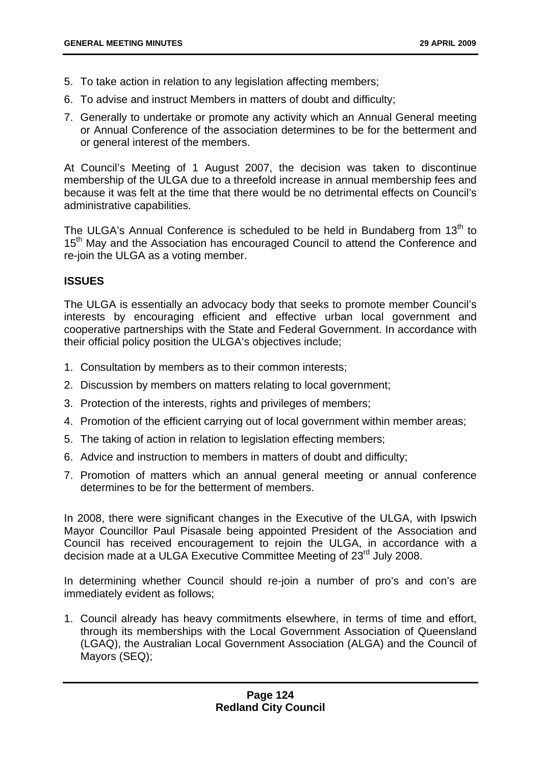5. To take action in relation to any legislation affecting members;
6. To advise and instruct Members in matters of doubt and difficulty;
7. Generally to undertake or promote any activity which an Annual General meeting or Annual Conference of the association determines to be for the betterment and or general interest of the members.

At Council's Meeting of 1 August 2007, the decision was taken to discontinue membership of the ULGA due to a threefold increase in annual membership fees and because it was felt at the time that there would be no detrimental effects on Council's administrative capabilities.

The ULGA's Annual Conference is scheduled to be held in Bundaberg from 13th to 15th May and the Association has encouraged Council to attend the Conference and re-join the ULGA as a voting member.

**ISSUES**

The ULGA is essentially an advocacy body that seeks to promote member Council's interests by encouraging efficient and effective urban local government and cooperative partnerships with the State and Federal Government. In accordance with their official policy position the ULGA's objectives include;

1. Consultation by members as to their common interests;
2. Discussion by members on matters relating to local government;
3. Protection of the interests, rights and privileges of members;
4. Promotion of the efficient carrying out of local government within member areas;
5. The taking of action in relation to legislation effecting members;
6. Advice and instruction to members in matters of doubt and difficulty;
7. Promotion of matters which an annual general meeting or annual conference determines to be for the betterment of members.

In 2008, there were significant changes in the Executive of the ULGA, with Ipswich Mayor Councillor Paul Pisasale being appointed President of the Association and Council has received encouragement to rejoin the ULGA, in accordance with a decision made at a ULGA Executive Committee Meeting of 23rd July 2008.

In determining whether Council should re-join a number of pro's and con's are immediately evident as follows;

1. Council already has heavy commitments elsewhere, in terms of time and effort, through its memberships with the Local Government Association of Queensland (LGAQ), the Australian Local Government Association (ALGA) and the Council of Mayors (SEQ);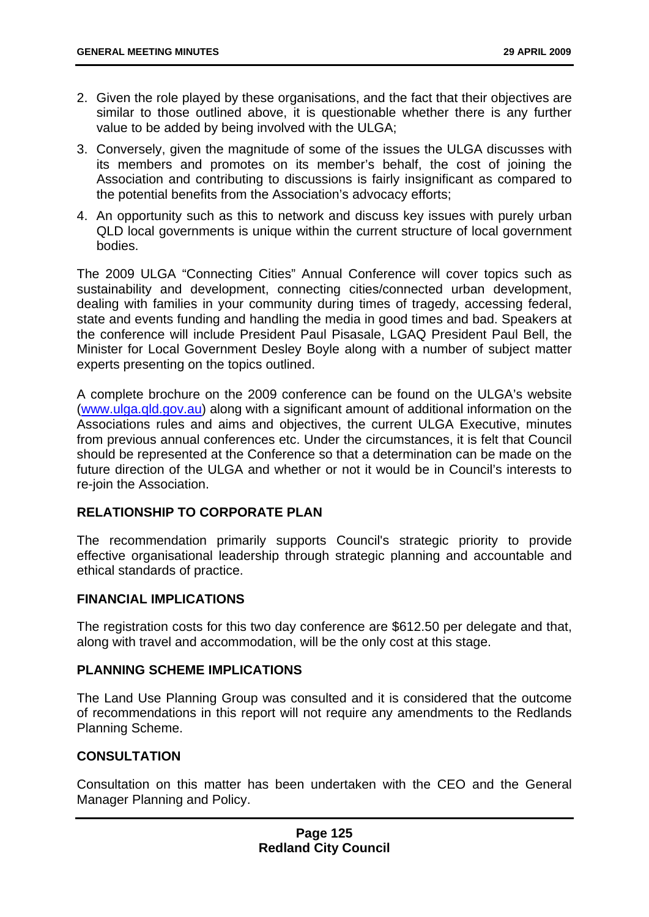2. Given the role played by these organisations, and the fact that their objectives are similar to those outlined above, it is questionable whether there is any further value to be added by being involved with the ULGA;
3. Conversely, given the magnitude of some of the issues the ULGA discusses with its members and promotes on its member's behalf, the cost of joining the Association and contributing to discussions is fairly insignificant as compared to the potential benefits from the Association's advocacy efforts;
4. An opportunity such as this to network and discuss key issues with purely urban QLD local governments is unique within the current structure of local government bodies.

The 2009 ULGA "Connecting Cities" Annual Conference will cover topics such as sustainability and development, connecting cities/connected urban development, dealing with families in your community during times of tragedy, accessing federal, state and events funding and handling the media in good times and bad. Speakers at the conference will include President Paul Pisasale, LGAQ President Paul Bell, the Minister for Local Government Desley Boyle along with a number of subject matter experts presenting on the topics outlined.

A complete brochure on the 2009 conference can be found on the ULGA's website ([www.ulga.qld.gov.au](www.ulga.qld.gov.au)) along with a significant amount of additional information on the Associations rules and aims and objectives, the current ULGA Executive, minutes from previous annual conferences etc. Under the circumstances, it is felt that Council should be represented at the Conference so that a determination can be made on the future direction of the ULGA and whether or not it would be in Council's interests to re-join the Association.

## RELATIONSHIP TO CORPORATE PLAN

The recommendation primarily supports Council's strategic priority to provide effective organisational leadership through strategic planning and accountable and ethical standards of practice.

## FINANCIAL IMPLICATIONS

The registration costs for this two day conference are $612.50 per delegate and that, along with travel and accommodation, will be the only cost at this stage.

## PLANNING SCHEME IMPLICATIONS

The Land Use Planning Group was consulted and it is considered that the outcome of recommendations in this report will not require any amendments to the Redlands Planning Scheme.

## CONSULTATION

Consultation on this matter has been undertaken with the CEO and the General Manager Planning and Policy.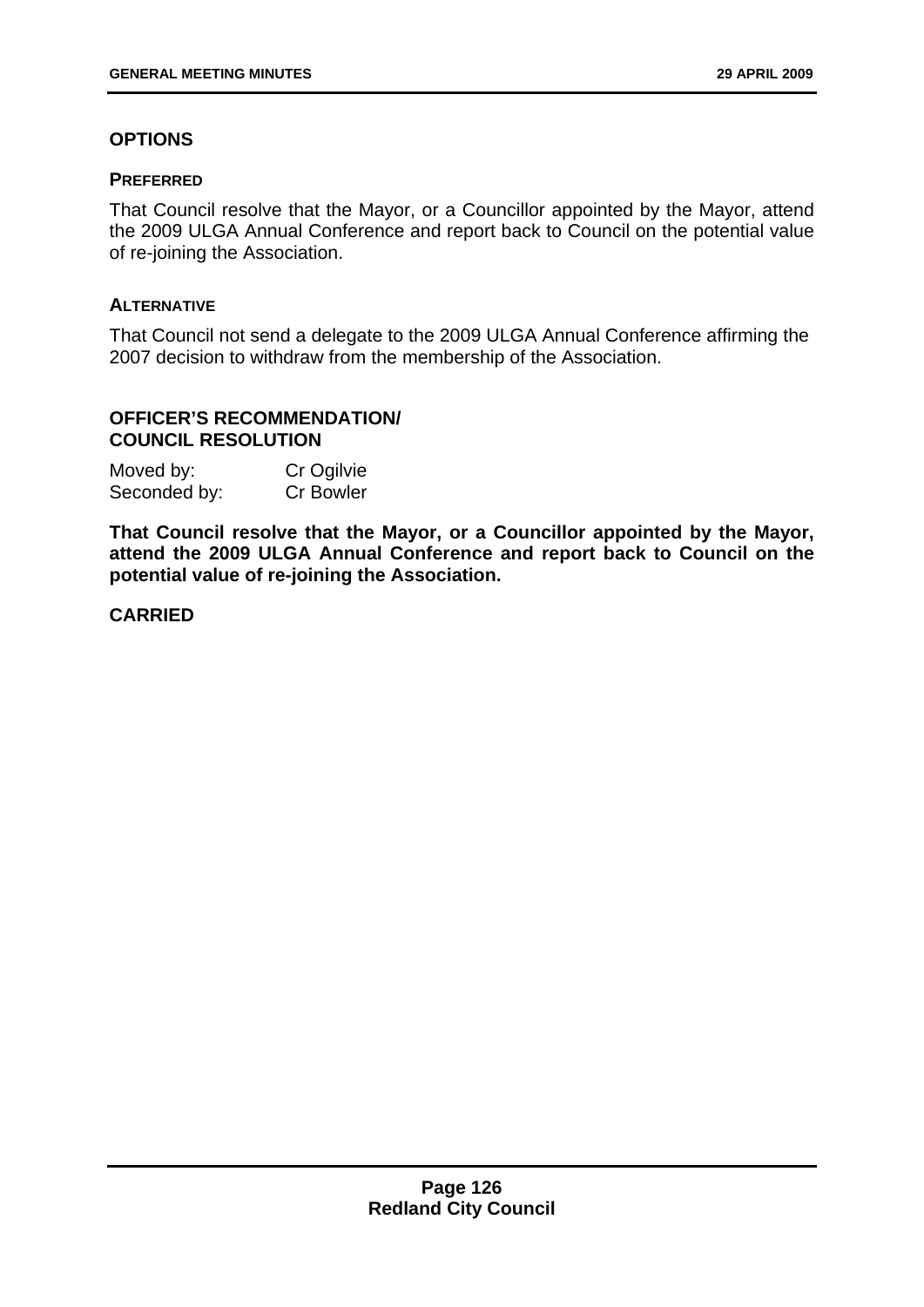## OPTIONS

### PREFERRED

That Council resolve that the Mayor, or a Councillor appointed by the Mayor, attend the 2009 ULGA Annual Conference and report back to Council on the potential value of re-joining the Association.

### ALTERNATIVE

That Council not send a delegate to the 2009 ULGA Annual Conference affirming the 2007 decision to withdraw from the membership of the Association.

## OFFICER'S RECOMMENDATION/ COUNCIL RESOLUTION

Moved by: Cr Ogilvie
Seconded by: Cr Bowler

**That Council resolve that the Mayor, or a Councillor appointed by the Mayor, attend the 2009 ULGA Annual Conference and report back to Council on the potential value of re-joining the Association.**

**CARRIED**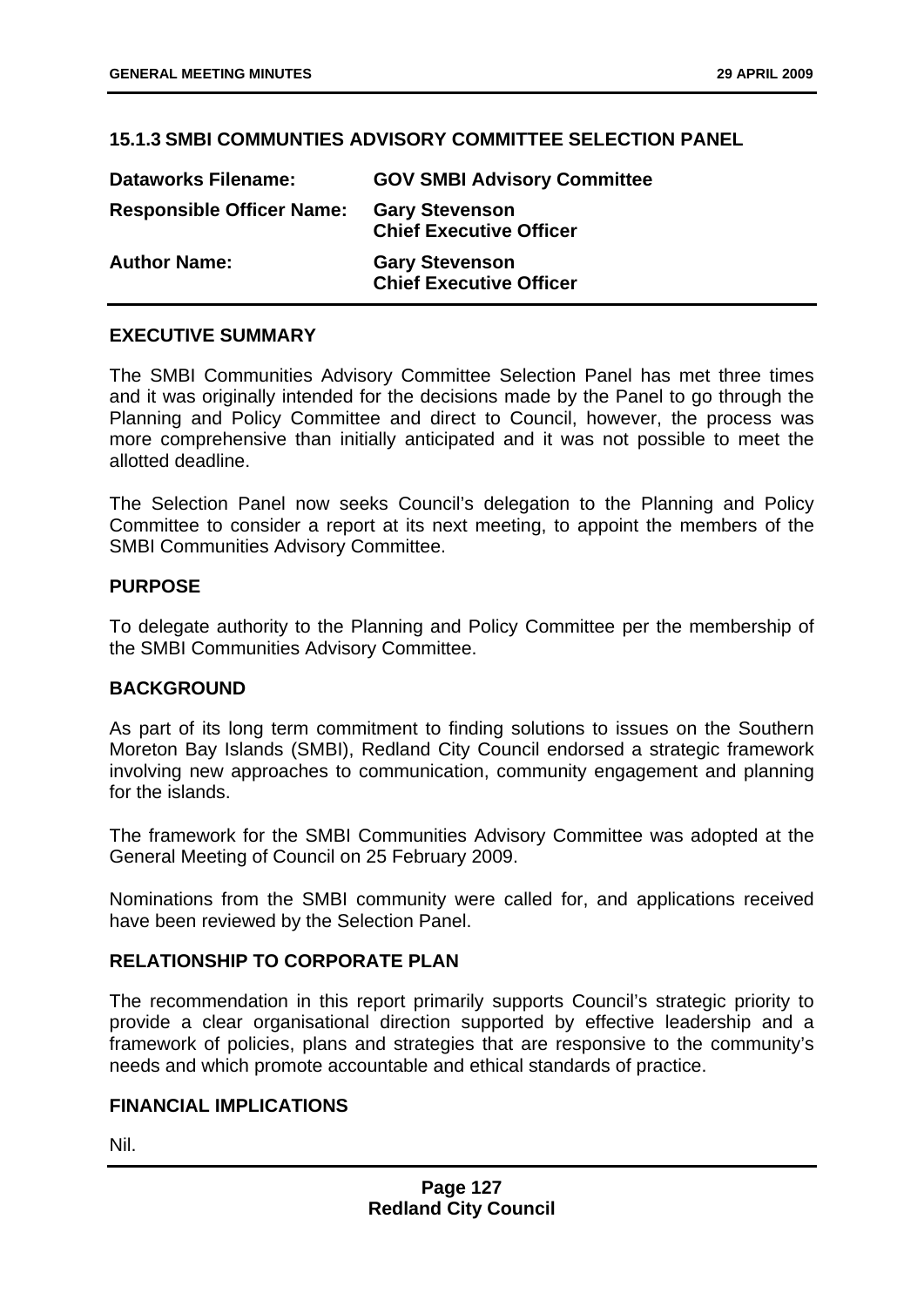### 15.1.3 SMBI COMMUNTIES ADVISORY COMMITTEE SELECTION PANEL

| | |
|---|---|
| **Dataworks Filename:** | **GOV SMBI Advisory Committee** |
| **Responsible Officer Name:** | **Gary Stevenson Chief Executive Officer** |
| **Author Name:** | **Gary Stevenson Chief Executive Officer** |

#### EXECUTIVE SUMMARY

The SMBI Communities Advisory Committee Selection Panel has met three times and it was originally intended for the decisions made by the Panel to go through the Planning and Policy Committee and direct to Council, however, the process was more comprehensive than initially anticipated and it was not possible to meet the allotted deadline.

The Selection Panel now seeks Council's delegation to the Planning and Policy Committee to consider a report at its next meeting, to appoint the members of the SMBI Communities Advisory Committee.

#### PURPOSE

To delegate authority to the Planning and Policy Committee per the membership of the SMBI Communities Advisory Committee.

#### BACKGROUND

As part of its long term commitment to finding solutions to issues on the Southern Moreton Bay Islands (SMBI), Redland City Council endorsed a strategic framework involving new approaches to communication, community engagement and planning for the islands.

The framework for the SMBI Communities Advisory Committee was adopted at the General Meeting of Council on 25 February 2009.

Nominations from the SMBI community were called for, and applications received have been reviewed by the Selection Panel.

#### RELATIONSHIP TO CORPORATE PLAN

The recommendation in this report primarily supports Council's strategic priority to provide a clear organisational direction supported by effective leadership and a framework of policies, plans and strategies that are responsive to the community's needs and which promote accountable and ethical standards of practice.

#### FINANCIAL IMPLICATIONS

Nil.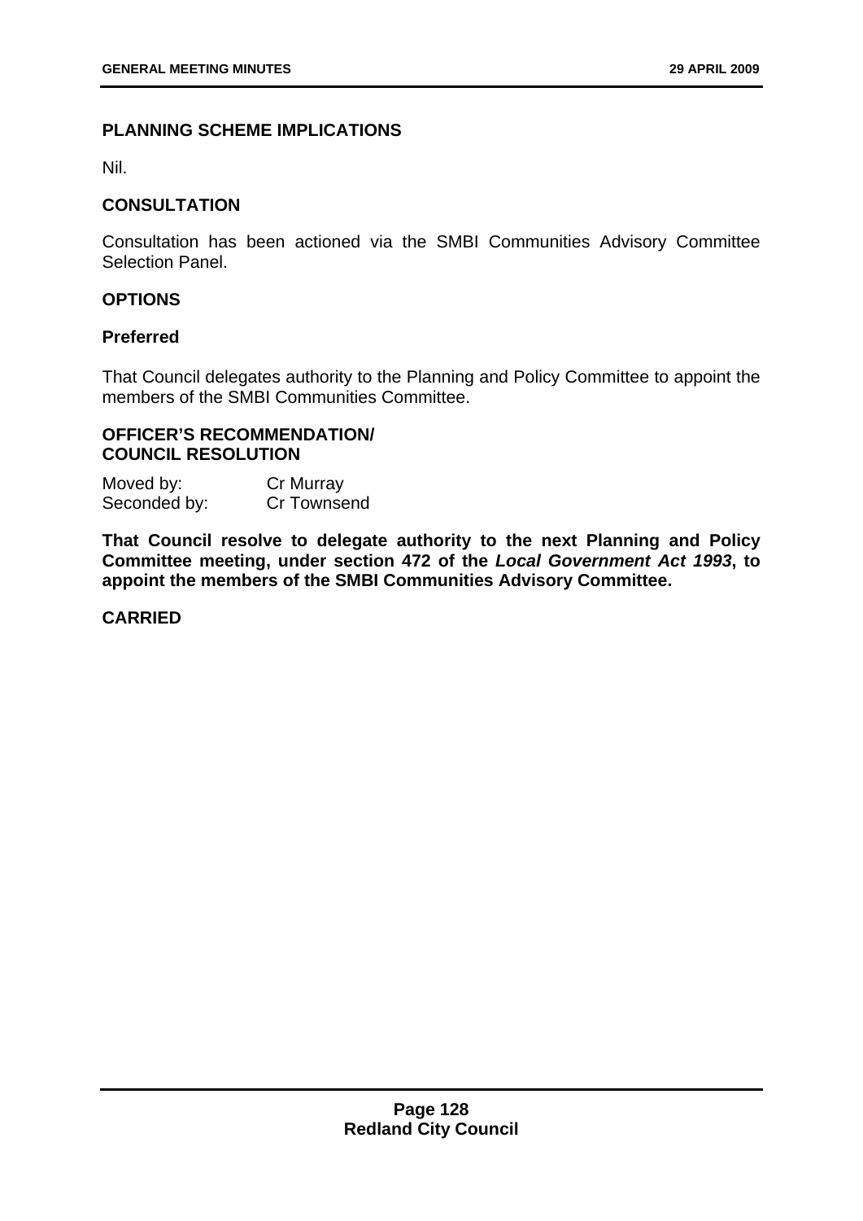## PLANNING SCHEME IMPLICATIONS

Nil.

## CONSULTATION

Consultation has been actioned via the SMBI Communities Advisory Committee Selection Panel.

## OPTIONS

### Preferred

That Council delegates authority to the Planning and Policy Committee to appoint the members of the SMBI Communities Committee.

## OFFICER'S RECOMMENDATION/ COUNCIL RESOLUTION

Moved by: Cr Murray
Seconded by: Cr Townsend

**That Council resolve to delegate authority to the next Planning and Policy Committee meeting, under section 472 of the *Local Government Act 1993*, to appoint the members of the SMBI Communities Advisory Committee.**

**CARRIED**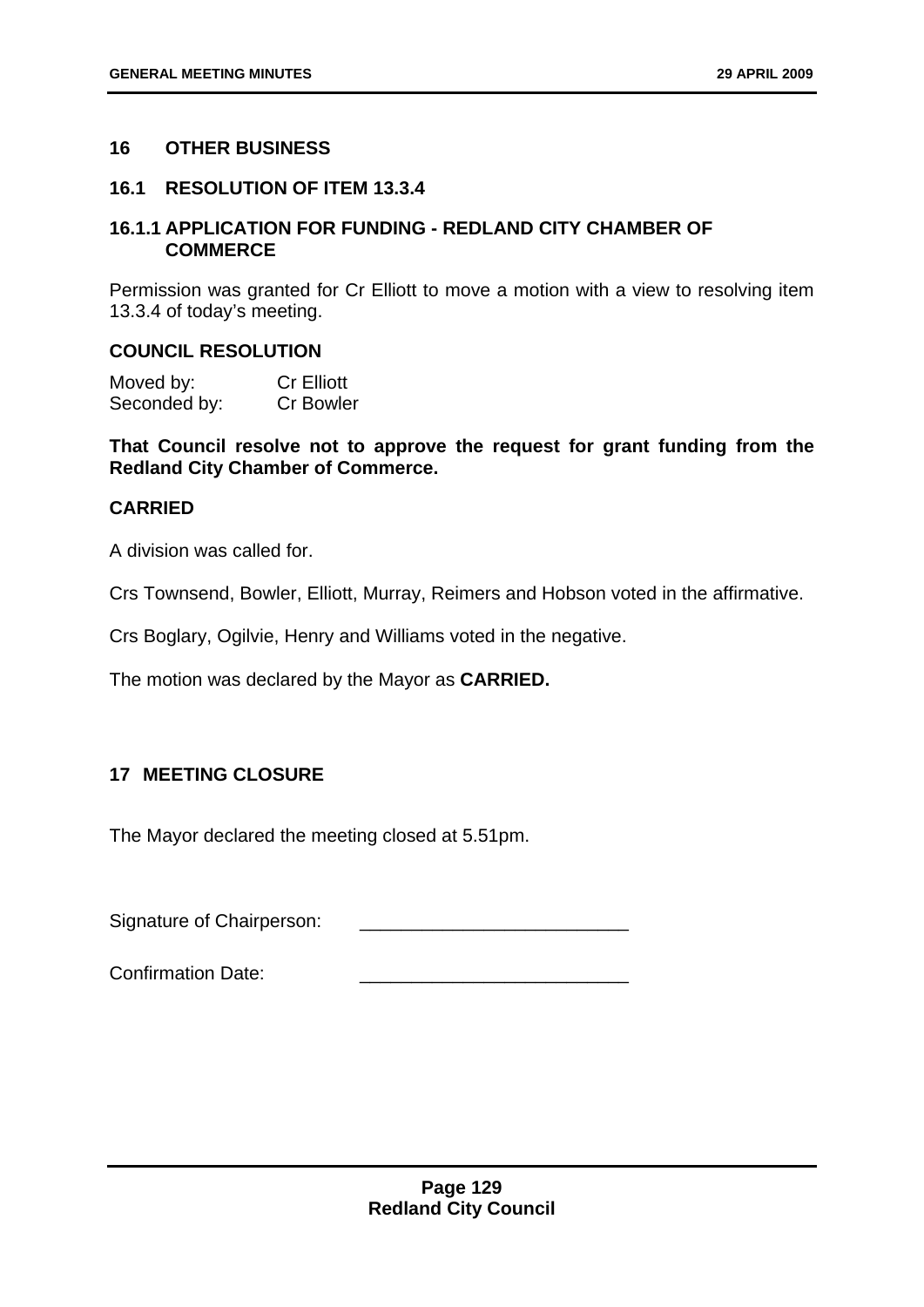## 16 OTHER BUSINESS

### 16.1 RESOLUTION OF ITEM 13.3.4

#### 16.1.1 APPLICATION FOR FUNDING - REDLAND CITY CHAMBER OF COMMERCE

Permission was granted for Cr Elliott to move a motion with a view to resolving item 13.3.4 of today's meeting.

**COUNCIL RESOLUTION**

Moved by: Cr Elliott
Seconded by: Cr Bowler

**That Council resolve not to approve the request for grant funding from the Redland City Chamber of Commerce.**

**CARRIED**

A division was called for.

Crs Townsend, Bowler, Elliott, Murray, Reimers and Hobson voted in the affirmative.

Crs Boglary, Ogilvie, Henry and Williams voted in the negative.

The motion was declared by the Mayor as **CARRIED.**

## 17 MEETING CLOSURE

The Mayor declared the meeting closed at 5.51pm.

Signature of Chairperson: __________________________

Confirmation Date: __________________________